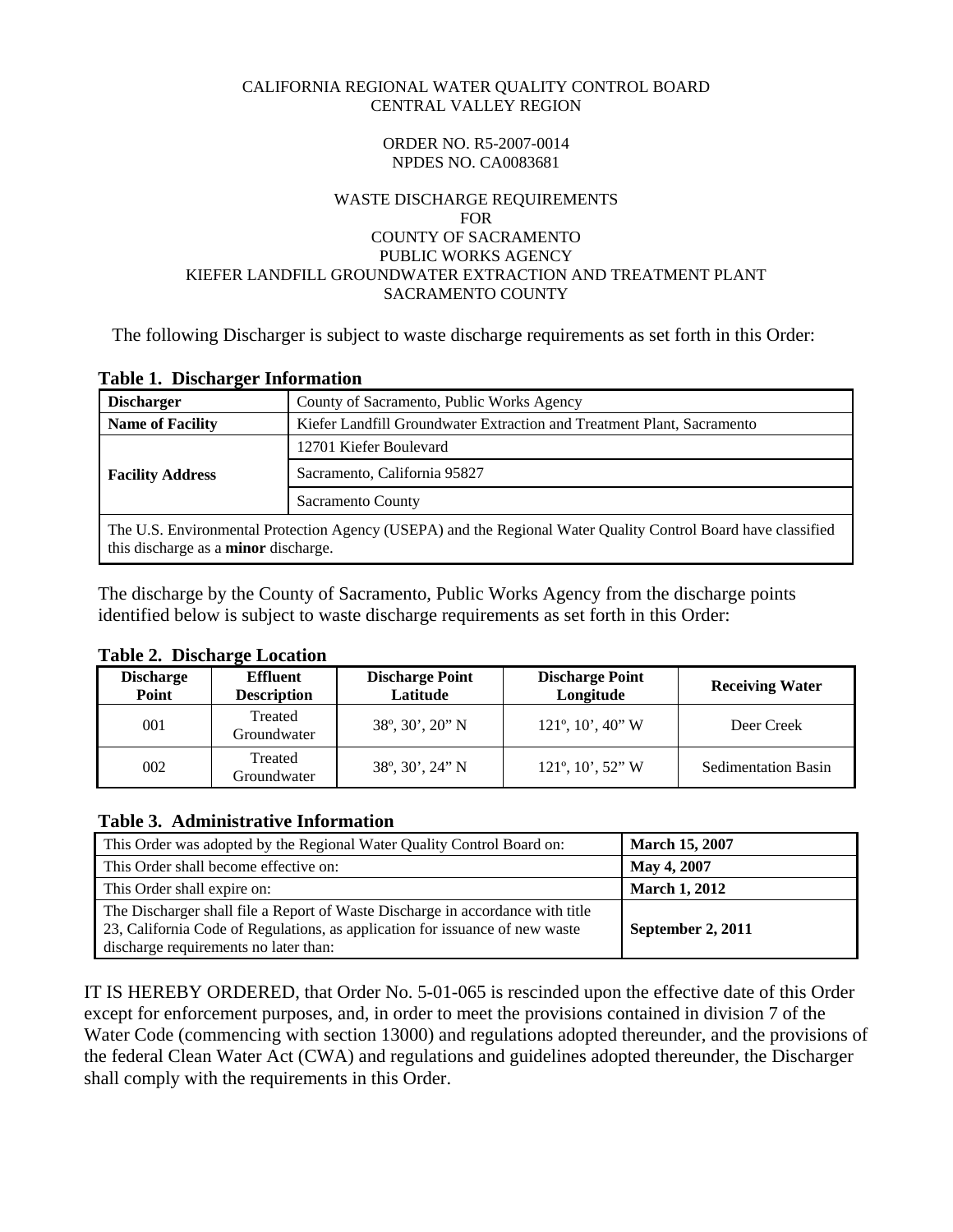CALIFORNIA REGIONAL WATER QUALITY CONTROL BOARD
CENTRAL VALLEY REGION

ORDER NO. R5-2007-0014
NPDES NO. CA0083681

WASTE DISCHARGE REQUIREMENTS
FOR
COUNTY OF SACRAMENTO
PUBLIC WORKS AGENCY
KIEFER LANDFILL GROUNDWATER EXTRACTION AND TREATMENT PLANT
SACRAMENTO COUNTY

The following Discharger is subject to waste discharge requirements as set forth in this Order:

**Table 1. Discharger Information**

| | |
|---|---|
| **Discharger** | County of Sacramento, Public Works Agency |
| **Name of Facility** | Kiefer Landfill Groundwater Extraction and Treatment Plant, Sacramento |
| **Facility Address** | 12701 Kiefer Boulevard |
| | Sacramento, California 95827 |
| | Sacramento County |
| The U.S. Environmental Protection Agency (USEPA) and the Regional Water Quality Control Board have classified this discharge as a **minor** discharge. | |

The discharge by the County of Sacramento, Public Works Agency from the discharge points identified below is subject to waste discharge requirements as set forth in this Order:

**Table 2. Discharge Location**

| Discharge Point | Effluent Description | Discharge Point Latitude | Discharge Point Longitude | Receiving Water |
|---|---|---|---|---|
| 001 | Treated Groundwater | 38º, 30', 20" N | 121º, 10', 40" W | Deer Creek |
| 002 | Treated Groundwater | 38º, 30', 24" N | 121º, 10', 52" W | Sedimentation Basin |

**Table 3. Administrative Information**

| | |
|---|---|
| This Order was adopted by the Regional Water Quality Control Board on: | **March 15, 2007** |
| This Order shall become effective on: | **May 4, 2007** |
| This Order shall expire on: | **March 1, 2012** |
| The Discharger shall file a Report of Waste Discharge in accordance with title 23, California Code of Regulations, as application for issuance of new waste discharge requirements no later than: | **September 2, 2011** |

IT IS HEREBY ORDERED, that Order No. 5-01-065 is rescinded upon the effective date of this Order except for enforcement purposes, and, in order to meet the provisions contained in division 7 of the Water Code (commencing with section 13000) and regulations adopted thereunder, and the provisions of the federal Clean Water Act (CWA) and regulations and guidelines adopted thereunder, the Discharger shall comply with the requirements in this Order.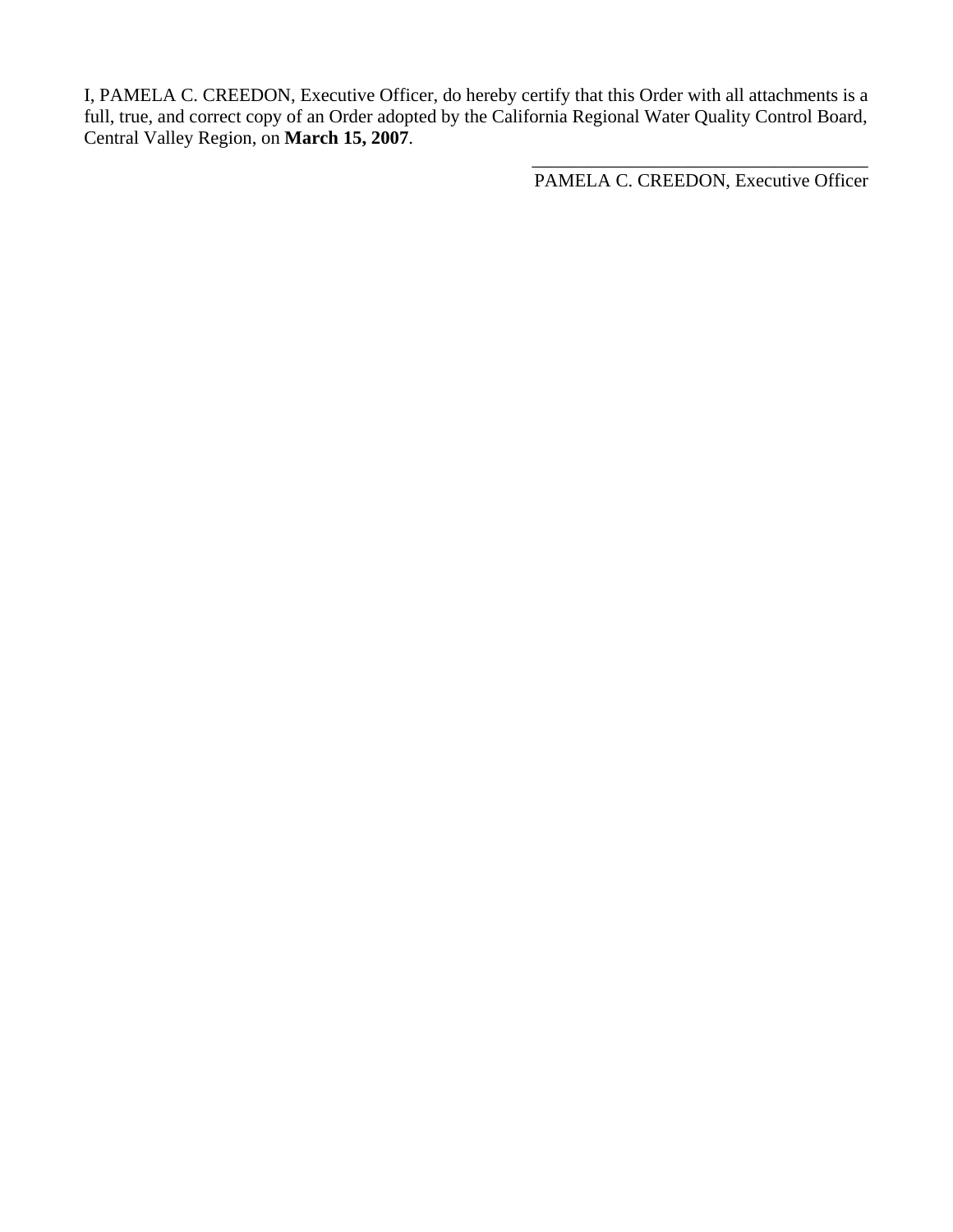I, PAMELA C. CREEDON, Executive Officer, do hereby certify that this Order with all attachments is a full, true, and correct copy of an Order adopted by the California Regional Water Quality Control Board, Central Valley Region, on **March 15, 2007**.

\_\_\_\_\_\_\_\_\_\_\_\_\_\_\_\_\_\_\_\_\_\_\_\_\_\_\_\_\_\_\_\_\_\_\_\_\_\_

PAMELA C. CREEDON, Executive Officer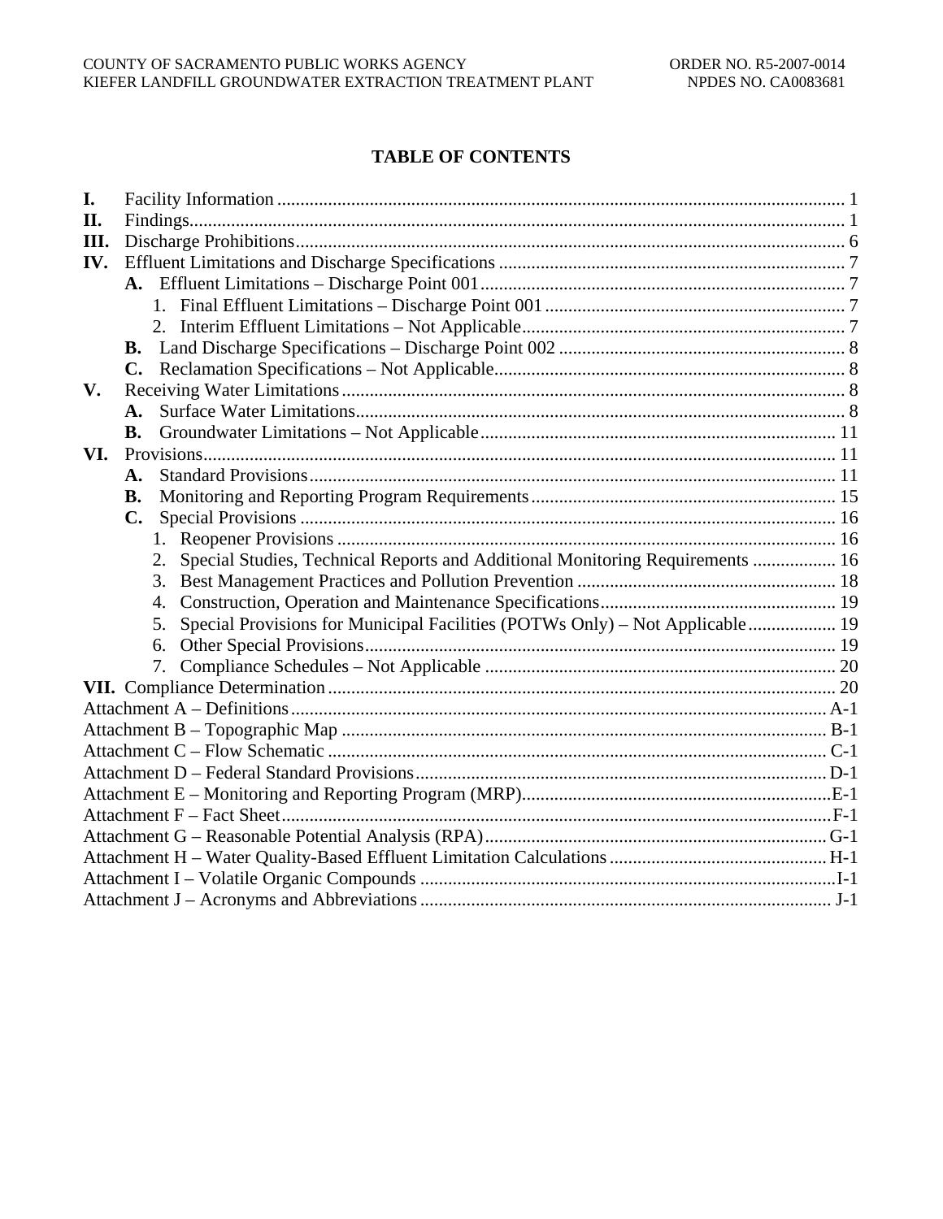# TABLE OF CONTENTS

**I.** Facility Information ........................................................................................................................ 1
**II.** Findings............................................................................................................................................ 1
**III.** Discharge Prohibitions..................................................................................................................... 6
**IV.** Effluent Limitations and Discharge Specifications .......................................................................... 7
  **A.** Effluent Limitations – Discharge Point 001.............................................................................. 7
    1. Final Effluent Limitations – Discharge Point 001 ................................................................ 7
    2. Interim Effluent Limitations – Not Applicable..................................................................... 7
  **B.** Land Discharge Specifications – Discharge Point 002 .............................................................. 8
  **C.** Reclamation Specifications – Not Applicable........................................................................... 8
**V.** Receiving Water Limitations........................................................................................................... 8
  **A.** Surface Water Limitations......................................................................................................... 8
  **B.** Groundwater Limitations – Not Applicable............................................................................ 11
**VI.** Provisions...................................................................................................................................... 11
  **A.** Standard Provisions................................................................................................................. 11
  **B.** Monitoring and Reporting Program Requirements.................................................................. 15
  **C.** Special Provisions ................................................................................................................... 16
    1. Reopener Provisions ........................................................................................................... 16
    2. Special Studies, Technical Reports and Additional Monitoring Requirements .................. 16
    3. Best Management Practices and Pollution Prevention ....................................................... 18
    4. Construction, Operation and Maintenance Specifications.................................................. 19
    5. Special Provisions for Municipal Facilities (POTWs Only) – Not Applicable................... 19
    6. Other Special Provisions..................................................................................................... 19
    7. Compliance Schedules – Not Applicable ............................................................................ 20
**VII.** Compliance Determination........................................................................................................... 20
Attachment A – Definitions.................................................................................................................. A-1
Attachment B – Topographic Map ....................................................................................................... B-1
Attachment C – Flow Schematic .......................................................................................................... C-1
Attachment D – Federal Standard Provisions....................................................................................... D-1
Attachment E – Monitoring and Reporting Program (MRP).................................................................E-1
Attachment F – Fact Sheet.....................................................................................................................F-1
Attachment G – Reasonable Potential Analysis (RPA)......................................................................... G-1
Attachment H – Water Quality-Based Effluent Limitation Calculations ............................................... H-1
Attachment I – Volatile Organic Compounds ..........................................................................................I-1
Attachment J – Acronyms and Abbreviations ........................................................................................ J-1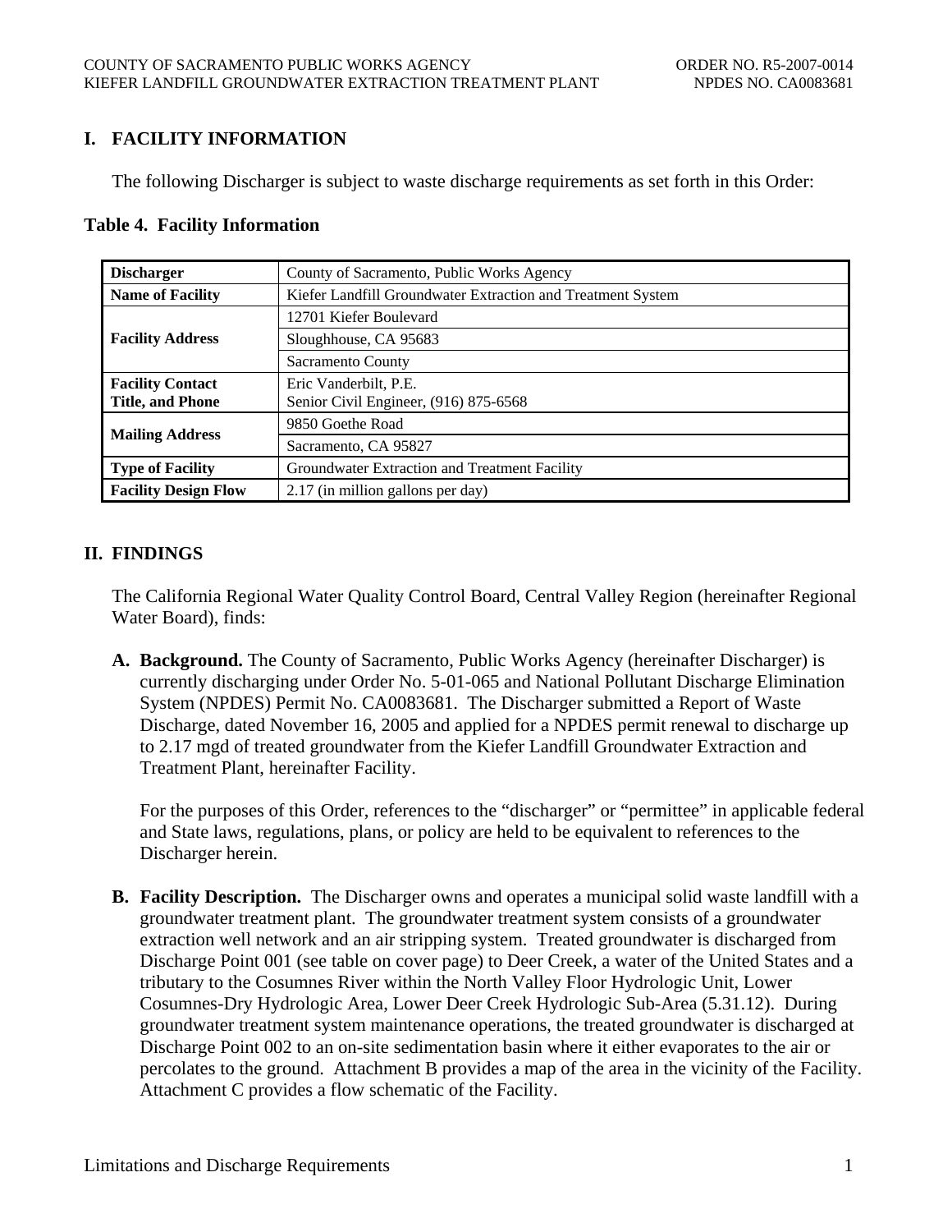## I. FACILITY INFORMATION

The following Discharger is subject to waste discharge requirements as set forth in this Order:

**Table 4. Facility Information**

| | |
|---|---|
| **Discharger** | County of Sacramento, Public Works Agency |
| **Name of Facility** | Kiefer Landfill Groundwater Extraction and Treatment System |
| **Facility Address** | 12701 Kiefer Boulevard |
| | Sloughhouse, CA 95683 |
| | Sacramento County |
| **Facility Contact Title, and Phone** | Eric Vanderbilt, P.E. Senior Civil Engineer, (916) 875-6568 |
| **Mailing Address** | 9850 Goethe Road |
| | Sacramento, CA 95827 |
| **Type of Facility** | Groundwater Extraction and Treatment Facility |
| **Facility Design Flow** | 2.17 (in million gallons per day) |

## II. FINDINGS

The California Regional Water Quality Control Board, Central Valley Region (hereinafter Regional Water Board), finds:

**A. Background.** The County of Sacramento, Public Works Agency (hereinafter Discharger) is currently discharging under Order No. 5-01-065 and National Pollutant Discharge Elimination System (NPDES) Permit No. CA0083681. The Discharger submitted a Report of Waste Discharge, dated November 16, 2005 and applied for a NPDES permit renewal to discharge up to 2.17 mgd of treated groundwater from the Kiefer Landfill Groundwater Extraction and Treatment Plant, hereinafter Facility.

For the purposes of this Order, references to the "discharger" or "permittee" in applicable federal and State laws, regulations, plans, or policy are held to be equivalent to references to the Discharger herein.

**B. Facility Description.** The Discharger owns and operates a municipal solid waste landfill with a groundwater treatment plant. The groundwater treatment system consists of a groundwater extraction well network and an air stripping system. Treated groundwater is discharged from Discharge Point 001 (see table on cover page) to Deer Creek, a water of the United States and a tributary to the Cosumnes River within the North Valley Floor Hydrologic Unit, Lower Cosumnes-Dry Hydrologic Area, Lower Deer Creek Hydrologic Sub-Area (5.31.12). During groundwater treatment system maintenance operations, the treated groundwater is discharged at Discharge Point 002 to an on-site sedimentation basin where it either evaporates to the air or percolates to the ground. Attachment B provides a map of the area in the vicinity of the Facility. Attachment C provides a flow schematic of the Facility.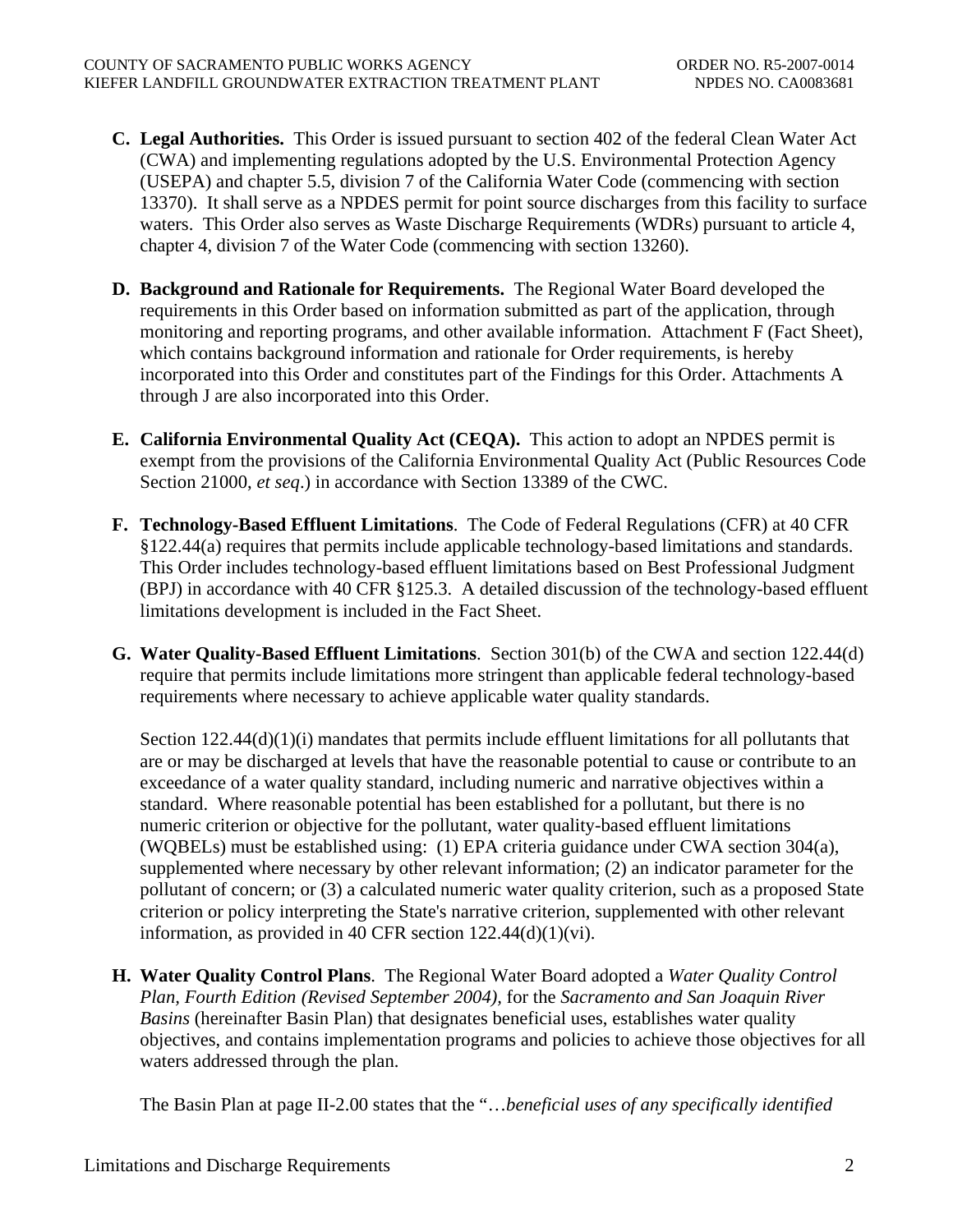**C. Legal Authorities.** This Order is issued pursuant to section 402 of the federal Clean Water Act (CWA) and implementing regulations adopted by the U.S. Environmental Protection Agency (USEPA) and chapter 5.5, division 7 of the California Water Code (commencing with section 13370). It shall serve as a NPDES permit for point source discharges from this facility to surface waters. This Order also serves as Waste Discharge Requirements (WDRs) pursuant to article 4, chapter 4, division 7 of the Water Code (commencing with section 13260).

**D. Background and Rationale for Requirements.** The Regional Water Board developed the requirements in this Order based on information submitted as part of the application, through monitoring and reporting programs, and other available information. Attachment F (Fact Sheet), which contains background information and rationale for Order requirements, is hereby incorporated into this Order and constitutes part of the Findings for this Order. Attachments A through J are also incorporated into this Order.

**E. California Environmental Quality Act (CEQA).** This action to adopt an NPDES permit is exempt from the provisions of the California Environmental Quality Act (Public Resources Code Section 21000, *et seq*.) in accordance with Section 13389 of the CWC.

**F. Technology-Based Effluent Limitations**. The Code of Federal Regulations (CFR) at 40 CFR §122.44(a) requires that permits include applicable technology-based limitations and standards. This Order includes technology-based effluent limitations based on Best Professional Judgment (BPJ) in accordance with 40 CFR §125.3. A detailed discussion of the technology-based effluent limitations development is included in the Fact Sheet.

**G. Water Quality-Based Effluent Limitations**. Section 301(b) of the CWA and section 122.44(d) require that permits include limitations more stringent than applicable federal technology-based requirements where necessary to achieve applicable water quality standards.

Section 122.44(d)(1)(i) mandates that permits include effluent limitations for all pollutants that are or may be discharged at levels that have the reasonable potential to cause or contribute to an exceedance of a water quality standard, including numeric and narrative objectives within a standard. Where reasonable potential has been established for a pollutant, but there is no numeric criterion or objective for the pollutant, water quality-based effluent limitations (WQBELs) must be established using: (1) EPA criteria guidance under CWA section 304(a), supplemented where necessary by other relevant information; (2) an indicator parameter for the pollutant of concern; or (3) a calculated numeric water quality criterion, such as a proposed State criterion or policy interpreting the State's narrative criterion, supplemented with other relevant information, as provided in 40 CFR section 122.44(d)(1)(vi).

**H. Water Quality Control Plans**. The Regional Water Board adopted a *Water Quality Control Plan, Fourth Edition (Revised September 2004)*, for the *Sacramento and San Joaquin River Basins* (hereinafter Basin Plan) that designates beneficial uses, establishes water quality objectives, and contains implementation programs and policies to achieve those objectives for all waters addressed through the plan.

The Basin Plan at page II-2.00 states that the "…*beneficial uses of any specifically identified*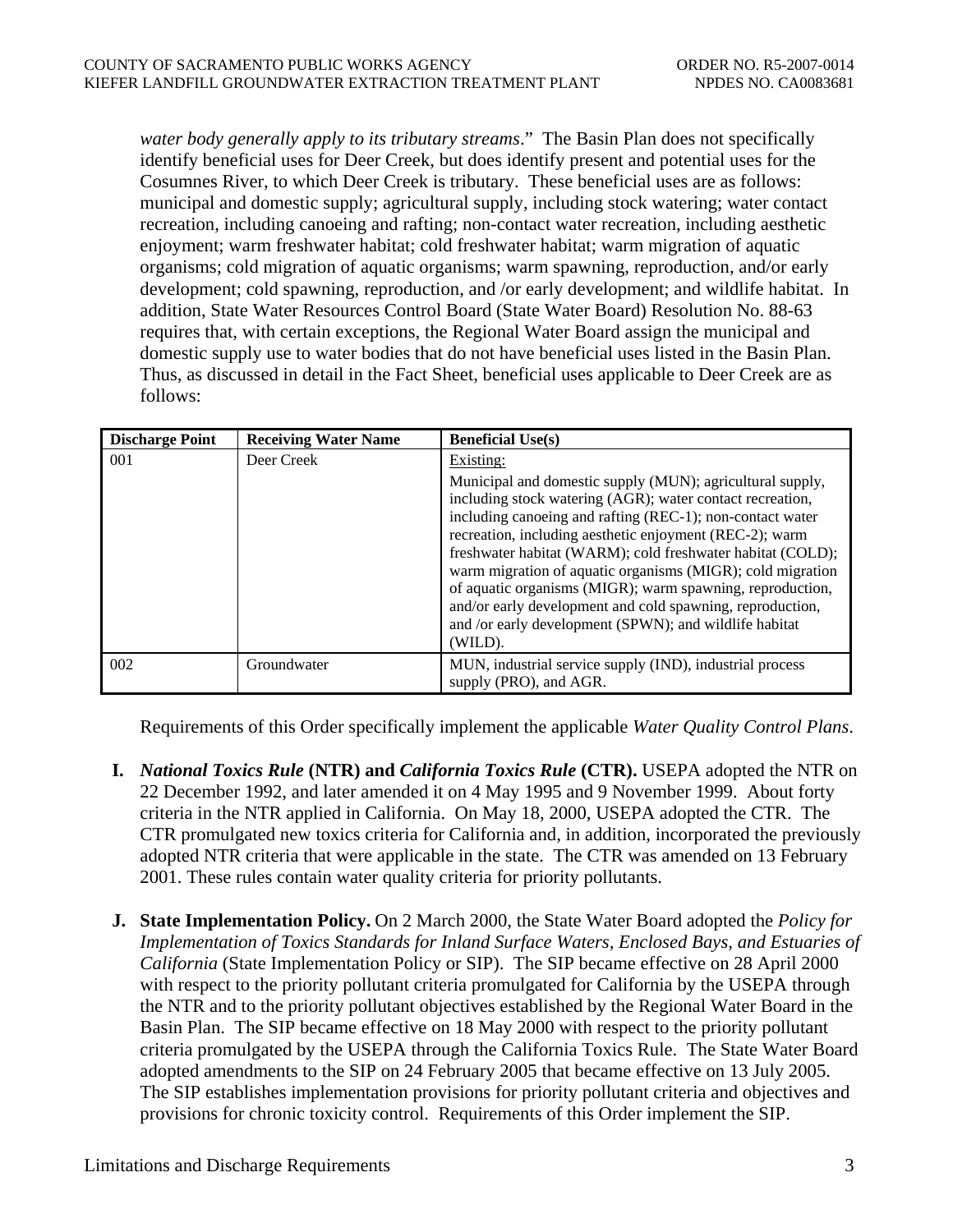*water body generally apply to its tributary streams*." The Basin Plan does not specifically identify beneficial uses for Deer Creek, but does identify present and potential uses for the Cosumnes River, to which Deer Creek is tributary. These beneficial uses are as follows: municipal and domestic supply; agricultural supply, including stock watering; water contact recreation, including canoeing and rafting; non-contact water recreation, including aesthetic enjoyment; warm freshwater habitat; cold freshwater habitat; warm migration of aquatic organisms; cold migration of aquatic organisms; warm spawning, reproduction, and/or early development; cold spawning, reproduction, and /or early development; and wildlife habitat. In addition, State Water Resources Control Board (State Water Board) Resolution No. 88-63 requires that, with certain exceptions, the Regional Water Board assign the municipal and domestic supply use to water bodies that do not have beneficial uses listed in the Basin Plan. Thus, as discussed in detail in the Fact Sheet, beneficial uses applicable to Deer Creek are as follows:

| Discharge Point | Receiving Water Name | Beneficial Use(s) |
|---|---|---|
| 001 | Deer Creek | Existing: Municipal and domestic supply (MUN); agricultural supply, including stock watering (AGR); water contact recreation, including canoeing and rafting (REC-1); non-contact water recreation, including aesthetic enjoyment (REC-2); warm freshwater habitat (WARM); cold freshwater habitat (COLD); warm migration of aquatic organisms (MIGR); cold migration of aquatic organisms (MIGR); warm spawning, reproduction, and/or early development and cold spawning, reproduction, and /or early development (SPWN); and wildlife habitat (WILD). |
| 002 | Groundwater | MUN, industrial service supply (IND), industrial process supply (PRO), and AGR. |

Requirements of this Order specifically implement the applicable *Water Quality Control Plans*.

**I.** ***National Toxics Rule*** **(NTR) and** ***California Toxics Rule*** **(CTR).** USEPA adopted the NTR on 22 December 1992, and later amended it on 4 May 1995 and 9 November 1999. About forty criteria in the NTR applied in California. On May 18, 2000, USEPA adopted the CTR. The CTR promulgated new toxics criteria for California and, in addition, incorporated the previously adopted NTR criteria that were applicable in the state. The CTR was amended on 13 February 2001. These rules contain water quality criteria for priority pollutants.

**J. State Implementation Policy.** On 2 March 2000, the State Water Board adopted the *Policy for Implementation of Toxics Standards for Inland Surface Waters, Enclosed Bays, and Estuaries of California* (State Implementation Policy or SIP). The SIP became effective on 28 April 2000 with respect to the priority pollutant criteria promulgated for California by the USEPA through the NTR and to the priority pollutant objectives established by the Regional Water Board in the Basin Plan. The SIP became effective on 18 May 2000 with respect to the priority pollutant criteria promulgated by the USEPA through the California Toxics Rule. The State Water Board adopted amendments to the SIP on 24 February 2005 that became effective on 13 July 2005. The SIP establishes implementation provisions for priority pollutant criteria and objectives and provisions for chronic toxicity control. Requirements of this Order implement the SIP.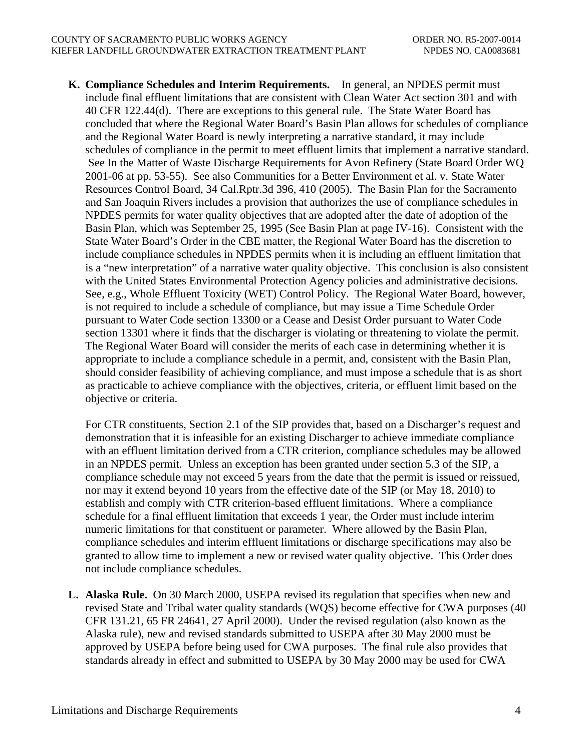**K. Compliance Schedules and Interim Requirements.** In general, an NPDES permit must include final effluent limitations that are consistent with Clean Water Act section 301 and with 40 CFR 122.44(d). There are exceptions to this general rule. The State Water Board has concluded that where the Regional Water Board's Basin Plan allows for schedules of compliance and the Regional Water Board is newly interpreting a narrative standard, it may include schedules of compliance in the permit to meet effluent limits that implement a narrative standard. See In the Matter of Waste Discharge Requirements for Avon Refinery (State Board Order WQ 2001-06 at pp. 53-55). See also Communities for a Better Environment et al. v. State Water Resources Control Board, 34 Cal.Rptr.3d 396, 410 (2005). The Basin Plan for the Sacramento and San Joaquin Rivers includes a provision that authorizes the use of compliance schedules in NPDES permits for water quality objectives that are adopted after the date of adoption of the Basin Plan, which was September 25, 1995 (See Basin Plan at page IV-16). Consistent with the State Water Board's Order in the CBE matter, the Regional Water Board has the discretion to include compliance schedules in NPDES permits when it is including an effluent limitation that is a "new interpretation" of a narrative water quality objective. This conclusion is also consistent with the United States Environmental Protection Agency policies and administrative decisions. See, e.g., Whole Effluent Toxicity (WET) Control Policy. The Regional Water Board, however, is not required to include a schedule of compliance, but may issue a Time Schedule Order pursuant to Water Code section 13300 or a Cease and Desist Order pursuant to Water Code section 13301 where it finds that the discharger is violating or threatening to violate the permit. The Regional Water Board will consider the merits of each case in determining whether it is appropriate to include a compliance schedule in a permit, and, consistent with the Basin Plan, should consider feasibility of achieving compliance, and must impose a schedule that is as short as practicable to achieve compliance with the objectives, criteria, or effluent limit based on the objective or criteria.

For CTR constituents, Section 2.1 of the SIP provides that, based on a Discharger's request and demonstration that it is infeasible for an existing Discharger to achieve immediate compliance with an effluent limitation derived from a CTR criterion, compliance schedules may be allowed in an NPDES permit. Unless an exception has been granted under section 5.3 of the SIP, a compliance schedule may not exceed 5 years from the date that the permit is issued or reissued, nor may it extend beyond 10 years from the effective date of the SIP (or May 18, 2010) to establish and comply with CTR criterion-based effluent limitations. Where a compliance schedule for a final effluent limitation that exceeds 1 year, the Order must include interim numeric limitations for that constituent or parameter. Where allowed by the Basin Plan, compliance schedules and interim effluent limitations or discharge specifications may also be granted to allow time to implement a new or revised water quality objective. This Order does not include compliance schedules.

**L. Alaska Rule.** On 30 March 2000, USEPA revised its regulation that specifies when new and revised State and Tribal water quality standards (WQS) become effective for CWA purposes (40 CFR 131.21, 65 FR 24641, 27 April 2000). Under the revised regulation (also known as the Alaska rule), new and revised standards submitted to USEPA after 30 May 2000 must be approved by USEPA before being used for CWA purposes. The final rule also provides that standards already in effect and submitted to USEPA by 30 May 2000 may be used for CWA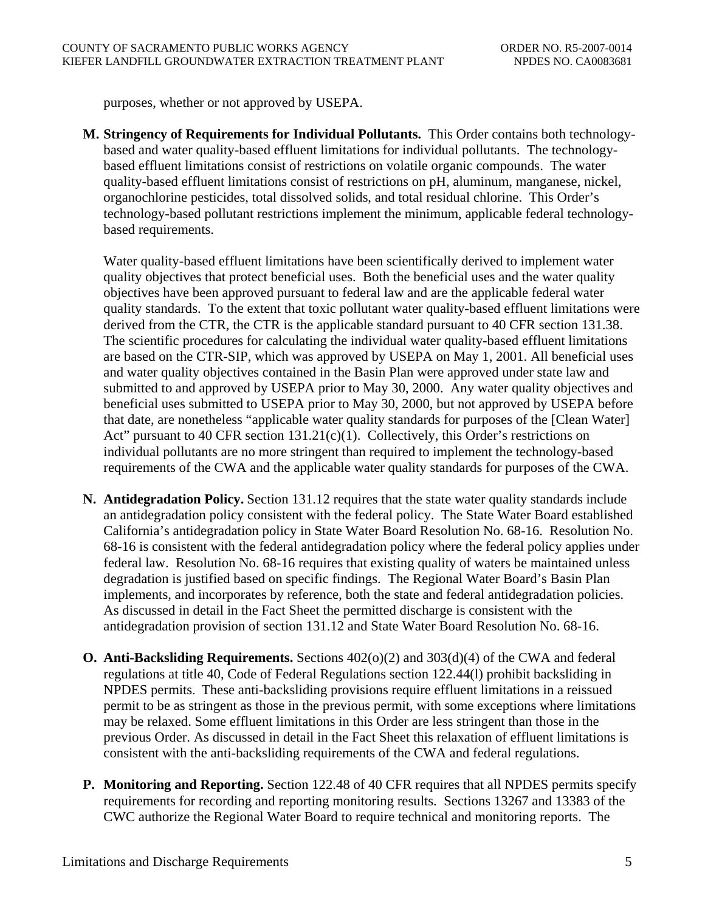purposes, whether or not approved by USEPA.

**M. Stringency of Requirements for Individual Pollutants.** This Order contains both technology-based and water quality-based effluent limitations for individual pollutants. The technology-based effluent limitations consist of restrictions on volatile organic compounds. The water quality-based effluent limitations consist of restrictions on pH, aluminum, manganese, nickel, organochlorine pesticides, total dissolved solids, and total residual chlorine. This Order's technology-based pollutant restrictions implement the minimum, applicable federal technology-based requirements.

Water quality-based effluent limitations have been scientifically derived to implement water quality objectives that protect beneficial uses. Both the beneficial uses and the water quality objectives have been approved pursuant to federal law and are the applicable federal water quality standards. To the extent that toxic pollutant water quality-based effluent limitations were derived from the CTR, the CTR is the applicable standard pursuant to 40 CFR section 131.38. The scientific procedures for calculating the individual water quality-based effluent limitations are based on the CTR-SIP, which was approved by USEPA on May 1, 2001. All beneficial uses and water quality objectives contained in the Basin Plan were approved under state law and submitted to and approved by USEPA prior to May 30, 2000. Any water quality objectives and beneficial uses submitted to USEPA prior to May 30, 2000, but not approved by USEPA before that date, are nonetheless "applicable water quality standards for purposes of the [Clean Water] Act" pursuant to 40 CFR section 131.21(c)(1). Collectively, this Order's restrictions on individual pollutants are no more stringent than required to implement the technology-based requirements of the CWA and the applicable water quality standards for purposes of the CWA.

**N. Antidegradation Policy.** Section 131.12 requires that the state water quality standards include an antidegradation policy consistent with the federal policy. The State Water Board established California's antidegradation policy in State Water Board Resolution No. 68-16. Resolution No. 68-16 is consistent with the federal antidegradation policy where the federal policy applies under federal law. Resolution No. 68-16 requires that existing quality of waters be maintained unless degradation is justified based on specific findings. The Regional Water Board's Basin Plan implements, and incorporates by reference, both the state and federal antidegradation policies. As discussed in detail in the Fact Sheet the permitted discharge is consistent with the antidegradation provision of section 131.12 and State Water Board Resolution No. 68-16.

**O. Anti-Backsliding Requirements.** Sections 402(o)(2) and 303(d)(4) of the CWA and federal regulations at title 40, Code of Federal Regulations section 122.44(l) prohibit backsliding in NPDES permits. These anti-backsliding provisions require effluent limitations in a reissued permit to be as stringent as those in the previous permit, with some exceptions where limitations may be relaxed. Some effluent limitations in this Order are less stringent than those in the previous Order. As discussed in detail in the Fact Sheet this relaxation of effluent limitations is consistent with the anti-backsliding requirements of the CWA and federal regulations.

**P. Monitoring and Reporting.** Section 122.48 of 40 CFR requires that all NPDES permits specify requirements for recording and reporting monitoring results. Sections 13267 and 13383 of the CWC authorize the Regional Water Board to require technical and monitoring reports. The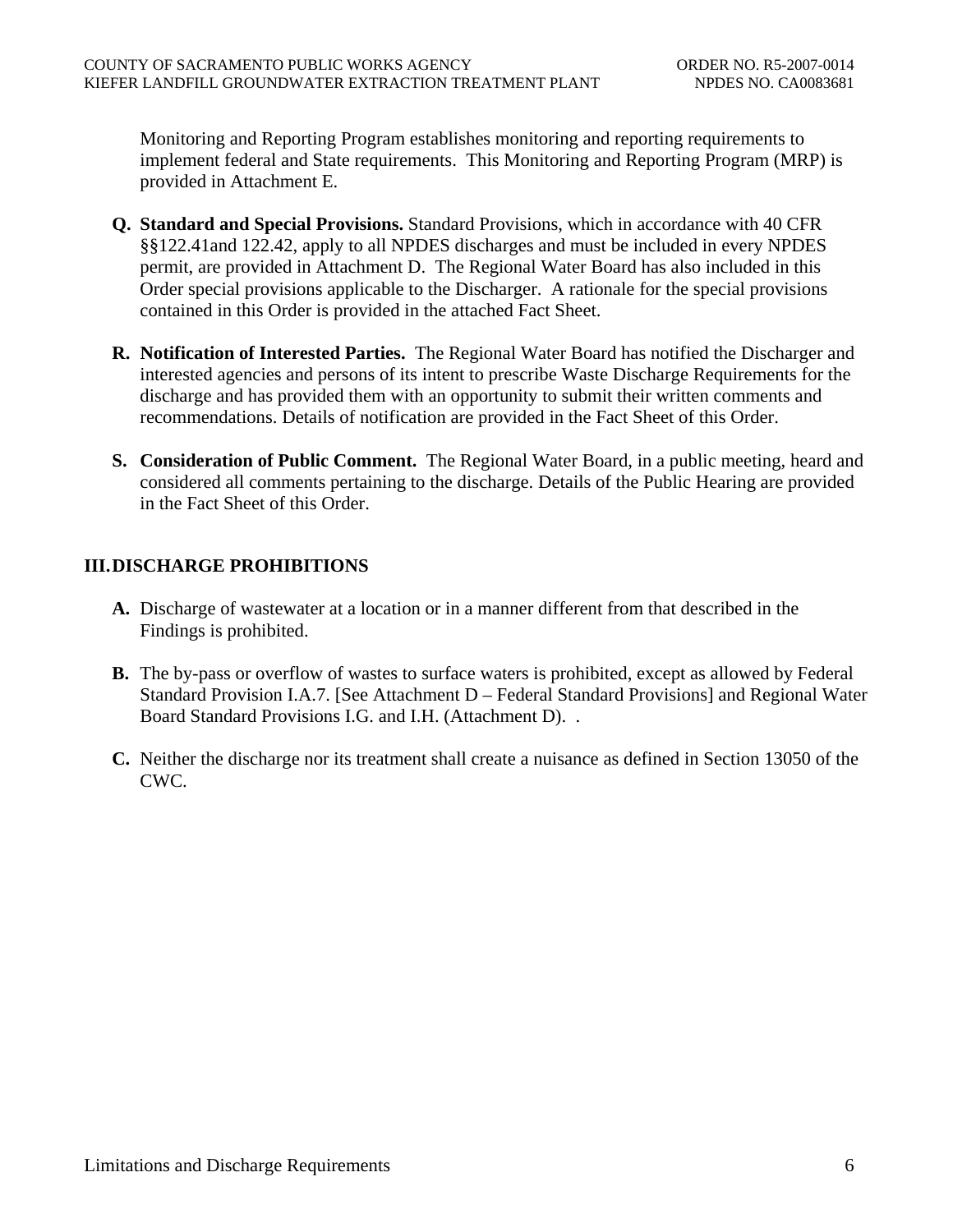Monitoring and Reporting Program establishes monitoring and reporting requirements to implement federal and State requirements. This Monitoring and Reporting Program (MRP) is provided in Attachment E.

**Q. Standard and Special Provisions.** Standard Provisions, which in accordance with 40 CFR §§122.41and 122.42, apply to all NPDES discharges and must be included in every NPDES permit, are provided in Attachment D. The Regional Water Board has also included in this Order special provisions applicable to the Discharger. A rationale for the special provisions contained in this Order is provided in the attached Fact Sheet.

**R. Notification of Interested Parties.** The Regional Water Board has notified the Discharger and interested agencies and persons of its intent to prescribe Waste Discharge Requirements for the discharge and has provided them with an opportunity to submit their written comments and recommendations. Details of notification are provided in the Fact Sheet of this Order.

**S. Consideration of Public Comment.** The Regional Water Board, in a public meeting, heard and considered all comments pertaining to the discharge. Details of the Public Hearing are provided in the Fact Sheet of this Order.

## III. DISCHARGE PROHIBITIONS

**A.** Discharge of wastewater at a location or in a manner different from that described in the Findings is prohibited.

**B.** The by-pass or overflow of wastes to surface waters is prohibited, except as allowed by Federal Standard Provision I.A.7. [See Attachment D – Federal Standard Provisions] and Regional Water Board Standard Provisions I.G. and I.H. (Attachment D). .

**C.** Neither the discharge nor its treatment shall create a nuisance as defined in Section 13050 of the CWC.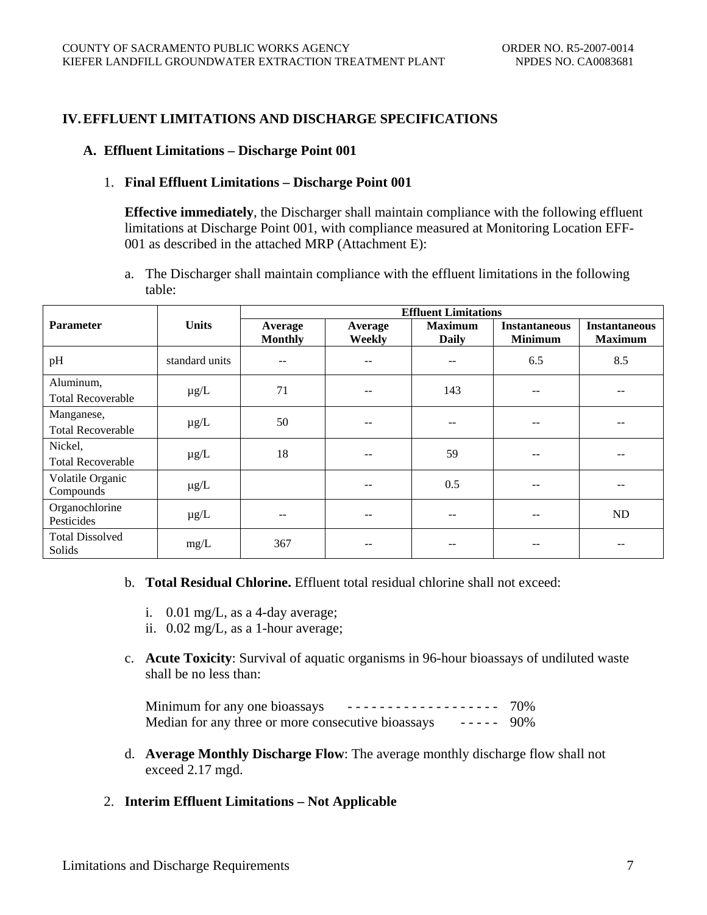# IV. EFFLUENT LIMITATIONS AND DISCHARGE SPECIFICATIONS

## A. Effluent Limitations – Discharge Point 001

### 1. Final Effluent Limitations – Discharge Point 001

**Effective immediately**, the Discharger shall maintain compliance with the following effluent limitations at Discharge Point 001, with compliance measured at Monitoring Location EFF-001 as described in the attached MRP (Attachment E):

a. The Discharger shall maintain compliance with the effluent limitations in the following table:

| Parameter | Units | Effluent Limitations | | | | |
|---|---|---|---|---|---|---|
| | | Average Monthly | Average Weekly | Maximum Daily | Instantaneous Minimum | Instantaneous Maximum |
| pH | standard units | -- | -- | -- | 6.5 | 8.5 |
| Aluminum, Total Recoverable | µg/L | 71 | -- | 143 | -- | -- |
| Manganese, Total Recoverable | µg/L | 50 | -- | -- | -- | -- |
| Nickel, Total Recoverable | µg/L | 18 | -- | 59 | -- | -- |
| Volatile Organic Compounds | µg/L | | -- | 0.5 | -- | -- |
| Organochlorine Pesticides | µg/L | -- | -- | -- | -- | ND |
| Total Dissolved Solids | mg/L | 367 | -- | -- | -- | -- |

b. **Total Residual Chlorine.** Effluent total residual chlorine shall not exceed:

   i. 0.01 mg/L, as a 4-day average;
   ii. 0.02 mg/L, as a 1-hour average;

c. **Acute Toxicity**: Survival of aquatic organisms in 96-hour bioassays of undiluted waste shall be no less than:

   Minimum for any one bioassays - - - - - - - - - - - - - - - - - - - 70%
   Median for any three or more consecutive bioassays - - - - - 90%

d. **Average Monthly Discharge Flow**: The average monthly discharge flow shall not exceed 2.17 mgd.

### 2. Interim Effluent Limitations – Not Applicable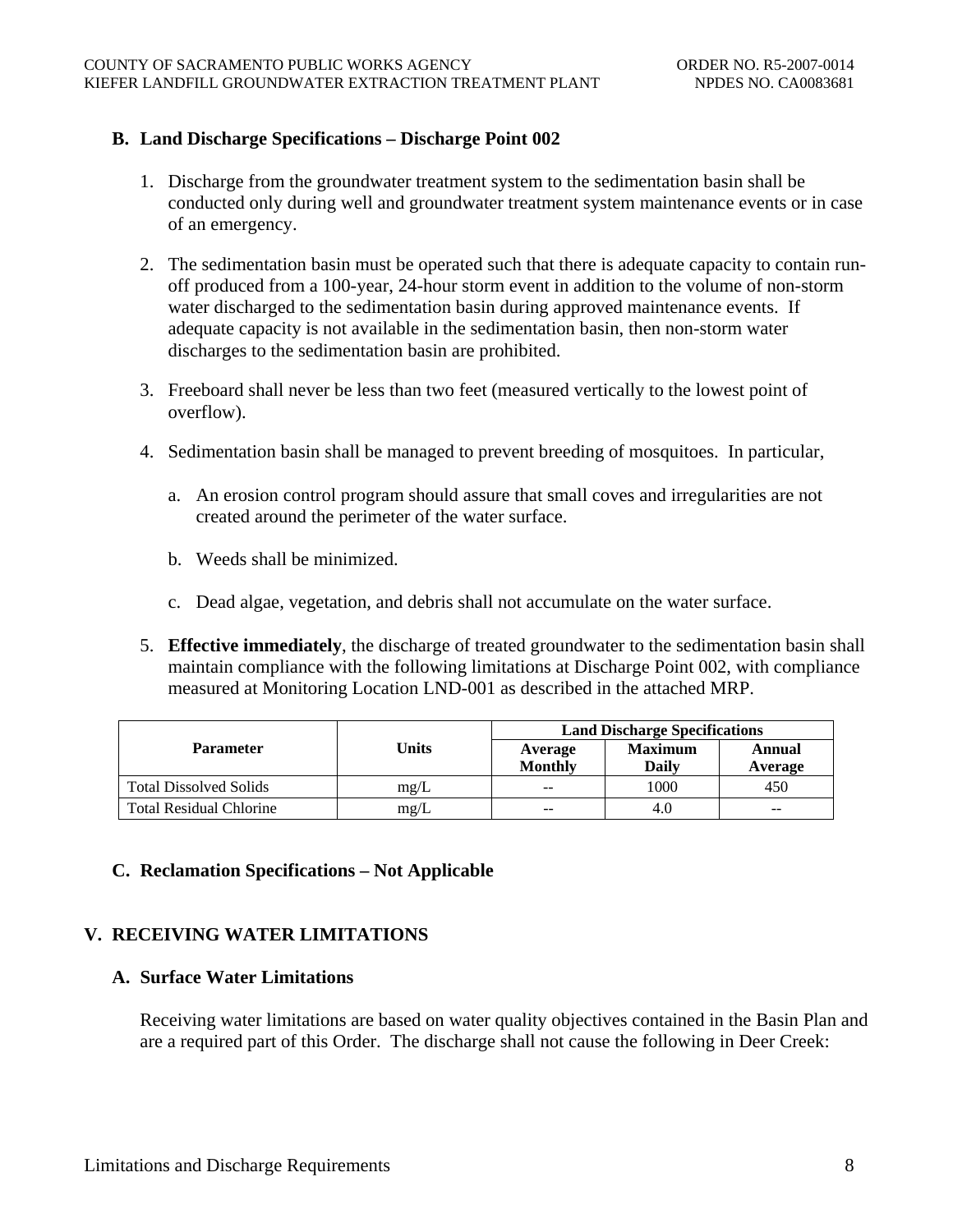### B. Land Discharge Specifications – Discharge Point 002

1. Discharge from the groundwater treatment system to the sedimentation basin shall be conducted only during well and groundwater treatment system maintenance events or in case of an emergency.

2. The sedimentation basin must be operated such that there is adequate capacity to contain run-off produced from a 100-year, 24-hour storm event in addition to the volume of non-storm water discharged to the sedimentation basin during approved maintenance events. If adequate capacity is not available in the sedimentation basin, then non-storm water discharges to the sedimentation basin are prohibited.

3. Freeboard shall never be less than two feet (measured vertically to the lowest point of overflow).

4. Sedimentation basin shall be managed to prevent breeding of mosquitoes. In particular,

   a. An erosion control program should assure that small coves and irregularities are not created around the perimeter of the water surface.

   b. Weeds shall be minimized.

   c. Dead algae, vegetation, and debris shall not accumulate on the water surface.

5. **Effective immediately**, the discharge of treated groundwater to the sedimentation basin shall maintain compliance with the following limitations at Discharge Point 002, with compliance measured at Monitoring Location LND-001 as described in the attached MRP.

| Parameter | Units | Land Discharge Specifications | | |
|---|---|---|---|---|
| | | Average Monthly | Maximum Daily | Annual Average |
| Total Dissolved Solids | mg/L | -- | 1000 | 450 |
| Total Residual Chlorine | mg/L | -- | 4.0 | -- |

### C. Reclamation Specifications – Not Applicable

## V. RECEIVING WATER LIMITATIONS

### A. Surface Water Limitations

Receiving water limitations are based on water quality objectives contained in the Basin Plan and are a required part of this Order. The discharge shall not cause the following in Deer Creek: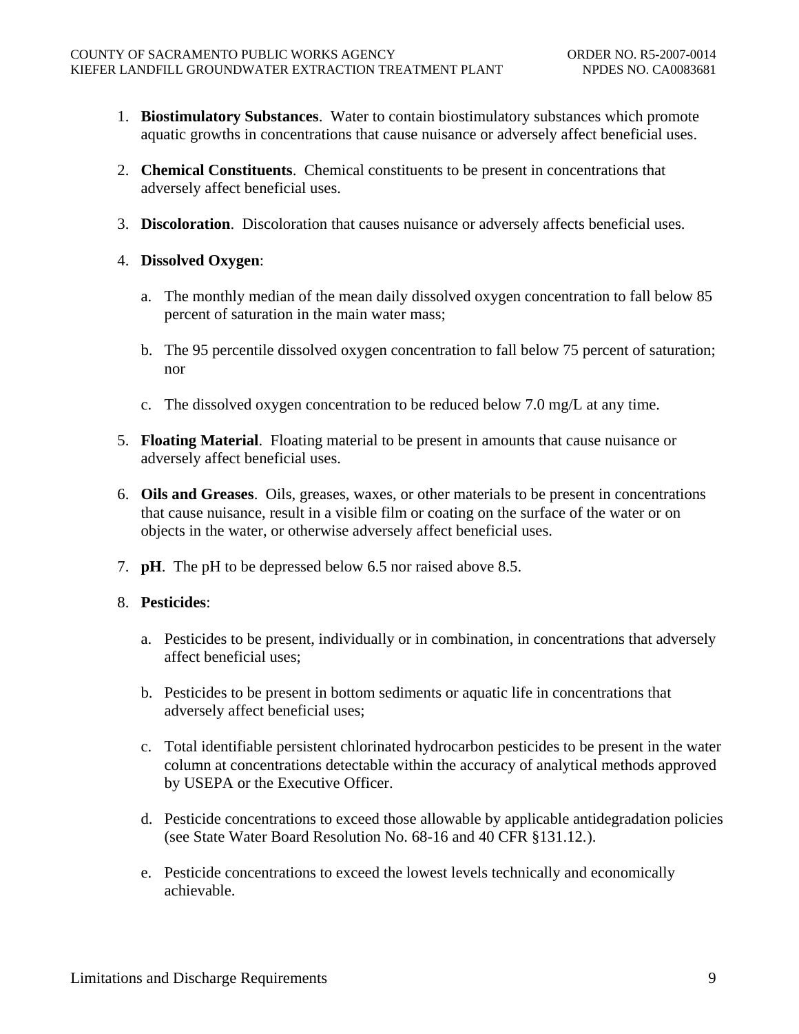1. **Biostimulatory Substances**. Water to contain biostimulatory substances which promote aquatic growths in concentrations that cause nuisance or adversely affect beneficial uses.

2. **Chemical Constituents**. Chemical constituents to be present in concentrations that adversely affect beneficial uses.

3. **Discoloration**. Discoloration that causes nuisance or adversely affects beneficial uses.

4. **Dissolved Oxygen**:

   a. The monthly median of the mean daily dissolved oxygen concentration to fall below 85 percent of saturation in the main water mass;

   b. The 95 percentile dissolved oxygen concentration to fall below 75 percent of saturation; nor

   c. The dissolved oxygen concentration to be reduced below 7.0 mg/L at any time.

5. **Floating Material**. Floating material to be present in amounts that cause nuisance or adversely affect beneficial uses.

6. **Oils and Greases**. Oils, greases, waxes, or other materials to be present in concentrations that cause nuisance, result in a visible film or coating on the surface of the water or on objects in the water, or otherwise adversely affect beneficial uses.

7. **pH**. The pH to be depressed below 6.5 nor raised above 8.5.

8. **Pesticides**:

   a. Pesticides to be present, individually or in combination, in concentrations that adversely affect beneficial uses;

   b. Pesticides to be present in bottom sediments or aquatic life in concentrations that adversely affect beneficial uses;

   c. Total identifiable persistent chlorinated hydrocarbon pesticides to be present in the water column at concentrations detectable within the accuracy of analytical methods approved by USEPA or the Executive Officer.

   d. Pesticide concentrations to exceed those allowable by applicable antidegradation policies (see State Water Board Resolution No. 68-16 and 40 CFR §131.12.).

   e. Pesticide concentrations to exceed the lowest levels technically and economically achievable.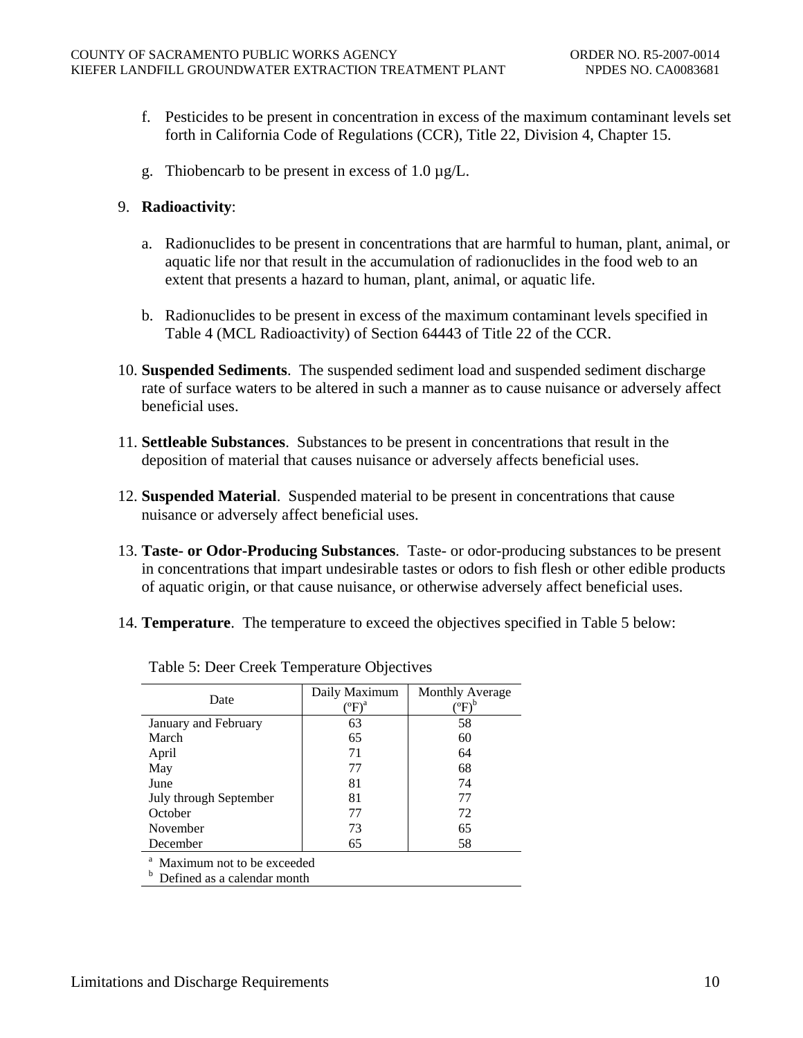f. Pesticides to be present in concentration in excess of the maximum contaminant levels set forth in California Code of Regulations (CCR), Title 22, Division 4, Chapter 15.

g. Thiobencarb to be present in excess of 1.0 µg/L.

9. **Radioactivity**:

   a. Radionuclides to be present in concentrations that are harmful to human, plant, animal, or aquatic life nor that result in the accumulation of radionuclides in the food web to an extent that presents a hazard to human, plant, animal, or aquatic life.

   b. Radionuclides to be present in excess of the maximum contaminant levels specified in Table 4 (MCL Radioactivity) of Section 64443 of Title 22 of the CCR.

10. **Suspended Sediments**. The suspended sediment load and suspended sediment discharge rate of surface waters to be altered in such a manner as to cause nuisance or adversely affect beneficial uses.

11. **Settleable Substances**. Substances to be present in concentrations that result in the deposition of material that causes nuisance or adversely affects beneficial uses.

12. **Suspended Material**. Suspended material to be present in concentrations that cause nuisance or adversely affect beneficial uses.

13. **Taste- or Odor-Producing Substances**. Taste- or odor-producing substances to be present in concentrations that impart undesirable tastes or odors to fish flesh or other edible products of aquatic origin, or that cause nuisance, or otherwise adversely affect beneficial uses.

14. **Temperature**. The temperature to exceed the objectives specified in Table 5 below:

Table 5: Deer Creek Temperature Objectives

| Date | Daily Maximum (ºF)[a] | Monthly Average (ºF)[b] |
|---|---|---|
| January and February | 63 | 58 |
| March | 65 | 60 |
| April | 71 | 64 |
| May | 77 | 68 |
| June | 81 | 74 |
| July through September | 81 | 77 |
| October | 77 | 72 |
| November | 73 | 65 |
| December | 65 | 58 |

[a] Maximum not to be exceeded
[b] Defined as a calendar month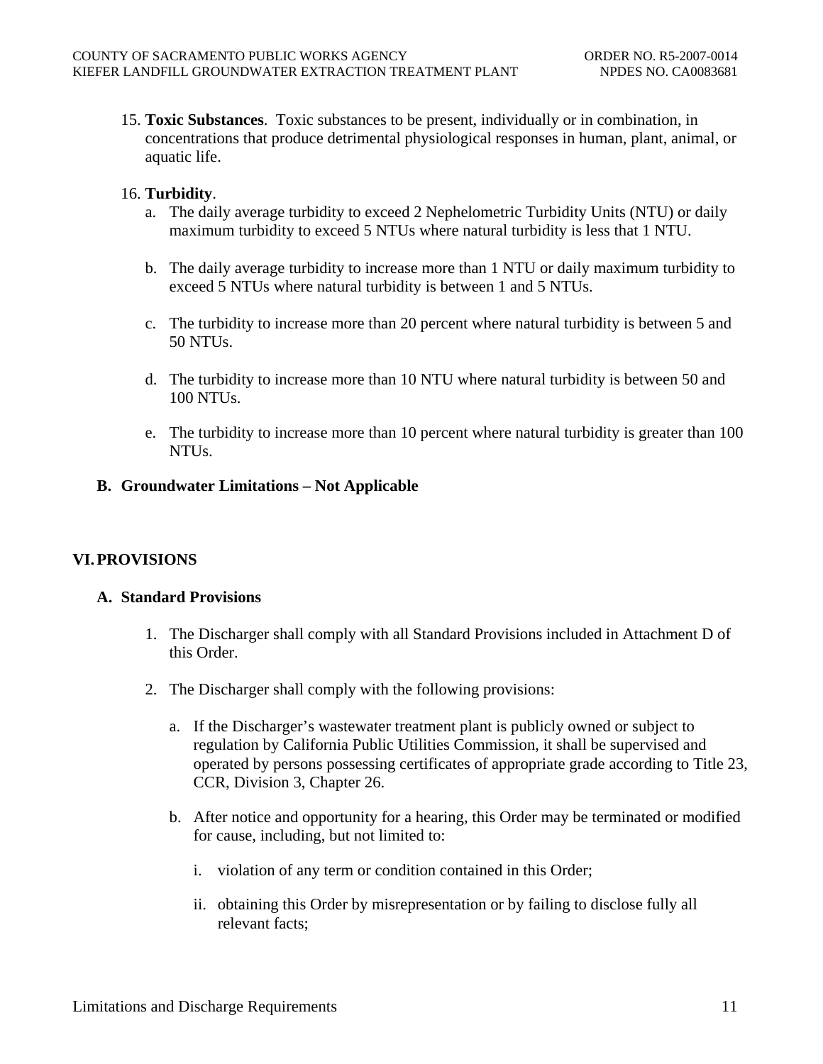15. **Toxic Substances**. Toxic substances to be present, individually or in combination, in concentrations that produce detrimental physiological responses in human, plant, animal, or aquatic life.

16. **Turbidity**.
    a. The daily average turbidity to exceed 2 Nephelometric Turbidity Units (NTU) or daily maximum turbidity to exceed 5 NTUs where natural turbidity is less that 1 NTU.

    b. The daily average turbidity to increase more than 1 NTU or daily maximum turbidity to exceed 5 NTUs where natural turbidity is between 1 and 5 NTUs.

    c. The turbidity to increase more than 20 percent where natural turbidity is between 5 and 50 NTUs.

    d. The turbidity to increase more than 10 NTU where natural turbidity is between 50 and 100 NTUs.

    e. The turbidity to increase more than 10 percent where natural turbidity is greater than 100 NTUs.

### B. Groundwater Limitations – Not Applicable

## VI. PROVISIONS

### A. Standard Provisions

1. The Discharger shall comply with all Standard Provisions included in Attachment D of this Order.

2. The Discharger shall comply with the following provisions:

    a. If the Discharger's wastewater treatment plant is publicly owned or subject to regulation by California Public Utilities Commission, it shall be supervised and operated by persons possessing certificates of appropriate grade according to Title 23, CCR, Division 3, Chapter 26.

    b. After notice and opportunity for a hearing, this Order may be terminated or modified for cause, including, but not limited to:

        i. violation of any term or condition contained in this Order;

        ii. obtaining this Order by misrepresentation or by failing to disclose fully all relevant facts;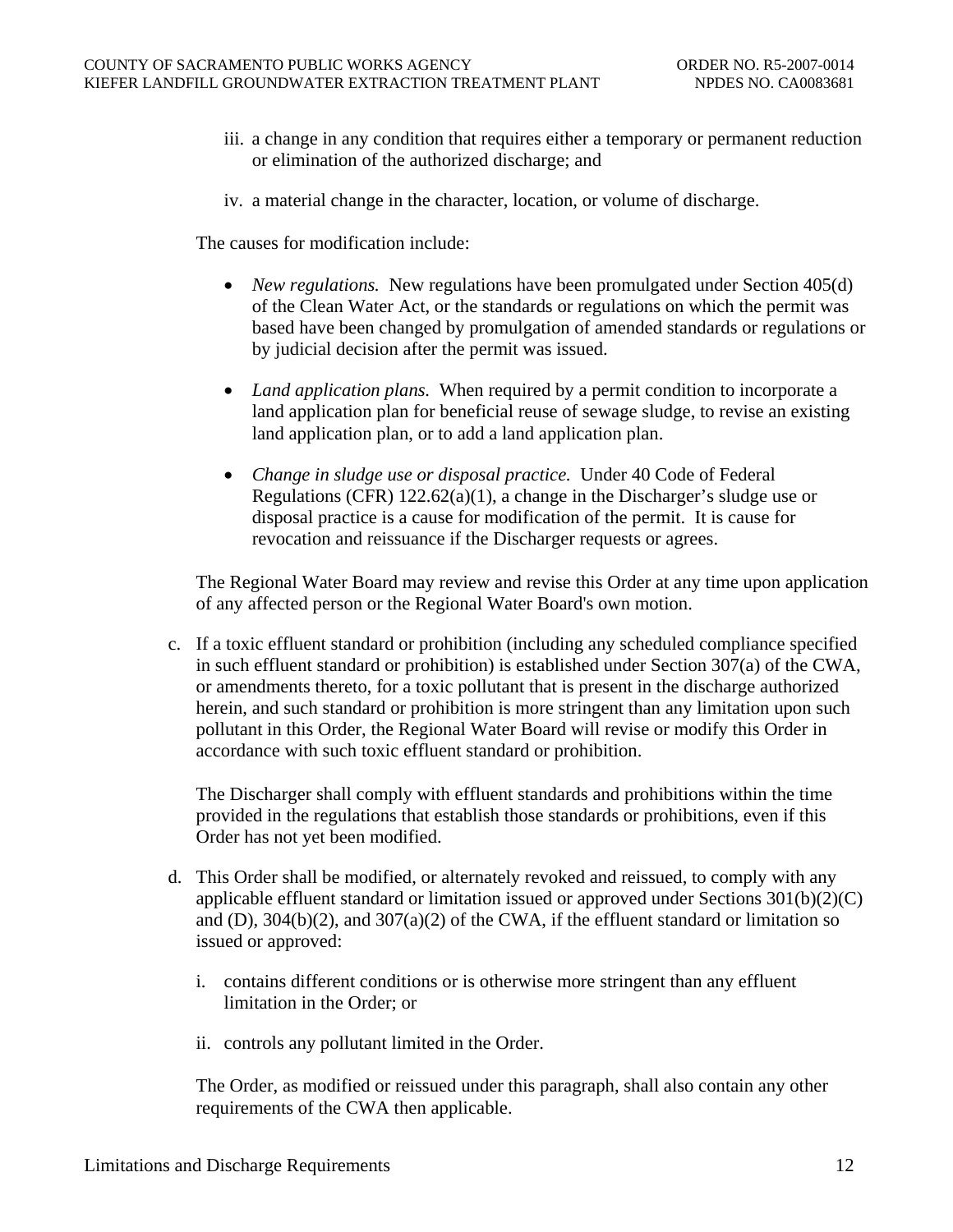iii. a change in any condition that requires either a temporary or permanent reduction or elimination of the authorized discharge; and

iv. a material change in the character, location, or volume of discharge.

The causes for modification include:

- *New regulations.* New regulations have been promulgated under Section 405(d) of the Clean Water Act, or the standards or regulations on which the permit was based have been changed by promulgation of amended standards or regulations or by judicial decision after the permit was issued.

- *Land application plans.* When required by a permit condition to incorporate a land application plan for beneficial reuse of sewage sludge, to revise an existing land application plan, or to add a land application plan.

- *Change in sludge use or disposal practice.* Under 40 Code of Federal Regulations (CFR) 122.62(a)(1), a change in the Discharger's sludge use or disposal practice is a cause for modification of the permit. It is cause for revocation and reissuance if the Discharger requests or agrees.

The Regional Water Board may review and revise this Order at any time upon application of any affected person or the Regional Water Board's own motion.

c. If a toxic effluent standard or prohibition (including any scheduled compliance specified in such effluent standard or prohibition) is established under Section 307(a) of the CWA, or amendments thereto, for a toxic pollutant that is present in the discharge authorized herein, and such standard or prohibition is more stringent than any limitation upon such pollutant in this Order, the Regional Water Board will revise or modify this Order in accordance with such toxic effluent standard or prohibition.

   The Discharger shall comply with effluent standards and prohibitions within the time provided in the regulations that establish those standards or prohibitions, even if this Order has not yet been modified.

d. This Order shall be modified, or alternately revoked and reissued, to comply with any applicable effluent standard or limitation issued or approved under Sections 301(b)(2)(C) and (D), 304(b)(2), and 307(a)(2) of the CWA, if the effluent standard or limitation so issued or approved:

   i. contains different conditions or is otherwise more stringent than any effluent limitation in the Order; or

   ii. controls any pollutant limited in the Order.

   The Order, as modified or reissued under this paragraph, shall also contain any other requirements of the CWA then applicable.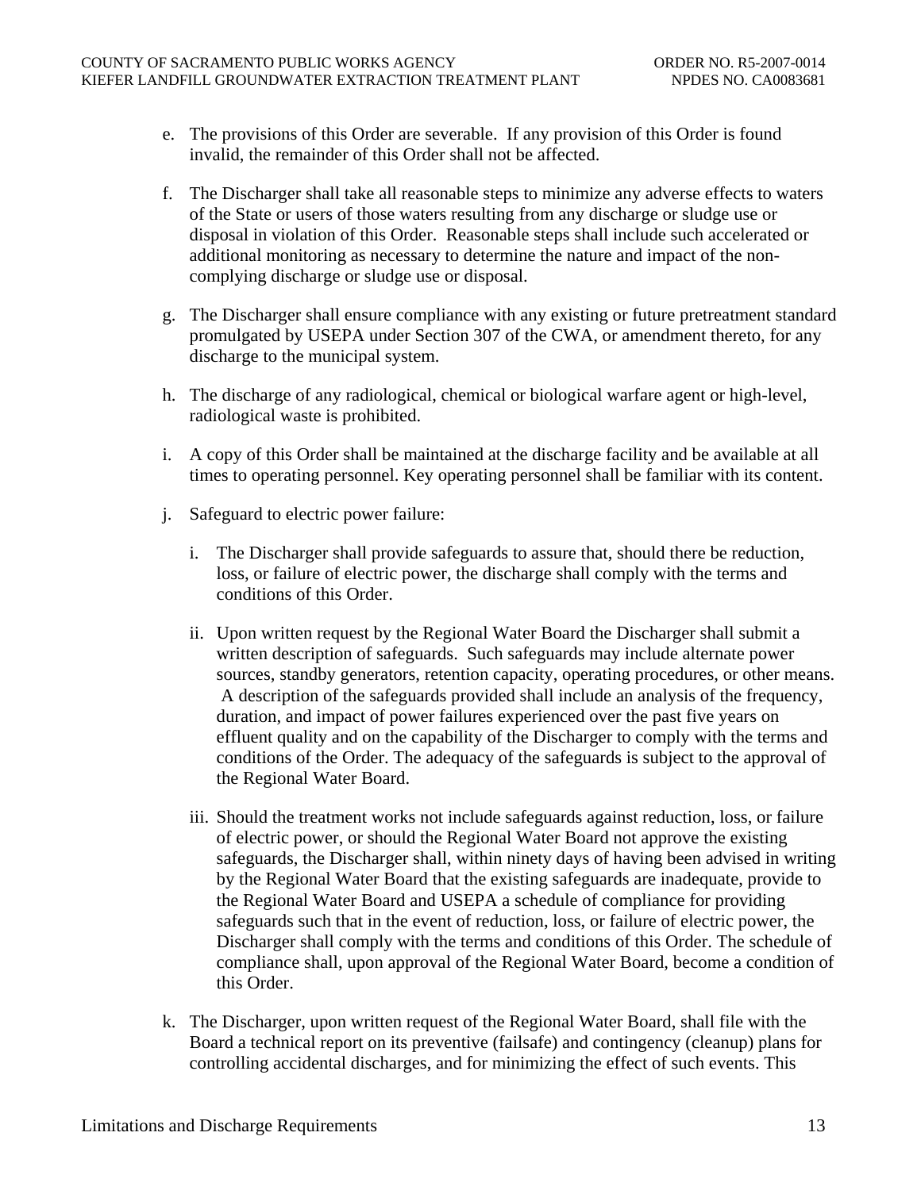e. The provisions of this Order are severable. If any provision of this Order is found invalid, the remainder of this Order shall not be affected.

f. The Discharger shall take all reasonable steps to minimize any adverse effects to waters of the State or users of those waters resulting from any discharge or sludge use or disposal in violation of this Order. Reasonable steps shall include such accelerated or additional monitoring as necessary to determine the nature and impact of the non-complying discharge or sludge use or disposal.

g. The Discharger shall ensure compliance with any existing or future pretreatment standard promulgated by USEPA under Section 307 of the CWA, or amendment thereto, for any discharge to the municipal system.

h. The discharge of any radiological, chemical or biological warfare agent or high-level, radiological waste is prohibited.

i. A copy of this Order shall be maintained at the discharge facility and be available at all times to operating personnel. Key operating personnel shall be familiar with its content.

j. Safeguard to electric power failure:

   i. The Discharger shall provide safeguards to assure that, should there be reduction, loss, or failure of electric power, the discharge shall comply with the terms and conditions of this Order.

   ii. Upon written request by the Regional Water Board the Discharger shall submit a written description of safeguards. Such safeguards may include alternate power sources, standby generators, retention capacity, operating procedures, or other means. A description of the safeguards provided shall include an analysis of the frequency, duration, and impact of power failures experienced over the past five years on effluent quality and on the capability of the Discharger to comply with the terms and conditions of the Order. The adequacy of the safeguards is subject to the approval of the Regional Water Board.

   iii. Should the treatment works not include safeguards against reduction, loss, or failure of electric power, or should the Regional Water Board not approve the existing safeguards, the Discharger shall, within ninety days of having been advised in writing by the Regional Water Board that the existing safeguards are inadequate, provide to the Regional Water Board and USEPA a schedule of compliance for providing safeguards such that in the event of reduction, loss, or failure of electric power, the Discharger shall comply with the terms and conditions of this Order. The schedule of compliance shall, upon approval of the Regional Water Board, become a condition of this Order.

k. The Discharger, upon written request of the Regional Water Board, shall file with the Board a technical report on its preventive (failsafe) and contingency (cleanup) plans for controlling accidental discharges, and for minimizing the effect of such events. This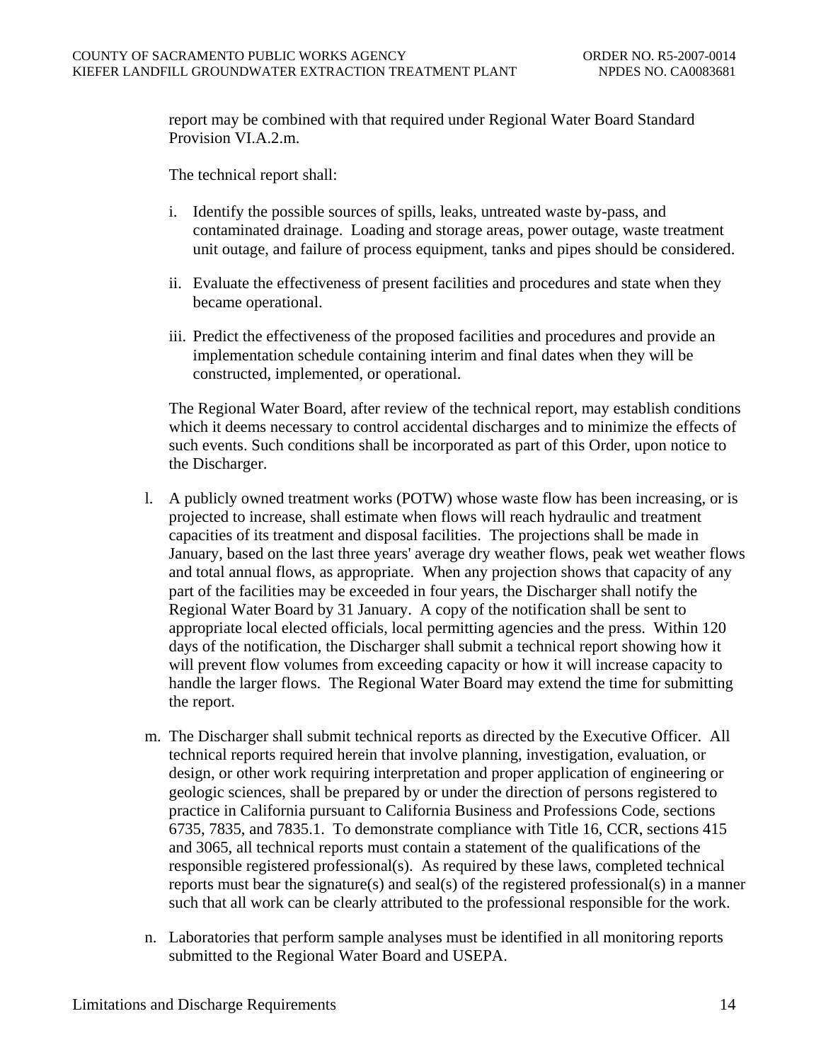report may be combined with that required under Regional Water Board Standard Provision VI.A.2.m.

The technical report shall:

i. Identify the possible sources of spills, leaks, untreated waste by-pass, and contaminated drainage. Loading and storage areas, power outage, waste treatment unit outage, and failure of process equipment, tanks and pipes should be considered.

ii. Evaluate the effectiveness of present facilities and procedures and state when they became operational.

iii. Predict the effectiveness of the proposed facilities and procedures and provide an implementation schedule containing interim and final dates when they will be constructed, implemented, or operational.

The Regional Water Board, after review of the technical report, may establish conditions which it deems necessary to control accidental discharges and to minimize the effects of such events. Such conditions shall be incorporated as part of this Order, upon notice to the Discharger.

l. A publicly owned treatment works (POTW) whose waste flow has been increasing, or is projected to increase, shall estimate when flows will reach hydraulic and treatment capacities of its treatment and disposal facilities. The projections shall be made in January, based on the last three years' average dry weather flows, peak wet weather flows and total annual flows, as appropriate. When any projection shows that capacity of any part of the facilities may be exceeded in four years, the Discharger shall notify the Regional Water Board by 31 January. A copy of the notification shall be sent to appropriate local elected officials, local permitting agencies and the press. Within 120 days of the notification, the Discharger shall submit a technical report showing how it will prevent flow volumes from exceeding capacity or how it will increase capacity to handle the larger flows. The Regional Water Board may extend the time for submitting the report.

m. The Discharger shall submit technical reports as directed by the Executive Officer. All technical reports required herein that involve planning, investigation, evaluation, or design, or other work requiring interpretation and proper application of engineering or geologic sciences, shall be prepared by or under the direction of persons registered to practice in California pursuant to California Business and Professions Code, sections 6735, 7835, and 7835.1. To demonstrate compliance with Title 16, CCR, sections 415 and 3065, all technical reports must contain a statement of the qualifications of the responsible registered professional(s). As required by these laws, completed technical reports must bear the signature(s) and seal(s) of the registered professional(s) in a manner such that all work can be clearly attributed to the professional responsible for the work.

n. Laboratories that perform sample analyses must be identified in all monitoring reports submitted to the Regional Water Board and USEPA.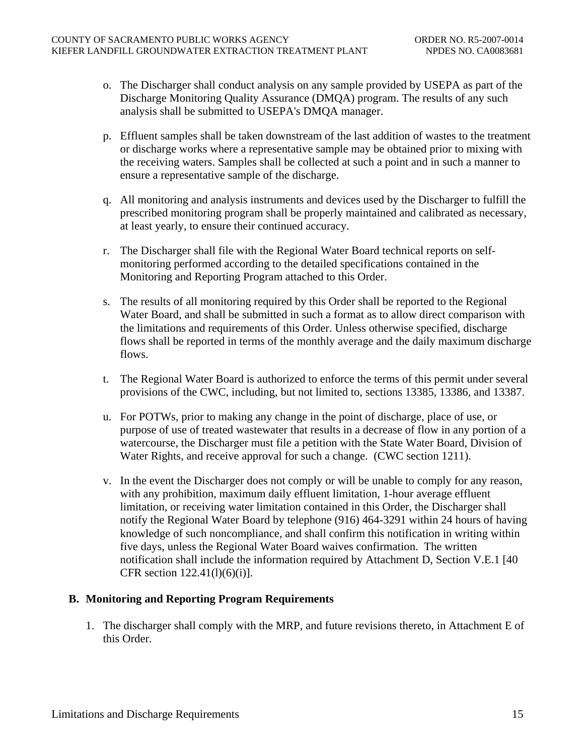o. The Discharger shall conduct analysis on any sample provided by USEPA as part of the Discharge Monitoring Quality Assurance (DMQA) program. The results of any such analysis shall be submitted to USEPA's DMQA manager.

p. Effluent samples shall be taken downstream of the last addition of wastes to the treatment or discharge works where a representative sample may be obtained prior to mixing with the receiving waters. Samples shall be collected at such a point and in such a manner to ensure a representative sample of the discharge.

q. All monitoring and analysis instruments and devices used by the Discharger to fulfill the prescribed monitoring program shall be properly maintained and calibrated as necessary, at least yearly, to ensure their continued accuracy.

r. The Discharger shall file with the Regional Water Board technical reports on self-monitoring performed according to the detailed specifications contained in the Monitoring and Reporting Program attached to this Order.

s. The results of all monitoring required by this Order shall be reported to the Regional Water Board, and shall be submitted in such a format as to allow direct comparison with the limitations and requirements of this Order. Unless otherwise specified, discharge flows shall be reported in terms of the monthly average and the daily maximum discharge flows.

t. The Regional Water Board is authorized to enforce the terms of this permit under several provisions of the CWC, including, but not limited to, sections 13385, 13386, and 13387.

u. For POTWs, prior to making any change in the point of discharge, place of use, or purpose of use of treated wastewater that results in a decrease of flow in any portion of a watercourse, the Discharger must file a petition with the State Water Board, Division of Water Rights, and receive approval for such a change. (CWC section 1211).

v. In the event the Discharger does not comply or will be unable to comply for any reason, with any prohibition, maximum daily effluent limitation, 1-hour average effluent limitation, or receiving water limitation contained in this Order, the Discharger shall notify the Regional Water Board by telephone (916) 464-3291 within 24 hours of having knowledge of such noncompliance, and shall confirm this notification in writing within five days, unless the Regional Water Board waives confirmation. The written notification shall include the information required by Attachment D, Section V.E.1 [40 CFR section 122.41(l)(6)(i)].

## B. Monitoring and Reporting Program Requirements

1. The discharger shall comply with the MRP, and future revisions thereto, in Attachment E of this Order.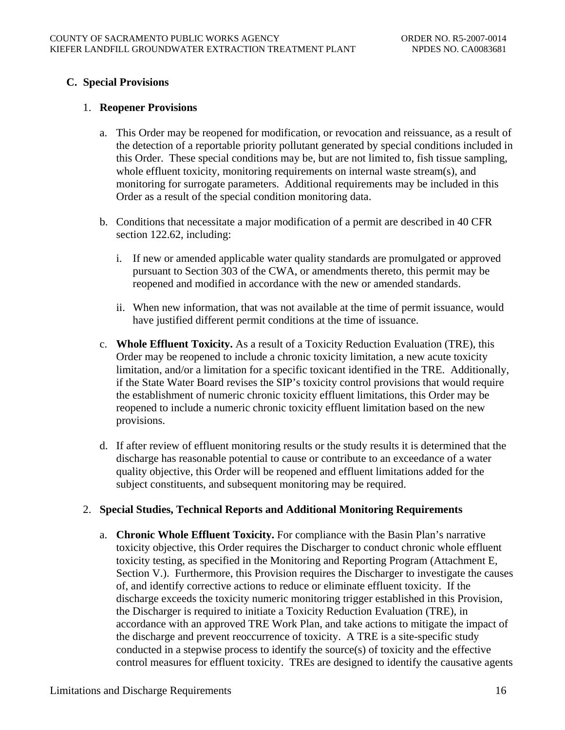## C. Special Provisions

### 1. Reopener Provisions

a. This Order may be reopened for modification, or revocation and reissuance, as a result of the detection of a reportable priority pollutant generated by special conditions included in this Order. These special conditions may be, but are not limited to, fish tissue sampling, whole effluent toxicity, monitoring requirements on internal waste stream(s), and monitoring for surrogate parameters. Additional requirements may be included in this Order as a result of the special condition monitoring data.

b. Conditions that necessitate a major modification of a permit are described in 40 CFR section 122.62, including:

   i. If new or amended applicable water quality standards are promulgated or approved pursuant to Section 303 of the CWA, or amendments thereto, this permit may be reopened and modified in accordance with the new or amended standards.

   ii. When new information, that was not available at the time of permit issuance, would have justified different permit conditions at the time of issuance.

c. **Whole Effluent Toxicity.** As a result of a Toxicity Reduction Evaluation (TRE), this Order may be reopened to include a chronic toxicity limitation, a new acute toxicity limitation, and/or a limitation for a specific toxicant identified in the TRE. Additionally, if the State Water Board revises the SIP's toxicity control provisions that would require the establishment of numeric chronic toxicity effluent limitations, this Order may be reopened to include a numeric chronic toxicity effluent limitation based on the new provisions.

d. If after review of effluent monitoring results or the study results it is determined that the discharge has reasonable potential to cause or contribute to an exceedance of a water quality objective, this Order will be reopened and effluent limitations added for the subject constituents, and subsequent monitoring may be required.

### 2. Special Studies, Technical Reports and Additional Monitoring Requirements

a. **Chronic Whole Effluent Toxicity.** For compliance with the Basin Plan's narrative toxicity objective, this Order requires the Discharger to conduct chronic whole effluent toxicity testing, as specified in the Monitoring and Reporting Program (Attachment E, Section V.). Furthermore, this Provision requires the Discharger to investigate the causes of, and identify corrective actions to reduce or eliminate effluent toxicity. If the discharge exceeds the toxicity numeric monitoring trigger established in this Provision, the Discharger is required to initiate a Toxicity Reduction Evaluation (TRE), in accordance with an approved TRE Work Plan, and take actions to mitigate the impact of the discharge and prevent reoccurrence of toxicity. A TRE is a site-specific study conducted in a stepwise process to identify the source(s) of toxicity and the effective control measures for effluent toxicity. TREs are designed to identify the causative agents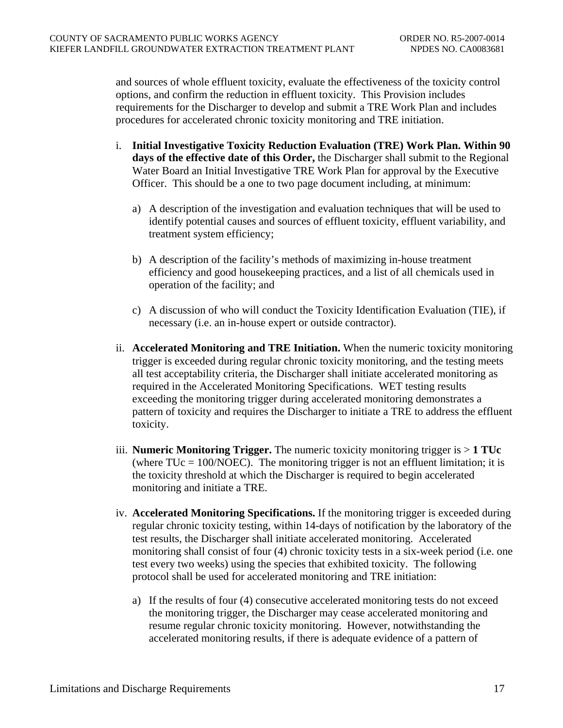and sources of whole effluent toxicity, evaluate the effectiveness of the toxicity control options, and confirm the reduction in effluent toxicity. This Provision includes requirements for the Discharger to develop and submit a TRE Work Plan and includes procedures for accelerated chronic toxicity monitoring and TRE initiation.

i. **Initial Investigative Toxicity Reduction Evaluation (TRE) Work Plan. Within 90 days of the effective date of this Order,** the Discharger shall submit to the Regional Water Board an Initial Investigative TRE Work Plan for approval by the Executive Officer. This should be a one to two page document including, at minimum:

   a) A description of the investigation and evaluation techniques that will be used to identify potential causes and sources of effluent toxicity, effluent variability, and treatment system efficiency;

   b) A description of the facility's methods of maximizing in-house treatment efficiency and good housekeeping practices, and a list of all chemicals used in operation of the facility; and

   c) A discussion of who will conduct the Toxicity Identification Evaluation (TIE), if necessary (i.e. an in-house expert or outside contractor).

ii. **Accelerated Monitoring and TRE Initiation.** When the numeric toxicity monitoring trigger is exceeded during regular chronic toxicity monitoring, and the testing meets all test acceptability criteria, the Discharger shall initiate accelerated monitoring as required in the Accelerated Monitoring Specifications. WET testing results exceeding the monitoring trigger during accelerated monitoring demonstrates a pattern of toxicity and requires the Discharger to initiate a TRE to address the effluent toxicity.

iii. **Numeric Monitoring Trigger.** The numeric toxicity monitoring trigger is > **1 TUc** (where TUc = 100/NOEC). The monitoring trigger is not an effluent limitation; it is the toxicity threshold at which the Discharger is required to begin accelerated monitoring and initiate a TRE.

iv. **Accelerated Monitoring Specifications.** If the monitoring trigger is exceeded during regular chronic toxicity testing, within 14-days of notification by the laboratory of the test results, the Discharger shall initiate accelerated monitoring. Accelerated monitoring shall consist of four (4) chronic toxicity tests in a six-week period (i.e. one test every two weeks) using the species that exhibited toxicity. The following protocol shall be used for accelerated monitoring and TRE initiation:

   a) If the results of four (4) consecutive accelerated monitoring tests do not exceed the monitoring trigger, the Discharger may cease accelerated monitoring and resume regular chronic toxicity monitoring. However, notwithstanding the accelerated monitoring results, if there is adequate evidence of a pattern of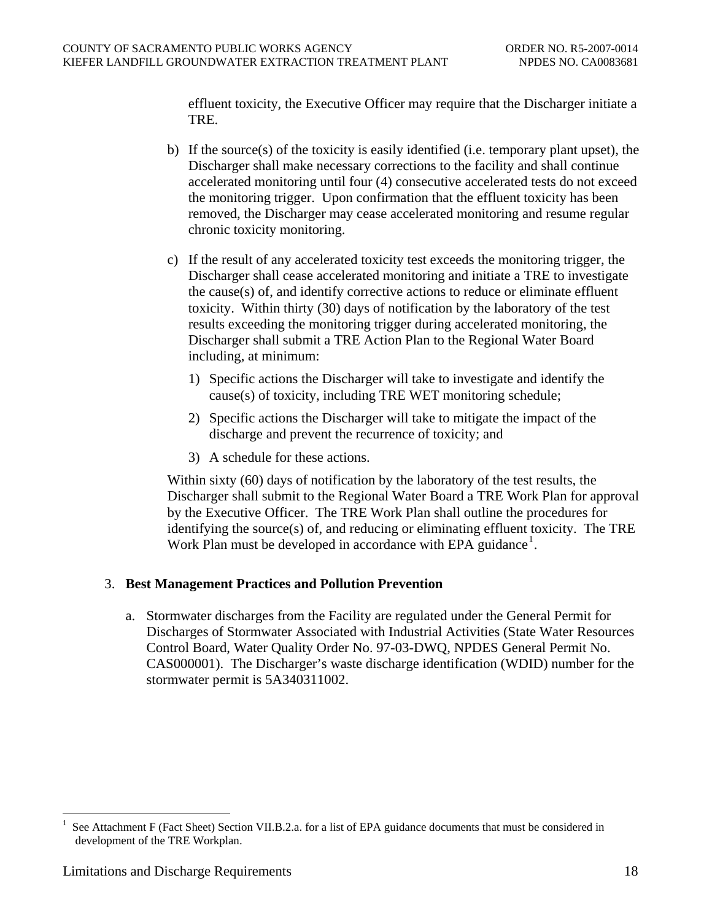effluent toxicity, the Executive Officer may require that the Discharger initiate a TRE.

b) If the source(s) of the toxicity is easily identified (i.e. temporary plant upset), the Discharger shall make necessary corrections to the facility and shall continue accelerated monitoring until four (4) consecutive accelerated tests do not exceed the monitoring trigger. Upon confirmation that the effluent toxicity has been removed, the Discharger may cease accelerated monitoring and resume regular chronic toxicity monitoring.

c) If the result of any accelerated toxicity test exceeds the monitoring trigger, the Discharger shall cease accelerated monitoring and initiate a TRE to investigate the cause(s) of, and identify corrective actions to reduce or eliminate effluent toxicity. Within thirty (30) days of notification by the laboratory of the test results exceeding the monitoring trigger during accelerated monitoring, the Discharger shall submit a TRE Action Plan to the Regional Water Board including, at minimum:

   1) Specific actions the Discharger will take to investigate and identify the cause(s) of toxicity, including TRE WET monitoring schedule;

   2) Specific actions the Discharger will take to mitigate the impact of the discharge and prevent the recurrence of toxicity; and

   3) A schedule for these actions.

   Within sixty (60) days of notification by the laboratory of the test results, the Discharger shall submit to the Regional Water Board a TRE Work Plan for approval by the Executive Officer. The TRE Work Plan shall outline the procedures for identifying the source(s) of, and reducing or eliminating effluent toxicity. The TRE Work Plan must be developed in accordance with EPA guidance[1].

3. **Best Management Practices and Pollution Prevention**

   a. Stormwater discharges from the Facility are regulated under the General Permit for Discharges of Stormwater Associated with Industrial Activities (State Water Resources Control Board, Water Quality Order No. 97-03-DWQ, NPDES General Permit No. CAS000001). The Discharger's waste discharge identification (WDID) number for the stormwater permit is 5A340311002.

---

[1] See Attachment F (Fact Sheet) Section VII.B.2.a. for a list of EPA guidance documents that must be considered in development of the TRE Workplan.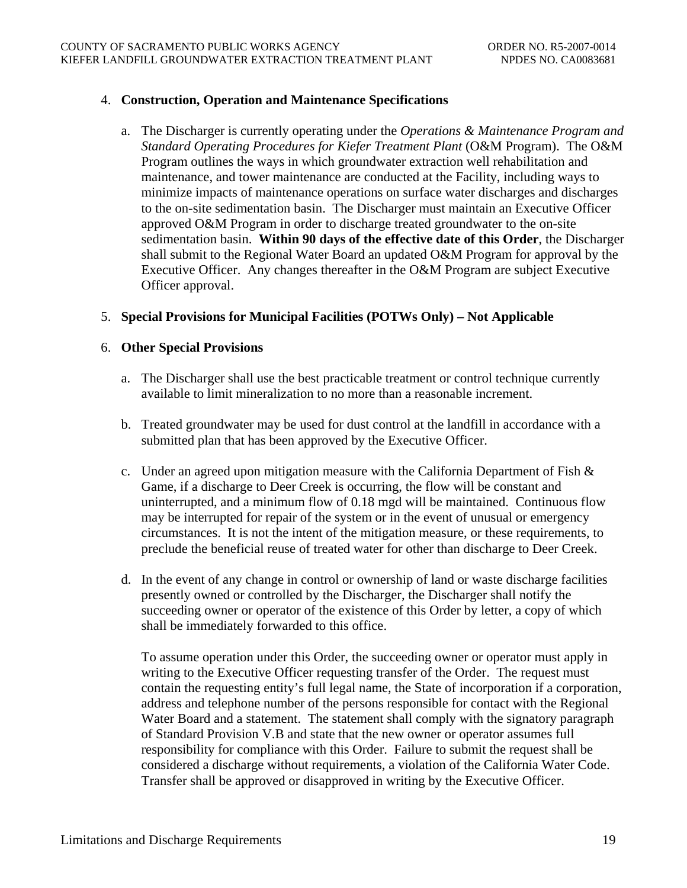4. **Construction, Operation and Maintenance Specifications**

   a. The Discharger is currently operating under the *Operations & Maintenance Program and Standard Operating Procedures for Kiefer Treatment Plant* (O&M Program). The O&M Program outlines the ways in which groundwater extraction well rehabilitation and maintenance, and tower maintenance are conducted at the Facility, including ways to minimize impacts of maintenance operations on surface water discharges and discharges to the on-site sedimentation basin. The Discharger must maintain an Executive Officer approved O&M Program in order to discharge treated groundwater to the on-site sedimentation basin. **Within 90 days of the effective date of this Order**, the Discharger shall submit to the Regional Water Board an updated O&M Program for approval by the Executive Officer. Any changes thereafter in the O&M Program are subject Executive Officer approval.

5. **Special Provisions for Municipal Facilities (POTWs Only) – Not Applicable**

6. **Other Special Provisions**

   a. The Discharger shall use the best practicable treatment or control technique currently available to limit mineralization to no more than a reasonable increment.

   b. Treated groundwater may be used for dust control at the landfill in accordance with a submitted plan that has been approved by the Executive Officer.

   c. Under an agreed upon mitigation measure with the California Department of Fish & Game, if a discharge to Deer Creek is occurring, the flow will be constant and uninterrupted, and a minimum flow of 0.18 mgd will be maintained. Continuous flow may be interrupted for repair of the system or in the event of unusual or emergency circumstances. It is not the intent of the mitigation measure, or these requirements, to preclude the beneficial reuse of treated water for other than discharge to Deer Creek.

   d. In the event of any change in control or ownership of land or waste discharge facilities presently owned or controlled by the Discharger, the Discharger shall notify the succeeding owner or operator of the existence of this Order by letter, a copy of which shall be immediately forwarded to this office.

      To assume operation under this Order, the succeeding owner or operator must apply in writing to the Executive Officer requesting transfer of the Order. The request must contain the requesting entity's full legal name, the State of incorporation if a corporation, address and telephone number of the persons responsible for contact with the Regional Water Board and a statement. The statement shall comply with the signatory paragraph of Standard Provision V.B and state that the new owner or operator assumes full responsibility for compliance with this Order. Failure to submit the request shall be considered a discharge without requirements, a violation of the California Water Code. Transfer shall be approved or disapproved in writing by the Executive Officer.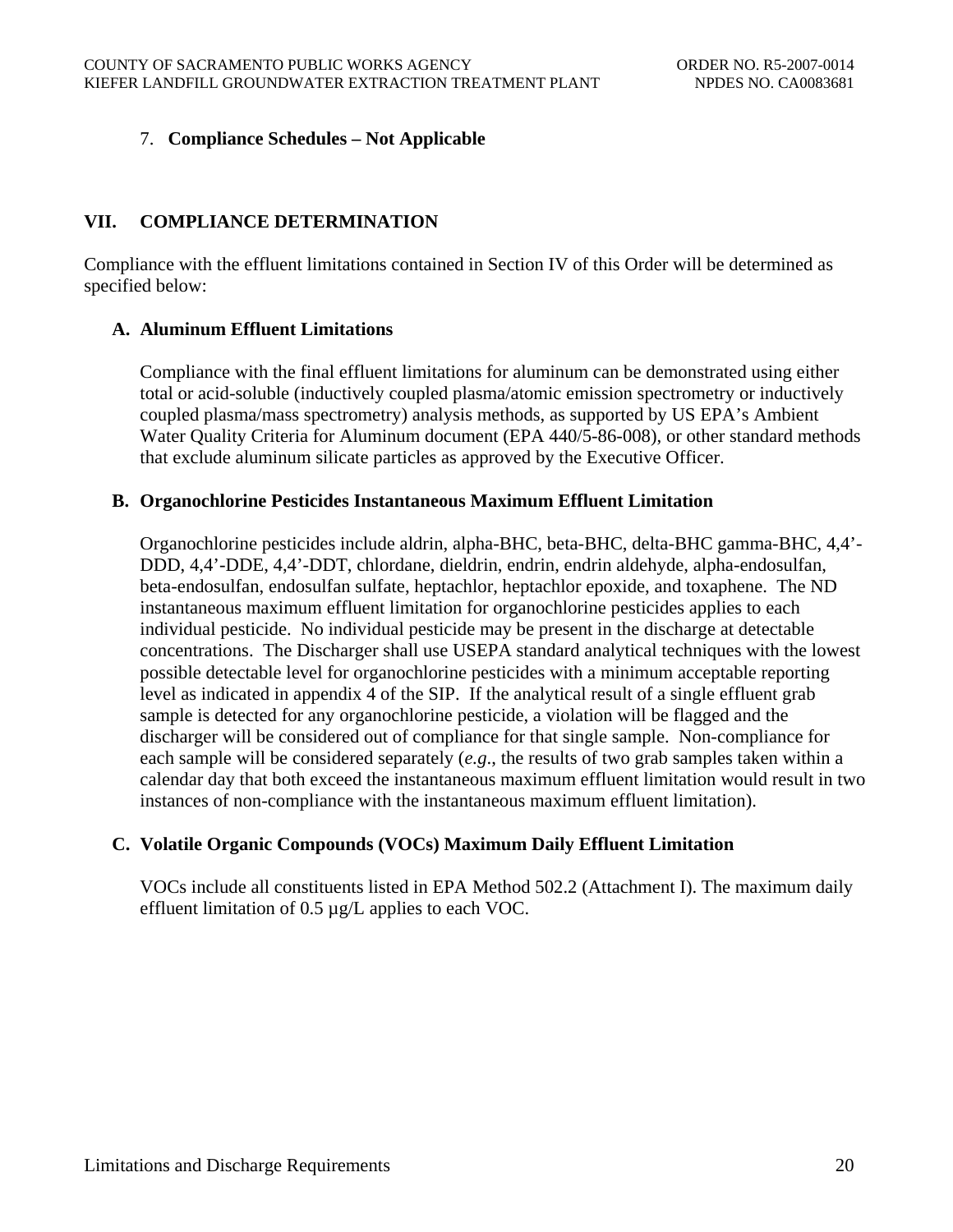7. **Compliance Schedules – Not Applicable**

## VII. COMPLIANCE DETERMINATION

Compliance with the effluent limitations contained in Section IV of this Order will be determined as specified below:

### A. Aluminum Effluent Limitations

Compliance with the final effluent limitations for aluminum can be demonstrated using either total or acid-soluble (inductively coupled plasma/atomic emission spectrometry or inductively coupled plasma/mass spectrometry) analysis methods, as supported by US EPA's Ambient Water Quality Criteria for Aluminum document (EPA 440/5-86-008), or other standard methods that exclude aluminum silicate particles as approved by the Executive Officer.

### B. Organochlorine Pesticides Instantaneous Maximum Effluent Limitation

Organochlorine pesticides include aldrin, alpha-BHC, beta-BHC, delta-BHC gamma-BHC, 4,4'-DDD, 4,4'-DDE, 4,4'-DDT, chlordane, dieldrin, endrin, endrin aldehyde, alpha-endosulfan, beta-endosulfan, endosulfan sulfate, heptachlor, heptachlor epoxide, and toxaphene. The ND instantaneous maximum effluent limitation for organochlorine pesticides applies to each individual pesticide. No individual pesticide may be present in the discharge at detectable concentrations. The Discharger shall use USEPA standard analytical techniques with the lowest possible detectable level for organochlorine pesticides with a minimum acceptable reporting level as indicated in appendix 4 of the SIP. If the analytical result of a single effluent grab sample is detected for any organochlorine pesticide, a violation will be flagged and the discharger will be considered out of compliance for that single sample. Non-compliance for each sample will be considered separately (*e.g*., the results of two grab samples taken within a calendar day that both exceed the instantaneous maximum effluent limitation would result in two instances of non-compliance with the instantaneous maximum effluent limitation).

### C. Volatile Organic Compounds (VOCs) Maximum Daily Effluent Limitation

VOCs include all constituents listed in EPA Method 502.2 (Attachment I). The maximum daily effluent limitation of 0.5 µg/L applies to each VOC.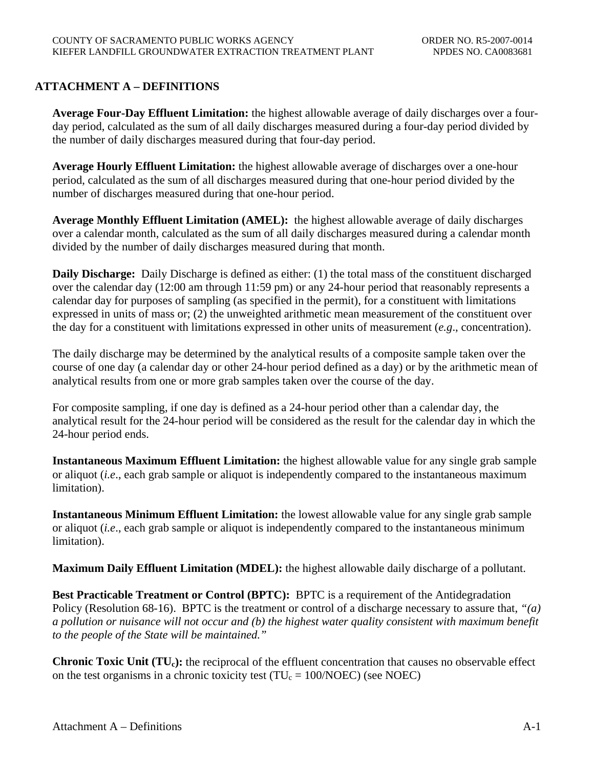## ATTACHMENT A – DEFINITIONS

**Average Four-Day Effluent Limitation:** the highest allowable average of daily discharges over a four-day period, calculated as the sum of all daily discharges measured during a four-day period divided by the number of daily discharges measured during that four-day period.

**Average Hourly Effluent Limitation:** the highest allowable average of discharges over a one-hour period, calculated as the sum of all discharges measured during that one-hour period divided by the number of discharges measured during that one-hour period.

**Average Monthly Effluent Limitation (AMEL):** the highest allowable average of daily discharges over a calendar month, calculated as the sum of all daily discharges measured during a calendar month divided by the number of daily discharges measured during that month.

**Daily Discharge:** Daily Discharge is defined as either: (1) the total mass of the constituent discharged over the calendar day (12:00 am through 11:59 pm) or any 24-hour period that reasonably represents a calendar day for purposes of sampling (as specified in the permit), for a constituent with limitations expressed in units of mass or; (2) the unweighted arithmetic mean measurement of the constituent over the day for a constituent with limitations expressed in other units of measurement (*e.g*., concentration).

The daily discharge may be determined by the analytical results of a composite sample taken over the course of one day (a calendar day or other 24-hour period defined as a day) or by the arithmetic mean of analytical results from one or more grab samples taken over the course of the day.

For composite sampling, if one day is defined as a 24-hour period other than a calendar day, the analytical result for the 24-hour period will be considered as the result for the calendar day in which the 24-hour period ends.

**Instantaneous Maximum Effluent Limitation:** the highest allowable value for any single grab sample or aliquot (*i.e*., each grab sample or aliquot is independently compared to the instantaneous maximum limitation).

**Instantaneous Minimum Effluent Limitation:** the lowest allowable value for any single grab sample or aliquot (*i.e*., each grab sample or aliquot is independently compared to the instantaneous minimum limitation).

**Maximum Daily Effluent Limitation (MDEL):** the highest allowable daily discharge of a pollutant.

**Best Practicable Treatment or Control (BPTC):** BPTC is a requirement of the Antidegradation Policy (Resolution 68-16). BPTC is the treatment or control of a discharge necessary to assure that, *"(a) a pollution or nuisance will not occur and (b) the highest water quality consistent with maximum benefit to the people of the State will be maintained."*

**Chronic Toxic Unit ($TU_c$):** the reciprocal of the effluent concentration that causes no observable effect on the test organisms in a chronic toxicity test ($TU_c = 100/NOEC$) (see NOEC)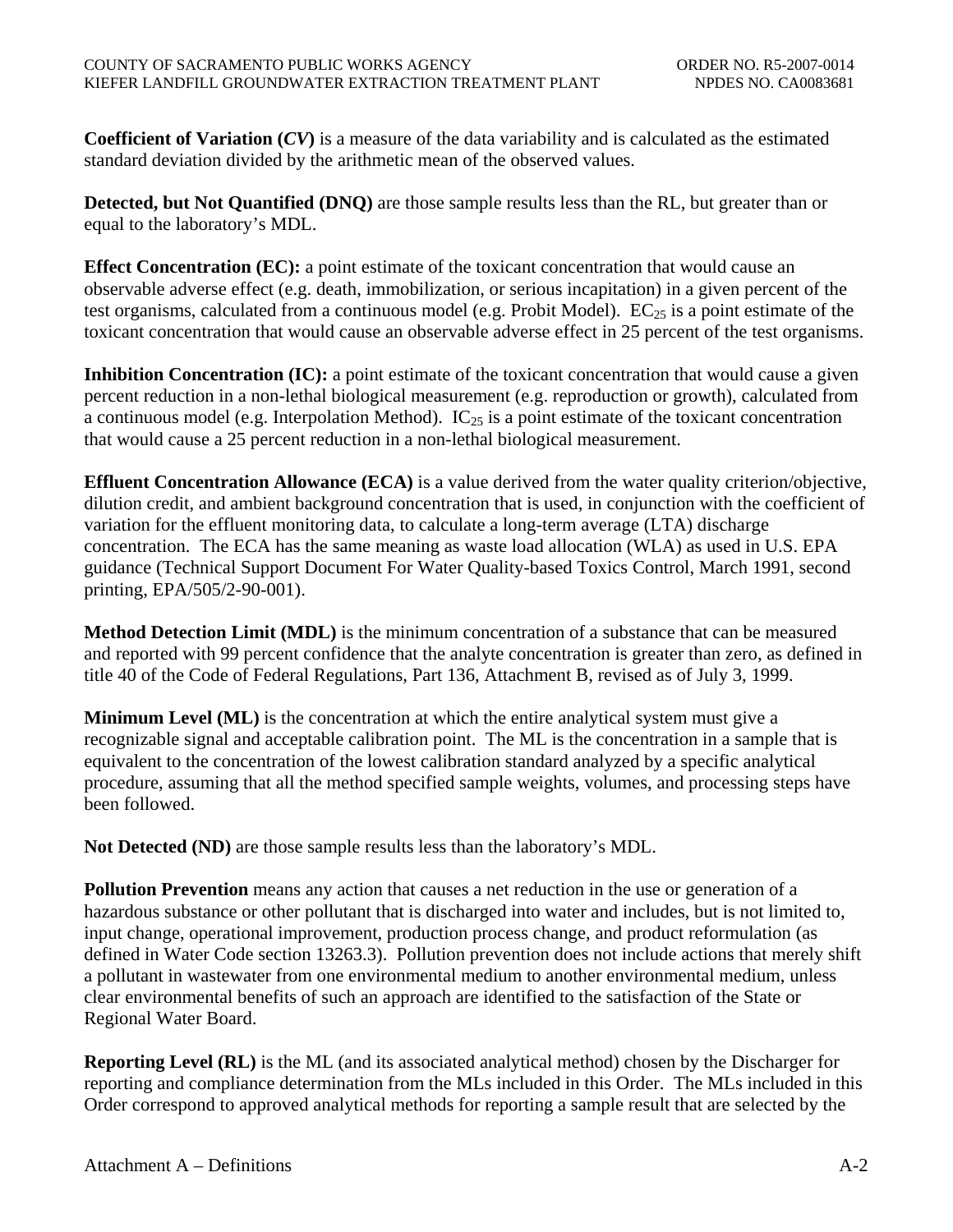**Coefficient of Variation (*CV*)** is a measure of the data variability and is calculated as the estimated standard deviation divided by the arithmetic mean of the observed values.

**Detected, but Not Quantified (DNQ)** are those sample results less than the RL, but greater than or equal to the laboratory's MDL.

**Effect Concentration (EC):** a point estimate of the toxicant concentration that would cause an observable adverse effect (e.g. death, immobilization, or serious incapitation) in a given percent of the test organisms, calculated from a continuous model (e.g. Probit Model). $EC_{25}$ is a point estimate of the toxicant concentration that would cause an observable adverse effect in 25 percent of the test organisms.

**Inhibition Concentration (IC):** a point estimate of the toxicant concentration that would cause a given percent reduction in a non-lethal biological measurement (e.g. reproduction or growth), calculated from a continuous model (e.g. Interpolation Method). $IC_{25}$ is a point estimate of the toxicant concentration that would cause a 25 percent reduction in a non-lethal biological measurement.

**Effluent Concentration Allowance (ECA)** is a value derived from the water quality criterion/objective, dilution credit, and ambient background concentration that is used, in conjunction with the coefficient of variation for the effluent monitoring data, to calculate a long-term average (LTA) discharge concentration. The ECA has the same meaning as waste load allocation (WLA) as used in U.S. EPA guidance (Technical Support Document For Water Quality-based Toxics Control, March 1991, second printing, EPA/505/2-90-001).

**Method Detection Limit (MDL)** is the minimum concentration of a substance that can be measured and reported with 99 percent confidence that the analyte concentration is greater than zero, as defined in title 40 of the Code of Federal Regulations, Part 136, Attachment B, revised as of July 3, 1999.

**Minimum Level (ML)** is the concentration at which the entire analytical system must give a recognizable signal and acceptable calibration point. The ML is the concentration in a sample that is equivalent to the concentration of the lowest calibration standard analyzed by a specific analytical procedure, assuming that all the method specified sample weights, volumes, and processing steps have been followed.

**Not Detected (ND)** are those sample results less than the laboratory's MDL.

**Pollution Prevention** means any action that causes a net reduction in the use or generation of a hazardous substance or other pollutant that is discharged into water and includes, but is not limited to, input change, operational improvement, production process change, and product reformulation (as defined in Water Code section 13263.3). Pollution prevention does not include actions that merely shift a pollutant in wastewater from one environmental medium to another environmental medium, unless clear environmental benefits of such an approach are identified to the satisfaction of the State or Regional Water Board.

**Reporting Level (RL)** is the ML (and its associated analytical method) chosen by the Discharger for reporting and compliance determination from the MLs included in this Order. The MLs included in this Order correspond to approved analytical methods for reporting a sample result that are selected by the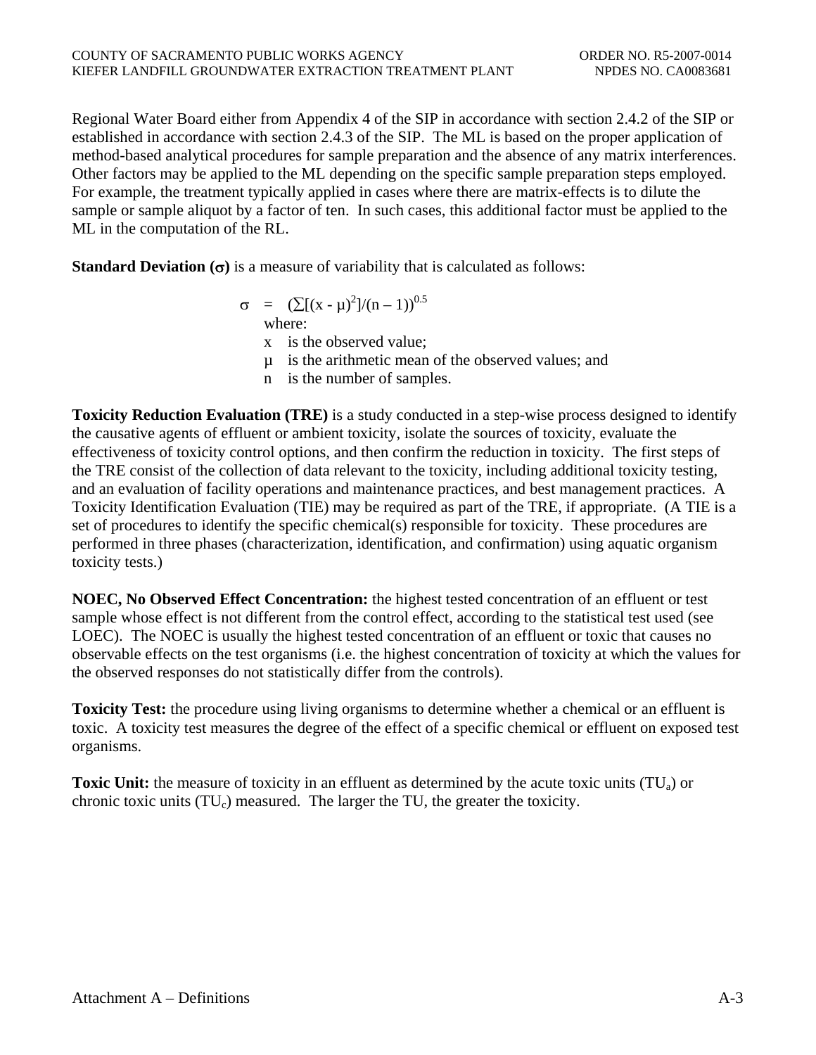Regional Water Board either from Appendix 4 of the SIP in accordance with section 2.4.2 of the SIP or established in accordance with section 2.4.3 of the SIP. The ML is based on the proper application of method-based analytical procedures for sample preparation and the absence of any matrix interferences. Other factors may be applied to the ML depending on the specific sample preparation steps employed. For example, the treatment typically applied in cases where there are matrix-effects is to dilute the sample or sample aliquot by a factor of ten. In such cases, this additional factor must be applied to the ML in the computation of the RL.

**Standard Deviation ($\sigma$)** is a measure of variability that is calculated as follows:

$$\sigma = (\sum[(x - \mu)^2]/(n - 1))^{0.5}$$

where:

- x is the observed value;
- μ is the arithmetic mean of the observed values; and
- n is the number of samples.

**Toxicity Reduction Evaluation (TRE)** is a study conducted in a step-wise process designed to identify the causative agents of effluent or ambient toxicity, isolate the sources of toxicity, evaluate the effectiveness of toxicity control options, and then confirm the reduction in toxicity. The first steps of the TRE consist of the collection of data relevant to the toxicity, including additional toxicity testing, and an evaluation of facility operations and maintenance practices, and best management practices. A Toxicity Identification Evaluation (TIE) may be required as part of the TRE, if appropriate. (A TIE is a set of procedures to identify the specific chemical(s) responsible for toxicity. These procedures are performed in three phases (characterization, identification, and confirmation) using aquatic organism toxicity tests.)

**NOEC, No Observed Effect Concentration:** the highest tested concentration of an effluent or test sample whose effect is not different from the control effect, according to the statistical test used (see LOEC). The NOEC is usually the highest tested concentration of an effluent or toxic that causes no observable effects on the test organisms (i.e. the highest concentration of toxicity at which the values for the observed responses do not statistically differ from the controls).

**Toxicity Test:** the procedure using living organisms to determine whether a chemical or an effluent is toxic. A toxicity test measures the degree of the effect of a specific chemical or effluent on exposed test organisms.

**Toxic Unit:** the measure of toxicity in an effluent as determined by the acute toxic units ($TU_a$) or chronic toxic units ($TU_c$) measured. The larger the TU, the greater the toxicity.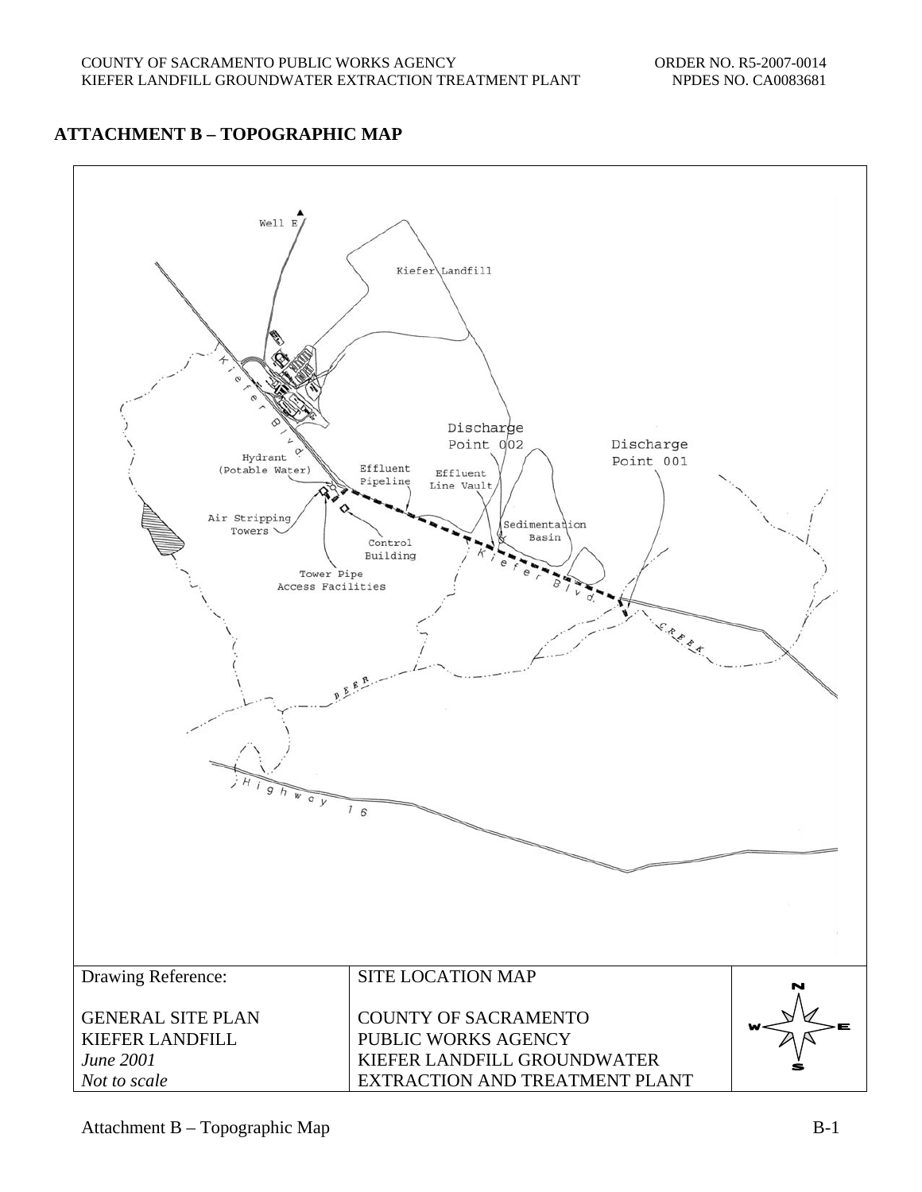## ATTACHMENT B – TOPOGRAPHIC MAP

Well E

Kiefer Landfill

Kiefer Blvd.

Discharge Point 002

Discharge Point 001

Hydrant (Potable Water)

Effluent Pipeline

Effluent Line Vault

Air Stripping Towers

Sedimentation Basin

Control Building

Tower Pipe Access Facilities

Deer Creek

Highway 16

| Drawing Reference: | SITE LOCATION MAP | N / W / E / S |
|---|---|---|
| GENERAL SITE PLAN<br>KIEFER LANDFILL<br>*June 2001*<br>*Not to scale* | COUNTY OF SACRAMENTO<br>PUBLIC WORKS AGENCY<br>KIEFER LANDFILL GROUNDWATER<br>EXTRACTION AND TREATMENT PLANT | |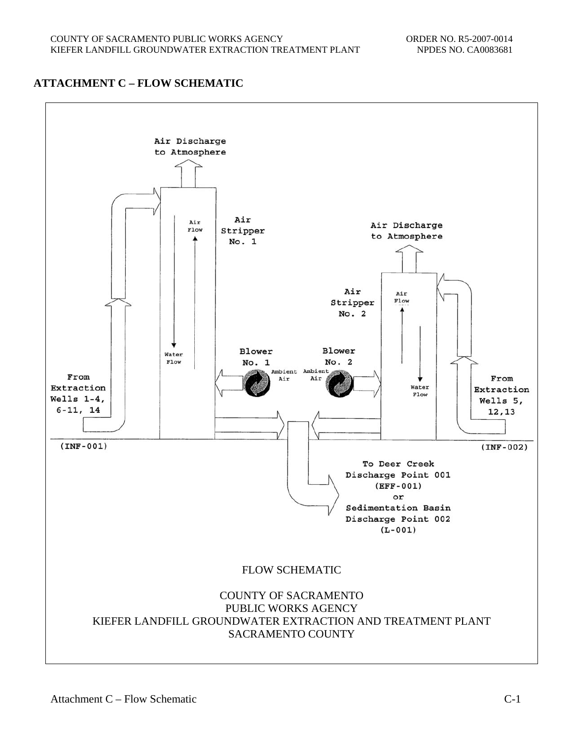## ATTACHMENT C – FLOW SCHEMATIC

Air Discharge to Atmosphere

Air Flow

Air Stripper No. 1

Water Flow

From Extraction Wells 1-4, 6-11, 14

(INF-001)

Blower No. 1

Ambient Air

Blower No. 2

Ambient Air

Air Discharge to Atmosphere

Air Stripper No. 2

Air Flow

Water Flow

From Extraction Wells 5, 12,13

(INF-002)

To Deer Creek Discharge Point 001 (EFF-001) or Sedimentation Basin Discharge Point 002 (L-001)

FLOW SCHEMATIC

COUNTY OF SACRAMENTO
PUBLIC WORKS AGENCY
KIEFER LANDFILL GROUNDWATER EXTRACTION AND TREATMENT PLANT
SACRAMENTO COUNTY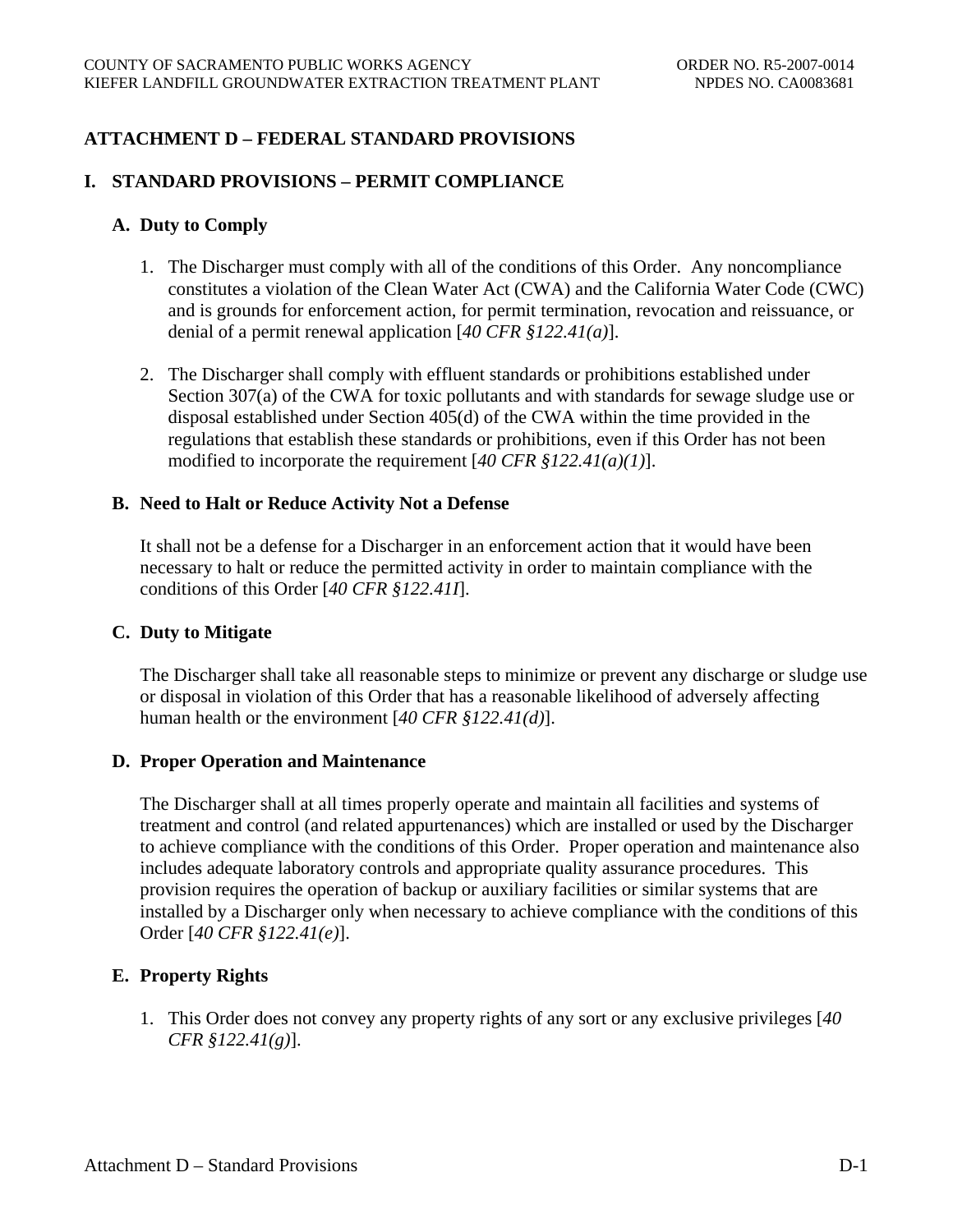# ATTACHMENT D – FEDERAL STANDARD PROVISIONS

## I. STANDARD PROVISIONS – PERMIT COMPLIANCE

### A. Duty to Comply

1. The Discharger must comply with all of the conditions of this Order. Any noncompliance constitutes a violation of the Clean Water Act (CWA) and the California Water Code (CWC) and is grounds for enforcement action, for permit termination, revocation and reissuance, or denial of a permit renewal application [*40 CFR §122.41(a)*].

2. The Discharger shall comply with effluent standards or prohibitions established under Section 307(a) of the CWA for toxic pollutants and with standards for sewage sludge use or disposal established under Section 405(d) of the CWA within the time provided in the regulations that establish these standards or prohibitions, even if this Order has not been modified to incorporate the requirement [*40 CFR §122.41(a)(1)*].

### B. Need to Halt or Reduce Activity Not a Defense

It shall not be a defense for a Discharger in an enforcement action that it would have been necessary to halt or reduce the permitted activity in order to maintain compliance with the conditions of this Order [*40 CFR §122.41I*].

### C. Duty to Mitigate

The Discharger shall take all reasonable steps to minimize or prevent any discharge or sludge use or disposal in violation of this Order that has a reasonable likelihood of adversely affecting human health or the environment [*40 CFR §122.41(d)*].

### D. Proper Operation and Maintenance

The Discharger shall at all times properly operate and maintain all facilities and systems of treatment and control (and related appurtenances) which are installed or used by the Discharger to achieve compliance with the conditions of this Order. Proper operation and maintenance also includes adequate laboratory controls and appropriate quality assurance procedures. This provision requires the operation of backup or auxiliary facilities or similar systems that are installed by a Discharger only when necessary to achieve compliance with the conditions of this Order [*40 CFR §122.41(e)*].

### E. Property Rights

1. This Order does not convey any property rights of any sort or any exclusive privileges [*40 CFR §122.41(g)*].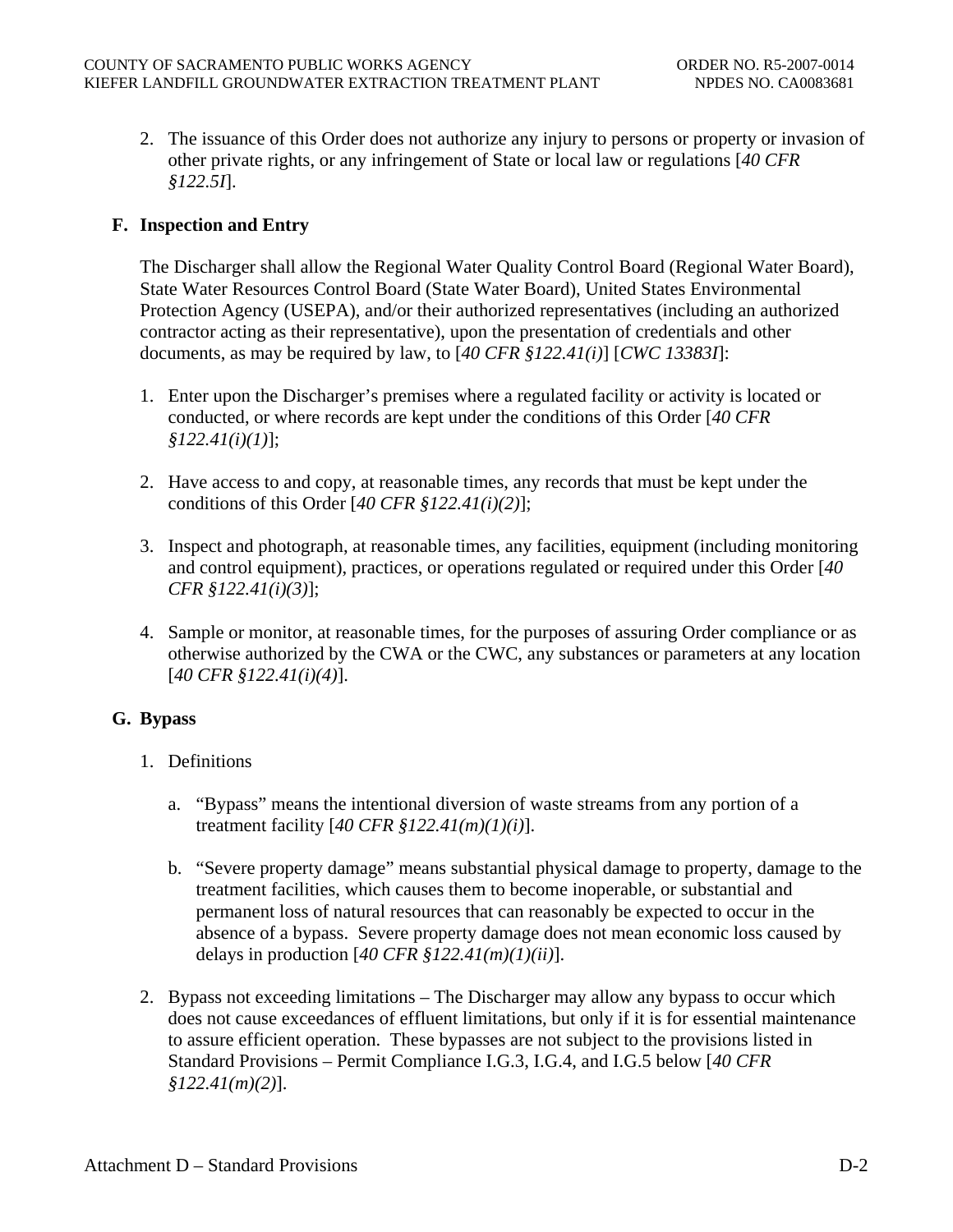2. The issuance of this Order does not authorize any injury to persons or property or invasion of other private rights, or any infringement of State or local law or regulations [*40 CFR §122.5I*].

## F. Inspection and Entry

The Discharger shall allow the Regional Water Quality Control Board (Regional Water Board), State Water Resources Control Board (State Water Board), United States Environmental Protection Agency (USEPA), and/or their authorized representatives (including an authorized contractor acting as their representative), upon the presentation of credentials and other documents, as may be required by law, to [*40 CFR §122.41(i)*] [*CWC 13383I*]:

1. Enter upon the Discharger's premises where a regulated facility or activity is located or conducted, or where records are kept under the conditions of this Order [*40 CFR §122.41(i)(1)*];

2. Have access to and copy, at reasonable times, any records that must be kept under the conditions of this Order [*40 CFR §122.41(i)(2)*];

3. Inspect and photograph, at reasonable times, any facilities, equipment (including monitoring and control equipment), practices, or operations regulated or required under this Order [*40 CFR §122.41(i)(3)*];

4. Sample or monitor, at reasonable times, for the purposes of assuring Order compliance or as otherwise authorized by the CWA or the CWC, any substances or parameters at any location [*40 CFR §122.41(i)(4)*].

## G. Bypass

1. Definitions

   a. "Bypass" means the intentional diversion of waste streams from any portion of a treatment facility [*40 CFR §122.41(m)(1)(i)*].

   b. "Severe property damage" means substantial physical damage to property, damage to the treatment facilities, which causes them to become inoperable, or substantial and permanent loss of natural resources that can reasonably be expected to occur in the absence of a bypass. Severe property damage does not mean economic loss caused by delays in production [*40 CFR §122.41(m)(1)(ii)*].

2. Bypass not exceeding limitations – The Discharger may allow any bypass to occur which does not cause exceedances of effluent limitations, but only if it is for essential maintenance to assure efficient operation. These bypasses are not subject to the provisions listed in Standard Provisions – Permit Compliance I.G.3, I.G.4, and I.G.5 below [*40 CFR §122.41(m)(2)*].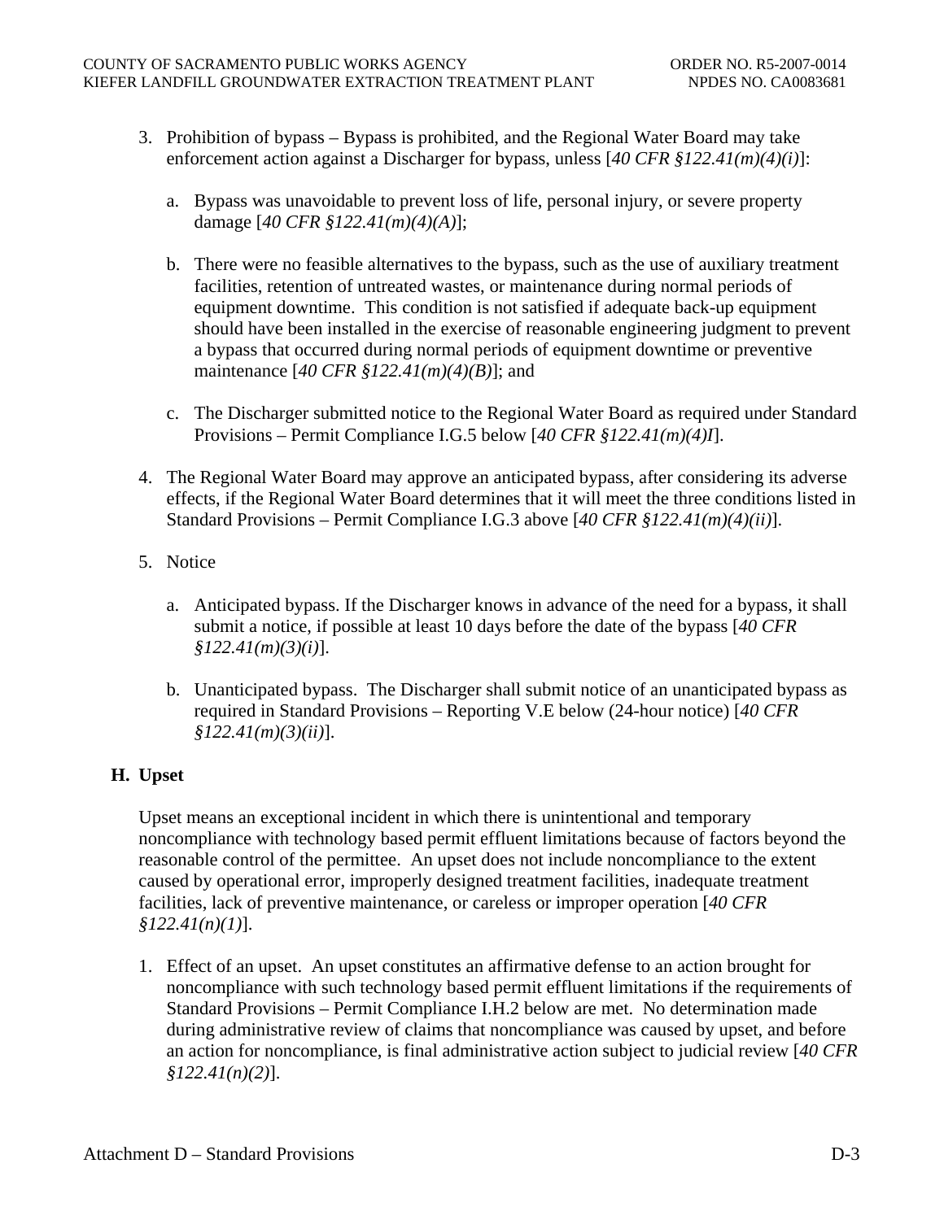3. Prohibition of bypass – Bypass is prohibited, and the Regional Water Board may take enforcement action against a Discharger for bypass, unless [*40 CFR §122.41(m)(4)(i)*]:

   a. Bypass was unavoidable to prevent loss of life, personal injury, or severe property damage [*40 CFR §122.41(m)(4)(A)*];

   b. There were no feasible alternatives to the bypass, such as the use of auxiliary treatment facilities, retention of untreated wastes, or maintenance during normal periods of equipment downtime. This condition is not satisfied if adequate back-up equipment should have been installed in the exercise of reasonable engineering judgment to prevent a bypass that occurred during normal periods of equipment downtime or preventive maintenance [*40 CFR §122.41(m)(4)(B)*]; and

   c. The Discharger submitted notice to the Regional Water Board as required under Standard Provisions – Permit Compliance I.G.5 below [*40 CFR §122.41(m)(4)I*].

4. The Regional Water Board may approve an anticipated bypass, after considering its adverse effects, if the Regional Water Board determines that it will meet the three conditions listed in Standard Provisions – Permit Compliance I.G.3 above [*40 CFR §122.41(m)(4)(ii)*].

5. Notice

   a. Anticipated bypass. If the Discharger knows in advance of the need for a bypass, it shall submit a notice, if possible at least 10 days before the date of the bypass [*40 CFR §122.41(m)(3)(i)*].

   b. Unanticipated bypass. The Discharger shall submit notice of an unanticipated bypass as required in Standard Provisions – Reporting V.E below (24-hour notice) [*40 CFR §122.41(m)(3)(ii)*].

## H. Upset

Upset means an exceptional incident in which there is unintentional and temporary noncompliance with technology based permit effluent limitations because of factors beyond the reasonable control of the permittee. An upset does not include noncompliance to the extent caused by operational error, improperly designed treatment facilities, inadequate treatment facilities, lack of preventive maintenance, or careless or improper operation [*40 CFR §122.41(n)(1)*].

1. Effect of an upset. An upset constitutes an affirmative defense to an action brought for noncompliance with such technology based permit effluent limitations if the requirements of Standard Provisions – Permit Compliance I.H.2 below are met. No determination made during administrative review of claims that noncompliance was caused by upset, and before an action for noncompliance, is final administrative action subject to judicial review [*40 CFR §122.41(n)(2)*].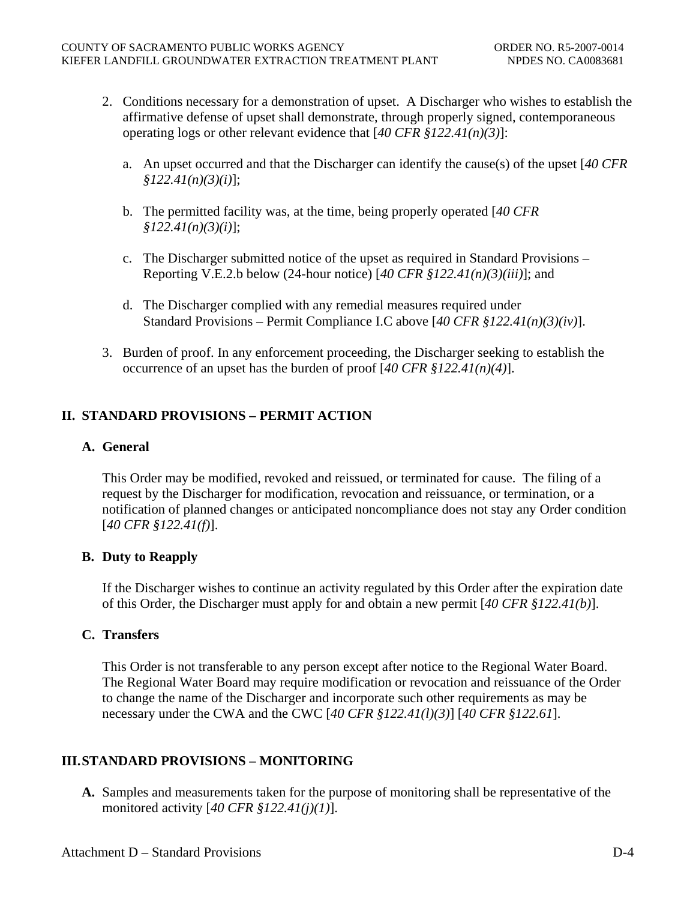2. Conditions necessary for a demonstration of upset. A Discharger who wishes to establish the affirmative defense of upset shall demonstrate, through properly signed, contemporaneous operating logs or other relevant evidence that [*40 CFR §122.41(n)(3)*]:

   a. An upset occurred and that the Discharger can identify the cause(s) of the upset [*40 CFR §122.41(n)(3)(i)*];

   b. The permitted facility was, at the time, being properly operated [*40 CFR §122.41(n)(3)(i)*];

   c. The Discharger submitted notice of the upset as required in Standard Provisions – Reporting V.E.2.b below (24-hour notice) [*40 CFR §122.41(n)(3)(iii)*]; and

   d. The Discharger complied with any remedial measures required under Standard Provisions – Permit Compliance I.C above [*40 CFR §122.41(n)(3)(iv)*].

3. Burden of proof. In any enforcement proceeding, the Discharger seeking to establish the occurrence of an upset has the burden of proof [*40 CFR §122.41(n)(4)*].

## II. STANDARD PROVISIONS – PERMIT ACTION

### A. General

This Order may be modified, revoked and reissued, or terminated for cause. The filing of a request by the Discharger for modification, revocation and reissuance, or termination, or a notification of planned changes or anticipated noncompliance does not stay any Order condition [*40 CFR §122.41(f)*].

### B. Duty to Reapply

If the Discharger wishes to continue an activity regulated by this Order after the expiration date of this Order, the Discharger must apply for and obtain a new permit [*40 CFR §122.41(b)*].

### C. Transfers

This Order is not transferable to any person except after notice to the Regional Water Board. The Regional Water Board may require modification or revocation and reissuance of the Order to change the name of the Discharger and incorporate such other requirements as may be necessary under the CWA and the CWC [*40 CFR §122.41(l)(3)*] [*40 CFR §122.61*].

## III. STANDARD PROVISIONS – MONITORING

**A.** Samples and measurements taken for the purpose of monitoring shall be representative of the monitored activity [*40 CFR §122.41(j)(1)*].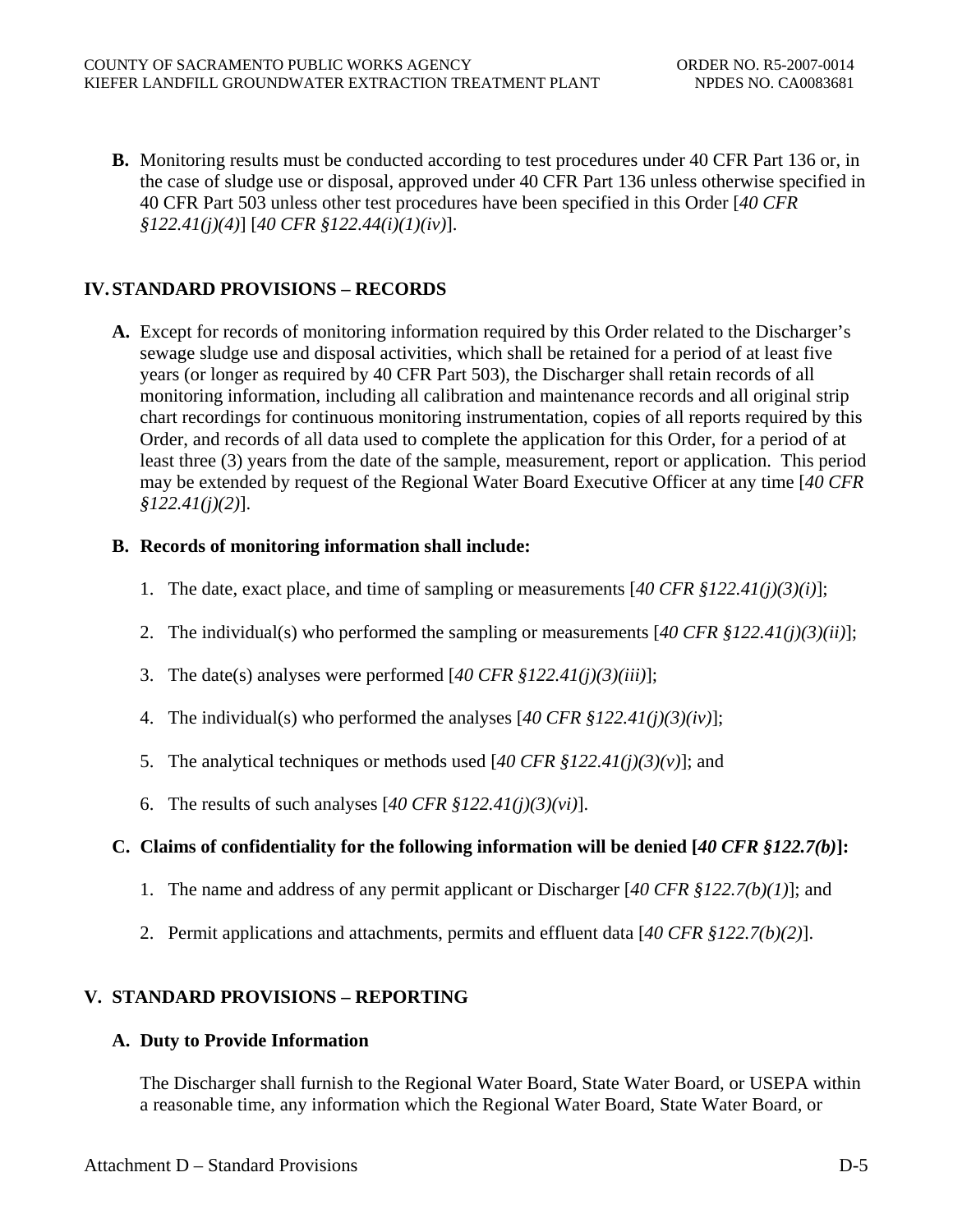**B.** Monitoring results must be conducted according to test procedures under 40 CFR Part 136 or, in the case of sludge use or disposal, approved under 40 CFR Part 136 unless otherwise specified in 40 CFR Part 503 unless other test procedures have been specified in this Order [*40 CFR §122.41(j)(4)*] [*40 CFR §122.44(i)(1)(iv)*].

## IV. STANDARD PROVISIONS – RECORDS

**A.** Except for records of monitoring information required by this Order related to the Discharger's sewage sludge use and disposal activities, which shall be retained for a period of at least five years (or longer as required by 40 CFR Part 503), the Discharger shall retain records of all monitoring information, including all calibration and maintenance records and all original strip chart recordings for continuous monitoring instrumentation, copies of all reports required by this Order, and records of all data used to complete the application for this Order, for a period of at least three (3) years from the date of the sample, measurement, report or application. This period may be extended by request of the Regional Water Board Executive Officer at any time [*40 CFR §122.41(j)(2)*].

**B. Records of monitoring information shall include:**

1. The date, exact place, and time of sampling or measurements [*40 CFR §122.41(j)(3)(i)*];
2. The individual(s) who performed the sampling or measurements [*40 CFR §122.41(j)(3)(ii)*];
3. The date(s) analyses were performed [*40 CFR §122.41(j)(3)(iii)*];
4. The individual(s) who performed the analyses [*40 CFR §122.41(j)(3)(iv)*];
5. The analytical techniques or methods used [*40 CFR §122.41(j)(3)(v)*]; and
6. The results of such analyses [*40 CFR §122.41(j)(3)(vi)*].

**C. Claims of confidentiality for the following information will be denied [*40 CFR §122.7(b)*]:**

1. The name and address of any permit applicant or Discharger [*40 CFR §122.7(b)(1)*]; and
2. Permit applications and attachments, permits and effluent data [*40 CFR §122.7(b)(2)*].

## V. STANDARD PROVISIONS – REPORTING

### A. Duty to Provide Information

The Discharger shall furnish to the Regional Water Board, State Water Board, or USEPA within a reasonable time, any information which the Regional Water Board, State Water Board, or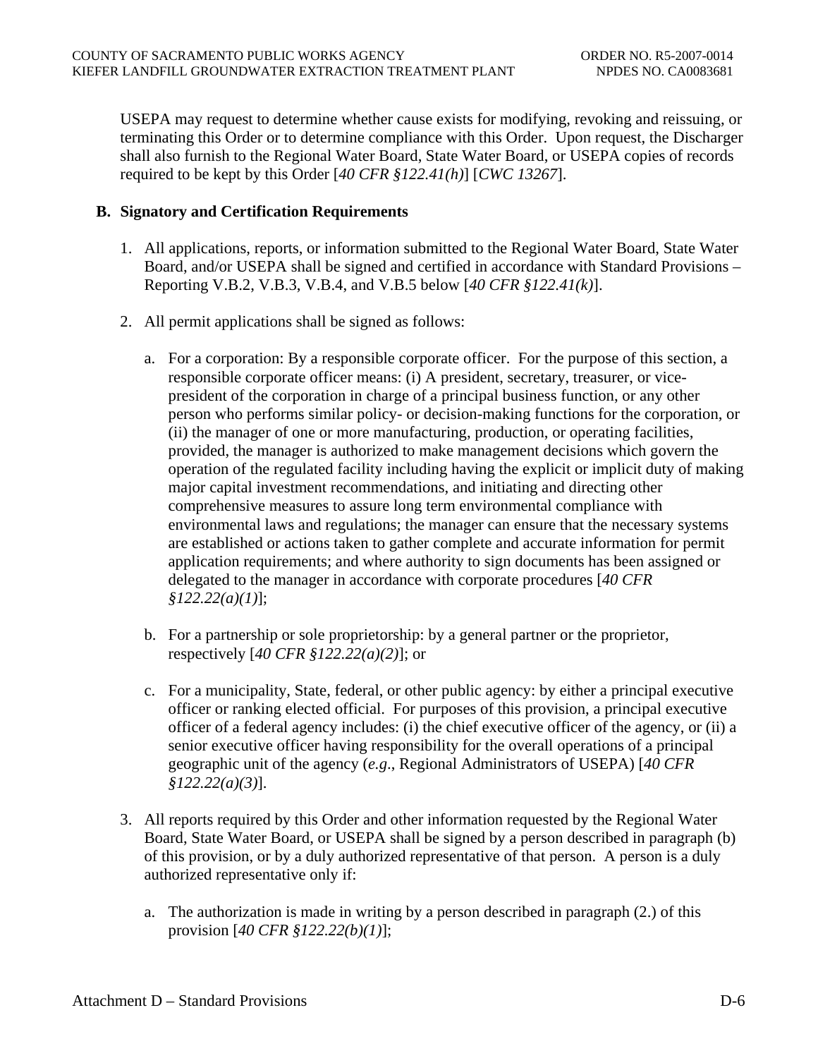USEPA may request to determine whether cause exists for modifying, revoking and reissuing, or terminating this Order or to determine compliance with this Order. Upon request, the Discharger shall also furnish to the Regional Water Board, State Water Board, or USEPA copies of records required to be kept by this Order [*40 CFR §122.41(h)*] [*CWC 13267*].

**B. Signatory and Certification Requirements**

1. All applications, reports, or information submitted to the Regional Water Board, State Water Board, and/or USEPA shall be signed and certified in accordance with Standard Provisions – Reporting V.B.2, V.B.3, V.B.4, and V.B.5 below [*40 CFR §122.41(k)*].

2. All permit applications shall be signed as follows:

   a. For a corporation: By a responsible corporate officer. For the purpose of this section, a responsible corporate officer means: (i) A president, secretary, treasurer, or vice-president of the corporation in charge of a principal business function, or any other person who performs similar policy- or decision-making functions for the corporation, or (ii) the manager of one or more manufacturing, production, or operating facilities, provided, the manager is authorized to make management decisions which govern the operation of the regulated facility including having the explicit or implicit duty of making major capital investment recommendations, and initiating and directing other comprehensive measures to assure long term environmental compliance with environmental laws and regulations; the manager can ensure that the necessary systems are established or actions taken to gather complete and accurate information for permit application requirements; and where authority to sign documents has been assigned or delegated to the manager in accordance with corporate procedures [*40 CFR §122.22(a)(1)*];

   b. For a partnership or sole proprietorship: by a general partner or the proprietor, respectively [*40 CFR §122.22(a)(2)*]; or

   c. For a municipality, State, federal, or other public agency: by either a principal executive officer or ranking elected official. For purposes of this provision, a principal executive officer of a federal agency includes: (i) the chief executive officer of the agency, or (ii) a senior executive officer having responsibility for the overall operations of a principal geographic unit of the agency (*e.g.*, Regional Administrators of USEPA) [*40 CFR §122.22(a)(3)*].

3. All reports required by this Order and other information requested by the Regional Water Board, State Water Board, or USEPA shall be signed by a person described in paragraph (b) of this provision, or by a duly authorized representative of that person. A person is a duly authorized representative only if:

   a. The authorization is made in writing by a person described in paragraph (2.) of this provision [*40 CFR §122.22(b)(1)*];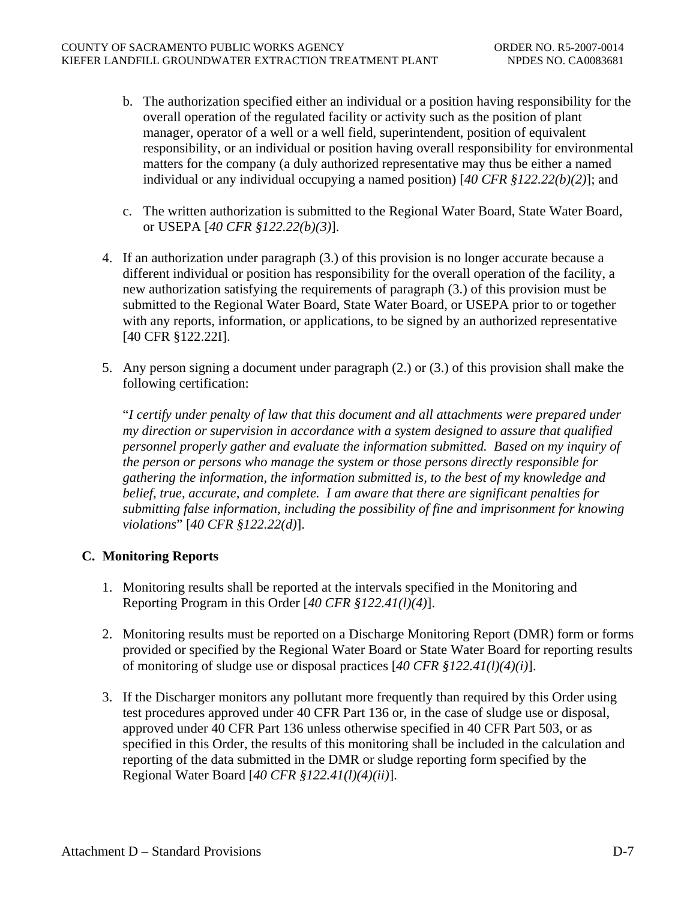b. The authorization specified either an individual or a position having responsibility for the overall operation of the regulated facility or activity such as the position of plant manager, operator of a well or a well field, superintendent, position of equivalent responsibility, or an individual or position having overall responsibility for environmental matters for the company (a duly authorized representative may thus be either a named individual or any individual occupying a named position) [*40 CFR §122.22(b)(2)*]; and

c. The written authorization is submitted to the Regional Water Board, State Water Board, or USEPA [*40 CFR §122.22(b)(3)*].

4. If an authorization under paragraph (3.) of this provision is no longer accurate because a different individual or position has responsibility for the overall operation of the facility, a new authorization satisfying the requirements of paragraph (3.) of this provision must be submitted to the Regional Water Board, State Water Board, or USEPA prior to or together with any reports, information, or applications, to be signed by an authorized representative [40 CFR §122.22I].

5. Any person signing a document under paragraph (2.) or (3.) of this provision shall make the following certification:

   "*I certify under penalty of law that this document and all attachments were prepared under my direction or supervision in accordance with a system designed to assure that qualified personnel properly gather and evaluate the information submitted. Based on my inquiry of the person or persons who manage the system or those persons directly responsible for gathering the information, the information submitted is, to the best of my knowledge and belief, true, accurate, and complete. I am aware that there are significant penalties for submitting false information, including the possibility of fine and imprisonment for knowing violations*" [*40 CFR §122.22(d)*].

## C. Monitoring Reports

1. Monitoring results shall be reported at the intervals specified in the Monitoring and Reporting Program in this Order [*40 CFR §122.41(l)(4)*].

2. Monitoring results must be reported on a Discharge Monitoring Report (DMR) form or forms provided or specified by the Regional Water Board or State Water Board for reporting results of monitoring of sludge use or disposal practices [*40 CFR §122.41(l)(4)(i)*].

3. If the Discharger monitors any pollutant more frequently than required by this Order using test procedures approved under 40 CFR Part 136 or, in the case of sludge use or disposal, approved under 40 CFR Part 136 unless otherwise specified in 40 CFR Part 503, or as specified in this Order, the results of this monitoring shall be included in the calculation and reporting of the data submitted in the DMR or sludge reporting form specified by the Regional Water Board [*40 CFR §122.41(l)(4)(ii)*].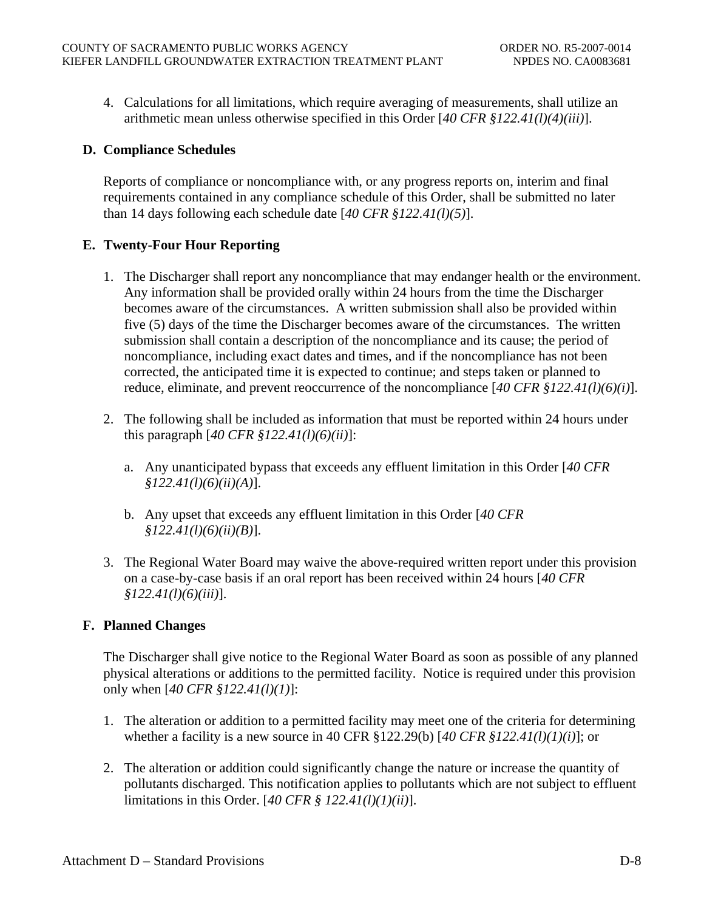4. Calculations for all limitations, which require averaging of measurements, shall utilize an arithmetic mean unless otherwise specified in this Order [*40 CFR §122.41(l)(4)(iii)*].

### D. Compliance Schedules

Reports of compliance or noncompliance with, or any progress reports on, interim and final requirements contained in any compliance schedule of this Order, shall be submitted no later than 14 days following each schedule date [*40 CFR §122.41(l)(5)*].

### E. Twenty-Four Hour Reporting

1. The Discharger shall report any noncompliance that may endanger health or the environment. Any information shall be provided orally within 24 hours from the time the Discharger becomes aware of the circumstances. A written submission shall also be provided within five (5) days of the time the Discharger becomes aware of the circumstances. The written submission shall contain a description of the noncompliance and its cause; the period of noncompliance, including exact dates and times, and if the noncompliance has not been corrected, the anticipated time it is expected to continue; and steps taken or planned to reduce, eliminate, and prevent reoccurrence of the noncompliance [*40 CFR §122.41(l)(6)(i)*].

2. The following shall be included as information that must be reported within 24 hours under this paragraph [*40 CFR §122.41(l)(6)(ii)*]:

   a. Any unanticipated bypass that exceeds any effluent limitation in this Order [*40 CFR §122.41(l)(6)(ii)(A)*].

   b. Any upset that exceeds any effluent limitation in this Order [*40 CFR §122.41(l)(6)(ii)(B)*].

3. The Regional Water Board may waive the above-required written report under this provision on a case-by-case basis if an oral report has been received within 24 hours [*40 CFR §122.41(l)(6)(iii)*].

### F. Planned Changes

The Discharger shall give notice to the Regional Water Board as soon as possible of any planned physical alterations or additions to the permitted facility. Notice is required under this provision only when [*40 CFR §122.41(l)(1)*]:

1. The alteration or addition to a permitted facility may meet one of the criteria for determining whether a facility is a new source in 40 CFR §122.29(b) [*40 CFR §122.41(l)(1)(i)*]; or

2. The alteration or addition could significantly change the nature or increase the quantity of pollutants discharged. This notification applies to pollutants which are not subject to effluent limitations in this Order. [*40 CFR § 122.41(l)(1)(ii)*].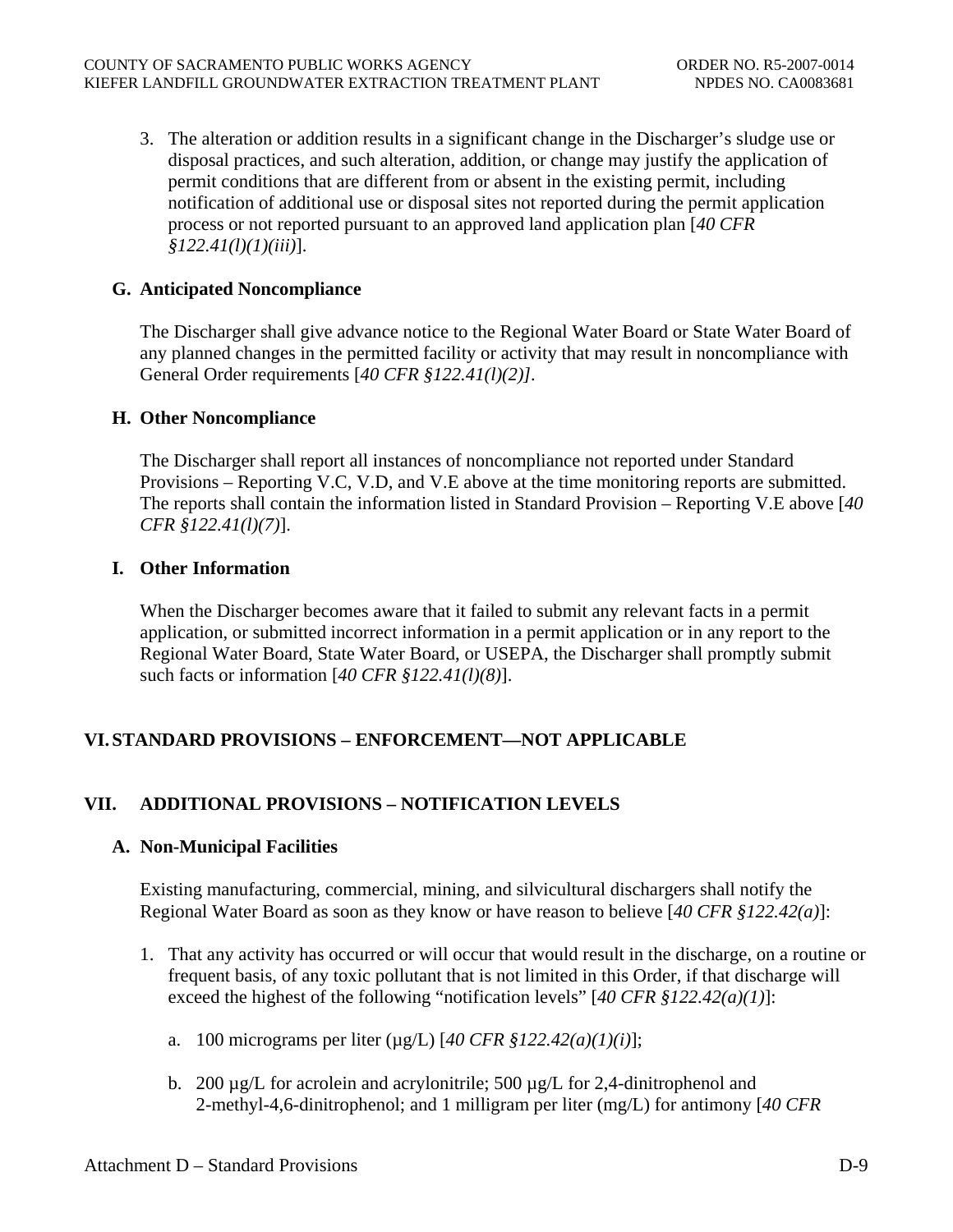3. The alteration or addition results in a significant change in the Discharger's sludge use or disposal practices, and such alteration, addition, or change may justify the application of permit conditions that are different from or absent in the existing permit, including notification of additional use or disposal sites not reported during the permit application process or not reported pursuant to an approved land application plan [*40 CFR §122.41(l)(1)(iii)*].

### G. Anticipated Noncompliance

The Discharger shall give advance notice to the Regional Water Board or State Water Board of any planned changes in the permitted facility or activity that may result in noncompliance with General Order requirements [*40 CFR §122.41(l)(2)]*.

### H. Other Noncompliance

The Discharger shall report all instances of noncompliance not reported under Standard Provisions – Reporting V.C, V.D, and V.E above at the time monitoring reports are submitted. The reports shall contain the information listed in Standard Provision – Reporting V.E above [*40 CFR §122.41(l)(7)*].

### I. Other Information

When the Discharger becomes aware that it failed to submit any relevant facts in a permit application, or submitted incorrect information in a permit application or in any report to the Regional Water Board, State Water Board, or USEPA, the Discharger shall promptly submit such facts or information [*40 CFR §122.41(l)(8)*].

## VI. STANDARD PROVISIONS – ENFORCEMENT—NOT APPLICABLE

## VII. ADDITIONAL PROVISIONS – NOTIFICATION LEVELS

### A. Non-Municipal Facilities

Existing manufacturing, commercial, mining, and silvicultural dischargers shall notify the Regional Water Board as soon as they know or have reason to believe [*40 CFR §122.42(a)*]:

1. That any activity has occurred or will occur that would result in the discharge, on a routine or frequent basis, of any toxic pollutant that is not limited in this Order, if that discharge will exceed the highest of the following "notification levels" [*40 CFR §122.42(a)(1)*]:

   a. 100 micrograms per liter (µg/L) [*40 CFR §122.42(a)(1)(i)*];

   b. 200 µg/L for acrolein and acrylonitrile; 500 µg/L for 2,4-dinitrophenol and 2-methyl-4,6-dinitrophenol; and 1 milligram per liter (mg/L) for antimony [*40 CFR*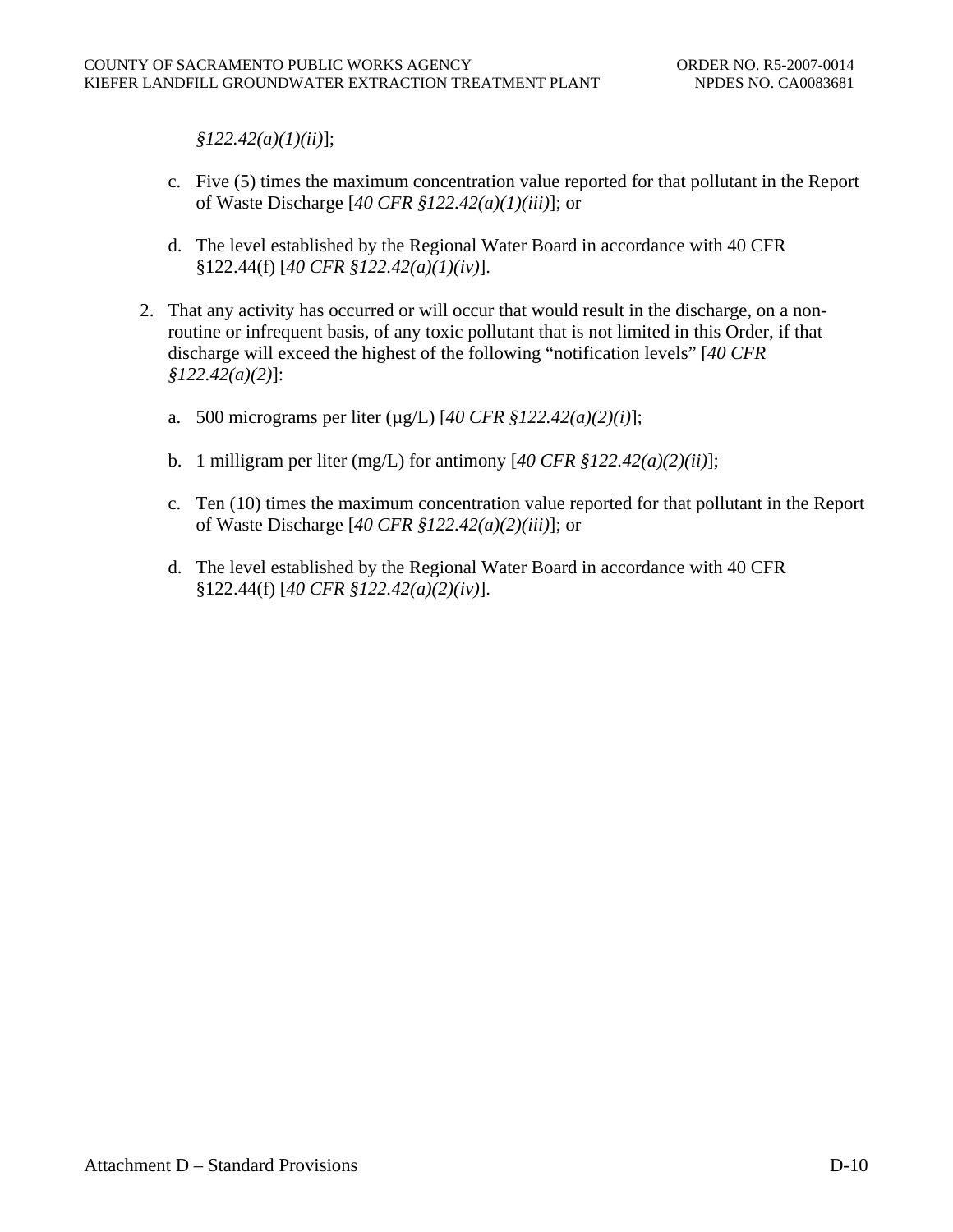*§122.42(a)(1)(ii)*];

c. Five (5) times the maximum concentration value reported for that pollutant in the Report of Waste Discharge [*40 CFR §122.42(a)(1)(iii)*]; or

d. The level established by the Regional Water Board in accordance with 40 CFR §122.44(f) [*40 CFR §122.42(a)(1)(iv)*].

2. That any activity has occurred or will occur that would result in the discharge, on a non-routine or infrequent basis, of any toxic pollutant that is not limited in this Order, if that discharge will exceed the highest of the following "notification levels" [*40 CFR §122.42(a)(2)*]:

   a. 500 micrograms per liter (μg/L) [*40 CFR §122.42(a)(2)(i)*];

   b. 1 milligram per liter (mg/L) for antimony [*40 CFR §122.42(a)(2)(ii)*];

   c. Ten (10) times the maximum concentration value reported for that pollutant in the Report of Waste Discharge [*40 CFR §122.42(a)(2)(iii)*]; or

   d. The level established by the Regional Water Board in accordance with 40 CFR §122.44(f) [*40 CFR §122.42(a)(2)(iv)*].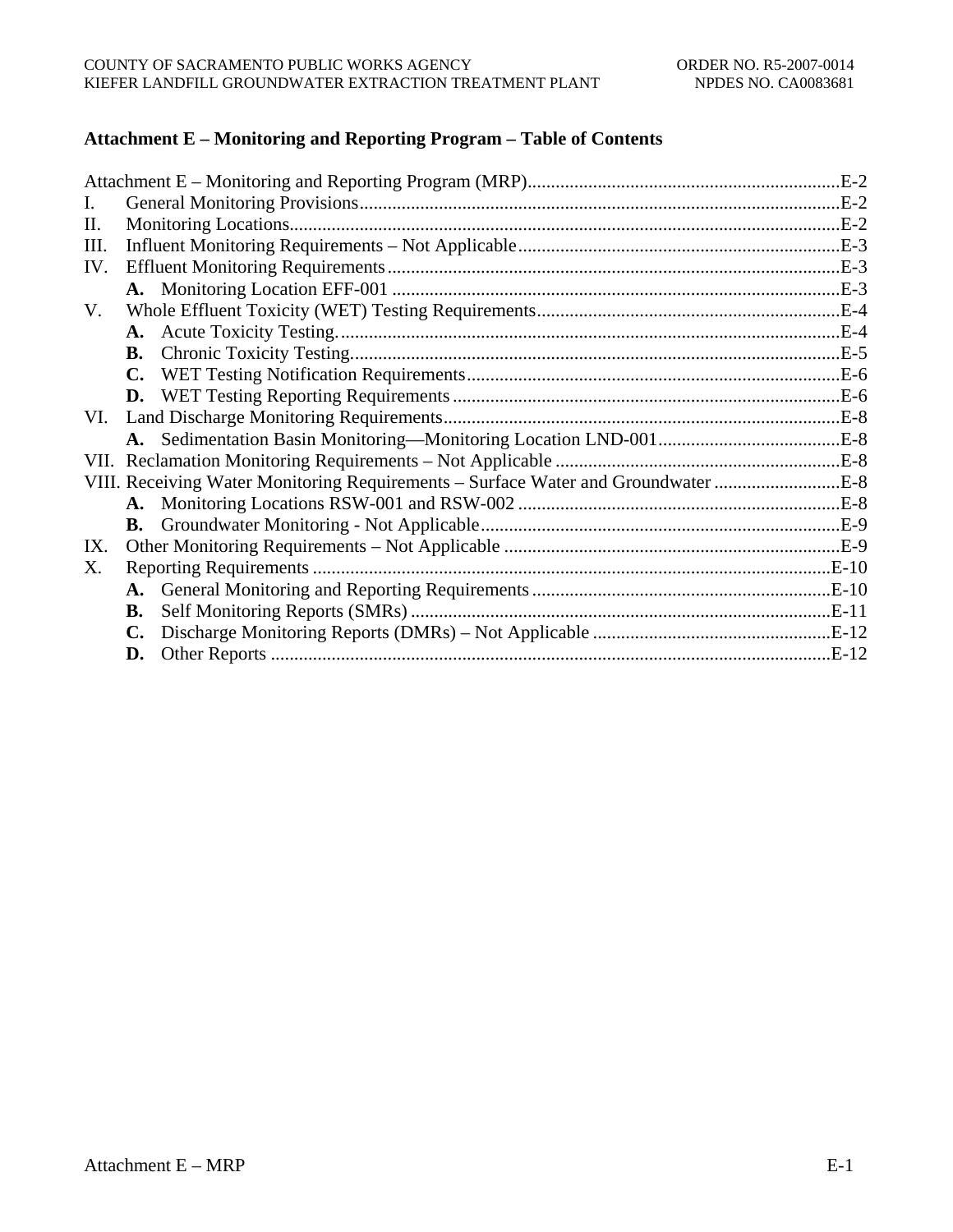## Attachment E – Monitoring and Reporting Program – Table of Contents

Attachment E – Monitoring and Reporting Program (MRP) .......... E-2
I. General Monitoring Provisions .......... E-2
II. Monitoring Locations .......... E-2
III. Influent Monitoring Requirements – Not Applicable .......... E-3
IV. Effluent Monitoring Requirements .......... E-3
  **A.** Monitoring Location EFF-001 .......... E-3
V. Whole Effluent Toxicity (WET) Testing Requirements .......... E-4
  **A.** Acute Toxicity Testing. .......... E-4
  **B.** Chronic Toxicity Testing. .......... E-5
  **C.** WET Testing Notification Requirements .......... E-6
  **D.** WET Testing Reporting Requirements .......... E-6
VI. Land Discharge Monitoring Requirements .......... E-8
  **A.** Sedimentation Basin Monitoring—Monitoring Location LND-001 .......... E-8
VII. Reclamation Monitoring Requirements – Not Applicable .......... E-8
VIII. Receiving Water Monitoring Requirements – Surface Water and Groundwater .......... E-8
  **A.** Monitoring Locations RSW-001 and RSW-002 .......... E-8
  **B.** Groundwater Monitoring - Not Applicable .......... E-9
IX. Other Monitoring Requirements – Not Applicable .......... E-9
X. Reporting Requirements .......... E-10
  **A.** General Monitoring and Reporting Requirements .......... E-10
  **B.** Self Monitoring Reports (SMRs) .......... E-11
  **C.** Discharge Monitoring Reports (DMRs) – Not Applicable .......... E-12
  **D.** Other Reports .......... E-12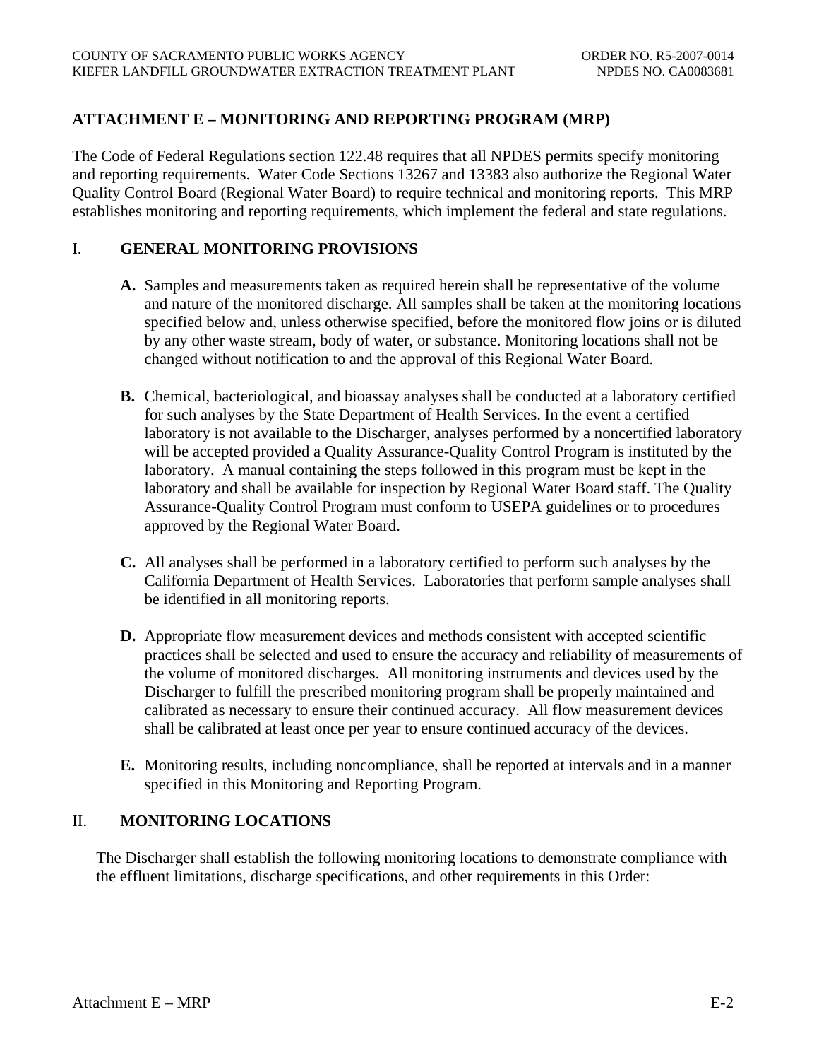## ATTACHMENT E – MONITORING AND REPORTING PROGRAM (MRP)

The Code of Federal Regulations section 122.48 requires that all NPDES permits specify monitoring and reporting requirements. Water Code Sections 13267 and 13383 also authorize the Regional Water Quality Control Board (Regional Water Board) to require technical and monitoring reports. This MRP establishes monitoring and reporting requirements, which implement the federal and state regulations.

### I. GENERAL MONITORING PROVISIONS

**A.** Samples and measurements taken as required herein shall be representative of the volume and nature of the monitored discharge. All samples shall be taken at the monitoring locations specified below and, unless otherwise specified, before the monitored flow joins or is diluted by any other waste stream, body of water, or substance. Monitoring locations shall not be changed without notification to and the approval of this Regional Water Board.

**B.** Chemical, bacteriological, and bioassay analyses shall be conducted at a laboratory certified for such analyses by the State Department of Health Services. In the event a certified laboratory is not available to the Discharger, analyses performed by a noncertified laboratory will be accepted provided a Quality Assurance-Quality Control Program is instituted by the laboratory. A manual containing the steps followed in this program must be kept in the laboratory and shall be available for inspection by Regional Water Board staff. The Quality Assurance-Quality Control Program must conform to USEPA guidelines or to procedures approved by the Regional Water Board.

**C.** All analyses shall be performed in a laboratory certified to perform such analyses by the California Department of Health Services. Laboratories that perform sample analyses shall be identified in all monitoring reports.

**D.** Appropriate flow measurement devices and methods consistent with accepted scientific practices shall be selected and used to ensure the accuracy and reliability of measurements of the volume of monitored discharges. All monitoring instruments and devices used by the Discharger to fulfill the prescribed monitoring program shall be properly maintained and calibrated as necessary to ensure their continued accuracy. All flow measurement devices shall be calibrated at least once per year to ensure continued accuracy of the devices.

**E.** Monitoring results, including noncompliance, shall be reported at intervals and in a manner specified in this Monitoring and Reporting Program.

### II. MONITORING LOCATIONS

The Discharger shall establish the following monitoring locations to demonstrate compliance with the effluent limitations, discharge specifications, and other requirements in this Order: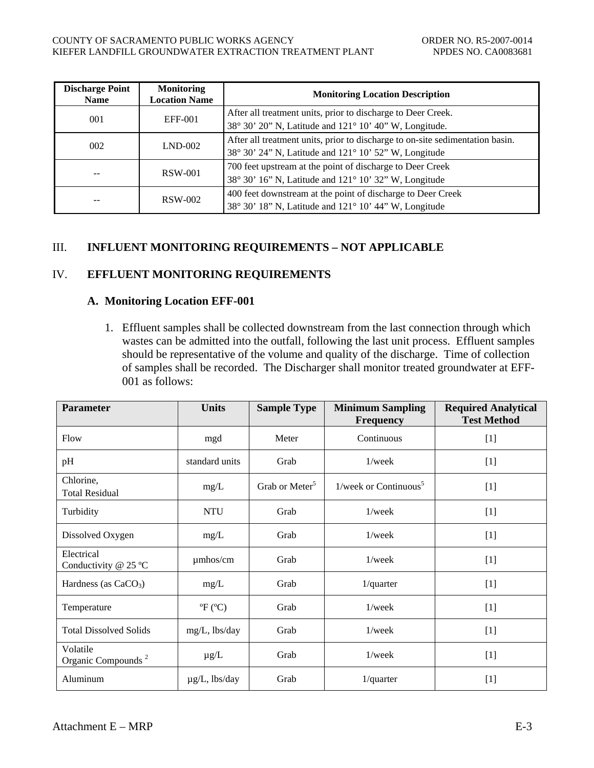| Discharge Point Name | Monitoring Location Name | Monitoring Location Description |
|---|---|---|
| 001 | EFF-001 | After all treatment units, prior to discharge to Deer Creek. 38° 30' 20" N, Latitude and 121° 10' 40" W, Longitude. |
| 002 | LND-002 | After all treatment units, prior to discharge to on-site sedimentation basin. 38° 30' 24" N, Latitude and 121° 10' 52" W, Longitude |
| -- | RSW-001 | 700 feet upstream at the point of discharge to Deer Creek 38° 30' 16" N, Latitude and 121° 10' 32" W, Longitude |
| -- | RSW-002 | 400 feet downstream at the point of discharge to Deer Creek 38° 30' 18" N, Latitude and 121° 10' 44" W, Longitude |

## III. INFLUENT MONITORING REQUIREMENTS – NOT APPLICABLE

## IV. EFFLUENT MONITORING REQUIREMENTS

### A. Monitoring Location EFF-001

1. Effluent samples shall be collected downstream from the last connection through which wastes can be admitted into the outfall, following the last unit process. Effluent samples should be representative of the volume and quality of the discharge. Time of collection of samples shall be recorded. The Discharger shall monitor treated groundwater at EFF-001 as follows:

| Parameter | Units | Sample Type | Minimum Sampling Frequency | Required Analytical Test Method |
|---|---|---|---|---|
| Flow | mgd | Meter | Continuous | [1] |
| pH | standard units | Grab | 1/week | [1] |
| Chlorine, Total Residual | mg/L | Grab or Meter[5] | 1/week or Continuous[5] | [1] |
| Turbidity | NTU | Grab | 1/week | [1] |
| Dissolved Oxygen | mg/L | Grab | 1/week | [1] |
| Electrical Conductivity @ 25 ºC | µmhos/cm | Grab | 1/week | [1] |
| Hardness (as $CaCO_3$) | mg/L | Grab | 1/quarter | [1] |
| Temperature | ºF (ºC) | Grab | 1/week | [1] |
| Total Dissolved Solids | mg/L, lbs/day | Grab | 1/week | [1] |
| Volatile Organic Compounds [2] | µg/L | Grab | 1/week | [1] |
| Aluminum | µg/L, lbs/day | Grab | 1/quarter | [1] |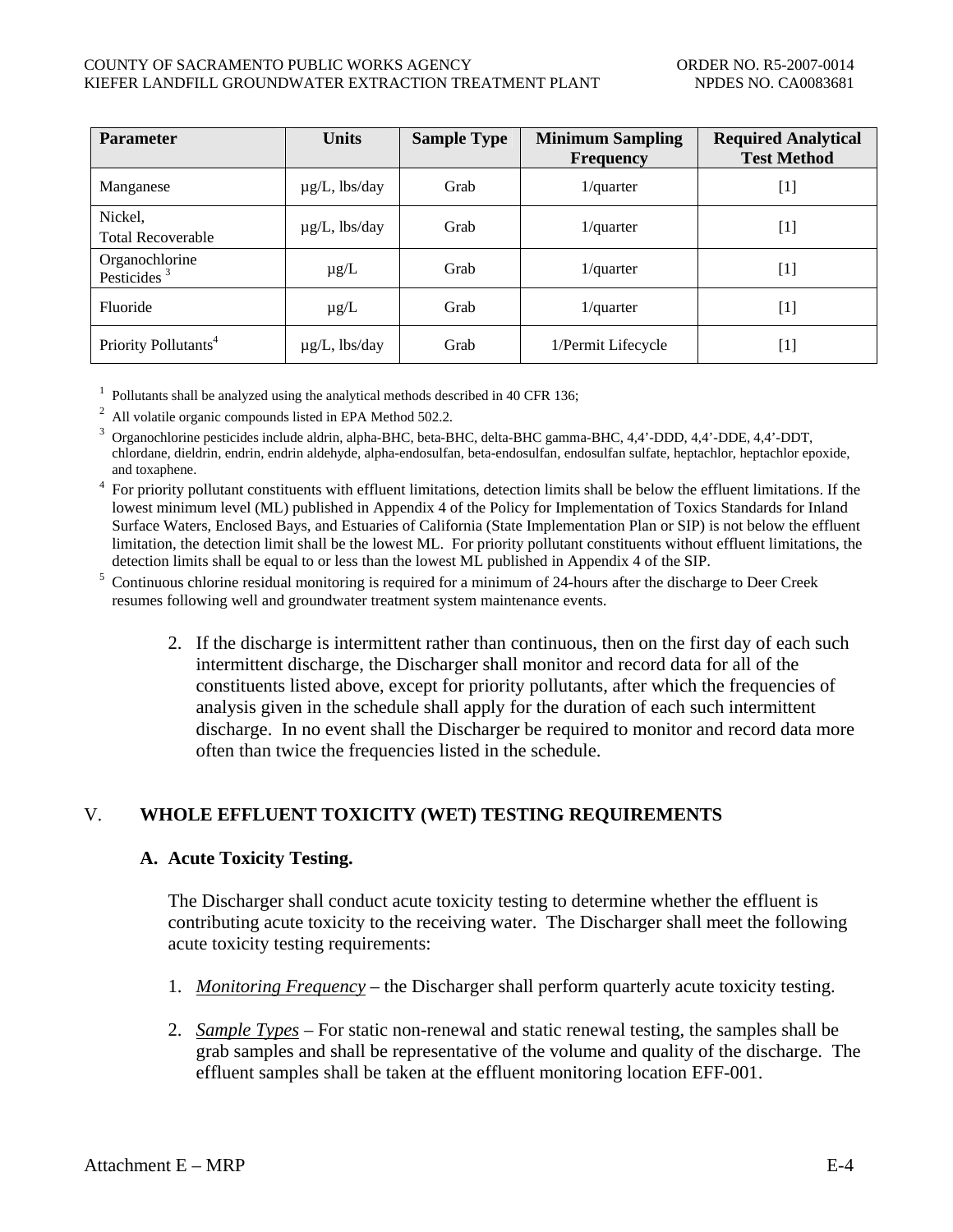| Parameter | Units | Sample Type | Minimum Sampling Frequency | Required Analytical Test Method |
|---|---|---|---|---|
| Manganese | µg/L, lbs/day | Grab | 1/quarter | [1] |
| Nickel, Total Recoverable | µg/L, lbs/day | Grab | 1/quarter | [1] |
| Organochlorine Pesticides [3] | µg/L | Grab | 1/quarter | [1] |
| Fluoride | µg/L | Grab | 1/quarter | [1] |
| Priority Pollutants[4] | µg/L, lbs/day | Grab | 1/Permit Lifecycle | [1] |

[1] Pollutants shall be analyzed using the analytical methods described in 40 CFR 136;

[2] All volatile organic compounds listed in EPA Method 502.2.

[3] Organochlorine pesticides include aldrin, alpha-BHC, beta-BHC, delta-BHC gamma-BHC, 4,4'-DDD, 4,4'-DDE, 4,4'-DDT, chlordane, dieldrin, endrin, endrin aldehyde, alpha-endosulfan, beta-endosulfan, endosulfan sulfate, heptachlor, heptachlor epoxide, and toxaphene.

[4] For priority pollutant constituents with effluent limitations, detection limits shall be below the effluent limitations. If the lowest minimum level (ML) published in Appendix 4 of the Policy for Implementation of Toxics Standards for Inland Surface Waters, Enclosed Bays, and Estuaries of California (State Implementation Plan or SIP) is not below the effluent limitation, the detection limit shall be the lowest ML. For priority pollutant constituents without effluent limitations, the detection limits shall be equal to or less than the lowest ML published in Appendix 4 of the SIP.

[5] Continuous chlorine residual monitoring is required for a minimum of 24-hours after the discharge to Deer Creek resumes following well and groundwater treatment system maintenance events.

2. If the discharge is intermittent rather than continuous, then on the first day of each such intermittent discharge, the Discharger shall monitor and record data for all of the constituents listed above, except for priority pollutants, after which the frequencies of analysis given in the schedule shall apply for the duration of each such intermittent discharge. In no event shall the Discharger be required to monitor and record data more often than twice the frequencies listed in the schedule.

## V. WHOLE EFFLUENT TOXICITY (WET) TESTING REQUIREMENTS

### A. Acute Toxicity Testing.

The Discharger shall conduct acute toxicity testing to determine whether the effluent is contributing acute toxicity to the receiving water. The Discharger shall meet the following acute toxicity testing requirements:

1. *Monitoring Frequency* – the Discharger shall perform quarterly acute toxicity testing.

2. *Sample Types* – For static non-renewal and static renewal testing, the samples shall be grab samples and shall be representative of the volume and quality of the discharge. The effluent samples shall be taken at the effluent monitoring location EFF-001.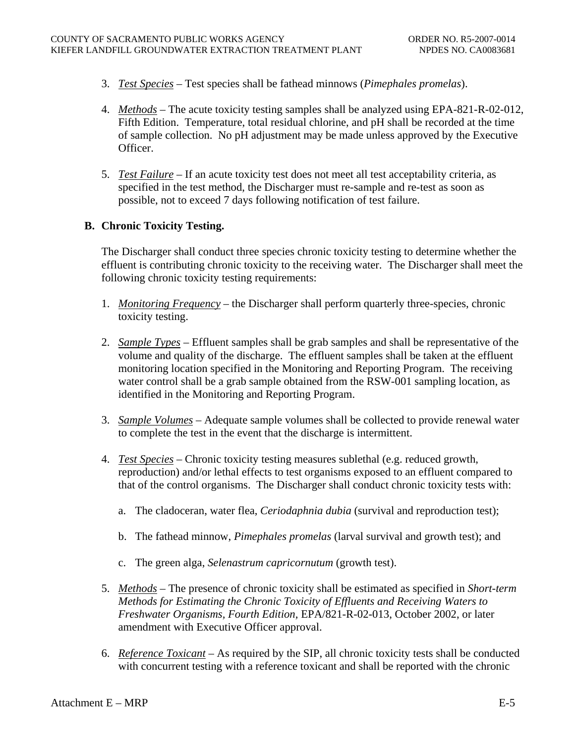3. *Test Species* – Test species shall be fathead minnows (*Pimephales promelas*).

4. *Methods* – The acute toxicity testing samples shall be analyzed using EPA-821-R-02-012, Fifth Edition. Temperature, total residual chlorine, and pH shall be recorded at the time of sample collection. No pH adjustment may be made unless approved by the Executive Officer.

5. *Test Failure* – If an acute toxicity test does not meet all test acceptability criteria, as specified in the test method, the Discharger must re-sample and re-test as soon as possible, not to exceed 7 days following notification of test failure.

**B. Chronic Toxicity Testing.**

The Discharger shall conduct three species chronic toxicity testing to determine whether the effluent is contributing chronic toxicity to the receiving water. The Discharger shall meet the following chronic toxicity testing requirements:

1. *Monitoring Frequency* – the Discharger shall perform quarterly three-species, chronic toxicity testing.

2. *Sample Types* – Effluent samples shall be grab samples and shall be representative of the volume and quality of the discharge. The effluent samples shall be taken at the effluent monitoring location specified in the Monitoring and Reporting Program. The receiving water control shall be a grab sample obtained from the RSW-001 sampling location, as identified in the Monitoring and Reporting Program.

3. *Sample Volumes* – Adequate sample volumes shall be collected to provide renewal water to complete the test in the event that the discharge is intermittent.

4. *Test Species* – Chronic toxicity testing measures sublethal (e.g. reduced growth, reproduction) and/or lethal effects to test organisms exposed to an effluent compared to that of the control organisms. The Discharger shall conduct chronic toxicity tests with:

   a. The cladoceran, water flea, *Ceriodaphnia dubia* (survival and reproduction test);

   b. The fathead minnow, *Pimephales promelas* (larval survival and growth test); and

   c. The green alga, *Selenastrum capricornutum* (growth test).

5. *Methods* – The presence of chronic toxicity shall be estimated as specified in *Short-term Methods for Estimating the Chronic Toxicity of Effluents and Receiving Waters to Freshwater Organisms, Fourth Edition*, EPA/821-R-02-013, October 2002, or later amendment with Executive Officer approval.

6. *Reference Toxicant* – As required by the SIP, all chronic toxicity tests shall be conducted with concurrent testing with a reference toxicant and shall be reported with the chronic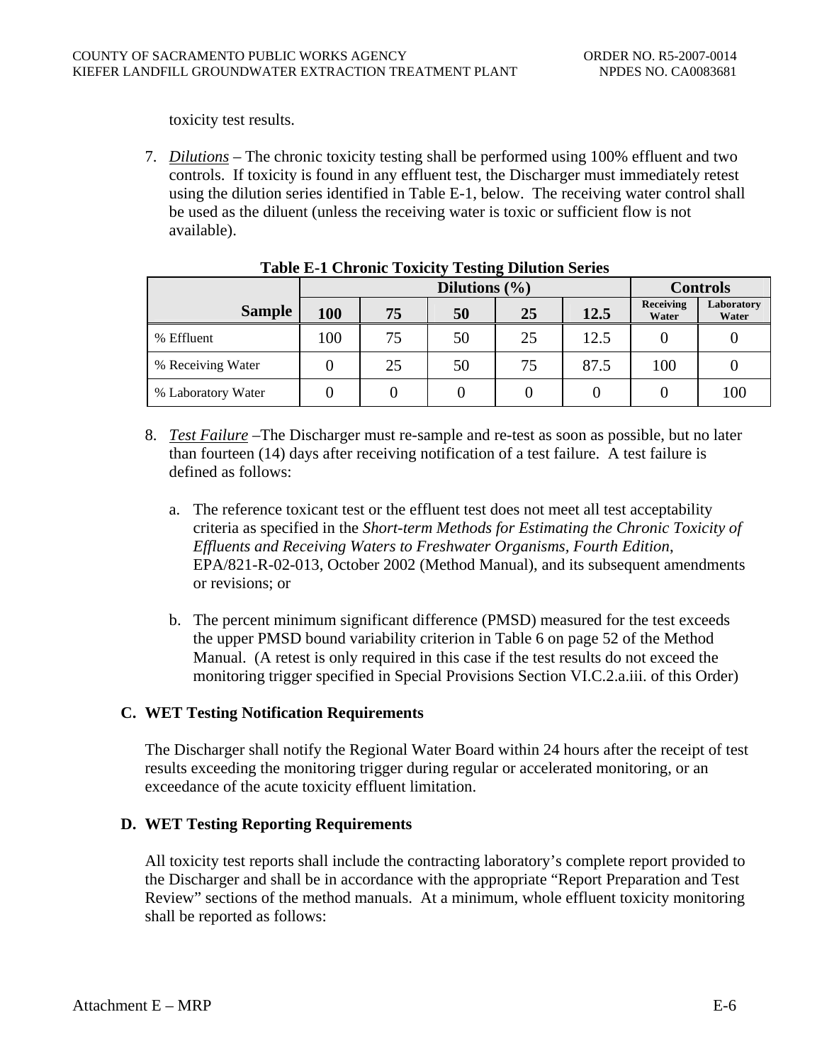toxicity test results.

7. *Dilutions* – The chronic toxicity testing shall be performed using 100% effluent and two controls. If toxicity is found in any effluent test, the Discharger must immediately retest using the dilution series identified in Table E-1, below. The receiving water control shall be used as the diluent (unless the receiving water is toxic or sufficient flow is not available).

**Table E-1 Chronic Toxicity Testing Dilution Series**

| | Dilutions (%) | | | | | Controls | |
|---|---|---|---|---|---|---|---|
| **Sample** | **100** | **75** | **50** | **25** | **12.5** | **Receiving Water** | **Laboratory Water** |
| % Effluent | 100 | 75 | 50 | 25 | 12.5 | 0 | 0 |
| % Receiving Water | 0 | 25 | 50 | 75 | 87.5 | 100 | 0 |
| % Laboratory Water | 0 | 0 | 0 | 0 | 0 | 0 | 100 |

8. *Test Failure* –The Discharger must re-sample and re-test as soon as possible, but no later than fourteen (14) days after receiving notification of a test failure. A test failure is defined as follows:

   a. The reference toxicant test or the effluent test does not meet all test acceptability criteria as specified in the *Short-term Methods for Estimating the Chronic Toxicity of Effluents and Receiving Waters to Freshwater Organisms, Fourth Edition*, EPA/821-R-02-013, October 2002 (Method Manual), and its subsequent amendments or revisions; or

   b. The percent minimum significant difference (PMSD) measured for the test exceeds the upper PMSD bound variability criterion in Table 6 on page 52 of the Method Manual. (A retest is only required in this case if the test results do not exceed the monitoring trigger specified in Special Provisions Section VI.C.2.a.iii. of this Order)

## C. WET Testing Notification Requirements

The Discharger shall notify the Regional Water Board within 24 hours after the receipt of test results exceeding the monitoring trigger during regular or accelerated monitoring, or an exceedance of the acute toxicity effluent limitation.

## D. WET Testing Reporting Requirements

All toxicity test reports shall include the contracting laboratory's complete report provided to the Discharger and shall be in accordance with the appropriate "Report Preparation and Test Review" sections of the method manuals. At a minimum, whole effluent toxicity monitoring shall be reported as follows: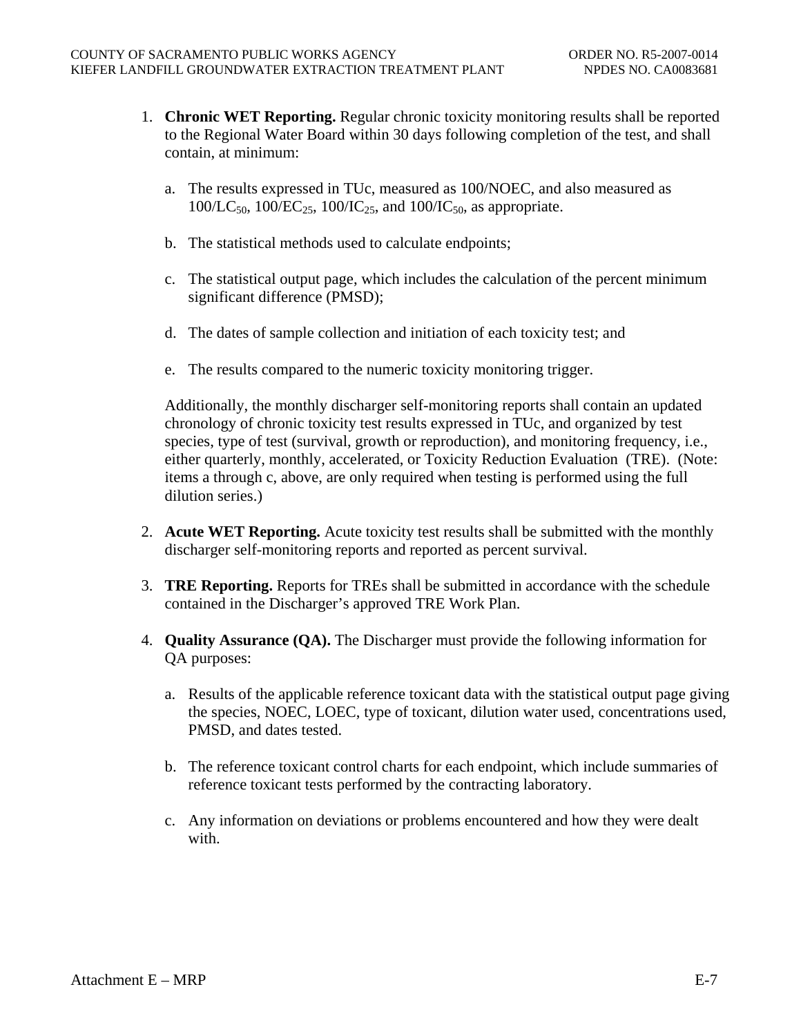1. **Chronic WET Reporting.** Regular chronic toxicity monitoring results shall be reported to the Regional Water Board within 30 days following completion of the test, and shall contain, at minimum:

    a. The results expressed in TUc, measured as 100/NOEC, and also measured as $100/LC_{50}$, $100/EC_{25}$, $100/IC_{25}$, and $100/IC_{50}$, as appropriate.

    b. The statistical methods used to calculate endpoints;

    c. The statistical output page, which includes the calculation of the percent minimum significant difference (PMSD);

    d. The dates of sample collection and initiation of each toxicity test; and

    e. The results compared to the numeric toxicity monitoring trigger.

    Additionally, the monthly discharger self-monitoring reports shall contain an updated chronology of chronic toxicity test results expressed in TUc, and organized by test species, type of test (survival, growth or reproduction), and monitoring frequency, i.e., either quarterly, monthly, accelerated, or Toxicity Reduction Evaluation (TRE). (Note: items a through c, above, are only required when testing is performed using the full dilution series.)

2. **Acute WET Reporting.** Acute toxicity test results shall be submitted with the monthly discharger self-monitoring reports and reported as percent survival.

3. **TRE Reporting.** Reports for TREs shall be submitted in accordance with the schedule contained in the Discharger's approved TRE Work Plan.

4. **Quality Assurance (QA).** The Discharger must provide the following information for QA purposes:

    a. Results of the applicable reference toxicant data with the statistical output page giving the species, NOEC, LOEC, type of toxicant, dilution water used, concentrations used, PMSD, and dates tested.

    b. The reference toxicant control charts for each endpoint, which include summaries of reference toxicant tests performed by the contracting laboratory.

    c. Any information on deviations or problems encountered and how they were dealt with.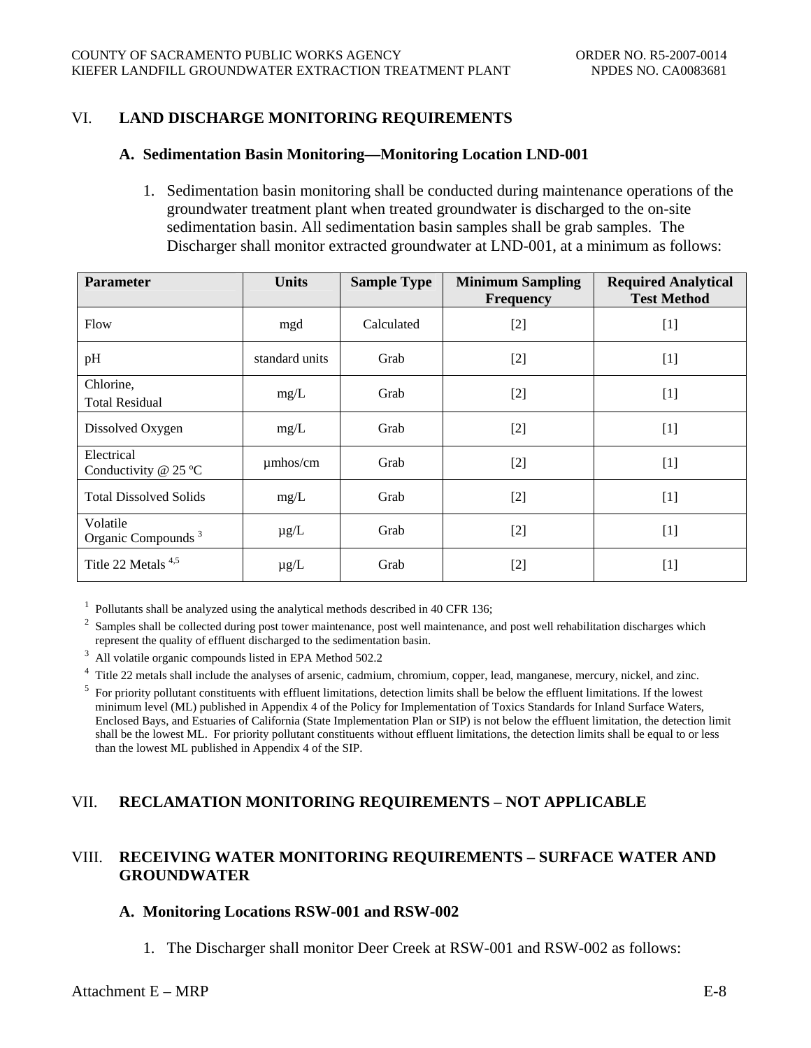## VI. LAND DISCHARGE MONITORING REQUIREMENTS

### A. Sedimentation Basin Monitoring—Monitoring Location LND-001

1. Sedimentation basin monitoring shall be conducted during maintenance operations of the groundwater treatment plant when treated groundwater is discharged to the on-site sedimentation basin. All sedimentation basin samples shall be grab samples. The Discharger shall monitor extracted groundwater at LND-001, at a minimum as follows:

| Parameter | Units | Sample Type | Minimum Sampling Frequency | Required Analytical Test Method |
|---|---|---|---|---|
| Flow | mgd | Calculated | [2] | [1] |
| pH | standard units | Grab | [2] | [1] |
| Chlorine, Total Residual | mg/L | Grab | [2] | [1] |
| Dissolved Oxygen | mg/L | Grab | [2] | [1] |
| Electrical Conductivity @ 25 ºC | µmhos/cm | Grab | [2] | [1] |
| Total Dissolved Solids | mg/L | Grab | [2] | [1] |
| Volatile Organic Compounds [3] | µg/L | Grab | [2] | [1] |
| Title 22 Metals [4,5] | µg/L | Grab | [2] | [1] |

[1] Pollutants shall be analyzed using the analytical methods described in 40 CFR 136;

[2] Samples shall be collected during post tower maintenance, post well maintenance, and post well rehabilitation discharges which represent the quality of effluent discharged to the sedimentation basin.

[3] All volatile organic compounds listed in EPA Method 502.2

[4] Title 22 metals shall include the analyses of arsenic, cadmium, chromium, copper, lead, manganese, mercury, nickel, and zinc.

[5] For priority pollutant constituents with effluent limitations, detection limits shall be below the effluent limitations. If the lowest minimum level (ML) published in Appendix 4 of the Policy for Implementation of Toxics Standards for Inland Surface Waters, Enclosed Bays, and Estuaries of California (State Implementation Plan or SIP) is not below the effluent limitation, the detection limit shall be the lowest ML. For priority pollutant constituents without effluent limitations, the detection limits shall be equal to or less than the lowest ML published in Appendix 4 of the SIP.

## VII. RECLAMATION MONITORING REQUIREMENTS – NOT APPLICABLE

## VIII. RECEIVING WATER MONITORING REQUIREMENTS – SURFACE WATER AND GROUNDWATER

### A. Monitoring Locations RSW-001 and RSW-002

1. The Discharger shall monitor Deer Creek at RSW-001 and RSW-002 as follows: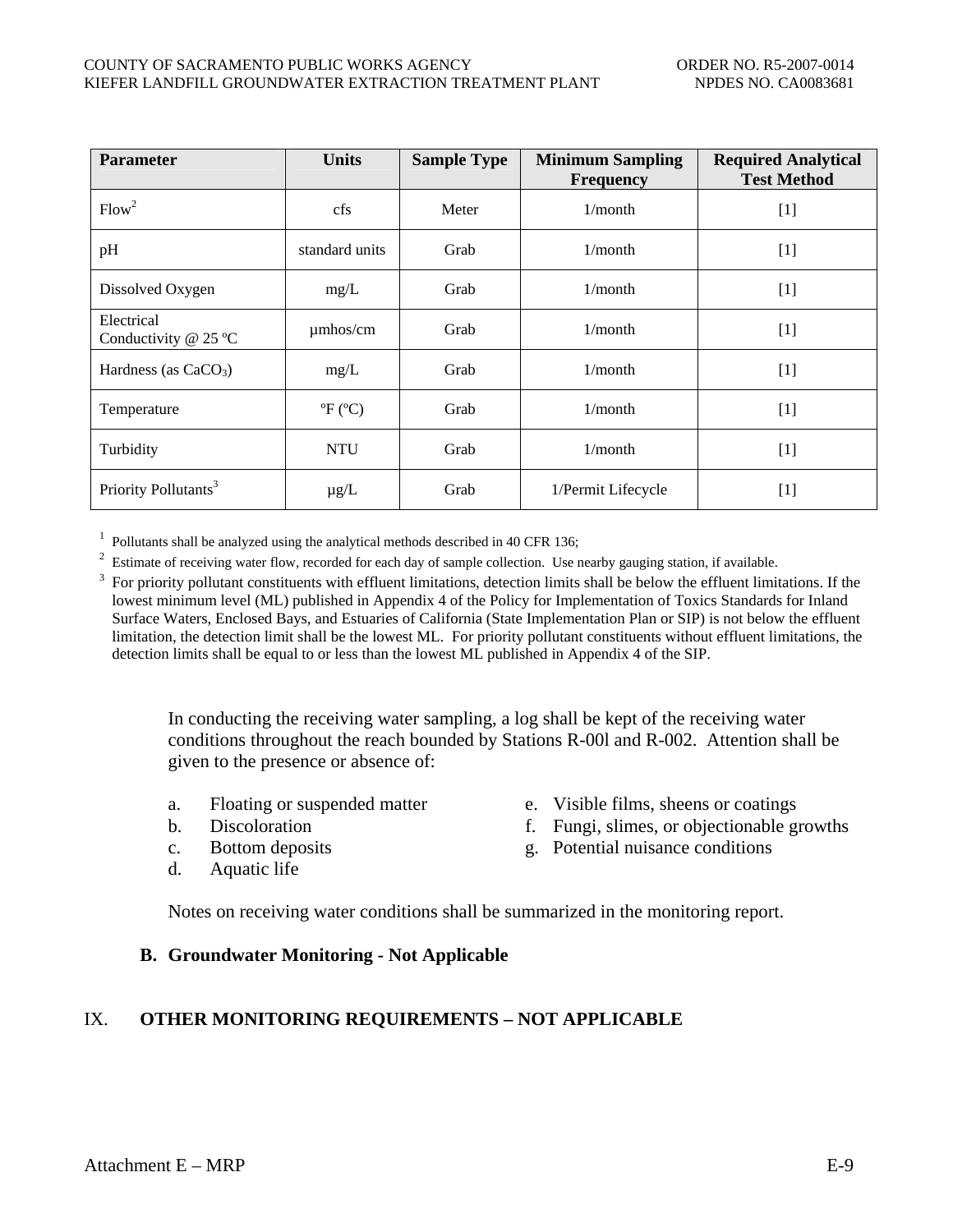| Parameter | Units | Sample Type | Minimum Sampling Frequency | Required Analytical Test Method |
|---|---|---|---|---|
| Flow[2] | cfs | Meter | 1/month | [1] |
| pH | standard units | Grab | 1/month | [1] |
| Dissolved Oxygen | mg/L | Grab | 1/month | [1] |
| Electrical Conductivity @ 25 ºC | µmhos/cm | Grab | 1/month | [1] |
| Hardness (as $CaCO_3$) | mg/L | Grab | 1/month | [1] |
| Temperature | ºF (ºC) | Grab | 1/month | [1] |
| Turbidity | NTU | Grab | 1/month | [1] |
| Priority Pollutants[3] | µg/L | Grab | 1/Permit Lifecycle | [1] |

[1] Pollutants shall be analyzed using the analytical methods described in 40 CFR 136;

[2] Estimate of receiving water flow, recorded for each day of sample collection. Use nearby gauging station, if available.

[3] For priority pollutant constituents with effluent limitations, detection limits shall be below the effluent limitations. If the lowest minimum level (ML) published in Appendix 4 of the Policy for Implementation of Toxics Standards for Inland Surface Waters, Enclosed Bays, and Estuaries of California (State Implementation Plan or SIP) is not below the effluent limitation, the detection limit shall be the lowest ML. For priority pollutant constituents without effluent limitations, the detection limits shall be equal to or less than the lowest ML published in Appendix 4 of the SIP.

In conducting the receiving water sampling, a log shall be kept of the receiving water conditions throughout the reach bounded by Stations R-00l and R-002. Attention shall be given to the presence or absence of:

a. Floating or suspended matter
b. Discoloration
c. Bottom deposits
d. Aquatic life
e. Visible films, sheens or coatings
f. Fungi, slimes, or objectionable growths
g. Potential nuisance conditions

Notes on receiving water conditions shall be summarized in the monitoring report.

### B. Groundwater Monitoring - Not Applicable

## IX. OTHER MONITORING REQUIREMENTS – NOT APPLICABLE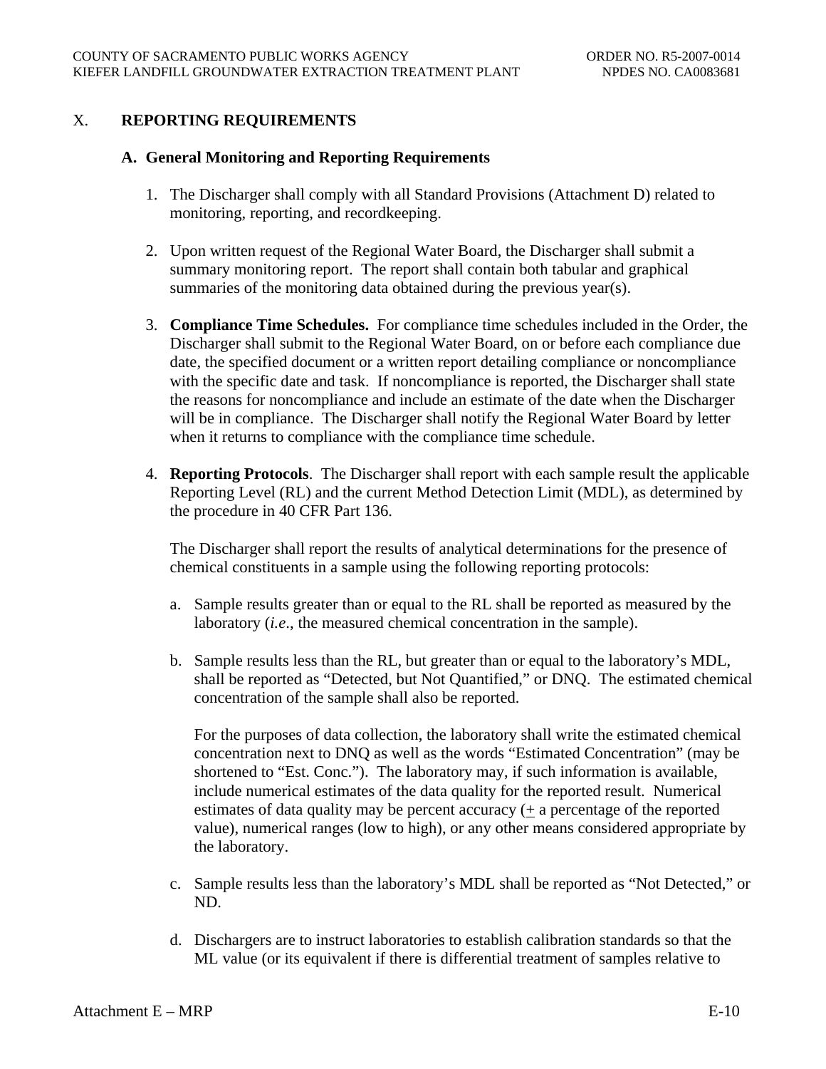## X. REPORTING REQUIREMENTS

### A. General Monitoring and Reporting Requirements

1. The Discharger shall comply with all Standard Provisions (Attachment D) related to monitoring, reporting, and recordkeeping.

2. Upon written request of the Regional Water Board, the Discharger shall submit a summary monitoring report. The report shall contain both tabular and graphical summaries of the monitoring data obtained during the previous year(s).

3. **Compliance Time Schedules.** For compliance time schedules included in the Order, the Discharger shall submit to the Regional Water Board, on or before each compliance due date, the specified document or a written report detailing compliance or noncompliance with the specific date and task. If noncompliance is reported, the Discharger shall state the reasons for noncompliance and include an estimate of the date when the Discharger will be in compliance. The Discharger shall notify the Regional Water Board by letter when it returns to compliance with the compliance time schedule.

4. **Reporting Protocols**. The Discharger shall report with each sample result the applicable Reporting Level (RL) and the current Method Detection Limit (MDL), as determined by the procedure in 40 CFR Part 136.

   The Discharger shall report the results of analytical determinations for the presence of chemical constituents in a sample using the following reporting protocols:

   a. Sample results greater than or equal to the RL shall be reported as measured by the laboratory (*i.e*., the measured chemical concentration in the sample).

   b. Sample results less than the RL, but greater than or equal to the laboratory's MDL, shall be reported as "Detected, but Not Quantified," or DNQ. The estimated chemical concentration of the sample shall also be reported.

      For the purposes of data collection, the laboratory shall write the estimated chemical concentration next to DNQ as well as the words "Estimated Concentration" (may be shortened to "Est. Conc."). The laboratory may, if such information is available, include numerical estimates of the data quality for the reported result. Numerical estimates of data quality may be percent accuracy (± a percentage of the reported value), numerical ranges (low to high), or any other means considered appropriate by the laboratory.

   c. Sample results less than the laboratory's MDL shall be reported as "Not Detected," or ND.

   d. Dischargers are to instruct laboratories to establish calibration standards so that the ML value (or its equivalent if there is differential treatment of samples relative to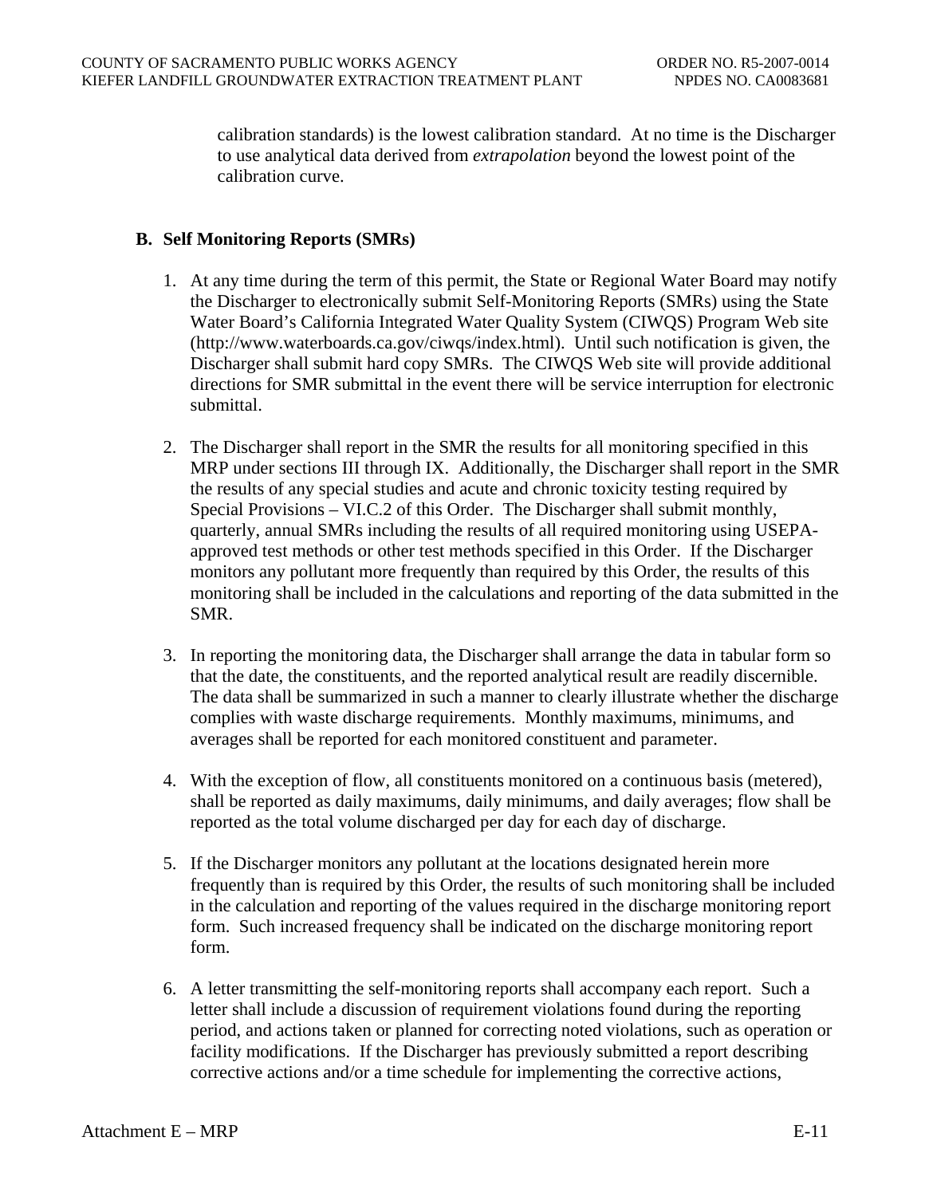calibration standards) is the lowest calibration standard. At no time is the Discharger to use analytical data derived from *extrapolation* beyond the lowest point of the calibration curve.

### B. Self Monitoring Reports (SMRs)

1. At any time during the term of this permit, the State or Regional Water Board may notify the Discharger to electronically submit Self-Monitoring Reports (SMRs) using the State Water Board's California Integrated Water Quality System (CIWQS) Program Web site (http://www.waterboards.ca.gov/ciwqs/index.html). Until such notification is given, the Discharger shall submit hard copy SMRs. The CIWQS Web site will provide additional directions for SMR submittal in the event there will be service interruption for electronic submittal.

2. The Discharger shall report in the SMR the results for all monitoring specified in this MRP under sections III through IX. Additionally, the Discharger shall report in the SMR the results of any special studies and acute and chronic toxicity testing required by Special Provisions – VI.C.2 of this Order. The Discharger shall submit monthly, quarterly, annual SMRs including the results of all required monitoring using USEPA-approved test methods or other test methods specified in this Order. If the Discharger monitors any pollutant more frequently than required by this Order, the results of this monitoring shall be included in the calculations and reporting of the data submitted in the SMR.

3. In reporting the monitoring data, the Discharger shall arrange the data in tabular form so that the date, the constituents, and the reported analytical result are readily discernible. The data shall be summarized in such a manner to clearly illustrate whether the discharge complies with waste discharge requirements. Monthly maximums, minimums, and averages shall be reported for each monitored constituent and parameter.

4. With the exception of flow, all constituents monitored on a continuous basis (metered), shall be reported as daily maximums, daily minimums, and daily averages; flow shall be reported as the total volume discharged per day for each day of discharge.

5. If the Discharger monitors any pollutant at the locations designated herein more frequently than is required by this Order, the results of such monitoring shall be included in the calculation and reporting of the values required in the discharge monitoring report form. Such increased frequency shall be indicated on the discharge monitoring report form.

6. A letter transmitting the self-monitoring reports shall accompany each report. Such a letter shall include a discussion of requirement violations found during the reporting period, and actions taken or planned for correcting noted violations, such as operation or facility modifications. If the Discharger has previously submitted a report describing corrective actions and/or a time schedule for implementing the corrective actions,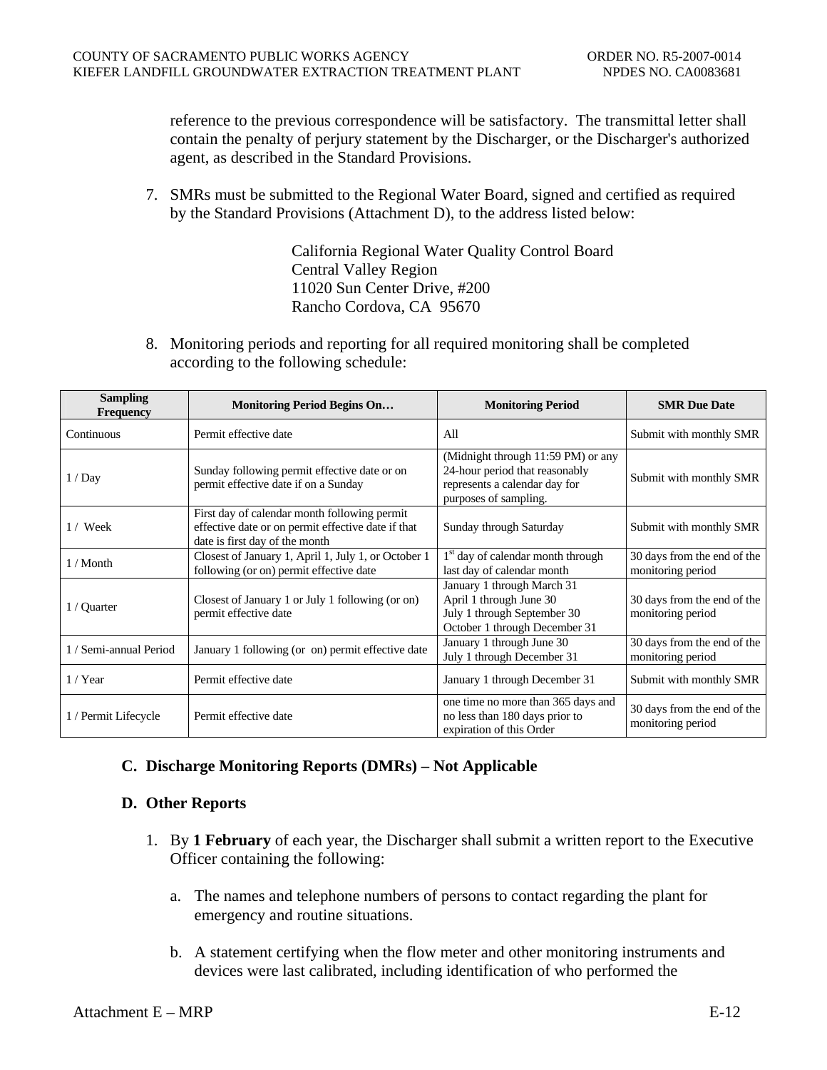reference to the previous correspondence will be satisfactory. The transmittal letter shall contain the penalty of perjury statement by the Discharger, or the Discharger's authorized agent, as described in the Standard Provisions.

7. SMRs must be submitted to the Regional Water Board, signed and certified as required by the Standard Provisions (Attachment D), to the address listed below:

   California Regional Water Quality Control Board
   Central Valley Region
   11020 Sun Center Drive, #200
   Rancho Cordova, CA 95670

8. Monitoring periods and reporting for all required monitoring shall be completed according to the following schedule:

| Sampling Frequency | Monitoring Period Begins On… | Monitoring Period | SMR Due Date |
|---|---|---|---|
| Continuous | Permit effective date | All | Submit with monthly SMR |
| 1 / Day | Sunday following permit effective date or on permit effective date if on a Sunday | (Midnight through 11:59 PM) or any 24-hour period that reasonably represents a calendar day for purposes of sampling. | Submit with monthly SMR |
| 1 / Week | First day of calendar month following permit effective date or on permit effective date if that date is first day of the month | Sunday through Saturday | Submit with monthly SMR |
| 1 / Month | Closest of January 1, April 1, July 1, or October 1 following (or on) permit effective date | 1st day of calendar month through last day of calendar month | 30 days from the end of the monitoring period |
| 1 / Quarter | Closest of January 1 or July 1 following (or on) permit effective date | January 1 through March 31<br>April 1 through June 30<br>July 1 through September 30<br>October 1 through December 31 | 30 days from the end of the monitoring period |
| 1 / Semi-annual Period | January 1 following (or on) permit effective date | January 1 through June 30<br>July 1 through December 31 | 30 days from the end of the monitoring period |
| 1 / Year | Permit effective date | January 1 through December 31 | Submit with monthly SMR |
| 1 / Permit Lifecycle | Permit effective date | one time no more than 365 days and no less than 180 days prior to expiration of this Order | 30 days from the end of the monitoring period |

### C. Discharge Monitoring Reports (DMRs) – Not Applicable

### D. Other Reports

1. By **1 February** of each year, the Discharger shall submit a written report to the Executive Officer containing the following:

   a. The names and telephone numbers of persons to contact regarding the plant for emergency and routine situations.

   b. A statement certifying when the flow meter and other monitoring instruments and devices were last calibrated, including identification of who performed the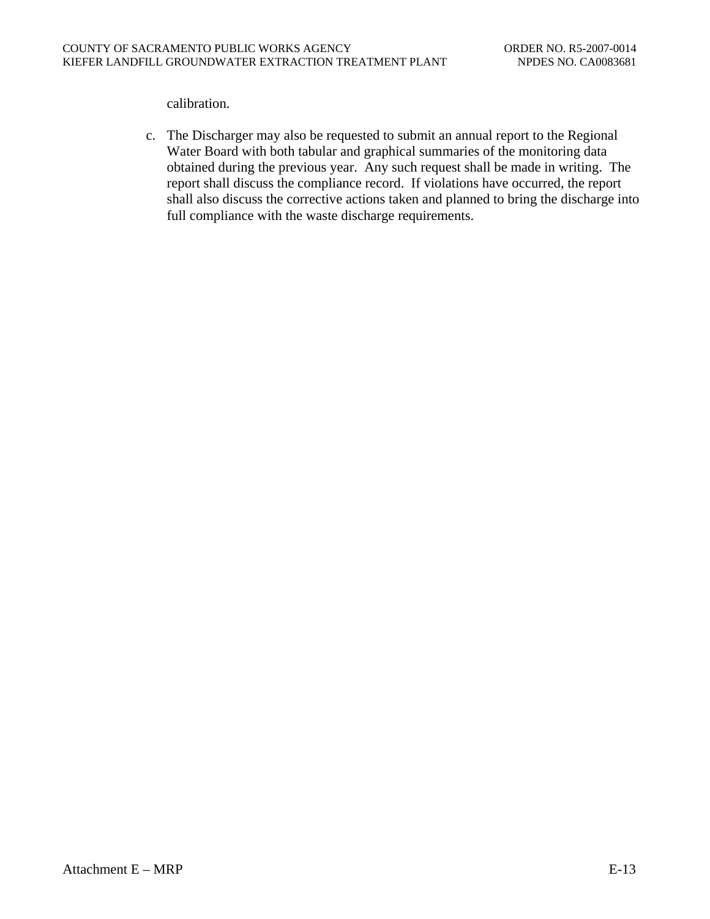calibration.

c. The Discharger may also be requested to submit an annual report to the Regional Water Board with both tabular and graphical summaries of the monitoring data obtained during the previous year. Any such request shall be made in writing. The report shall discuss the compliance record. If violations have occurred, the report shall also discuss the corrective actions taken and planned to bring the discharge into full compliance with the waste discharge requirements.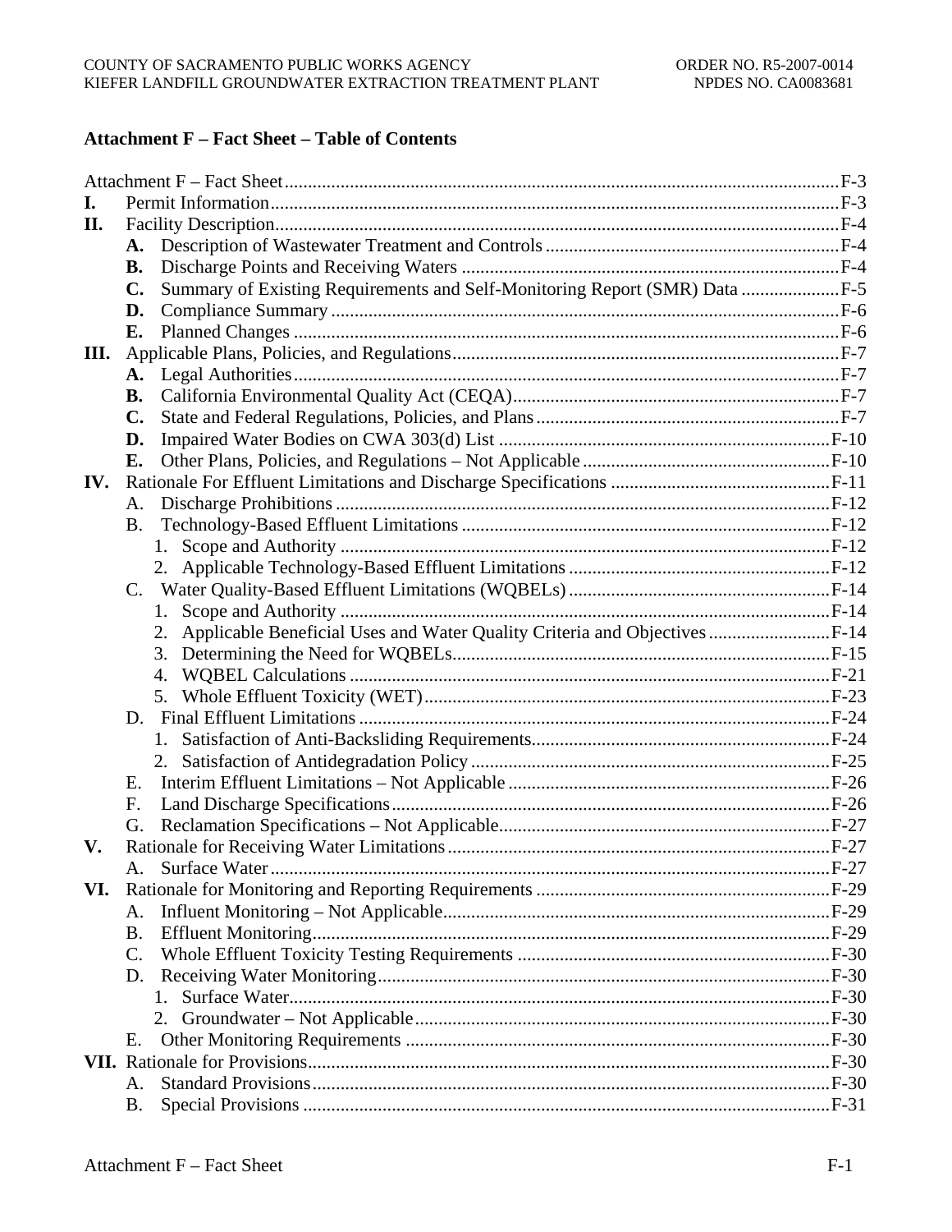# Attachment F – Fact Sheet – Table of Contents

Attachment F – Fact Sheet ........ F-3

**I.** Permit Information ........ F-3

**II.** Facility Description ........ F-4

- **A.** Description of Wastewater Treatment and Controls ........ F-4
- **B.** Discharge Points and Receiving Waters ........ F-4
- **C.** Summary of Existing Requirements and Self-Monitoring Report (SMR) Data ........ F-5
- **D.** Compliance Summary ........ F-6
- **E.** Planned Changes ........ F-6

**III.** Applicable Plans, Policies, and Regulations ........ F-7

- **A.** Legal Authorities ........ F-7
- **B.** California Environmental Quality Act (CEQA) ........ F-7
- **C.** State and Federal Regulations, Policies, and Plans ........ F-7
- **D.** Impaired Water Bodies on CWA 303(d) List ........ F-10
- **E.** Other Plans, Policies, and Regulations – Not Applicable ........ F-10

**IV.** Rationale For Effluent Limitations and Discharge Specifications ........ F-11

- A. Discharge Prohibitions ........ F-12
- B. Technology-Based Effluent Limitations ........ F-12
  1. Scope and Authority ........ F-12
  2. Applicable Technology-Based Effluent Limitations ........ F-12
- C. Water Quality-Based Effluent Limitations (WQBELs) ........ F-14
  1. Scope and Authority ........ F-14
  2. Applicable Beneficial Uses and Water Quality Criteria and Objectives ........ F-14
  3. Determining the Need for WQBELs ........ F-15
  4. WQBEL Calculations ........ F-21
  5. Whole Effluent Toxicity (WET) ........ F-23
- D. Final Effluent Limitations ........ F-24
  1. Satisfaction of Anti-Backsliding Requirements ........ F-24
  2. Satisfaction of Antidegradation Policy ........ F-25
- E. Interim Effluent Limitations – Not Applicable ........ F-26
- F. Land Discharge Specifications ........ F-26
- G. Reclamation Specifications – Not Applicable ........ F-27

**V.** Rationale for Receiving Water Limitations ........ F-27

- A. Surface Water ........ F-27

**VI.** Rationale for Monitoring and Reporting Requirements ........ F-29

- A. Influent Monitoring – Not Applicable ........ F-29
- B. Effluent Monitoring ........ F-29
- C. Whole Effluent Toxicity Testing Requirements ........ F-30
- D. Receiving Water Monitoring ........ F-30
  1. Surface Water ........ F-30
  2. Groundwater – Not Applicable ........ F-30
- E. Other Monitoring Requirements ........ F-30

**VII.** Rationale for Provisions ........ F-30

- A. Standard Provisions ........ F-30
- B. Special Provisions ........ F-31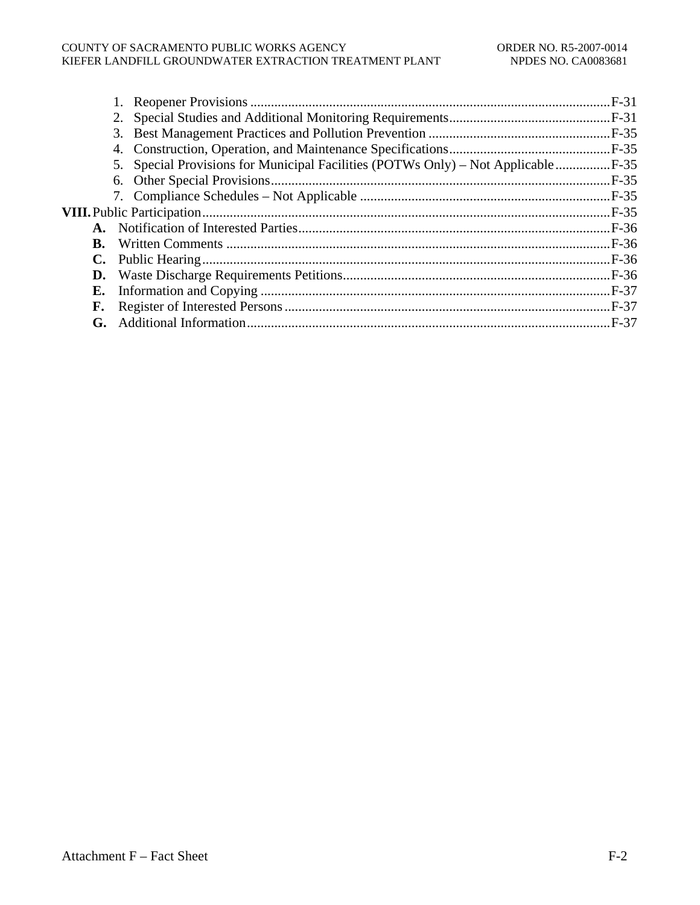1. Reopener Provisions ........................................................................................................F-31
2. Special Studies and Additional Monitoring Requirements...............................................F-31
3. Best Management Practices and Pollution Prevention .....................................................F-35
4. Construction, Operation, and Maintenance Specifications...............................................F-35
5. Special Provisions for Municipal Facilities (POTWs Only) – Not Applicable................F-35
6. Other Special Provisions...................................................................................................F-35
7. Compliance Schedules – Not Applicable .........................................................................F-35

**VIII.** Public Participation......................................................................................................F-35

- **A.** Notification of Interested Parties..........................................................................F-36
- **B.** Written Comments ..............................................................................................F-36
- **C.** Public Hearing......................................................................................................F-36
- **D.** Waste Discharge Requirements Petitions..............................................................F-36
- **E.** Information and Copying .....................................................................................F-37
- **F.** Register of Interested Persons ..............................................................................F-37
- **G.** Additional Information.........................................................................................F-37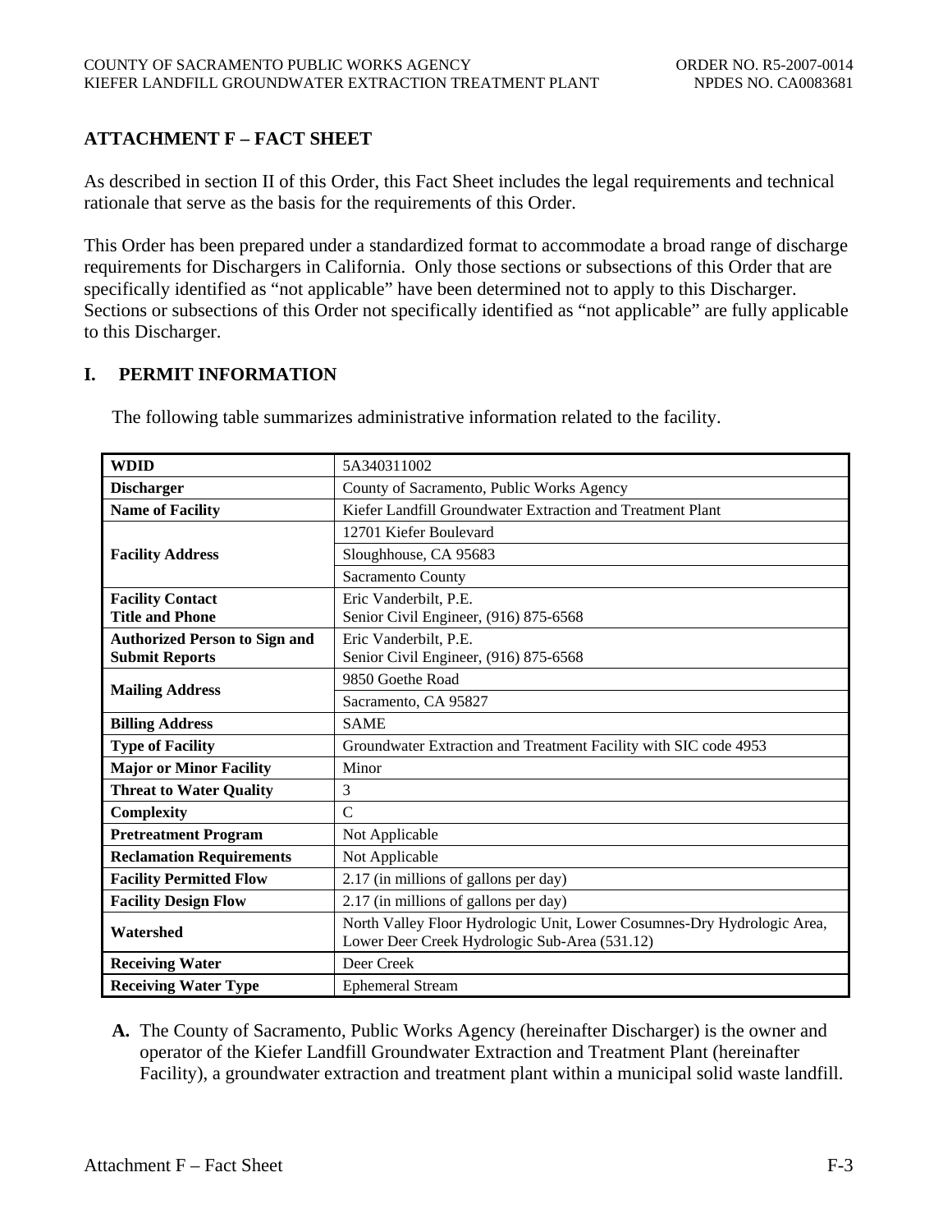## ATTACHMENT F – FACT SHEET

As described in section II of this Order, this Fact Sheet includes the legal requirements and technical rationale that serve as the basis for the requirements of this Order.

This Order has been prepared under a standardized format to accommodate a broad range of discharge requirements for Dischargers in California. Only those sections or subsections of this Order that are specifically identified as "not applicable" have been determined not to apply to this Discharger. Sections or subsections of this Order not specifically identified as "not applicable" are fully applicable to this Discharger.

## I. PERMIT INFORMATION

The following table summarizes administrative information related to the facility.

| | |
|---|---|
| **WDID** | 5A340311002 |
| **Discharger** | County of Sacramento, Public Works Agency |
| **Name of Facility** | Kiefer Landfill Groundwater Extraction and Treatment Plant |
| **Facility Address** | 12701 Kiefer Boulevard |
| | Sloughhouse, CA 95683 |
| | Sacramento County |
| **Facility Contact Title and Phone** | Eric Vanderbilt, P.E. Senior Civil Engineer, (916) 875-6568 |
| **Authorized Person to Sign and Submit Reports** | Eric Vanderbilt, P.E. Senior Civil Engineer, (916) 875-6568 |
| **Mailing Address** | 9850 Goethe Road |
| | Sacramento, CA 95827 |
| **Billing Address** | SAME |
| **Type of Facility** | Groundwater Extraction and Treatment Facility with SIC code 4953 |
| **Major or Minor Facility** | Minor |
| **Threat to Water Quality** | 3 |
| **Complexity** | C |
| **Pretreatment Program** | Not Applicable |
| **Reclamation Requirements** | Not Applicable |
| **Facility Permitted Flow** | 2.17 (in millions of gallons per day) |
| **Facility Design Flow** | 2.17 (in millions of gallons per day) |
| **Watershed** | North Valley Floor Hydrologic Unit, Lower Cosumnes-Dry Hydrologic Area, Lower Deer Creek Hydrologic Sub-Area (531.12) |
| **Receiving Water** | Deer Creek |
| **Receiving Water Type** | Ephemeral Stream |

**A.** The County of Sacramento, Public Works Agency (hereinafter Discharger) is the owner and operator of the Kiefer Landfill Groundwater Extraction and Treatment Plant (hereinafter Facility), a groundwater extraction and treatment plant within a municipal solid waste landfill.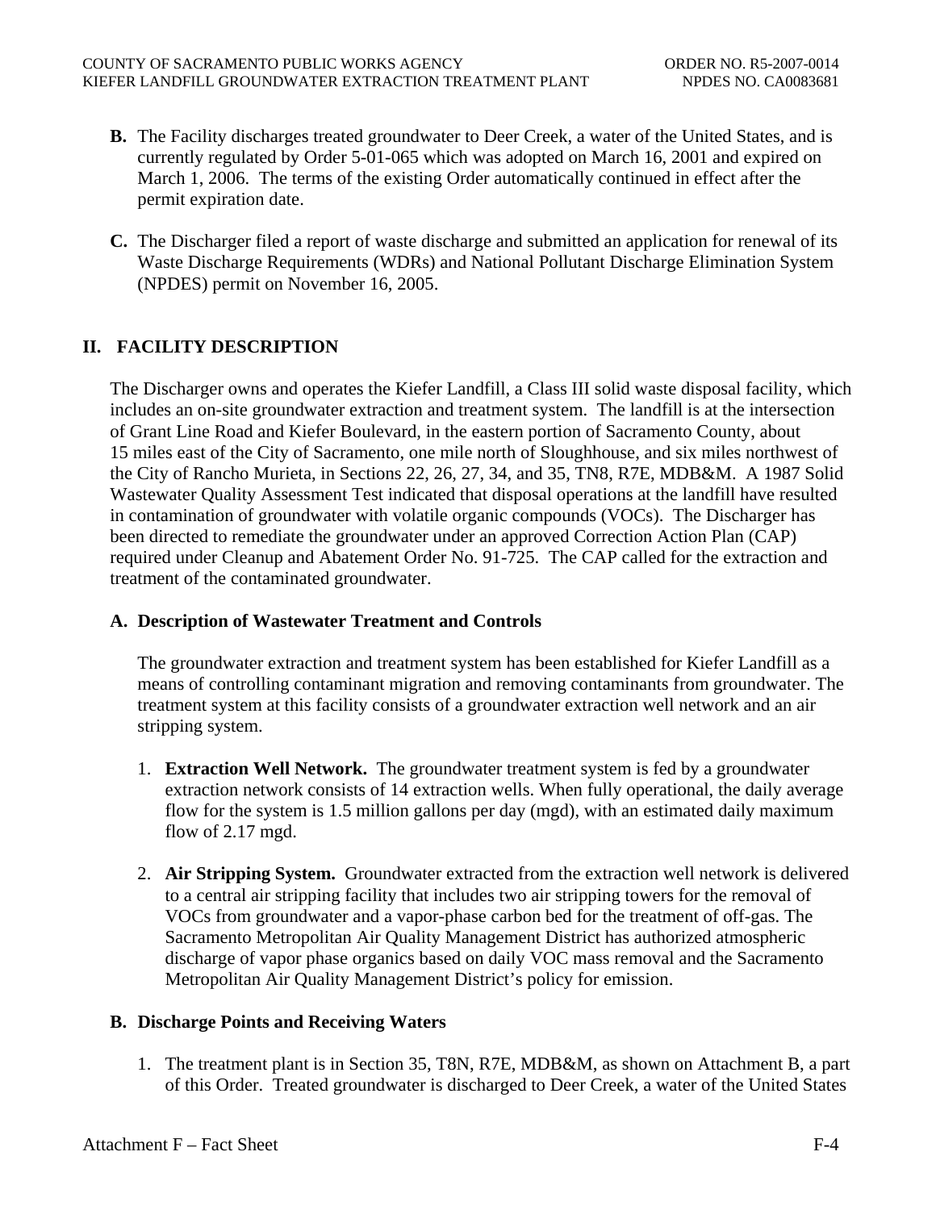**B.** The Facility discharges treated groundwater to Deer Creek, a water of the United States, and is currently regulated by Order 5-01-065 which was adopted on March 16, 2001 and expired on March 1, 2006. The terms of the existing Order automatically continued in effect after the permit expiration date.

**C.** The Discharger filed a report of waste discharge and submitted an application for renewal of its Waste Discharge Requirements (WDRs) and National Pollutant Discharge Elimination System (NPDES) permit on November 16, 2005.

## II. FACILITY DESCRIPTION

The Discharger owns and operates the Kiefer Landfill, a Class III solid waste disposal facility, which includes an on-site groundwater extraction and treatment system. The landfill is at the intersection of Grant Line Road and Kiefer Boulevard, in the eastern portion of Sacramento County, about 15 miles east of the City of Sacramento, one mile north of Sloughhouse, and six miles northwest of the City of Rancho Murieta, in Sections 22, 26, 27, 34, and 35, TN8, R7E, MDB&M. A 1987 Solid Wastewater Quality Assessment Test indicated that disposal operations at the landfill have resulted in contamination of groundwater with volatile organic compounds (VOCs). The Discharger has been directed to remediate the groundwater under an approved Correction Action Plan (CAP) required under Cleanup and Abatement Order No. 91-725. The CAP called for the extraction and treatment of the contaminated groundwater.

### A. Description of Wastewater Treatment and Controls

The groundwater extraction and treatment system has been established for Kiefer Landfill as a means of controlling contaminant migration and removing contaminants from groundwater. The treatment system at this facility consists of a groundwater extraction well network and an air stripping system.

1. **Extraction Well Network.** The groundwater treatment system is fed by a groundwater extraction network consists of 14 extraction wells. When fully operational, the daily average flow for the system is 1.5 million gallons per day (mgd), with an estimated daily maximum flow of 2.17 mgd.

2. **Air Stripping System.** Groundwater extracted from the extraction well network is delivered to a central air stripping facility that includes two air stripping towers for the removal of VOCs from groundwater and a vapor-phase carbon bed for the treatment of off-gas. The Sacramento Metropolitan Air Quality Management District has authorized atmospheric discharge of vapor phase organics based on daily VOC mass removal and the Sacramento Metropolitan Air Quality Management District's policy for emission.

### B. Discharge Points and Receiving Waters

1. The treatment plant is in Section 35, T8N, R7E, MDB&M, as shown on Attachment B, a part of this Order. Treated groundwater is discharged to Deer Creek, a water of the United States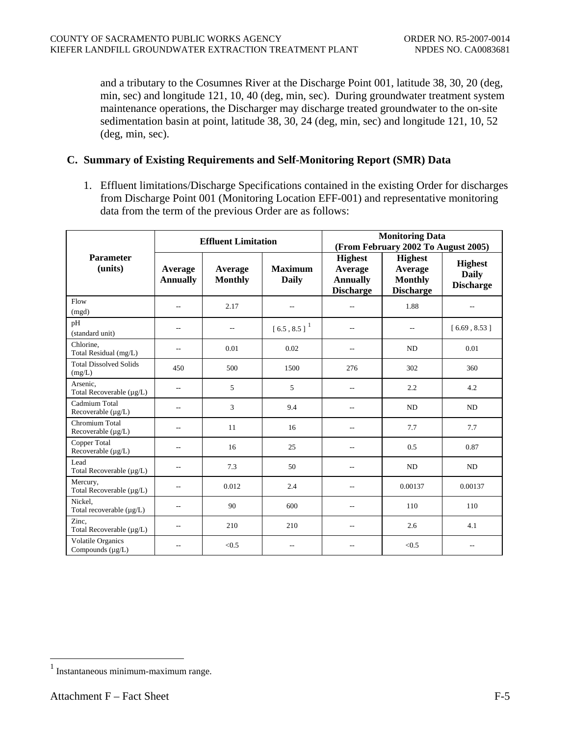and a tributary to the Cosumnes River at the Discharge Point 001, latitude 38, 30, 20 (deg, min, sec) and longitude 121, 10, 40 (deg, min, sec). During groundwater treatment system maintenance operations, the Discharger may discharge treated groundwater to the on-site sedimentation basin at point, latitude 38, 30, 24 (deg, min, sec) and longitude 121, 10, 52 (deg, min, sec).

### C. Summary of Existing Requirements and Self-Monitoring Report (SMR) Data

1. Effluent limitations/Discharge Specifications contained in the existing Order for discharges from Discharge Point 001 (Monitoring Location EFF-001) and representative monitoring data from the term of the previous Order are as follows:

| Parameter (units) | Effluent Limitation | | | Monitoring Data (From February 2002 To August 2005) | | |
|---|---|---|---|---|---|---|
| | Average Annually | Average Monthly | Maximum Daily | Highest Average Annually Discharge | Highest Average Monthly Discharge | Highest Daily Discharge |
| Flow (mgd) | -- | 2.17 | -- | -- | 1.88 | -- |
| pH (standard unit) | -- | -- | [ 6.5 , 8.5 ] [1] | -- | -- | [ 6.69 , 8.53 ] |
| Chlorine, Total Residual (mg/L) | -- | 0.01 | 0.02 | -- | ND | 0.01 |
| Total Dissolved Solids (mg/L) | 450 | 500 | 1500 | 276 | 302 | 360 |
| Arsenic, Total Recoverable (µg/L) | -- | 5 | 5 | -- | 2.2 | 4.2 |
| Cadmium Total Recoverable (µg/L) | -- | 3 | 9.4 | -- | ND | ND |
| Chromium Total Recoverable (µg/L) | -- | 11 | 16 | -- | 7.7 | 7.7 |
| Copper Total Recoverable (µg/L) | -- | 16 | 25 | -- | 0.5 | 0.87 |
| Lead Total Recoverable (µg/L) | -- | 7.3 | 50 | -- | ND | ND |
| Mercury, Total Recoverable (µg/L) | -- | 0.012 | 2.4 | -- | 0.00137 | 0.00137 |
| Nickel, Total recoverable (µg/L) | -- | 90 | 600 | -- | 110 | 110 |
| Zinc, Total Recoverable (µg/L) | -- | 210 | 210 | -- | 2.6 | 4.1 |
| Volatile Organics Compounds (µg/L) | -- | <0.5 | -- | -- | <0.5 | -- |

[1] Instantaneous minimum-maximum range.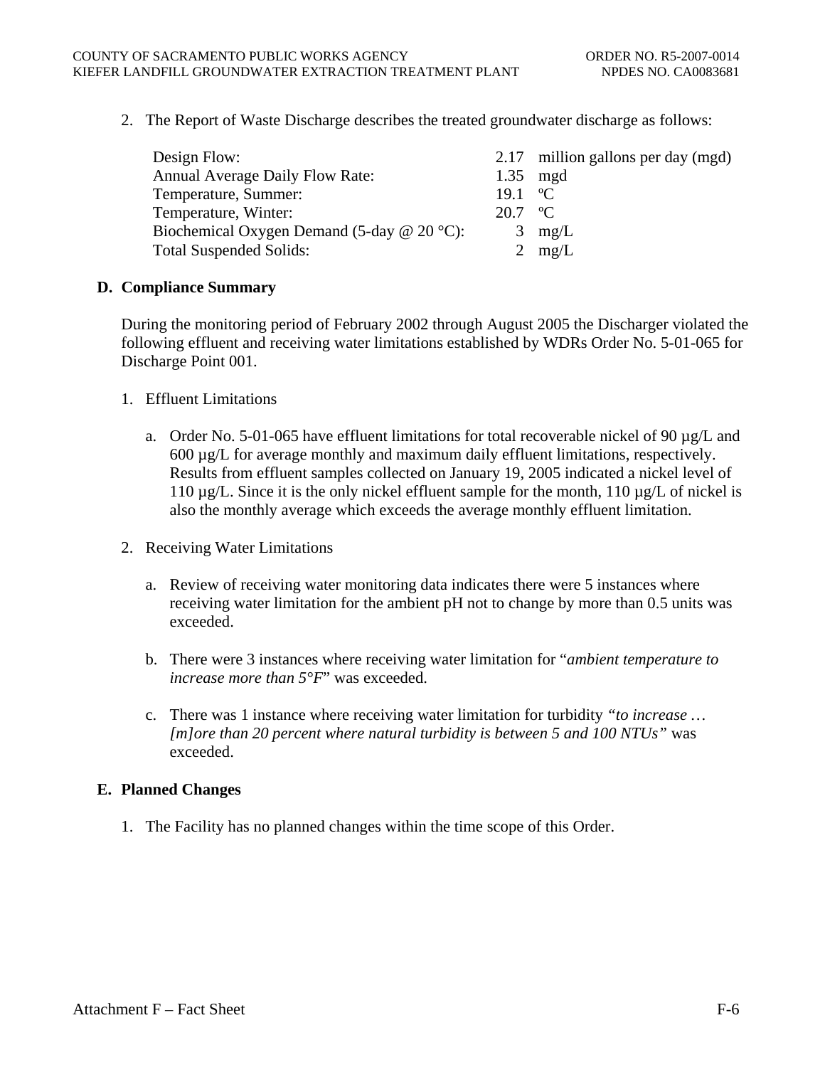2. The Report of Waste Discharge describes the treated groundwater discharge as follows:

| | |
|---|---|
| Design Flow: | 2.17 million gallons per day (mgd) |
| Annual Average Daily Flow Rate: | 1.35 mgd |
| Temperature, Summer: | 19.1 ºC |
| Temperature, Winter: | 20.7 ºC |
| Biochemical Oxygen Demand (5-day @ 20 °C): | 3 mg/L |
| Total Suspended Solids: | 2 mg/L |

## D. Compliance Summary

During the monitoring period of February 2002 through August 2005 the Discharger violated the following effluent and receiving water limitations established by WDRs Order No. 5-01-065 for Discharge Point 001.

1. Effluent Limitations

   a. Order No. 5-01-065 have effluent limitations for total recoverable nickel of 90 µg/L and 600 µg/L for average monthly and maximum daily effluent limitations, respectively. Results from effluent samples collected on January 19, 2005 indicated a nickel level of 110 µg/L. Since it is the only nickel effluent sample for the month, 110 µg/L of nickel is also the monthly average which exceeds the average monthly effluent limitation.

2. Receiving Water Limitations

   a. Review of receiving water monitoring data indicates there were 5 instances where receiving water limitation for the ambient pH not to change by more than 0.5 units was exceeded.

   b. There were 3 instances where receiving water limitation for "*ambient temperature to increase more than 5°F*" was exceeded.

   c. There was 1 instance where receiving water limitation for turbidity *"to increase … [m]ore than 20 percent where natural turbidity is between 5 and 100 NTUs"* was exceeded.

## E. Planned Changes

1. The Facility has no planned changes within the time scope of this Order.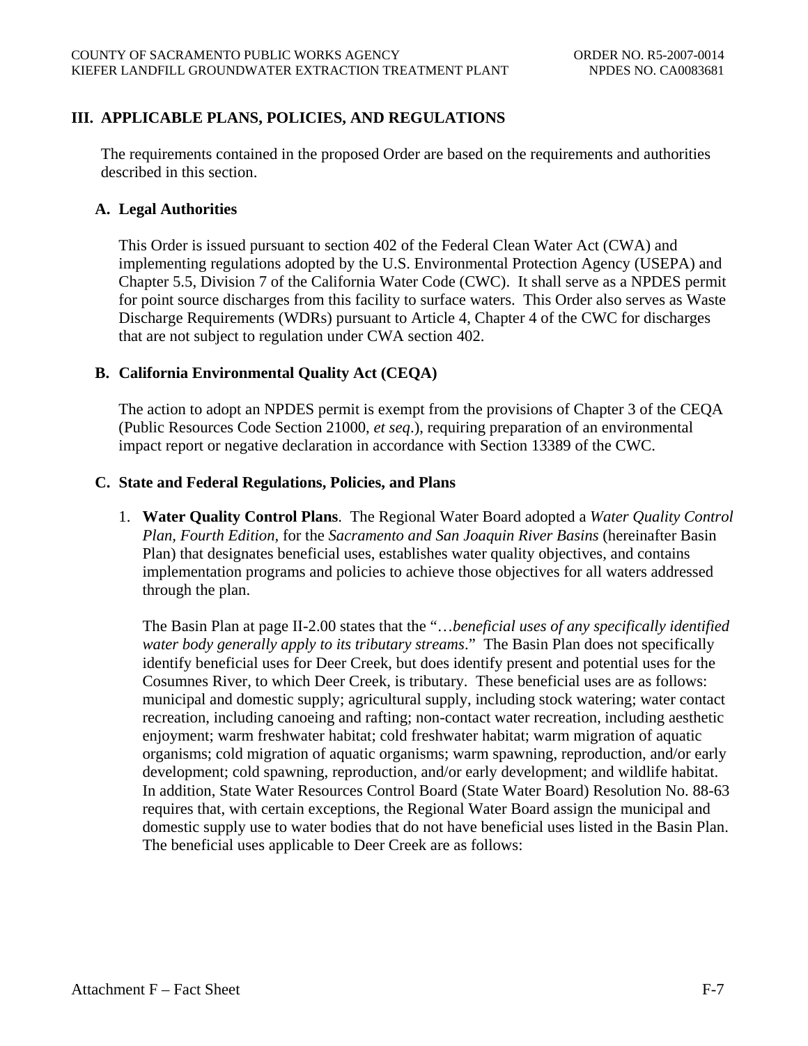## III. APPLICABLE PLANS, POLICIES, AND REGULATIONS

The requirements contained in the proposed Order are based on the requirements and authorities described in this section.

### A. Legal Authorities

This Order is issued pursuant to section 402 of the Federal Clean Water Act (CWA) and implementing regulations adopted by the U.S. Environmental Protection Agency (USEPA) and Chapter 5.5, Division 7 of the California Water Code (CWC). It shall serve as a NPDES permit for point source discharges from this facility to surface waters. This Order also serves as Waste Discharge Requirements (WDRs) pursuant to Article 4, Chapter 4 of the CWC for discharges that are not subject to regulation under CWA section 402.

### B. California Environmental Quality Act (CEQA)

The action to adopt an NPDES permit is exempt from the provisions of Chapter 3 of the CEQA (Public Resources Code Section 21000, *et seq*.), requiring preparation of an environmental impact report or negative declaration in accordance with Section 13389 of the CWC.

### C. State and Federal Regulations, Policies, and Plans

1. **Water Quality Control Plans**. The Regional Water Board adopted a *Water Quality Control Plan, Fourth Edition*, for the *Sacramento and San Joaquin River Basins* (hereinafter Basin Plan) that designates beneficial uses, establishes water quality objectives, and contains implementation programs and policies to achieve those objectives for all waters addressed through the plan.

   The Basin Plan at page II-2.00 states that the "…*beneficial uses of any specifically identified water body generally apply to its tributary streams*." The Basin Plan does not specifically identify beneficial uses for Deer Creek, but does identify present and potential uses for the Cosumnes River, to which Deer Creek, is tributary. These beneficial uses are as follows: municipal and domestic supply; agricultural supply, including stock watering; water contact recreation, including canoeing and rafting; non-contact water recreation, including aesthetic enjoyment; warm freshwater habitat; cold freshwater habitat; warm migration of aquatic organisms; cold migration of aquatic organisms; warm spawning, reproduction, and/or early development; cold spawning, reproduction, and/or early development; and wildlife habitat. In addition, State Water Resources Control Board (State Water Board) Resolution No. 88-63 requires that, with certain exceptions, the Regional Water Board assign the municipal and domestic supply use to water bodies that do not have beneficial uses listed in the Basin Plan. The beneficial uses applicable to Deer Creek are as follows: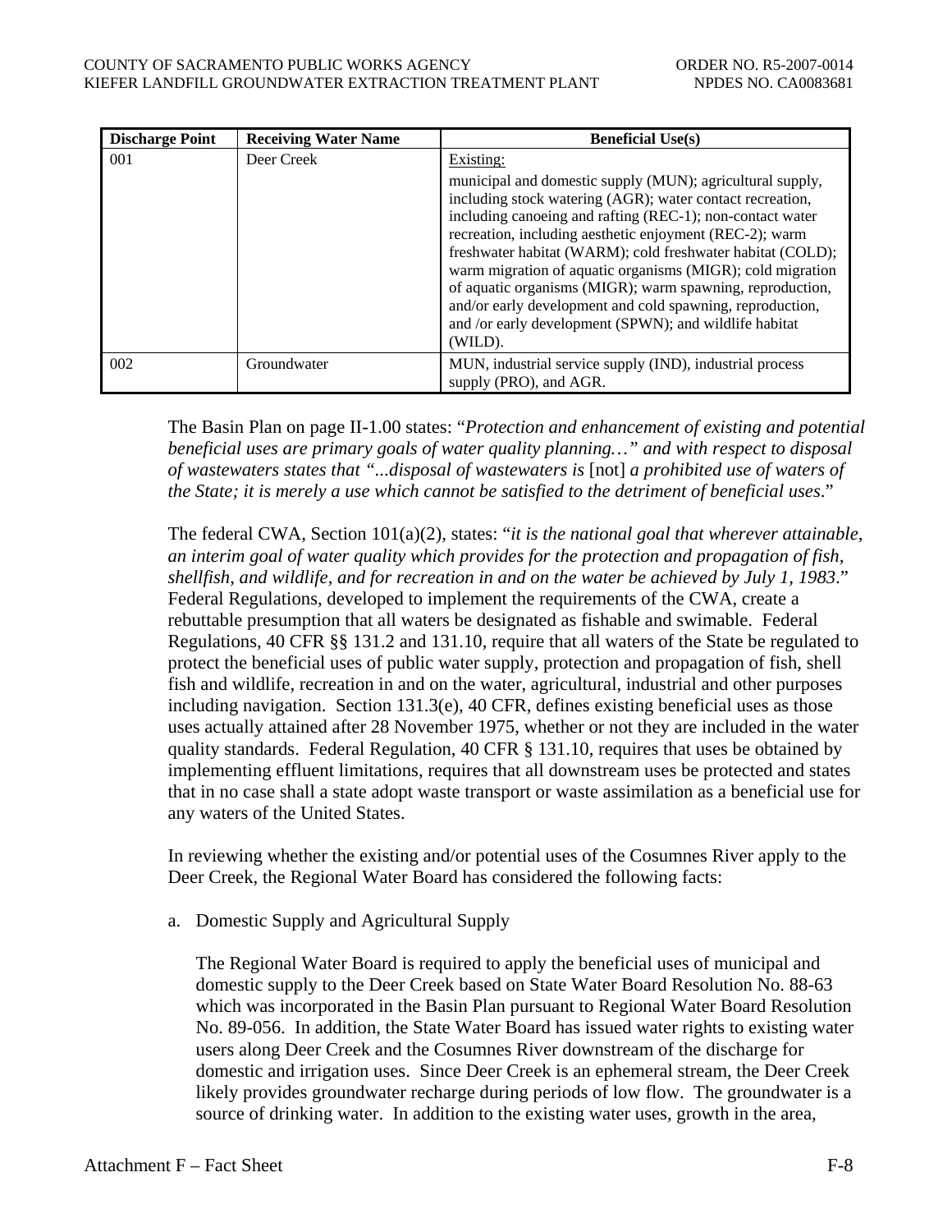| Discharge Point | Receiving Water Name | Beneficial Use(s) |
|---|---|---|
| 001 | Deer Creek | Existing:<br>municipal and domestic supply (MUN); agricultural supply, including stock watering (AGR); water contact recreation, including canoeing and rafting (REC-1); non-contact water recreation, including aesthetic enjoyment (REC-2); warm freshwater habitat (WARM); cold freshwater habitat (COLD); warm migration of aquatic organisms (MIGR); cold migration of aquatic organisms (MIGR); warm spawning, reproduction, and/or early development and cold spawning, reproduction, and /or early development (SPWN); and wildlife habitat (WILD). |
| 002 | Groundwater | MUN, industrial service supply (IND), industrial process supply (PRO), and AGR. |

The Basin Plan on page II-1.00 states: "*Protection and enhancement of existing and potential beneficial uses are primary goals of water quality planning…" and with respect to disposal of wastewaters states that "...disposal of wastewaters is* [not] *a prohibited use of waters of the State; it is merely a use which cannot be satisfied to the detriment of beneficial uses*."

The federal CWA, Section 101(a)(2), states: "*it is the national goal that wherever attainable, an interim goal of water quality which provides for the protection and propagation of fish, shellfish, and wildlife, and for recreation in and on the water be achieved by July 1, 1983*." Federal Regulations, developed to implement the requirements of the CWA, create a rebuttable presumption that all waters be designated as fishable and swimable. Federal Regulations, 40 CFR §§ 131.2 and 131.10, require that all waters of the State be regulated to protect the beneficial uses of public water supply, protection and propagation of fish, shell fish and wildlife, recreation in and on the water, agricultural, industrial and other purposes including navigation. Section 131.3(e), 40 CFR, defines existing beneficial uses as those uses actually attained after 28 November 1975, whether or not they are included in the water quality standards. Federal Regulation, 40 CFR § 131.10, requires that uses be obtained by implementing effluent limitations, requires that all downstream uses be protected and states that in no case shall a state adopt waste transport or waste assimilation as a beneficial use for any waters of the United States.

In reviewing whether the existing and/or potential uses of the Cosumnes River apply to the Deer Creek, the Regional Water Board has considered the following facts:

a. Domestic Supply and Agricultural Supply

   The Regional Water Board is required to apply the beneficial uses of municipal and domestic supply to the Deer Creek based on State Water Board Resolution No. 88-63 which was incorporated in the Basin Plan pursuant to Regional Water Board Resolution No. 89-056. In addition, the State Water Board has issued water rights to existing water users along Deer Creek and the Cosumnes River downstream of the discharge for domestic and irrigation uses. Since Deer Creek is an ephemeral stream, the Deer Creek likely provides groundwater recharge during periods of low flow. The groundwater is a source of drinking water. In addition to the existing water uses, growth in the area,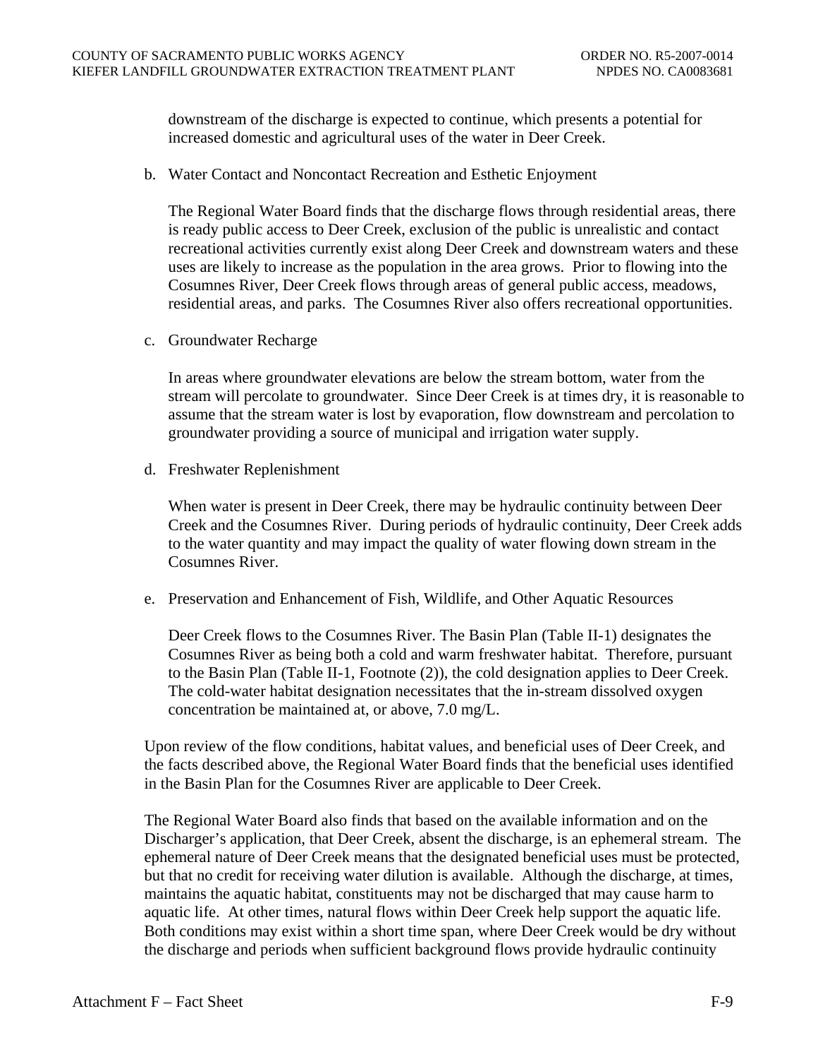downstream of the discharge is expected to continue, which presents a potential for increased domestic and agricultural uses of the water in Deer Creek.

b. Water Contact and Noncontact Recreation and Esthetic Enjoyment

   The Regional Water Board finds that the discharge flows through residential areas, there is ready public access to Deer Creek, exclusion of the public is unrealistic and contact recreational activities currently exist along Deer Creek and downstream waters and these uses are likely to increase as the population in the area grows. Prior to flowing into the Cosumnes River, Deer Creek flows through areas of general public access, meadows, residential areas, and parks. The Cosumnes River also offers recreational opportunities.

c. Groundwater Recharge

   In areas where groundwater elevations are below the stream bottom, water from the stream will percolate to groundwater. Since Deer Creek is at times dry, it is reasonable to assume that the stream water is lost by evaporation, flow downstream and percolation to groundwater providing a source of municipal and irrigation water supply.

d. Freshwater Replenishment

   When water is present in Deer Creek, there may be hydraulic continuity between Deer Creek and the Cosumnes River. During periods of hydraulic continuity, Deer Creek adds to the water quantity and may impact the quality of water flowing down stream in the Cosumnes River.

e. Preservation and Enhancement of Fish, Wildlife, and Other Aquatic Resources

   Deer Creek flows to the Cosumnes River. The Basin Plan (Table II-1) designates the Cosumnes River as being both a cold and warm freshwater habitat. Therefore, pursuant to the Basin Plan (Table II-1, Footnote (2)), the cold designation applies to Deer Creek. The cold-water habitat designation necessitates that the in-stream dissolved oxygen concentration be maintained at, or above, 7.0 mg/L.

Upon review of the flow conditions, habitat values, and beneficial uses of Deer Creek, and the facts described above, the Regional Water Board finds that the beneficial uses identified in the Basin Plan for the Cosumnes River are applicable to Deer Creek.

The Regional Water Board also finds that based on the available information and on the Discharger's application, that Deer Creek, absent the discharge, is an ephemeral stream. The ephemeral nature of Deer Creek means that the designated beneficial uses must be protected, but that no credit for receiving water dilution is available. Although the discharge, at times, maintains the aquatic habitat, constituents may not be discharged that may cause harm to aquatic life. At other times, natural flows within Deer Creek help support the aquatic life. Both conditions may exist within a short time span, where Deer Creek would be dry without the discharge and periods when sufficient background flows provide hydraulic continuity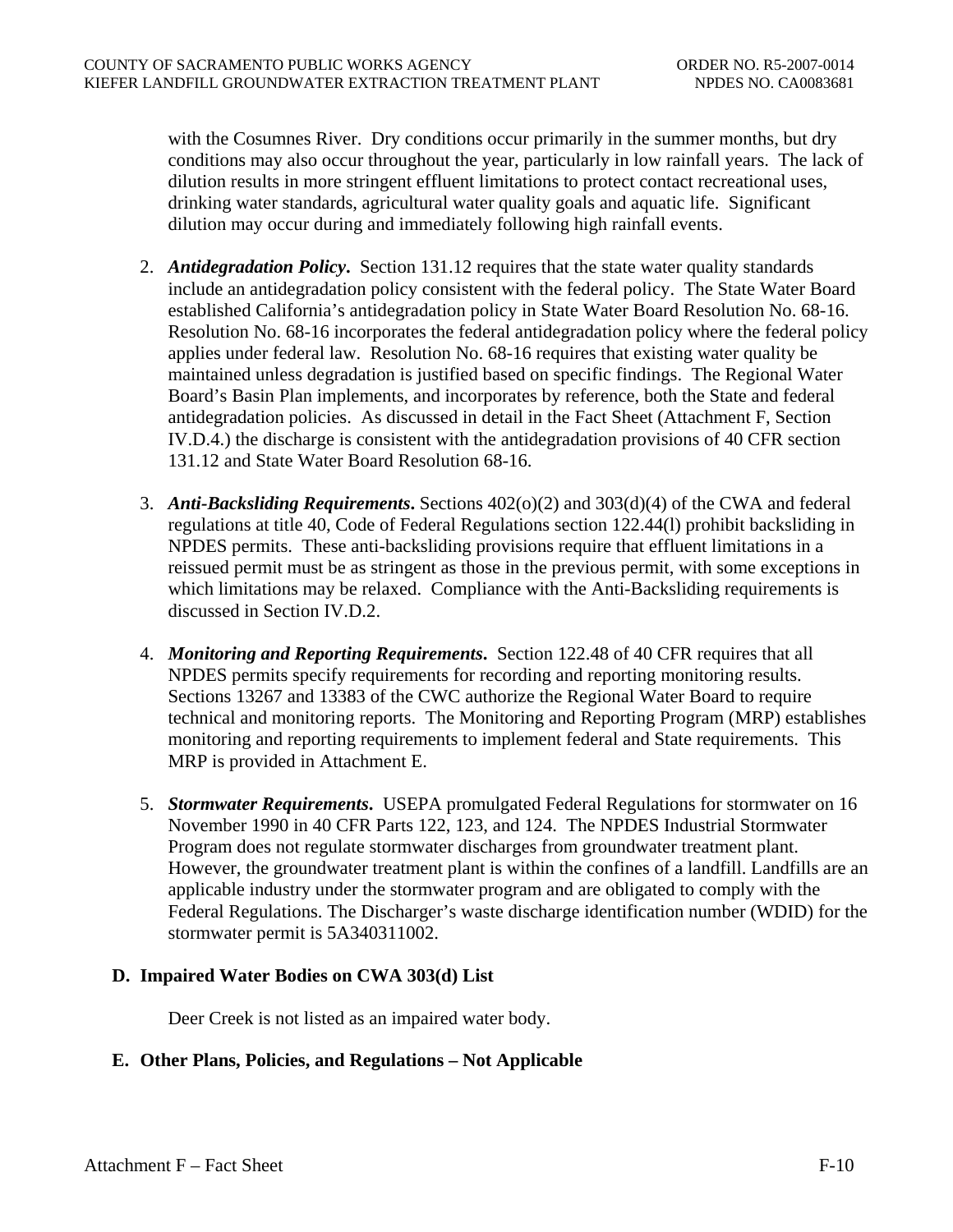with the Cosumnes River. Dry conditions occur primarily in the summer months, but dry conditions may also occur throughout the year, particularly in low rainfall years. The lack of dilution results in more stringent effluent limitations to protect contact recreational uses, drinking water standards, agricultural water quality goals and aquatic life. Significant dilution may occur during and immediately following high rainfall events.

2. ***Antidegradation Policy***. Section 131.12 requires that the state water quality standards include an antidegradation policy consistent with the federal policy. The State Water Board established California's antidegradation policy in State Water Board Resolution No. 68-16. Resolution No. 68-16 incorporates the federal antidegradation policy where the federal policy applies under federal law. Resolution No. 68-16 requires that existing water quality be maintained unless degradation is justified based on specific findings. The Regional Water Board's Basin Plan implements, and incorporates by reference, both the State and federal antidegradation policies. As discussed in detail in the Fact Sheet (Attachment F, Section IV.D.4.) the discharge is consistent with the antidegradation provisions of 40 CFR section 131.12 and State Water Board Resolution 68-16.

3. ***Anti-Backsliding Requirements***. Sections 402(o)(2) and 303(d)(4) of the CWA and federal regulations at title 40, Code of Federal Regulations section 122.44(l) prohibit backsliding in NPDES permits. These anti-backsliding provisions require that effluent limitations in a reissued permit must be as stringent as those in the previous permit, with some exceptions in which limitations may be relaxed. Compliance with the Anti-Backsliding requirements is discussed in Section IV.D.2.

4. ***Monitoring and Reporting Requirements***. Section 122.48 of 40 CFR requires that all NPDES permits specify requirements for recording and reporting monitoring results. Sections 13267 and 13383 of the CWC authorize the Regional Water Board to require technical and monitoring reports. The Monitoring and Reporting Program (MRP) establishes monitoring and reporting requirements to implement federal and State requirements. This MRP is provided in Attachment E.

5. ***Stormwater Requirements***. USEPA promulgated Federal Regulations for stormwater on 16 November 1990 in 40 CFR Parts 122, 123, and 124. The NPDES Industrial Stormwater Program does not regulate stormwater discharges from groundwater treatment plant. However, the groundwater treatment plant is within the confines of a landfill. Landfills are an applicable industry under the stormwater program and are obligated to comply with the Federal Regulations. The Discharger's waste discharge identification number (WDID) for the stormwater permit is 5A340311002.

### D. Impaired Water Bodies on CWA 303(d) List

Deer Creek is not listed as an impaired water body.

### E. Other Plans, Policies, and Regulations – Not Applicable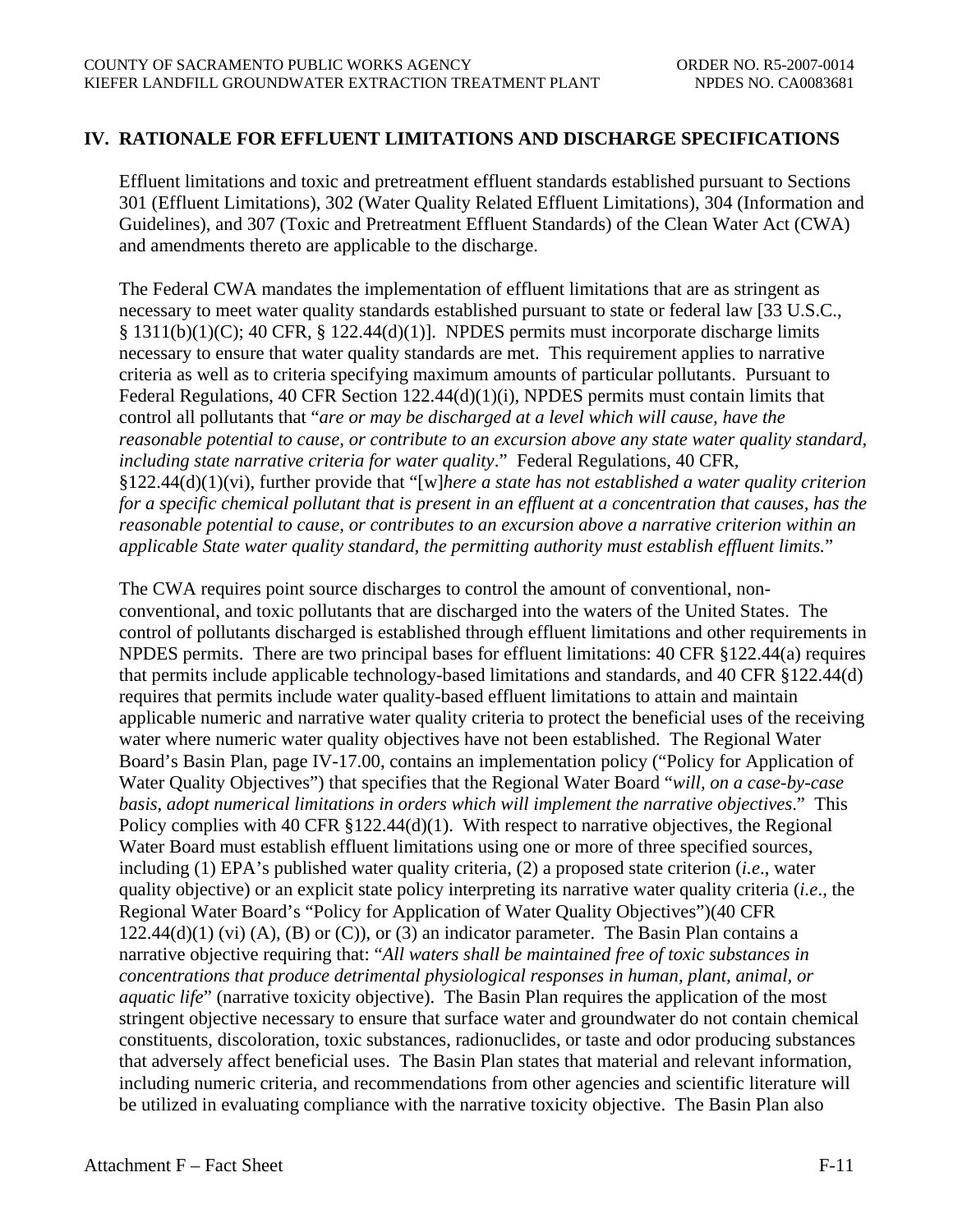## IV. RATIONALE FOR EFFLUENT LIMITATIONS AND DISCHARGE SPECIFICATIONS

Effluent limitations and toxic and pretreatment effluent standards established pursuant to Sections 301 (Effluent Limitations), 302 (Water Quality Related Effluent Limitations), 304 (Information and Guidelines), and 307 (Toxic and Pretreatment Effluent Standards) of the Clean Water Act (CWA) and amendments thereto are applicable to the discharge.

The Federal CWA mandates the implementation of effluent limitations that are as stringent as necessary to meet water quality standards established pursuant to state or federal law [33 U.S.C., § 1311(b)(1)(C); 40 CFR, § 122.44(d)(1)]. NPDES permits must incorporate discharge limits necessary to ensure that water quality standards are met. This requirement applies to narrative criteria as well as to criteria specifying maximum amounts of particular pollutants. Pursuant to Federal Regulations, 40 CFR Section 122.44(d)(1)(i), NPDES permits must contain limits that control all pollutants that "*are or may be discharged at a level which will cause, have the reasonable potential to cause, or contribute to an excursion above any state water quality standard, including state narrative criteria for water quality*." Federal Regulations, 40 CFR, §122.44(d)(1)(vi), further provide that "[w]*here a state has not established a water quality criterion for a specific chemical pollutant that is present in an effluent at a concentration that causes, has the reasonable potential to cause, or contributes to an excursion above a narrative criterion within an applicable State water quality standard, the permitting authority must establish effluent limits.*"

The CWA requires point source discharges to control the amount of conventional, non-conventional, and toxic pollutants that are discharged into the waters of the United States. The control of pollutants discharged is established through effluent limitations and other requirements in NPDES permits. There are two principal bases for effluent limitations: 40 CFR §122.44(a) requires that permits include applicable technology-based limitations and standards, and 40 CFR §122.44(d) requires that permits include water quality-based effluent limitations to attain and maintain applicable numeric and narrative water quality criteria to protect the beneficial uses of the receiving water where numeric water quality objectives have not been established. The Regional Water Board's Basin Plan, page IV-17.00, contains an implementation policy ("Policy for Application of Water Quality Objectives") that specifies that the Regional Water Board "*will, on a case-by-case basis, adopt numerical limitations in orders which will implement the narrative objectives*." This Policy complies with 40 CFR §122.44(d)(1). With respect to narrative objectives, the Regional Water Board must establish effluent limitations using one or more of three specified sources, including (1) EPA's published water quality criteria, (2) a proposed state criterion (*i.e*., water quality objective) or an explicit state policy interpreting its narrative water quality criteria (*i.e*., the Regional Water Board's "Policy for Application of Water Quality Objectives")(40 CFR 122.44(d)(1) (vi) (A), (B) or (C)), or (3) an indicator parameter. The Basin Plan contains a narrative objective requiring that: "*All waters shall be maintained free of toxic substances in concentrations that produce detrimental physiological responses in human, plant, animal, or aquatic life*" (narrative toxicity objective). The Basin Plan requires the application of the most stringent objective necessary to ensure that surface water and groundwater do not contain chemical constituents, discoloration, toxic substances, radionuclides, or taste and odor producing substances that adversely affect beneficial uses. The Basin Plan states that material and relevant information, including numeric criteria, and recommendations from other agencies and scientific literature will be utilized in evaluating compliance with the narrative toxicity objective. The Basin Plan also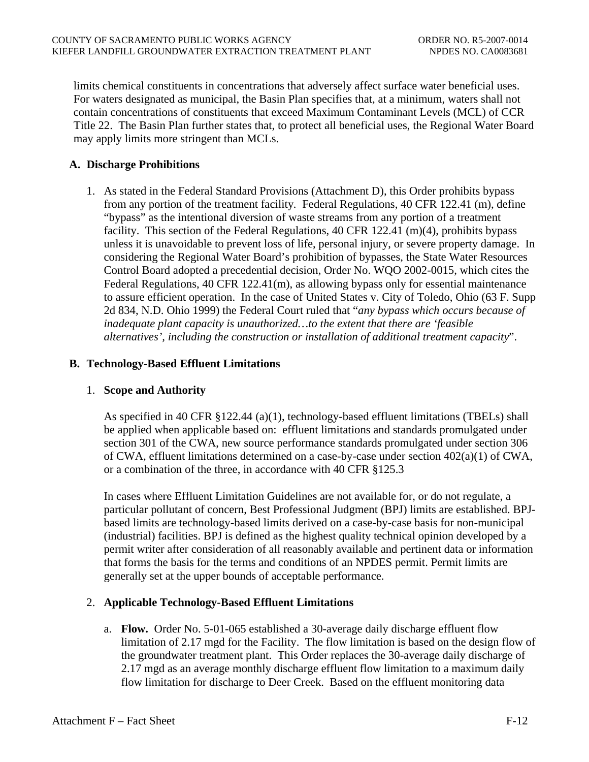limits chemical constituents in concentrations that adversely affect surface water beneficial uses. For waters designated as municipal, the Basin Plan specifies that, at a minimum, waters shall not contain concentrations of constituents that exceed Maximum Contaminant Levels (MCL) of CCR Title 22. The Basin Plan further states that, to protect all beneficial uses, the Regional Water Board may apply limits more stringent than MCLs.

## A. Discharge Prohibitions

1. As stated in the Federal Standard Provisions (Attachment D), this Order prohibits bypass from any portion of the treatment facility. Federal Regulations, 40 CFR 122.41 (m), define "bypass" as the intentional diversion of waste streams from any portion of a treatment facility. This section of the Federal Regulations, 40 CFR 122.41 (m)(4), prohibits bypass unless it is unavoidable to prevent loss of life, personal injury, or severe property damage. In considering the Regional Water Board's prohibition of bypasses, the State Water Resources Control Board adopted a precedential decision, Order No. WQO 2002-0015, which cites the Federal Regulations, 40 CFR 122.41(m), as allowing bypass only for essential maintenance to assure efficient operation. In the case of United States v. City of Toledo, Ohio (63 F. Supp 2d 834, N.D. Ohio 1999) the Federal Court ruled that "*any bypass which occurs because of inadequate plant capacity is unauthorized…to the extent that there are 'feasible alternatives', including the construction or installation of additional treatment capacity*".

## B. Technology-Based Effluent Limitations

### 1. Scope and Authority

As specified in 40 CFR §122.44 (a)(1), technology-based effluent limitations (TBELs) shall be applied when applicable based on: effluent limitations and standards promulgated under section 301 of the CWA, new source performance standards promulgated under section 306 of CWA, effluent limitations determined on a case-by-case under section 402(a)(1) of CWA, or a combination of the three, in accordance with 40 CFR §125.3

In cases where Effluent Limitation Guidelines are not available for, or do not regulate, a particular pollutant of concern, Best Professional Judgment (BPJ) limits are established. BPJ-based limits are technology-based limits derived on a case-by-case basis for non-municipal (industrial) facilities. BPJ is defined as the highest quality technical opinion developed by a permit writer after consideration of all reasonably available and pertinent data or information that forms the basis for the terms and conditions of an NPDES permit. Permit limits are generally set at the upper bounds of acceptable performance.

### 2. Applicable Technology-Based Effluent Limitations

a. **Flow.** Order No. 5-01-065 established a 30-average daily discharge effluent flow limitation of 2.17 mgd for the Facility. The flow limitation is based on the design flow of the groundwater treatment plant. This Order replaces the 30-average daily discharge of 2.17 mgd as an average monthly discharge effluent flow limitation to a maximum daily flow limitation for discharge to Deer Creek. Based on the effluent monitoring data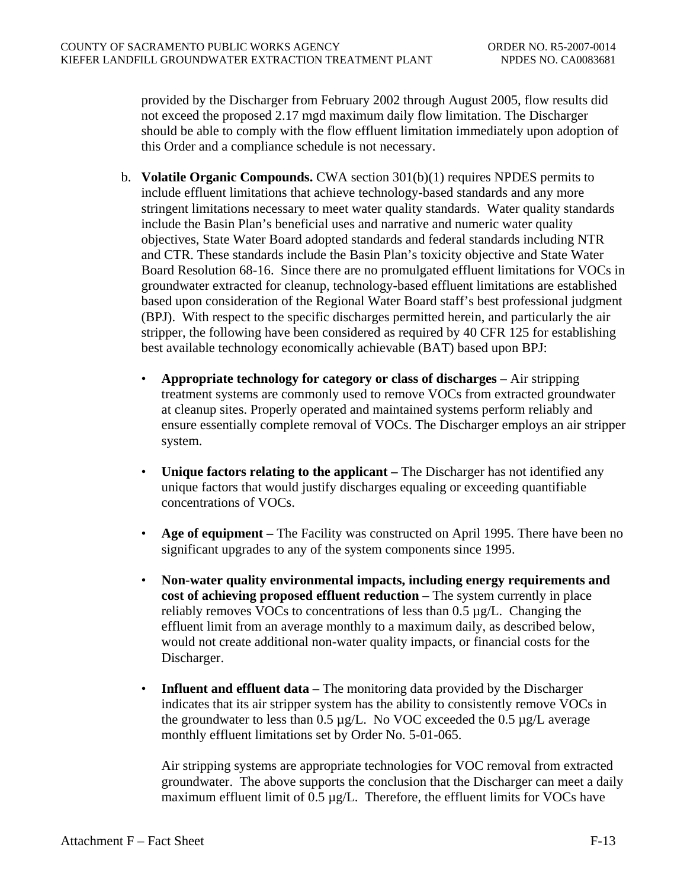provided by the Discharger from February 2002 through August 2005, flow results did not exceed the proposed 2.17 mgd maximum daily flow limitation. The Discharger should be able to comply with the flow effluent limitation immediately upon adoption of this Order and a compliance schedule is not necessary.

b. **Volatile Organic Compounds.** CWA section 301(b)(1) requires NPDES permits to include effluent limitations that achieve technology-based standards and any more stringent limitations necessary to meet water quality standards. Water quality standards include the Basin Plan's beneficial uses and narrative and numeric water quality objectives, State Water Board adopted standards and federal standards including NTR and CTR. These standards include the Basin Plan's toxicity objective and State Water Board Resolution 68-16. Since there are no promulgated effluent limitations for VOCs in groundwater extracted for cleanup, technology-based effluent limitations are established based upon consideration of the Regional Water Board staff's best professional judgment (BPJ). With respect to the specific discharges permitted herein, and particularly the air stripper, the following have been considered as required by 40 CFR 125 for establishing best available technology economically achievable (BAT) based upon BPJ:

- **Appropriate technology for category or class of discharges** – Air stripping treatment systems are commonly used to remove VOCs from extracted groundwater at cleanup sites. Properly operated and maintained systems perform reliably and ensure essentially complete removal of VOCs. The Discharger employs an air stripper system.

- **Unique factors relating to the applicant –** The Discharger has not identified any unique factors that would justify discharges equaling or exceeding quantifiable concentrations of VOCs.

- **Age of equipment –** The Facility was constructed on April 1995. There have been no significant upgrades to any of the system components since 1995.

- **Non-water quality environmental impacts, including energy requirements and cost of achieving proposed effluent reduction** – The system currently in place reliably removes VOCs to concentrations of less than 0.5 µg/L. Changing the effluent limit from an average monthly to a maximum daily, as described below, would not create additional non-water quality impacts, or financial costs for the Discharger.

- **Influent and effluent data** – The monitoring data provided by the Discharger indicates that its air stripper system has the ability to consistently remove VOCs in the groundwater to less than 0.5 µg/L. No VOC exceeded the 0.5 µg/L average monthly effluent limitations set by Order No. 5-01-065.

  Air stripping systems are appropriate technologies for VOC removal from extracted groundwater. The above supports the conclusion that the Discharger can meet a daily maximum effluent limit of 0.5 µg/L. Therefore, the effluent limits for VOCs have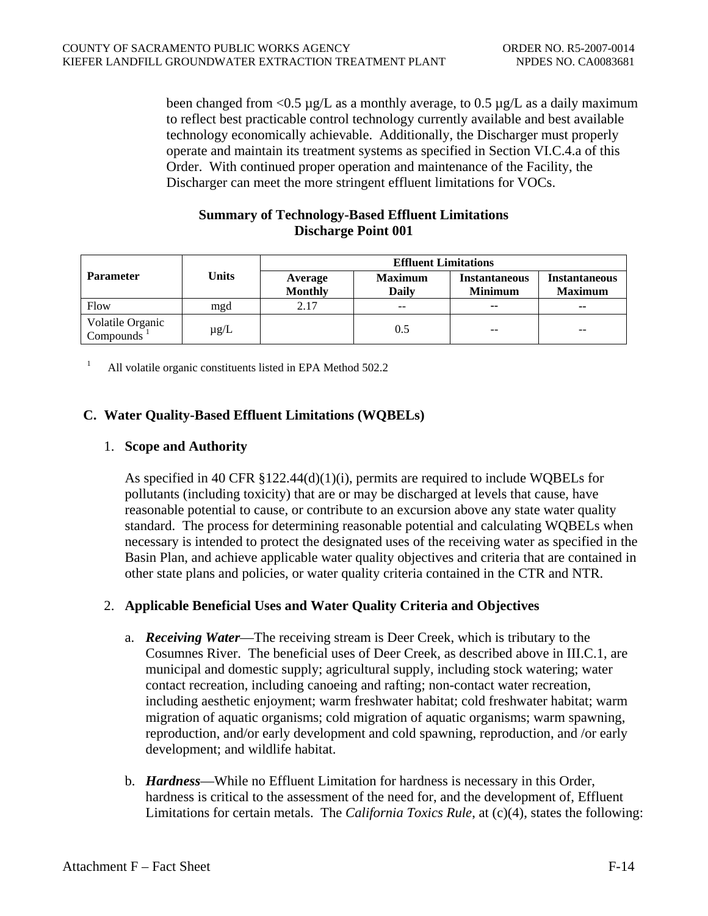been changed from <0.5 µg/L as a monthly average, to 0.5 µg/L as a daily maximum to reflect best practicable control technology currently available and best available technology economically achievable. Additionally, the Discharger must properly operate and maintain its treatment systems as specified in Section VI.C.4.a of this Order. With continued proper operation and maintenance of the Facility, the Discharger can meet the more stringent effluent limitations for VOCs.

**Summary of Technology-Based Effluent Limitations Discharge Point 001**

| Parameter | Units | Effluent Limitations | | | |
|---|---|---|---|---|---|
| | | Average Monthly | Maximum Daily | Instantaneous Minimum | Instantaneous Maximum |
| Flow | mgd | 2.17 | -- | -- | -- |
| Volatile Organic Compounds [1] | µg/L | | 0.5 | -- | -- |

[1] All volatile organic constituents listed in EPA Method 502.2

## C. Water Quality-Based Effluent Limitations (WQBELs)

### 1. Scope and Authority

As specified in 40 CFR §122.44(d)(1)(i), permits are required to include WQBELs for pollutants (including toxicity) that are or may be discharged at levels that cause, have reasonable potential to cause, or contribute to an excursion above any state water quality standard. The process for determining reasonable potential and calculating WQBELs when necessary is intended to protect the designated uses of the receiving water as specified in the Basin Plan, and achieve applicable water quality objectives and criteria that are contained in other state plans and policies, or water quality criteria contained in the CTR and NTR.

### 2. Applicable Beneficial Uses and Water Quality Criteria and Objectives

a. ***Receiving Water***—The receiving stream is Deer Creek, which is tributary to the Cosumnes River. The beneficial uses of Deer Creek, as described above in III.C.1, are municipal and domestic supply; agricultural supply, including stock watering; water contact recreation, including canoeing and rafting; non-contact water recreation, including aesthetic enjoyment; warm freshwater habitat; cold freshwater habitat; warm migration of aquatic organisms; cold migration of aquatic organisms; warm spawning, reproduction, and/or early development and cold spawning, reproduction, and /or early development; and wildlife habitat.

b. ***Hardness***—While no Effluent Limitation for hardness is necessary in this Order, hardness is critical to the assessment of the need for, and the development of, Effluent Limitations for certain metals. The *California Toxics Rule*, at (c)(4), states the following: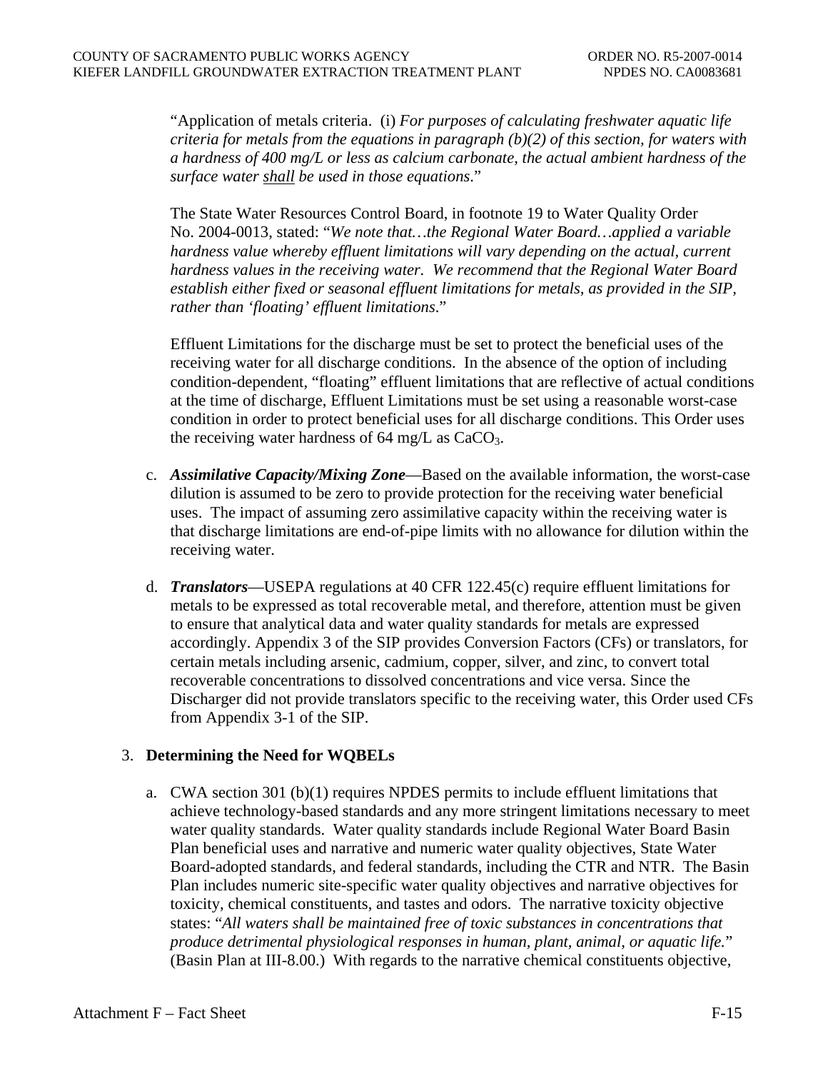"Application of metals criteria. (i) *For purposes of calculating freshwater aquatic life criteria for metals from the equations in paragraph (b)(2) of this section, for waters with a hardness of 400 mg/L or less as calcium carbonate, the actual ambient hardness of the surface water shall be used in those equations*."

The State Water Resources Control Board, in footnote 19 to Water Quality Order No. 2004-0013, stated: "*We note that…the Regional Water Board…applied a variable hardness value whereby effluent limitations will vary depending on the actual, current hardness values in the receiving water. We recommend that the Regional Water Board establish either fixed or seasonal effluent limitations for metals, as provided in the SIP, rather than 'floating' effluent limitations*."

Effluent Limitations for the discharge must be set to protect the beneficial uses of the receiving water for all discharge conditions. In the absence of the option of including condition-dependent, "floating" effluent limitations that are reflective of actual conditions at the time of discharge, Effluent Limitations must be set using a reasonable worst-case condition in order to protect beneficial uses for all discharge conditions. This Order uses the receiving water hardness of 64 mg/L as $CaCO_3$.

c. ***Assimilative Capacity/Mixing Zone***—Based on the available information, the worst-case dilution is assumed to be zero to provide protection for the receiving water beneficial uses. The impact of assuming zero assimilative capacity within the receiving water is that discharge limitations are end-of-pipe limits with no allowance for dilution within the receiving water.

d. ***Translators***—USEPA regulations at 40 CFR 122.45(c) require effluent limitations for metals to be expressed as total recoverable metal, and therefore, attention must be given to ensure that analytical data and water quality standards for metals are expressed accordingly. Appendix 3 of the SIP provides Conversion Factors (CFs) or translators, for certain metals including arsenic, cadmium, copper, silver, and zinc, to convert total recoverable concentrations to dissolved concentrations and vice versa. Since the Discharger did not provide translators specific to the receiving water, this Order used CFs from Appendix 3-1 of the SIP.

3. **Determining the Need for WQBELs**

a. CWA section 301 (b)(1) requires NPDES permits to include effluent limitations that achieve technology-based standards and any more stringent limitations necessary to meet water quality standards. Water quality standards include Regional Water Board Basin Plan beneficial uses and narrative and numeric water quality objectives, State Water Board-adopted standards, and federal standards, including the CTR and NTR. The Basin Plan includes numeric site-specific water quality objectives and narrative objectives for toxicity, chemical constituents, and tastes and odors. The narrative toxicity objective states: "*All waters shall be maintained free of toxic substances in concentrations that produce detrimental physiological responses in human, plant, animal, or aquatic life.*" (Basin Plan at III-8.00.) With regards to the narrative chemical constituents objective,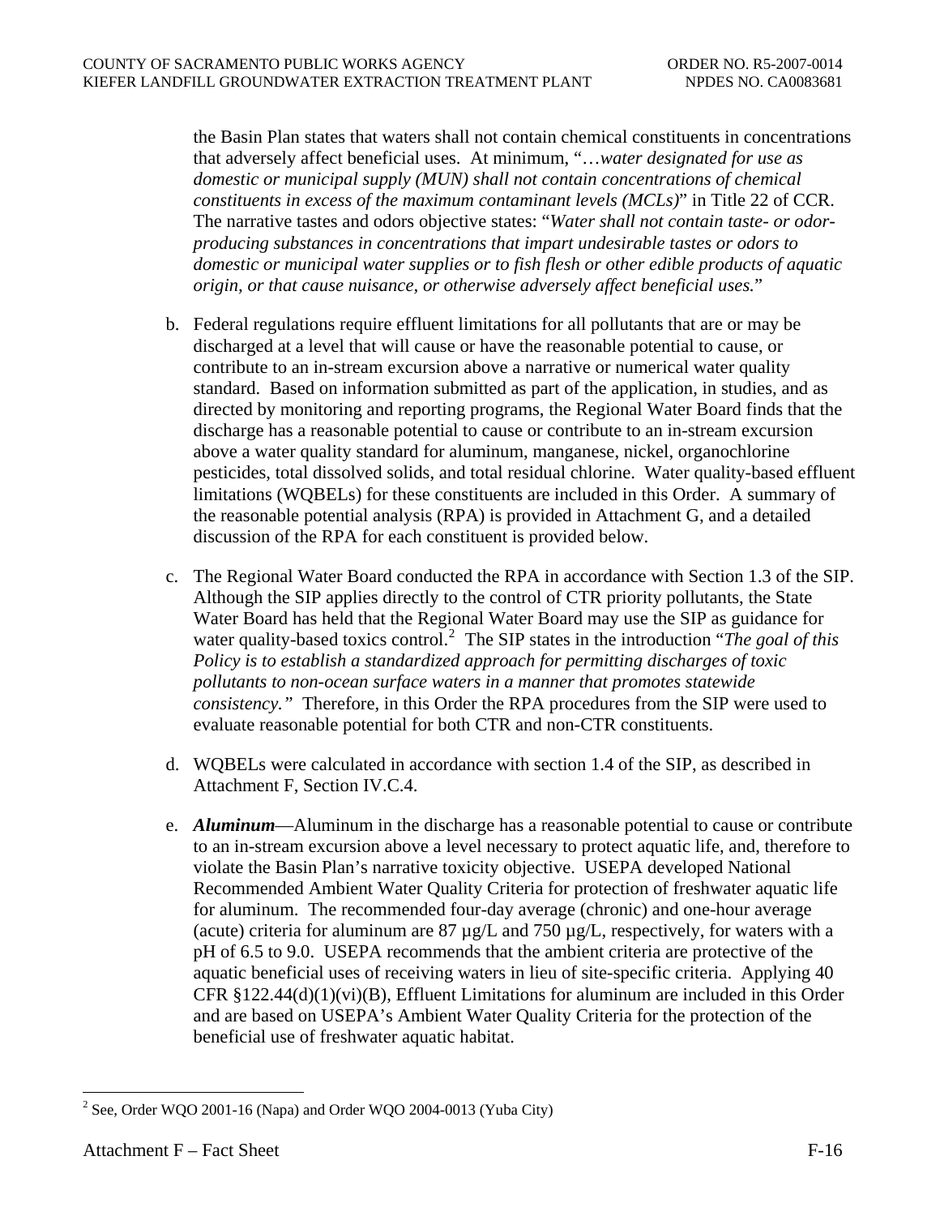the Basin Plan states that waters shall not contain chemical constituents in concentrations that adversely affect beneficial uses. At minimum, "…*water designated for use as domestic or municipal supply (MUN) shall not contain concentrations of chemical constituents in excess of the maximum contaminant levels (MCLs)*" in Title 22 of CCR. The narrative tastes and odors objective states: "*Water shall not contain taste- or odor-producing substances in concentrations that impart undesirable tastes or odors to domestic or municipal water supplies or to fish flesh or other edible products of aquatic origin, or that cause nuisance, or otherwise adversely affect beneficial uses.*"

b. Federal regulations require effluent limitations for all pollutants that are or may be discharged at a level that will cause or have the reasonable potential to cause, or contribute to an in-stream excursion above a narrative or numerical water quality standard. Based on information submitted as part of the application, in studies, and as directed by monitoring and reporting programs, the Regional Water Board finds that the discharge has a reasonable potential to cause or contribute to an in-stream excursion above a water quality standard for aluminum, manganese, nickel, organochlorine pesticides, total dissolved solids, and total residual chlorine. Water quality-based effluent limitations (WQBELs) for these constituents are included in this Order. A summary of the reasonable potential analysis (RPA) is provided in Attachment G, and a detailed discussion of the RPA for each constituent is provided below.

c. The Regional Water Board conducted the RPA in accordance with Section 1.3 of the SIP. Although the SIP applies directly to the control of CTR priority pollutants, the State Water Board has held that the Regional Water Board may use the SIP as guidance for water quality-based toxics control.[2] The SIP states in the introduction "*The goal of this Policy is to establish a standardized approach for permitting discharges of toxic pollutants to non-ocean surface waters in a manner that promotes statewide consistency.*" Therefore, in this Order the RPA procedures from the SIP were used to evaluate reasonable potential for both CTR and non-CTR constituents.

d. WQBELs were calculated in accordance with section 1.4 of the SIP, as described in Attachment F, Section IV.C.4.

e. ***Aluminum***—Aluminum in the discharge has a reasonable potential to cause or contribute to an in-stream excursion above a level necessary to protect aquatic life, and, therefore to violate the Basin Plan's narrative toxicity objective. USEPA developed National Recommended Ambient Water Quality Criteria for protection of freshwater aquatic life for aluminum. The recommended four-day average (chronic) and one-hour average (acute) criteria for aluminum are 87 µg/L and 750 µg/L, respectively, for waters with a pH of 6.5 to 9.0. USEPA recommends that the ambient criteria are protective of the aquatic beneficial uses of receiving waters in lieu of site-specific criteria. Applying 40 CFR §122.44(d)(1)(vi)(B), Effluent Limitations for aluminum are included in this Order and are based on USEPA's Ambient Water Quality Criteria for the protection of the beneficial use of freshwater aquatic habitat.

[2] See, Order WQO 2001-16 (Napa) and Order WQO 2004-0013 (Yuba City)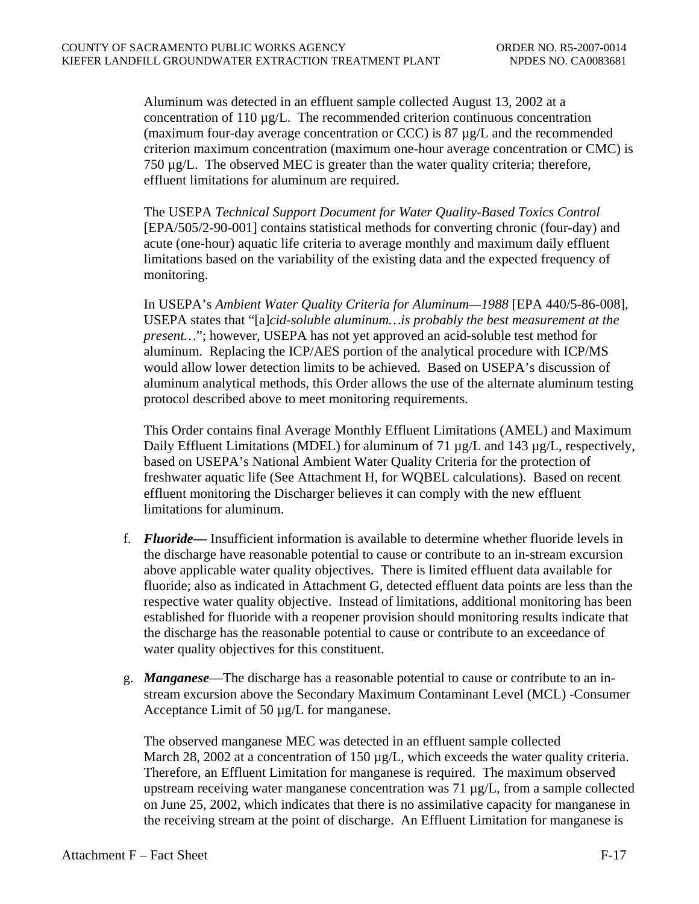Aluminum was detected in an effluent sample collected August 13, 2002 at a concentration of 110 µg/L. The recommended criterion continuous concentration (maximum four-day average concentration or CCC) is 87 µg/L and the recommended criterion maximum concentration (maximum one-hour average concentration or CMC) is 750 µg/L. The observed MEC is greater than the water quality criteria; therefore, effluent limitations for aluminum are required.

The USEPA *Technical Support Document for Water Quality-Based Toxics Control* [EPA/505/2-90-001] contains statistical methods for converting chronic (four-day) and acute (one-hour) aquatic life criteria to average monthly and maximum daily effluent limitations based on the variability of the existing data and the expected frequency of monitoring.

In USEPA's *Ambient Water Quality Criteria for Aluminum—1988* [EPA 440/5-86-008], USEPA states that "[a]*cid-soluble aluminum…is probably the best measurement at the present…*"; however, USEPA has not yet approved an acid-soluble test method for aluminum. Replacing the ICP/AES portion of the analytical procedure with ICP/MS would allow lower detection limits to be achieved. Based on USEPA's discussion of aluminum analytical methods, this Order allows the use of the alternate aluminum testing protocol described above to meet monitoring requirements.

This Order contains final Average Monthly Effluent Limitations (AMEL) and Maximum Daily Effluent Limitations (MDEL) for aluminum of 71 µg/L and 143 µg/L, respectively, based on USEPA's National Ambient Water Quality Criteria for the protection of freshwater aquatic life (See Attachment H, for WQBEL calculations). Based on recent effluent monitoring the Discharger believes it can comply with the new effluent limitations for aluminum.

f. ***Fluoride—*** Insufficient information is available to determine whether fluoride levels in the discharge have reasonable potential to cause or contribute to an in-stream excursion above applicable water quality objectives. There is limited effluent data available for fluoride; also as indicated in Attachment G, detected effluent data points are less than the respective water quality objective. Instead of limitations, additional monitoring has been established for fluoride with a reopener provision should monitoring results indicate that the discharge has the reasonable potential to cause or contribute to an exceedance of water quality objectives for this constituent.

g. ***Manganese***—The discharge has a reasonable potential to cause or contribute to an in-stream excursion above the Secondary Maximum Contaminant Level (MCL) -Consumer Acceptance Limit of 50 µg/L for manganese.

The observed manganese MEC was detected in an effluent sample collected March 28, 2002 at a concentration of 150 µg/L, which exceeds the water quality criteria. Therefore, an Effluent Limitation for manganese is required. The maximum observed upstream receiving water manganese concentration was 71 µg/L, from a sample collected on June 25, 2002, which indicates that there is no assimilative capacity for manganese in the receiving stream at the point of discharge. An Effluent Limitation for manganese is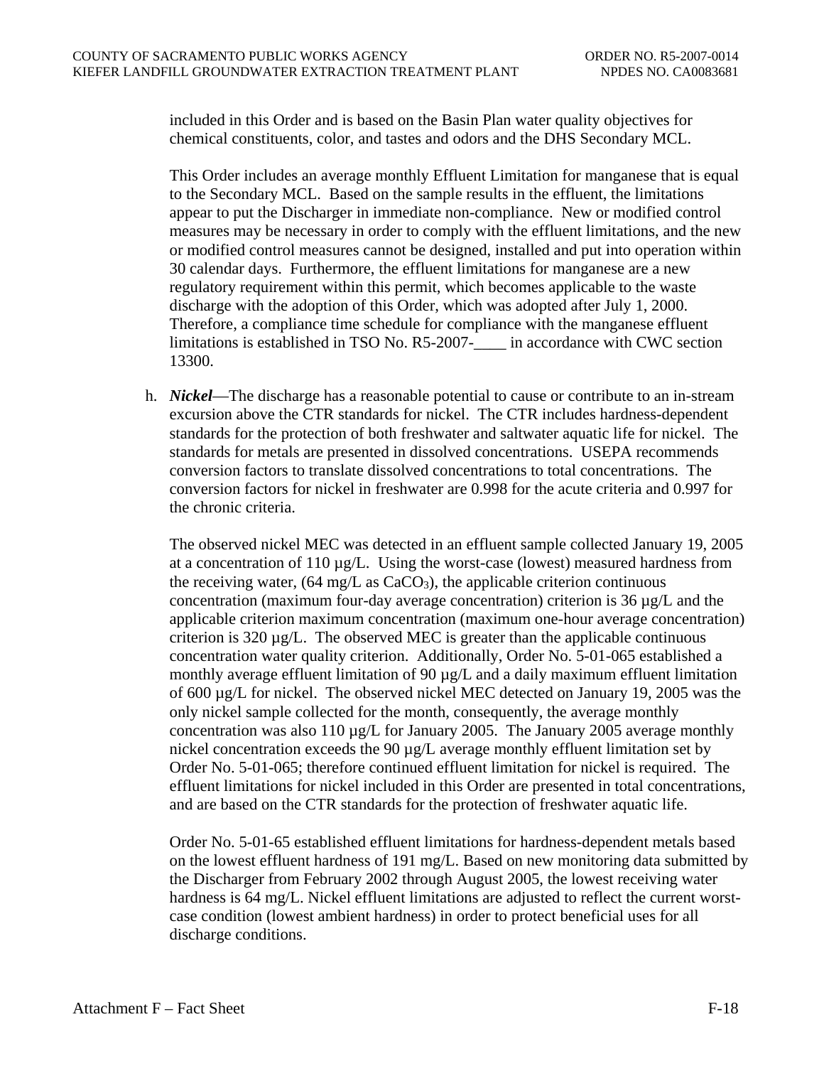included in this Order and is based on the Basin Plan water quality objectives for chemical constituents, color, and tastes and odors and the DHS Secondary MCL.

This Order includes an average monthly Effluent Limitation for manganese that is equal to the Secondary MCL. Based on the sample results in the effluent, the limitations appear to put the Discharger in immediate non-compliance. New or modified control measures may be necessary in order to comply with the effluent limitations, and the new or modified control measures cannot be designed, installed and put into operation within 30 calendar days. Furthermore, the effluent limitations for manganese are a new regulatory requirement within this permit, which becomes applicable to the waste discharge with the adoption of this Order, which was adopted after July 1, 2000. Therefore, a compliance time schedule for compliance with the manganese effluent limitations is established in TSO No. R5-2007-____ in accordance with CWC section 13300.

h. ***Nickel***—The discharge has a reasonable potential to cause or contribute to an in-stream excursion above the CTR standards for nickel. The CTR includes hardness-dependent standards for the protection of both freshwater and saltwater aquatic life for nickel. The standards for metals are presented in dissolved concentrations. USEPA recommends conversion factors to translate dissolved concentrations to total concentrations. The conversion factors for nickel in freshwater are 0.998 for the acute criteria and 0.997 for the chronic criteria.

   The observed nickel MEC was detected in an effluent sample collected January 19, 2005 at a concentration of 110 µg/L. Using the worst-case (lowest) measured hardness from the receiving water, (64 mg/L as $CaCO_3$), the applicable criterion continuous concentration (maximum four-day average concentration) criterion is 36 µg/L and the applicable criterion maximum concentration (maximum one-hour average concentration) criterion is 320 µg/L. The observed MEC is greater than the applicable continuous concentration water quality criterion. Additionally, Order No. 5-01-065 established a monthly average effluent limitation of 90 µg/L and a daily maximum effluent limitation of 600 µg/L for nickel. The observed nickel MEC detected on January 19, 2005 was the only nickel sample collected for the month, consequently, the average monthly concentration was also 110 µg/L for January 2005. The January 2005 average monthly nickel concentration exceeds the 90 µg/L average monthly effluent limitation set by Order No. 5-01-065; therefore continued effluent limitation for nickel is required. The effluent limitations for nickel included in this Order are presented in total concentrations, and are based on the CTR standards for the protection of freshwater aquatic life.

   Order No. 5-01-65 established effluent limitations for hardness-dependent metals based on the lowest effluent hardness of 191 mg/L. Based on new monitoring data submitted by the Discharger from February 2002 through August 2005, the lowest receiving water hardness is 64 mg/L. Nickel effluent limitations are adjusted to reflect the current worst-case condition (lowest ambient hardness) in order to protect beneficial uses for all discharge conditions.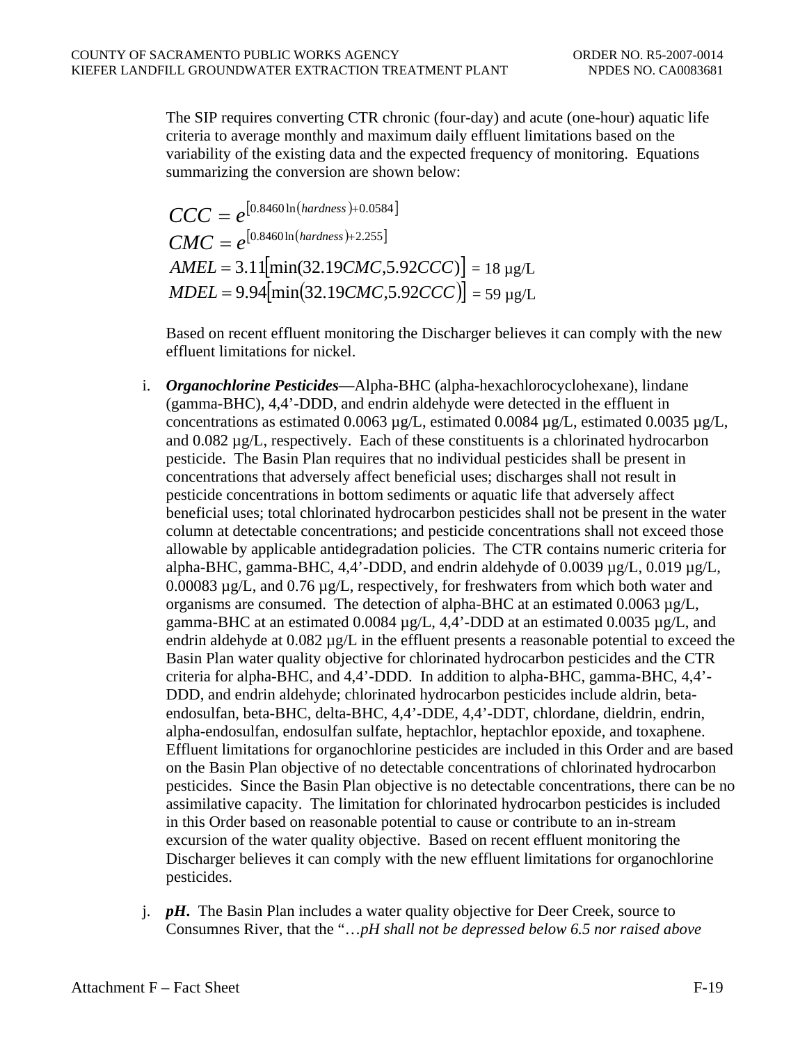The SIP requires converting CTR chronic (four-day) and acute (one-hour) aquatic life criteria to average monthly and maximum daily effluent limitations based on the variability of the existing data and the expected frequency of monitoring. Equations summarizing the conversion are shown below:

$$CCC = e^{[0.8460 \ln(hardness) + 0.0584]}$$

$$CMC = e^{[0.8460 \ln(hardness) + 2.255]}$$

$$AMEL = 3.11[\min(32.19CMC, 5.92CCC)] = 18 \text{ µg/L}$$

$$MDEL = 9.94[\min(32.19CMC, 5.92CCC)] = 59 \text{ µg/L}$$

Based on recent effluent monitoring the Discharger believes it can comply with the new effluent limitations for nickel.

i. ***Organochlorine Pesticides***—Alpha-BHC (alpha-hexachlorocyclohexane), lindane (gamma-BHC), 4,4'-DDD, and endrin aldehyde were detected in the effluent in concentrations as estimated 0.0063 µg/L, estimated 0.0084 µg/L, estimated 0.0035 µg/L, and 0.082 µg/L, respectively. Each of these constituents is a chlorinated hydrocarbon pesticide. The Basin Plan requires that no individual pesticides shall be present in concentrations that adversely affect beneficial uses; discharges shall not result in pesticide concentrations in bottom sediments or aquatic life that adversely affect beneficial uses; total chlorinated hydrocarbon pesticides shall not be present in the water column at detectable concentrations; and pesticide concentrations shall not exceed those allowable by applicable antidegradation policies. The CTR contains numeric criteria for alpha-BHC, gamma-BHC, 4,4'-DDD, and endrin aldehyde of 0.0039 µg/L, 0.019 µg/L, 0.00083 µg/L, and 0.76 µg/L, respectively, for freshwaters from which both water and organisms are consumed. The detection of alpha-BHC at an estimated 0.0063 µg/L, gamma-BHC at an estimated 0.0084 µg/L, 4,4'-DDD at an estimated 0.0035 µg/L, and endrin aldehyde at 0.082 µg/L in the effluent presents a reasonable potential to exceed the Basin Plan water quality objective for chlorinated hydrocarbon pesticides and the CTR criteria for alpha-BHC, and 4,4'-DDD. In addition to alpha-BHC, gamma-BHC, 4,4'-DDD, and endrin aldehyde; chlorinated hydrocarbon pesticides include aldrin, beta-endosulfan, beta-BHC, delta-BHC, 4,4'-DDE, 4,4'-DDT, chlordane, dieldrin, endrin, alpha-endosulfan, endosulfan sulfate, heptachlor, heptachlor epoxide, and toxaphene. Effluent limitations for organochlorine pesticides are included in this Order and are based on the Basin Plan objective of no detectable concentrations of chlorinated hydrocarbon pesticides. Since the Basin Plan objective is no detectable concentrations, there can be no assimilative capacity. The limitation for chlorinated hydrocarbon pesticides is included in this Order based on reasonable potential to cause or contribute to an in-stream excursion of the water quality objective. Based on recent effluent monitoring the Discharger believes it can comply with the new effluent limitations for organochlorine pesticides.

j. ***pH.*** The Basin Plan includes a water quality objective for Deer Creek, source to Consumnes River, that the "*…pH shall not be depressed below 6.5 nor raised above*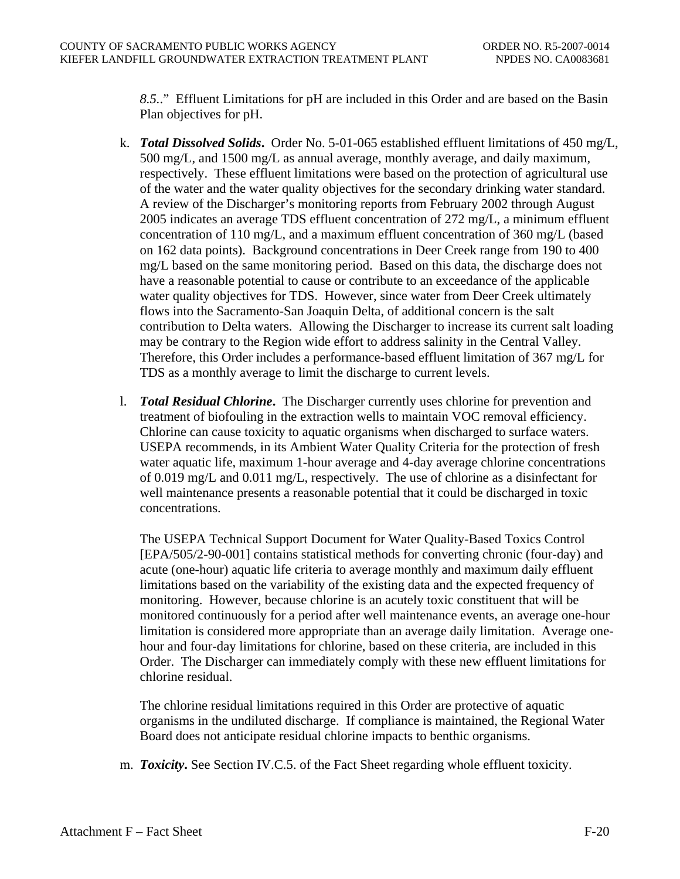*8.5*.." Effluent Limitations for pH are included in this Order and are based on the Basin Plan objectives for pH.

k. ***Total Dissolved Solids***. Order No. 5-01-065 established effluent limitations of 450 mg/L, 500 mg/L, and 1500 mg/L as annual average, monthly average, and daily maximum, respectively. These effluent limitations were based on the protection of agricultural use of the water and the water quality objectives for the secondary drinking water standard. A review of the Discharger's monitoring reports from February 2002 through August 2005 indicates an average TDS effluent concentration of 272 mg/L, a minimum effluent concentration of 110 mg/L, and a maximum effluent concentration of 360 mg/L (based on 162 data points). Background concentrations in Deer Creek range from 190 to 400 mg/L based on the same monitoring period. Based on this data, the discharge does not have a reasonable potential to cause or contribute to an exceedance of the applicable water quality objectives for TDS. However, since water from Deer Creek ultimately flows into the Sacramento-San Joaquin Delta, of additional concern is the salt contribution to Delta waters. Allowing the Discharger to increase its current salt loading may be contrary to the Region wide effort to address salinity in the Central Valley. Therefore, this Order includes a performance-based effluent limitation of 367 mg/L for TDS as a monthly average to limit the discharge to current levels.

l. ***Total Residual Chlorine***. The Discharger currently uses chlorine for prevention and treatment of biofouling in the extraction wells to maintain VOC removal efficiency. Chlorine can cause toxicity to aquatic organisms when discharged to surface waters. USEPA recommends, in its Ambient Water Quality Criteria for the protection of fresh water aquatic life, maximum 1-hour average and 4-day average chlorine concentrations of 0.019 mg/L and 0.011 mg/L, respectively. The use of chlorine as a disinfectant for well maintenance presents a reasonable potential that it could be discharged in toxic concentrations.

   The USEPA Technical Support Document for Water Quality-Based Toxics Control [EPA/505/2-90-001] contains statistical methods for converting chronic (four-day) and acute (one-hour) aquatic life criteria to average monthly and maximum daily effluent limitations based on the variability of the existing data and the expected frequency of monitoring. However, because chlorine is an acutely toxic constituent that will be monitored continuously for a period after well maintenance events, an average one-hour limitation is considered more appropriate than an average daily limitation. Average one-hour and four-day limitations for chlorine, based on these criteria, are included in this Order. The Discharger can immediately comply with these new effluent limitations for chlorine residual.

   The chlorine residual limitations required in this Order are protective of aquatic organisms in the undiluted discharge. If compliance is maintained, the Regional Water Board does not anticipate residual chlorine impacts to benthic organisms.

m. ***Toxicity***. See Section IV.C.5. of the Fact Sheet regarding whole effluent toxicity.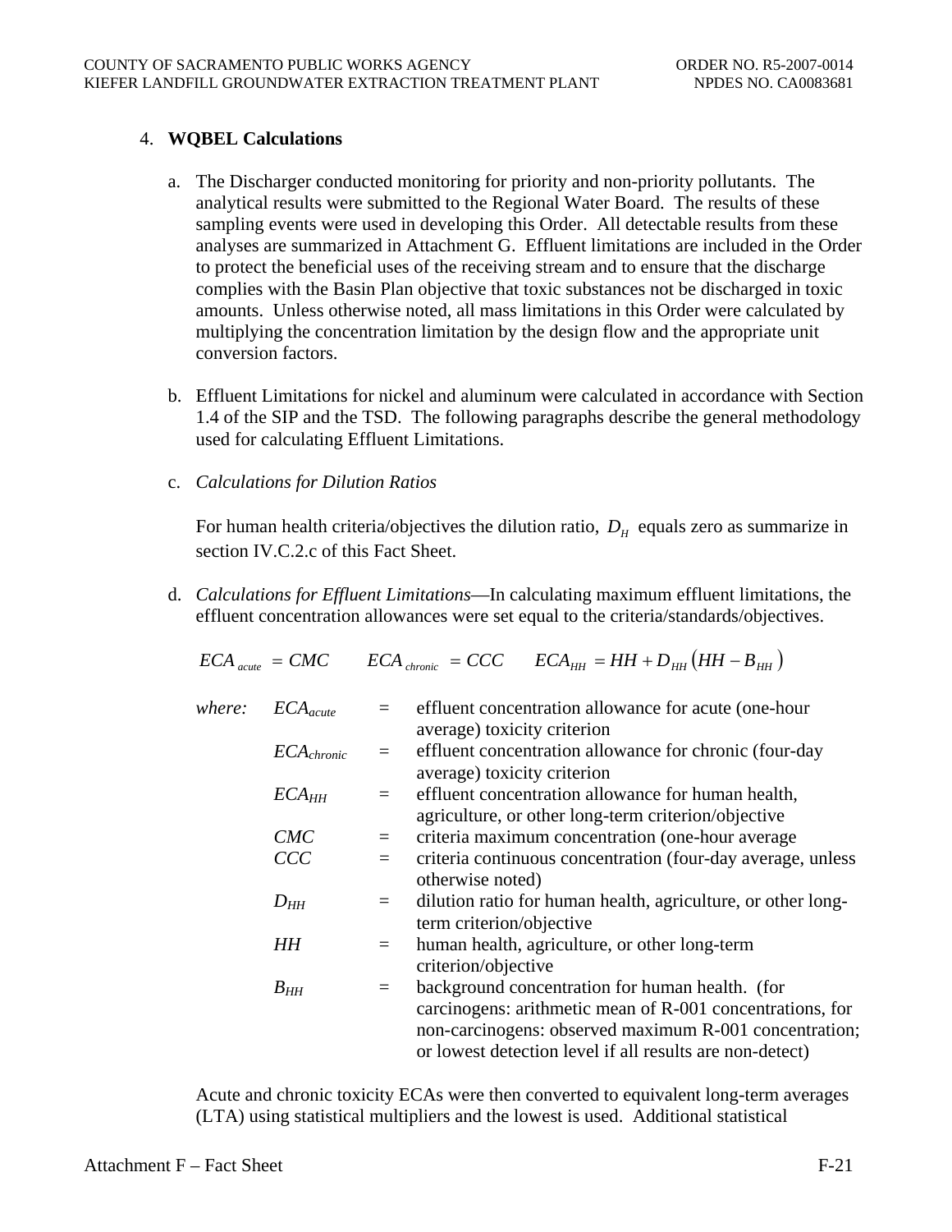4. **WQBEL Calculations**

   a. The Discharger conducted monitoring for priority and non-priority pollutants. The analytical results were submitted to the Regional Water Board. The results of these sampling events were used in developing this Order. All detectable results from these analyses are summarized in Attachment G. Effluent limitations are included in the Order to protect the beneficial uses of the receiving stream and to ensure that the discharge complies with the Basin Plan objective that toxic substances not be discharged in toxic amounts. Unless otherwise noted, all mass limitations in this Order were calculated by multiplying the concentration limitation by the design flow and the appropriate unit conversion factors.

   b. Effluent Limitations for nickel and aluminum were calculated in accordance with Section 1.4 of the SIP and the TSD. The following paragraphs describe the general methodology used for calculating Effluent Limitations.

   c. *Calculations for Dilution Ratios*

      For human health criteria/objectives the dilution ratio, $D_H$ equals zero as summarize in section IV.C.2.c of this Fact Sheet.

   d. *Calculations for Effluent Limitations*—In calculating maximum effluent limitations, the effluent concentration allowances were set equal to the criteria/standards/objectives.

$$ECA_{acute} = CMC \qquad ECA_{chronic} = CCC \qquad ECA_{HH} = HH + D_{HH}\left(HH - B_{HH}\right)$$

*where:*

| | | |
|---|---|---|
| $ECA_{acute}$ | = | effluent concentration allowance for acute (one-hour average) toxicity criterion |
| $ECA_{chronic}$ | = | effluent concentration allowance for chronic (four-day average) toxicity criterion |
| $ECA_{HH}$ | = | effluent concentration allowance for human health, agriculture, or other long-term criterion/objective |
| $CMC$ | = | criteria maximum concentration (one-hour average |
| $CCC$ | = | criteria continuous concentration (four-day average, unless otherwise noted) |
| $D_{HH}$ | = | dilution ratio for human health, agriculture, or other long-term criterion/objective |
| $HH$ | = | human health, agriculture, or other long-term criterion/objective |
| $B_{HH}$ | = | background concentration for human health. (for carcinogens: arithmetic mean of R-001 concentrations, for non-carcinogens: observed maximum R-001 concentration; or lowest detection level if all results are non-detect) |

Acute and chronic toxicity ECAs were then converted to equivalent long-term averages (LTA) using statistical multipliers and the lowest is used. Additional statistical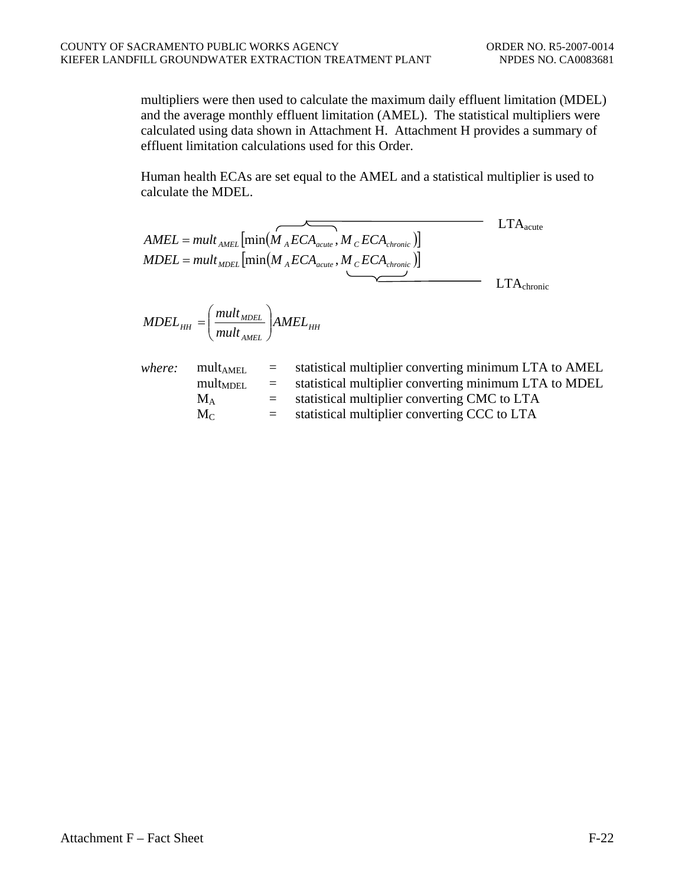multipliers were then used to calculate the maximum daily effluent limitation (MDEL) and the average monthly effluent limitation (AMEL). The statistical multipliers were calculated using data shown in Attachment H. Attachment H provides a summary of effluent limitation calculations used for this Order.

Human health ECAs are set equal to the AMEL and a statistical multiplier is used to calculate the MDEL.

$$AMEL = mult_{AMEL}\left[\min\left(\overbrace{M_A ECA_{acute}}^{LTA_{acute}}, M_C ECA_{chronic}\right)\right]$$

$$MDEL = mult_{MDEL}\left[\min\left(M_A ECA_{acute}, \underbrace{M_C ECA_{chronic}}_{LTA_{chronic}}\right)\right]$$

$$MDEL_{HH} = \left(\frac{mult_{MDEL}}{mult_{AMEL}}\right) AMEL_{HH}$$

*where:*

$mult_{AMEL}$ = statistical multiplier converting minimum LTA to AMEL
$mult_{MDEL}$ = statistical multiplier converting minimum LTA to MDEL
$M_A$ = statistical multiplier converting CMC to LTA
$M_C$ = statistical multiplier converting CCC to LTA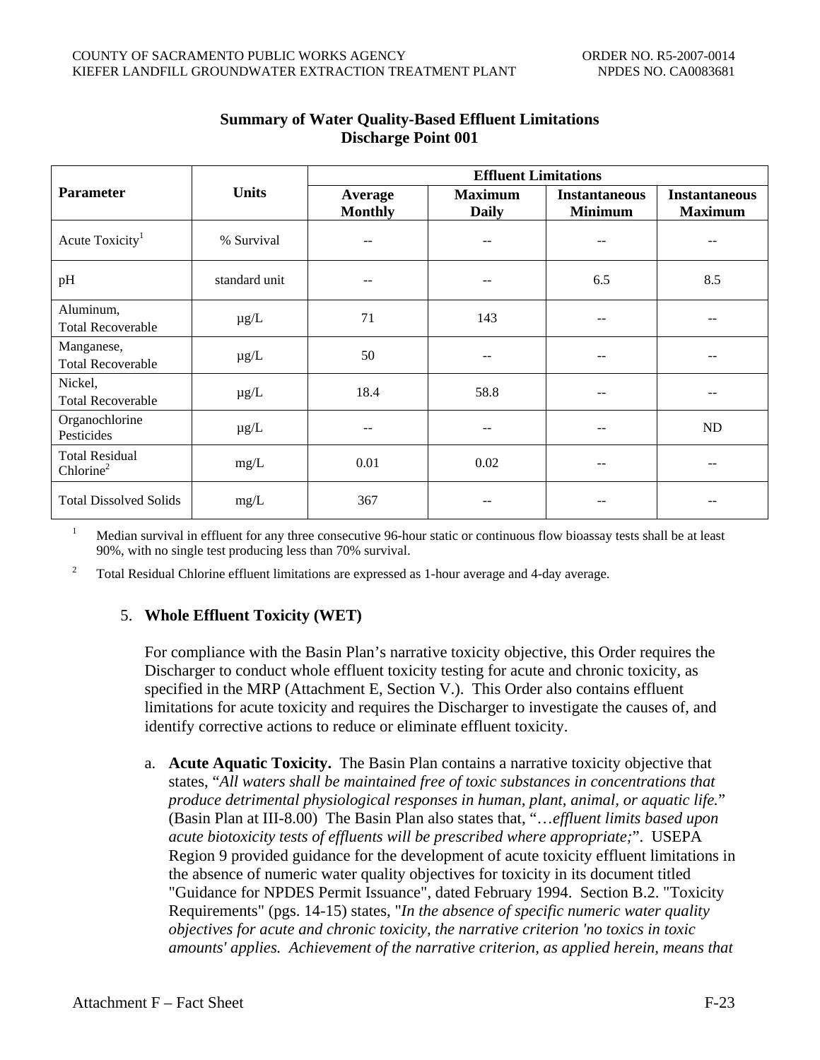**Summary of Water Quality-Based Effluent Limitations**
**Discharge Point 001**

| Parameter | Units | Effluent Limitations | | | |
|---|---|---|---|---|---|
| | | Average Monthly | Maximum Daily | Instantaneous Minimum | Instantaneous Maximum |
| Acute Toxicity[1] | % Survival | -- | -- | -- | -- |
| pH | standard unit | -- | -- | 6.5 | 8.5 |
| Aluminum, Total Recoverable | µg/L | 71 | 143 | -- | -- |
| Manganese, Total Recoverable | µg/L | 50 | -- | -- | -- |
| Nickel, Total Recoverable | µg/L | 18.4 | 58.8 | -- | -- |
| Organochlorine Pesticides | µg/L | -- | -- | -- | ND |
| Total Residual Chlorine[2] | mg/L | 0.01 | 0.02 | -- | -- |
| Total Dissolved Solids | mg/L | 367 | -- | -- | -- |

[1] Median survival in effluent for any three consecutive 96-hour static or continuous flow bioassay tests shall be at least 90%, with no single test producing less than 70% survival.

[2] Total Residual Chlorine effluent limitations are expressed as 1-hour average and 4-day average.

5. **Whole Effluent Toxicity (WET)**

For compliance with the Basin Plan's narrative toxicity objective, this Order requires the Discharger to conduct whole effluent toxicity testing for acute and chronic toxicity, as specified in the MRP (Attachment E, Section V.). This Order also contains effluent limitations for acute toxicity and requires the Discharger to investigate the causes of, and identify corrective actions to reduce or eliminate effluent toxicity.

a. **Acute Aquatic Toxicity.** The Basin Plan contains a narrative toxicity objective that states, "*All waters shall be maintained free of toxic substances in concentrations that produce detrimental physiological responses in human, plant, animal, or aquatic life.*" (Basin Plan at III-8.00) The Basin Plan also states that, "*…effluent limits based upon acute biotoxicity tests of effluents will be prescribed where appropriate;*". USEPA Region 9 provided guidance for the development of acute toxicity effluent limitations in the absence of numeric water quality objectives for toxicity in its document titled "Guidance for NPDES Permit Issuance", dated February 1994. Section B.2. "Toxicity Requirements" (pgs. 14-15) states, "*In the absence of specific numeric water quality objectives for acute and chronic toxicity, the narrative criterion 'no toxics in toxic amounts' applies. Achievement of the narrative criterion, as applied herein, means that*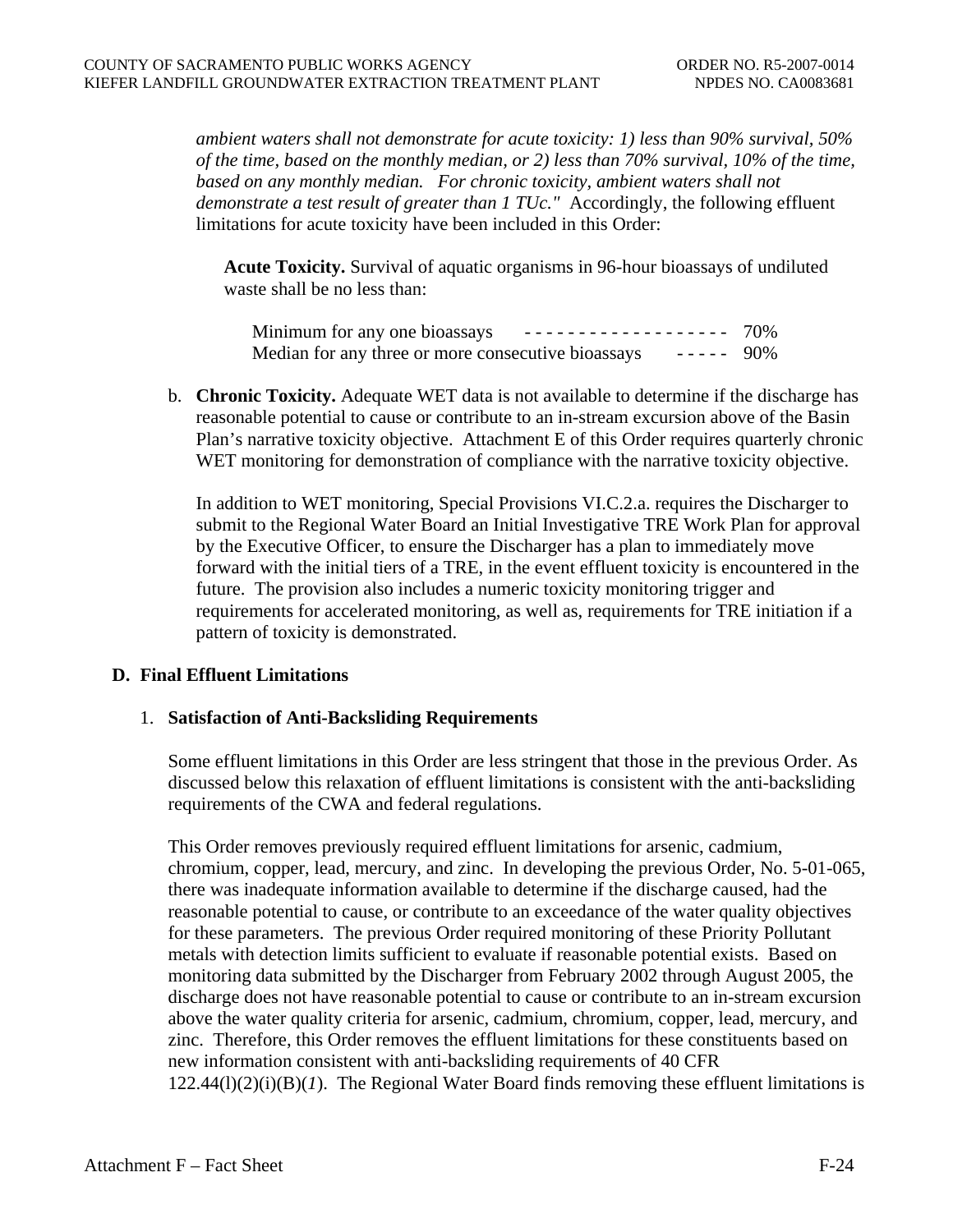*ambient waters shall not demonstrate for acute toxicity: 1) less than 90% survival, 50% of the time, based on the monthly median, or 2) less than 70% survival, 10% of the time, based on any monthly median. For chronic toxicity, ambient waters shall not demonstrate a test result of greater than 1 TUc."* Accordingly, the following effluent limitations for acute toxicity have been included in this Order:

**Acute Toxicity.** Survival of aquatic organisms in 96-hour bioassays of undiluted waste shall be no less than:

Minimum for any one bioassays ------------------- 70%
Median for any three or more consecutive bioassays ----- 90%

b. **Chronic Toxicity.** Adequate WET data is not available to determine if the discharge has reasonable potential to cause or contribute to an in-stream excursion above of the Basin Plan's narrative toxicity objective. Attachment E of this Order requires quarterly chronic WET monitoring for demonstration of compliance with the narrative toxicity objective.

In addition to WET monitoring, Special Provisions VI.C.2.a. requires the Discharger to submit to the Regional Water Board an Initial Investigative TRE Work Plan for approval by the Executive Officer, to ensure the Discharger has a plan to immediately move forward with the initial tiers of a TRE, in the event effluent toxicity is encountered in the future. The provision also includes a numeric toxicity monitoring trigger and requirements for accelerated monitoring, as well as, requirements for TRE initiation if a pattern of toxicity is demonstrated.

## D. Final Effluent Limitations

### 1. Satisfaction of Anti-Backsliding Requirements

Some effluent limitations in this Order are less stringent that those in the previous Order. As discussed below this relaxation of effluent limitations is consistent with the anti-backsliding requirements of the CWA and federal regulations.

This Order removes previously required effluent limitations for arsenic, cadmium, chromium, copper, lead, mercury, and zinc. In developing the previous Order, No. 5-01-065, there was inadequate information available to determine if the discharge caused, had the reasonable potential to cause, or contribute to an exceedance of the water quality objectives for these parameters. The previous Order required monitoring of these Priority Pollutant metals with detection limits sufficient to evaluate if reasonable potential exists. Based on monitoring data submitted by the Discharger from February 2002 through August 2005, the discharge does not have reasonable potential to cause or contribute to an in-stream excursion above the water quality criteria for arsenic, cadmium, chromium, copper, lead, mercury, and zinc. Therefore, this Order removes the effluent limitations for these constituents based on new information consistent with anti-backsliding requirements of 40 CFR 122.44(l)(2)(i)(B)(*1*). The Regional Water Board finds removing these effluent limitations is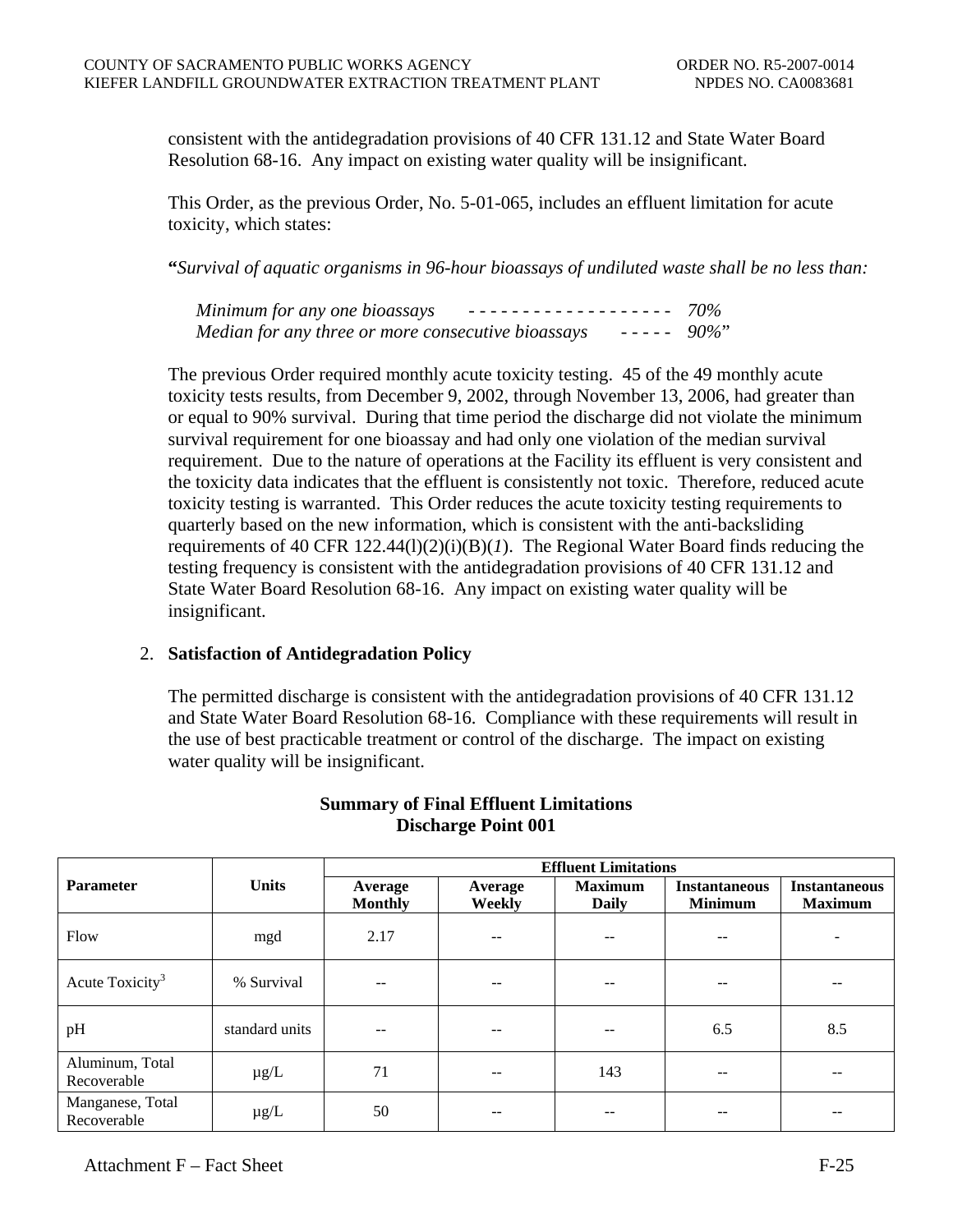consistent with the antidegradation provisions of 40 CFR 131.12 and State Water Board Resolution 68-16. Any impact on existing water quality will be insignificant.

This Order, as the previous Order, No. 5-01-065, includes an effluent limitation for acute toxicity, which states:

**"***Survival of aquatic organisms in 96-hour bioassays of undiluted waste shall be no less than:*

*Minimum for any one bioassays - - - - - - - - - - - - - - - - - - - 70%*
*Median for any three or more consecutive bioassays - - - - - 90%*"

The previous Order required monthly acute toxicity testing. 45 of the 49 monthly acute toxicity tests results, from December 9, 2002, through November 13, 2006, had greater than or equal to 90% survival. During that time period the discharge did not violate the minimum survival requirement for one bioassay and had only one violation of the median survival requirement. Due to the nature of operations at the Facility its effluent is very consistent and the toxicity data indicates that the effluent is consistently not toxic. Therefore, reduced acute toxicity testing is warranted. This Order reduces the acute toxicity testing requirements to quarterly based on the new information, which is consistent with the anti-backsliding requirements of 40 CFR 122.44(l)(2)(i)(B)(*1*). The Regional Water Board finds reducing the testing frequency is consistent with the antidegradation provisions of 40 CFR 131.12 and State Water Board Resolution 68-16. Any impact on existing water quality will be insignificant.

2. **Satisfaction of Antidegradation Policy**

The permitted discharge is consistent with the antidegradation provisions of 40 CFR 131.12 and State Water Board Resolution 68-16. Compliance with these requirements will result in the use of best practicable treatment or control of the discharge. The impact on existing water quality will be insignificant.

**Summary of Final Effluent Limitations**
**Discharge Point 001**

| Parameter | Units | Effluent Limitations | | | | |
|---|---|---|---|---|---|---|
| | | Average Monthly | Average Weekly | Maximum Daily | Instantaneous Minimum | Instantaneous Maximum |
| Flow | mgd | 2.17 | -- | -- | -- | - |
| Acute Toxicity[3] | % Survival | -- | -- | -- | -- | -- |
| pH | standard units | -- | -- | -- | 6.5 | 8.5 |
| Aluminum, Total Recoverable | µg/L | 71 | -- | 143 | -- | -- |
| Manganese, Total Recoverable | µg/L | 50 | -- | -- | -- | -- |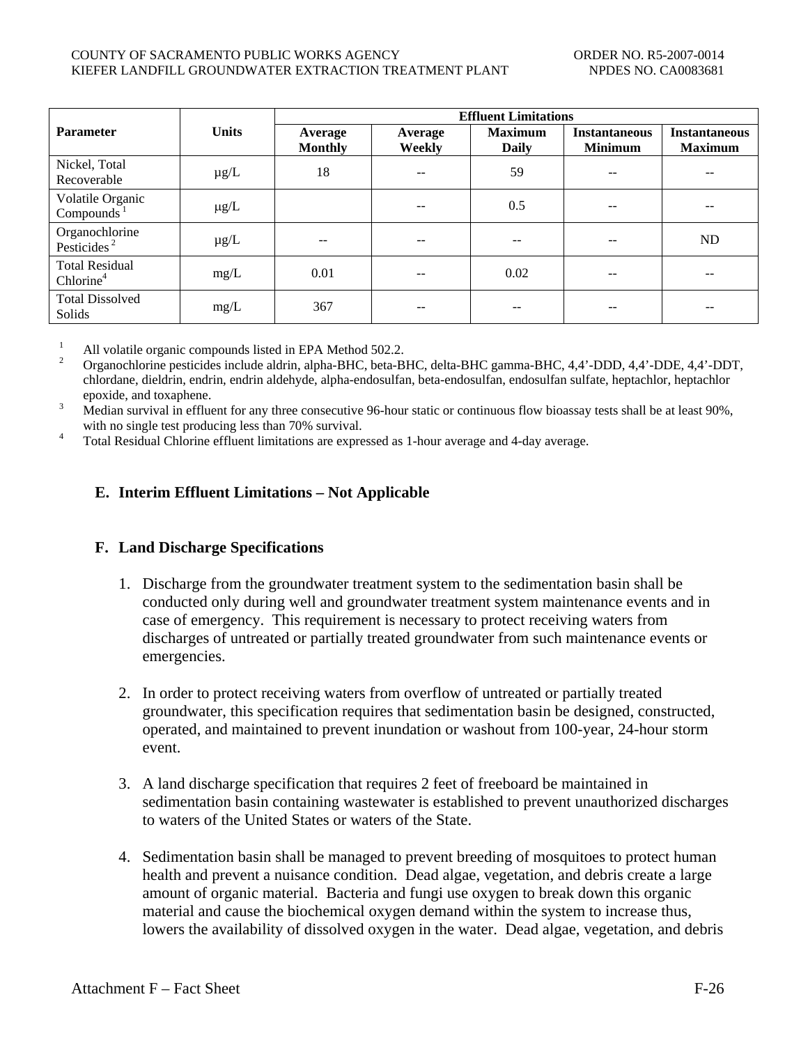| Parameter | Units | Effluent Limitations | | | | |
|---|---|---|---|---|---|---|
| | | Average Monthly | Average Weekly | Maximum Daily | Instantaneous Minimum | Instantaneous Maximum |
| Nickel, Total Recoverable | µg/L | 18 | -- | 59 | -- | -- |
| Volatile Organic Compounds [1] | µg/L | | -- | 0.5 | -- | -- |
| Organochlorine Pesticides [2] | µg/L | -- | -- | -- | -- | ND |
| Total Residual Chlorine[4] | mg/L | 0.01 | -- | 0.02 | -- | -- |
| Total Dissolved Solids | mg/L | 367 | -- | -- | -- | -- |

[1] All volatile organic compounds listed in EPA Method 502.2.

[2] Organochlorine pesticides include aldrin, alpha-BHC, beta-BHC, delta-BHC gamma-BHC, 4,4'-DDD, 4,4'-DDE, 4,4'-DDT, chlordane, dieldrin, endrin, endrin aldehyde, alpha-endosulfan, beta-endosulfan, endosulfan sulfate, heptachlor, heptachlor epoxide, and toxaphene.

[3] Median survival in effluent for any three consecutive 96-hour static or continuous flow bioassay tests shall be at least 90%, with no single test producing less than 70% survival.

[4] Total Residual Chlorine effluent limitations are expressed as 1-hour average and 4-day average.

## E. Interim Effluent Limitations – Not Applicable

## F. Land Discharge Specifications

1. Discharge from the groundwater treatment system to the sedimentation basin shall be conducted only during well and groundwater treatment system maintenance events and in case of emergency. This requirement is necessary to protect receiving waters from discharges of untreated or partially treated groundwater from such maintenance events or emergencies.

2. In order to protect receiving waters from overflow of untreated or partially treated groundwater, this specification requires that sedimentation basin be designed, constructed, operated, and maintained to prevent inundation or washout from 100-year, 24-hour storm event.

3. A land discharge specification that requires 2 feet of freeboard be maintained in sedimentation basin containing wastewater is established to prevent unauthorized discharges to waters of the United States or waters of the State.

4. Sedimentation basin shall be managed to prevent breeding of mosquitoes to protect human health and prevent a nuisance condition. Dead algae, vegetation, and debris create a large amount of organic material. Bacteria and fungi use oxygen to break down this organic material and cause the biochemical oxygen demand within the system to increase thus, lowers the availability of dissolved oxygen in the water. Dead algae, vegetation, and debris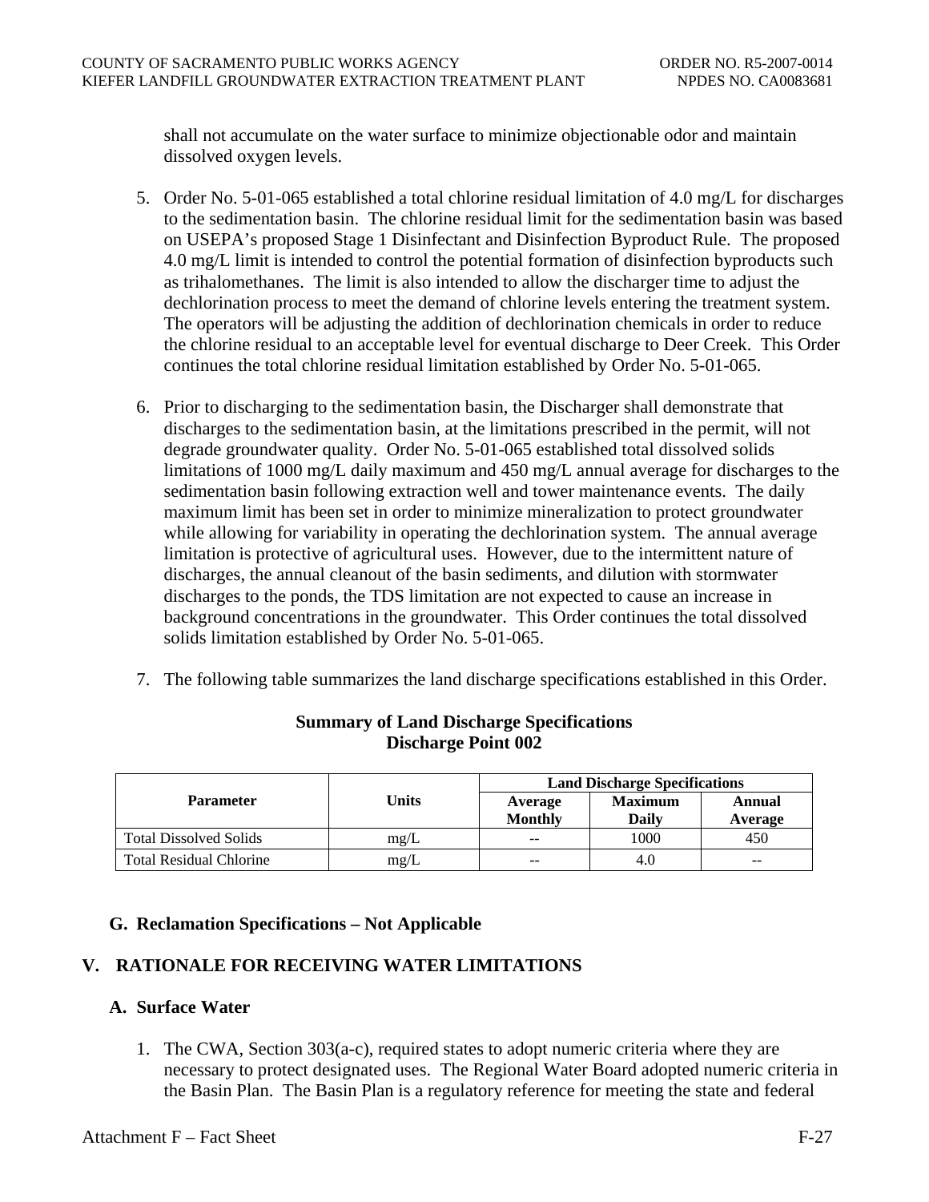shall not accumulate on the water surface to minimize objectionable odor and maintain dissolved oxygen levels.

5. Order No. 5-01-065 established a total chlorine residual limitation of 4.0 mg/L for discharges to the sedimentation basin. The chlorine residual limit for the sedimentation basin was based on USEPA's proposed Stage 1 Disinfectant and Disinfection Byproduct Rule. The proposed 4.0 mg/L limit is intended to control the potential formation of disinfection byproducts such as trihalomethanes. The limit is also intended to allow the discharger time to adjust the dechlorination process to meet the demand of chlorine levels entering the treatment system. The operators will be adjusting the addition of dechlorination chemicals in order to reduce the chlorine residual to an acceptable level for eventual discharge to Deer Creek. This Order continues the total chlorine residual limitation established by Order No. 5-01-065.

6. Prior to discharging to the sedimentation basin, the Discharger shall demonstrate that discharges to the sedimentation basin, at the limitations prescribed in the permit, will not degrade groundwater quality. Order No. 5-01-065 established total dissolved solids limitations of 1000 mg/L daily maximum and 450 mg/L annual average for discharges to the sedimentation basin following extraction well and tower maintenance events. The daily maximum limit has been set in order to minimize mineralization to protect groundwater while allowing for variability in operating the dechlorination system. The annual average limitation is protective of agricultural uses. However, due to the intermittent nature of discharges, the annual cleanout of the basin sediments, and dilution with stormwater discharges to the ponds, the TDS limitation are not expected to cause an increase in background concentrations in the groundwater. This Order continues the total dissolved solids limitation established by Order No. 5-01-065.

7. The following table summarizes the land discharge specifications established in this Order.

**Summary of Land Discharge Specifications**
**Discharge Point 002**

| Parameter | Units | Land Discharge Specifications | | |
|---|---|---|---|---|
| | | Average Monthly | Maximum Daily | Annual Average |
| Total Dissolved Solids | mg/L | -- | 1000 | 450 |
| Total Residual Chlorine | mg/L | -- | 4.0 | -- |

### G. Reclamation Specifications – Not Applicable

## V. RATIONALE FOR RECEIVING WATER LIMITATIONS

### A. Surface Water

1. The CWA, Section 303(a-c), required states to adopt numeric criteria where they are necessary to protect designated uses. The Regional Water Board adopted numeric criteria in the Basin Plan. The Basin Plan is a regulatory reference for meeting the state and federal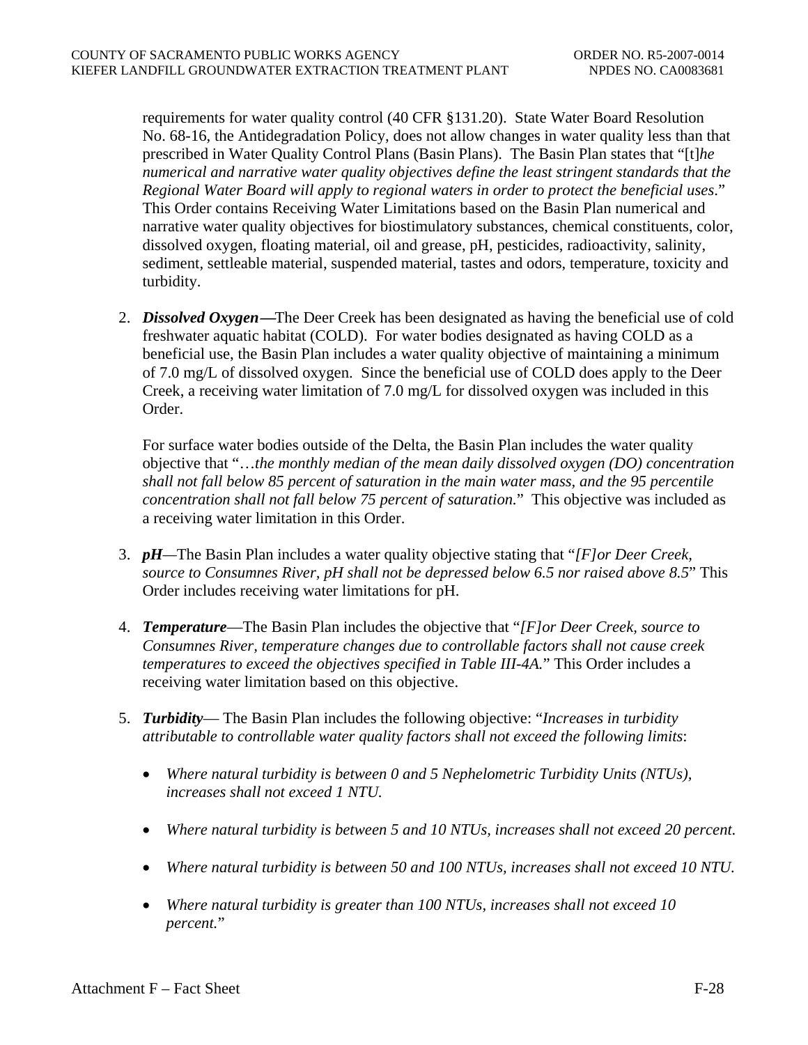requirements for water quality control (40 CFR §131.20). State Water Board Resolution No. 68-16, the Antidegradation Policy, does not allow changes in water quality less than that prescribed in Water Quality Control Plans (Basin Plans). The Basin Plan states that "[t]*he numerical and narrative water quality objectives define the least stringent standards that the Regional Water Board will apply to regional waters in order to protect the beneficial uses*." This Order contains Receiving Water Limitations based on the Basin Plan numerical and narrative water quality objectives for biostimulatory substances, chemical constituents, color, dissolved oxygen, floating material, oil and grease, pH, pesticides, radioactivity, salinity, sediment, settleable material, suspended material, tastes and odors, temperature, toxicity and turbidity.

2. ***Dissolved Oxygen—***The Deer Creek has been designated as having the beneficial use of cold freshwater aquatic habitat (COLD). For water bodies designated as having COLD as a beneficial use, the Basin Plan includes a water quality objective of maintaining a minimum of 7.0 mg/L of dissolved oxygen. Since the beneficial use of COLD does apply to the Deer Creek, a receiving water limitation of 7.0 mg/L for dissolved oxygen was included in this Order.

   For surface water bodies outside of the Delta, the Basin Plan includes the water quality objective that "…*the monthly median of the mean daily dissolved oxygen (DO) concentration shall not fall below 85 percent of saturation in the main water mass, and the 95 percentile concentration shall not fall below 75 percent of saturation.*" This objective was included as a receiving water limitation in this Order.

3. ***pH***—The Basin Plan includes a water quality objective stating that "*[F]or Deer Creek, source to Consumnes River, pH shall not be depressed below 6.5 nor raised above 8.5*" This Order includes receiving water limitations for pH.

4. ***Temperature***—The Basin Plan includes the objective that "*[F]or Deer Creek, source to Consumnes River, temperature changes due to controllable factors shall not cause creek temperatures to exceed the objectives specified in Table III-4A.*" This Order includes a receiving water limitation based on this objective.

5. ***Turbidity***— The Basin Plan includes the following objective: "*Increases in turbidity attributable to controllable water quality factors shall not exceed the following limits*:

   - *Where natural turbidity is between 0 and 5 Nephelometric Turbidity Units (NTUs), increases shall not exceed 1 NTU.*
   - *Where natural turbidity is between 5 and 10 NTUs, increases shall not exceed 20 percent.*
   - *Where natural turbidity is between 50 and 100 NTUs, increases shall not exceed 10 NTU.*
   - *Where natural turbidity is greater than 100 NTUs, increases shall not exceed 10 percent.*"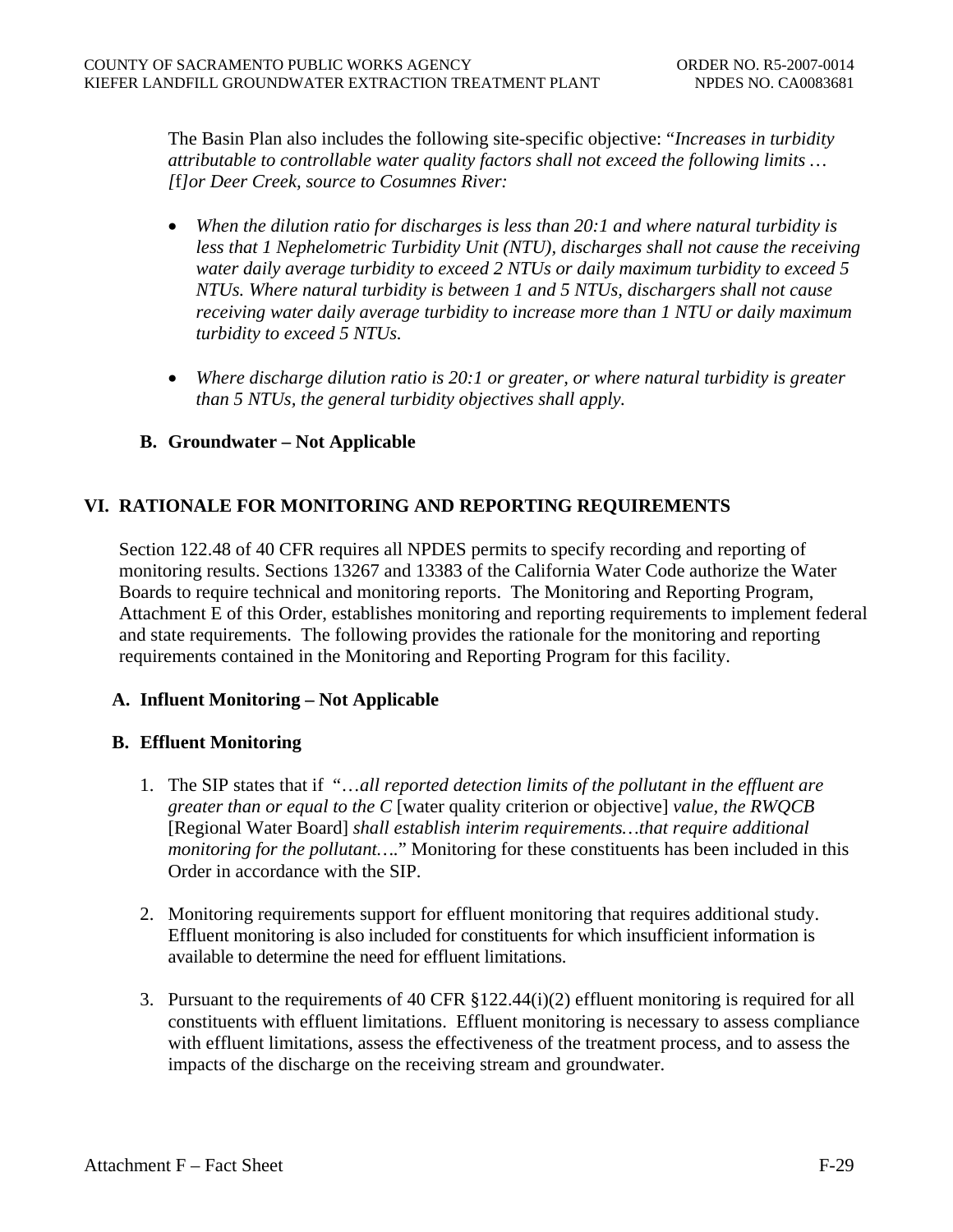The Basin Plan also includes the following site-specific objective: "*Increases in turbidity attributable to controllable water quality factors shall not exceed the following limits … [*f*]or Deer Creek, source to Cosumnes River:*

- *When the dilution ratio for discharges is less than 20:1 and where natural turbidity is less that 1 Nephelometric Turbidity Unit (NTU), discharges shall not cause the receiving water daily average turbidity to exceed 2 NTUs or daily maximum turbidity to exceed 5 NTUs. Where natural turbidity is between 1 and 5 NTUs, dischargers shall not cause receiving water daily average turbidity to increase more than 1 NTU or daily maximum turbidity to exceed 5 NTUs.*

- *Where discharge dilution ratio is 20:1 or greater, or where natural turbidity is greater than 5 NTUs, the general turbidity objectives shall apply.*

### B. Groundwater – Not Applicable

## VI. RATIONALE FOR MONITORING AND REPORTING REQUIREMENTS

Section 122.48 of 40 CFR requires all NPDES permits to specify recording and reporting of monitoring results. Sections 13267 and 13383 of the California Water Code authorize the Water Boards to require technical and monitoring reports. The Monitoring and Reporting Program, Attachment E of this Order, establishes monitoring and reporting requirements to implement federal and state requirements. The following provides the rationale for the monitoring and reporting requirements contained in the Monitoring and Reporting Program for this facility.

### A. Influent Monitoring – Not Applicable

### B. Effluent Monitoring

1. The SIP states that if "*…all reported detection limits of the pollutant in the effluent are greater than or equal to the C* [water quality criterion or objective] *value, the RWQCB* [Regional Water Board] *shall establish interim requirements…that require additional monitoring for the pollutant….*" Monitoring for these constituents has been included in this Order in accordance with the SIP.

2. Monitoring requirements support for effluent monitoring that requires additional study. Effluent monitoring is also included for constituents for which insufficient information is available to determine the need for effluent limitations.

3. Pursuant to the requirements of 40 CFR §122.44(i)(2) effluent monitoring is required for all constituents with effluent limitations. Effluent monitoring is necessary to assess compliance with effluent limitations, assess the effectiveness of the treatment process, and to assess the impacts of the discharge on the receiving stream and groundwater.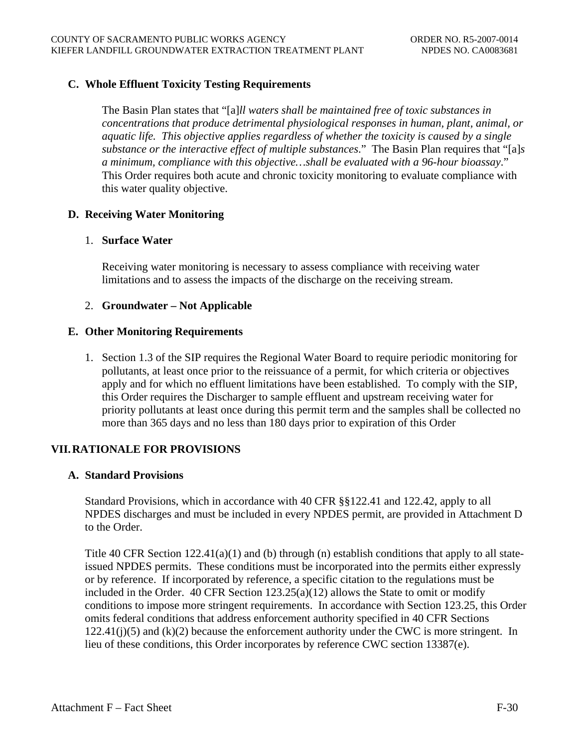### C. Whole Effluent Toxicity Testing Requirements

The Basin Plan states that "[a]*ll waters shall be maintained free of toxic substances in concentrations that produce detrimental physiological responses in human, plant, animal, or aquatic life. This objective applies regardless of whether the toxicity is caused by a single substance or the interactive effect of multiple substances*." The Basin Plan requires that "[a]*s a minimum, compliance with this objective…shall be evaluated with a 96-hour bioassay*." This Order requires both acute and chronic toxicity monitoring to evaluate compliance with this water quality objective.

### D. Receiving Water Monitoring

1. **Surface Water**

   Receiving water monitoring is necessary to assess compliance with receiving water limitations and to assess the impacts of the discharge on the receiving stream.

2. **Groundwater – Not Applicable**

### E. Other Monitoring Requirements

1. Section 1.3 of the SIP requires the Regional Water Board to require periodic monitoring for pollutants, at least once prior to the reissuance of a permit, for which criteria or objectives apply and for which no effluent limitations have been established. To comply with the SIP, this Order requires the Discharger to sample effluent and upstream receiving water for priority pollutants at least once during this permit term and the samples shall be collected no more than 365 days and no less than 180 days prior to expiration of this Order

## VII. RATIONALE FOR PROVISIONS

### A. Standard Provisions

Standard Provisions, which in accordance with 40 CFR §§122.41 and 122.42, apply to all NPDES discharges and must be included in every NPDES permit, are provided in Attachment D to the Order.

Title 40 CFR Section 122.41(a)(1) and (b) through (n) establish conditions that apply to all state-issued NPDES permits. These conditions must be incorporated into the permits either expressly or by reference. If incorporated by reference, a specific citation to the regulations must be included in the Order. 40 CFR Section 123.25(a)(12) allows the State to omit or modify conditions to impose more stringent requirements. In accordance with Section 123.25, this Order omits federal conditions that address enforcement authority specified in 40 CFR Sections 122.41(j)(5) and (k)(2) because the enforcement authority under the CWC is more stringent. In lieu of these conditions, this Order incorporates by reference CWC section 13387(e).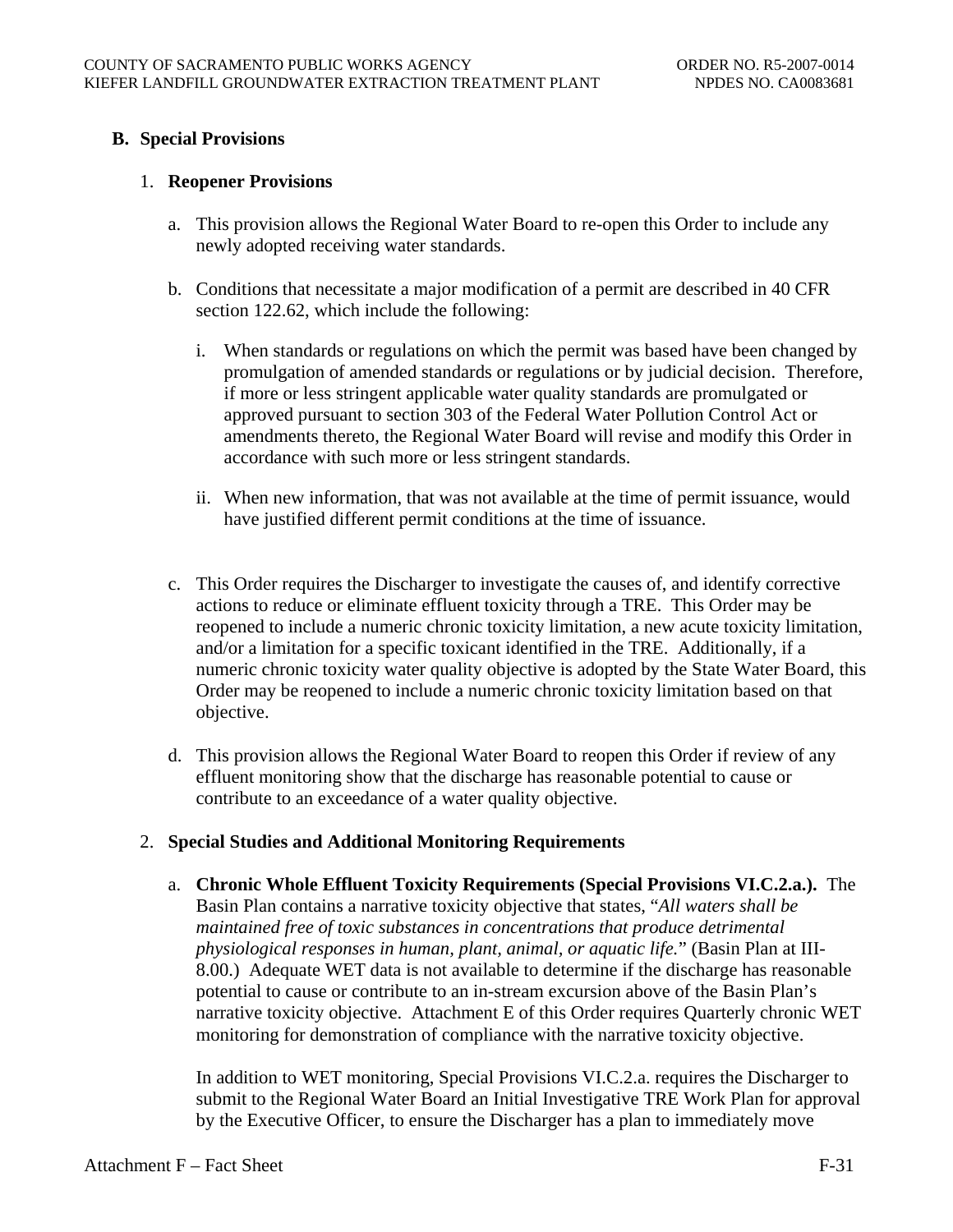## B. Special Provisions

### 1. Reopener Provisions

a. This provision allows the Regional Water Board to re-open this Order to include any newly adopted receiving water standards.

b. Conditions that necessitate a major modification of a permit are described in 40 CFR section 122.62, which include the following:

   i. When standards or regulations on which the permit was based have been changed by promulgation of amended standards or regulations or by judicial decision. Therefore, if more or less stringent applicable water quality standards are promulgated or approved pursuant to section 303 of the Federal Water Pollution Control Act or amendments thereto, the Regional Water Board will revise and modify this Order in accordance with such more or less stringent standards.

   ii. When new information, that was not available at the time of permit issuance, would have justified different permit conditions at the time of issuance.

c. This Order requires the Discharger to investigate the causes of, and identify corrective actions to reduce or eliminate effluent toxicity through a TRE. This Order may be reopened to include a numeric chronic toxicity limitation, a new acute toxicity limitation, and/or a limitation for a specific toxicant identified in the TRE. Additionally, if a numeric chronic toxicity water quality objective is adopted by the State Water Board, this Order may be reopened to include a numeric chronic toxicity limitation based on that objective.

d. This provision allows the Regional Water Board to reopen this Order if review of any effluent monitoring show that the discharge has reasonable potential to cause or contribute to an exceedance of a water quality objective.

### 2. Special Studies and Additional Monitoring Requirements

a. **Chronic Whole Effluent Toxicity Requirements (Special Provisions VI.C.2.a.).** The Basin Plan contains a narrative toxicity objective that states, "*All waters shall be maintained free of toxic substances in concentrations that produce detrimental physiological responses in human, plant, animal, or aquatic life.*" (Basin Plan at III-8.00.) Adequate WET data is not available to determine if the discharge has reasonable potential to cause or contribute to an in-stream excursion above of the Basin Plan's narrative toxicity objective. Attachment E of this Order requires Quarterly chronic WET monitoring for demonstration of compliance with the narrative toxicity objective.

   In addition to WET monitoring, Special Provisions VI.C.2.a. requires the Discharger to submit to the Regional Water Board an Initial Investigative TRE Work Plan for approval by the Executive Officer, to ensure the Discharger has a plan to immediately move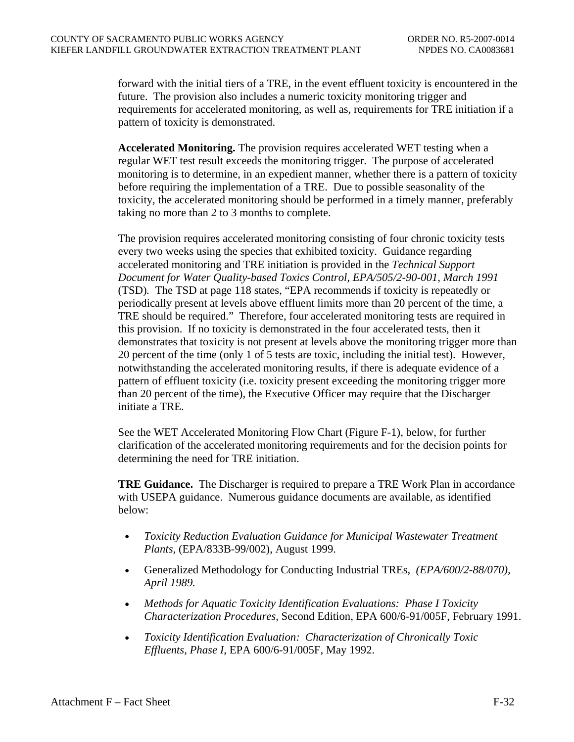forward with the initial tiers of a TRE, in the event effluent toxicity is encountered in the future. The provision also includes a numeric toxicity monitoring trigger and requirements for accelerated monitoring, as well as, requirements for TRE initiation if a pattern of toxicity is demonstrated.

**Accelerated Monitoring.** The provision requires accelerated WET testing when a regular WET test result exceeds the monitoring trigger. The purpose of accelerated monitoring is to determine, in an expedient manner, whether there is a pattern of toxicity before requiring the implementation of a TRE. Due to possible seasonality of the toxicity, the accelerated monitoring should be performed in a timely manner, preferably taking no more than 2 to 3 months to complete.

The provision requires accelerated monitoring consisting of four chronic toxicity tests every two weeks using the species that exhibited toxicity. Guidance regarding accelerated monitoring and TRE initiation is provided in the *Technical Support Document for Water Quality-based Toxics Control, EPA/505/2-90-001, March 1991* (TSD). The TSD at page 118 states, "EPA recommends if toxicity is repeatedly or periodically present at levels above effluent limits more than 20 percent of the time, a TRE should be required." Therefore, four accelerated monitoring tests are required in this provision. If no toxicity is demonstrated in the four accelerated tests, then it demonstrates that toxicity is not present at levels above the monitoring trigger more than 20 percent of the time (only 1 of 5 tests are toxic, including the initial test). However, notwithstanding the accelerated monitoring results, if there is adequate evidence of a pattern of effluent toxicity (i.e. toxicity present exceeding the monitoring trigger more than 20 percent of the time), the Executive Officer may require that the Discharger initiate a TRE.

See the WET Accelerated Monitoring Flow Chart (Figure F-1), below, for further clarification of the accelerated monitoring requirements and for the decision points for determining the need for TRE initiation.

**TRE Guidance.** The Discharger is required to prepare a TRE Work Plan in accordance with USEPA guidance. Numerous guidance documents are available, as identified below:

- *Toxicity Reduction Evaluation Guidance for Municipal Wastewater Treatment Plants*, (EPA/833B-99/002), August 1999.
- Generalized Methodology for Conducting Industrial TREs, *(EPA/600/2-88/070), April 1989.*
- *Methods for Aquatic Toxicity Identification Evaluations: Phase I Toxicity Characterization Procedures*, Second Edition, EPA 600/6-91/005F, February 1991.
- *Toxicity Identification Evaluation: Characterization of Chronically Toxic Effluents, Phase I*, EPA 600/6-91/005F, May 1992.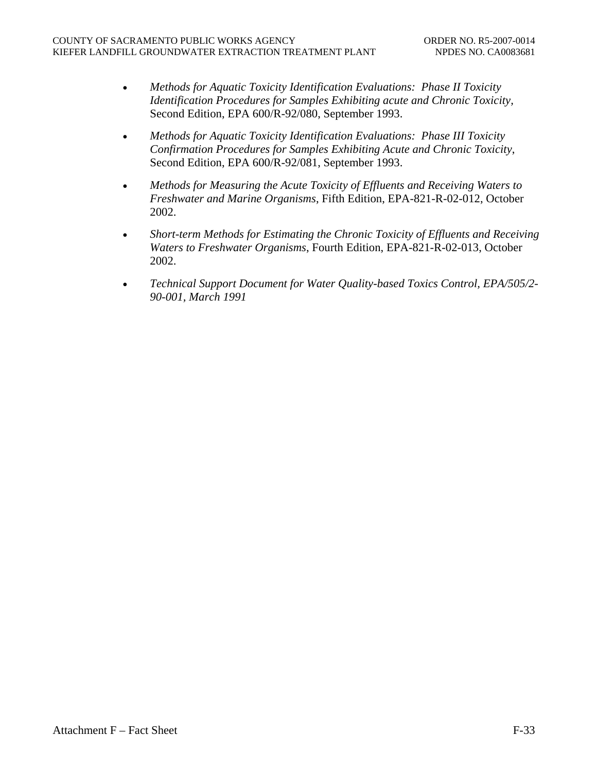- *Methods for Aquatic Toxicity Identification Evaluations: Phase II Toxicity Identification Procedures for Samples Exhibiting acute and Chronic Toxicity,* Second Edition, EPA 600/R-92/080, September 1993.

- *Methods for Aquatic Toxicity Identification Evaluations: Phase III Toxicity Confirmation Procedures for Samples Exhibiting Acute and Chronic Toxicity*, Second Edition, EPA 600/R-92/081, September 1993.

- *Methods for Measuring the Acute Toxicity of Effluents and Receiving Waters to Freshwater and Marine Organisms*, Fifth Edition, EPA-821-R-02-012, October 2002.

- *Short-term Methods for Estimating the Chronic Toxicity of Effluents and Receiving Waters to Freshwater Organisms*, Fourth Edition, EPA-821-R-02-013, October 2002.

- *Technical Support Document for Water Quality-based Toxics Control, EPA/505/2-90-001, March 1991*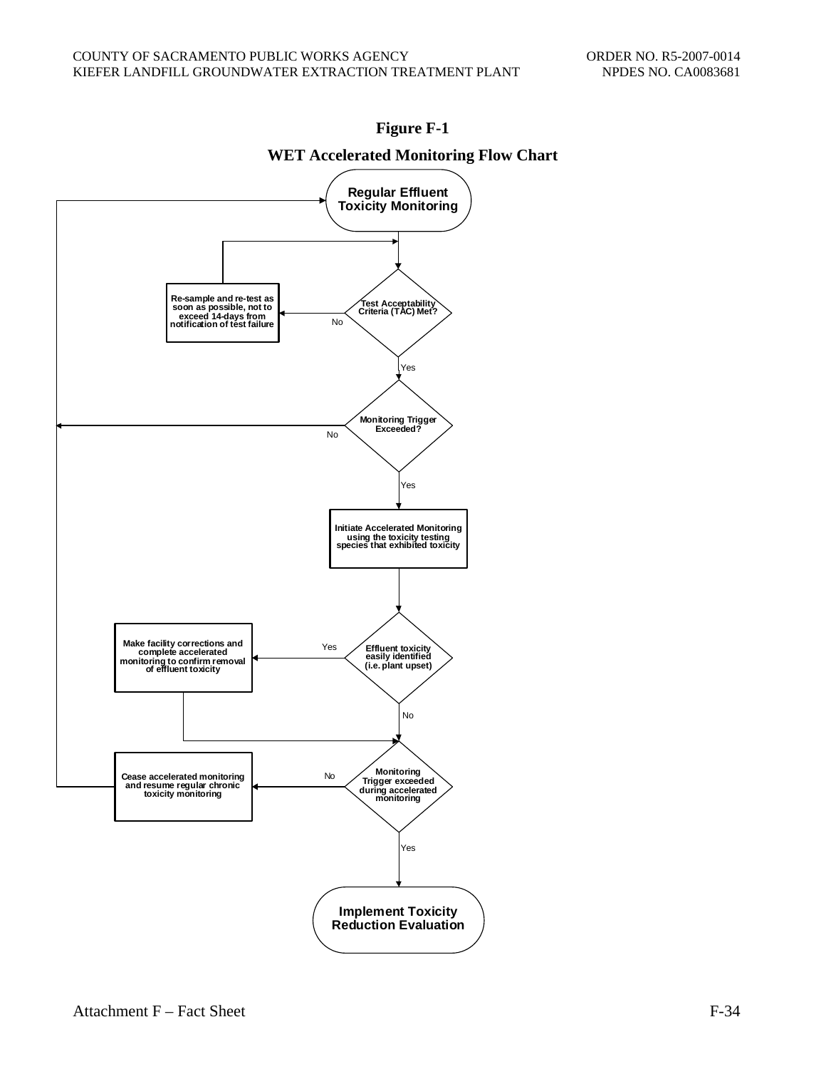**Figure F-1**

**WET Accelerated Monitoring Flow Chart**

- **Regular Effluent Toxicity Monitoring**
- **Test Acceptability Criteria (TAC) Met?**
  - No → **Re-sample and re-test as soon as possible, not to exceed 14-days from notification of test failure** → return to Test Acceptability Criteria (TAC) Met?
  - Yes → **Monitoring Trigger Exceeded?**
    - No → return to Regular Effluent Toxicity Monitoring
    - Yes → **Initiate Accelerated Monitoring using the toxicity testing species that exhibited toxicity**
- **Effluent toxicity easily identified (i.e. plant upset)**
  - Yes → **Make facility corrections and complete accelerated monitoring to confirm removal of effluent toxicity** → Monitoring Trigger exceeded during accelerated monitoring
  - No → **Monitoring Trigger exceeded during accelerated monitoring**
    - No → **Cease accelerated monitoring and resume regular chronic toxicity monitoring** → return to Regular Effluent Toxicity Monitoring
    - Yes → **Implement Toxicity Reduction Evaluation**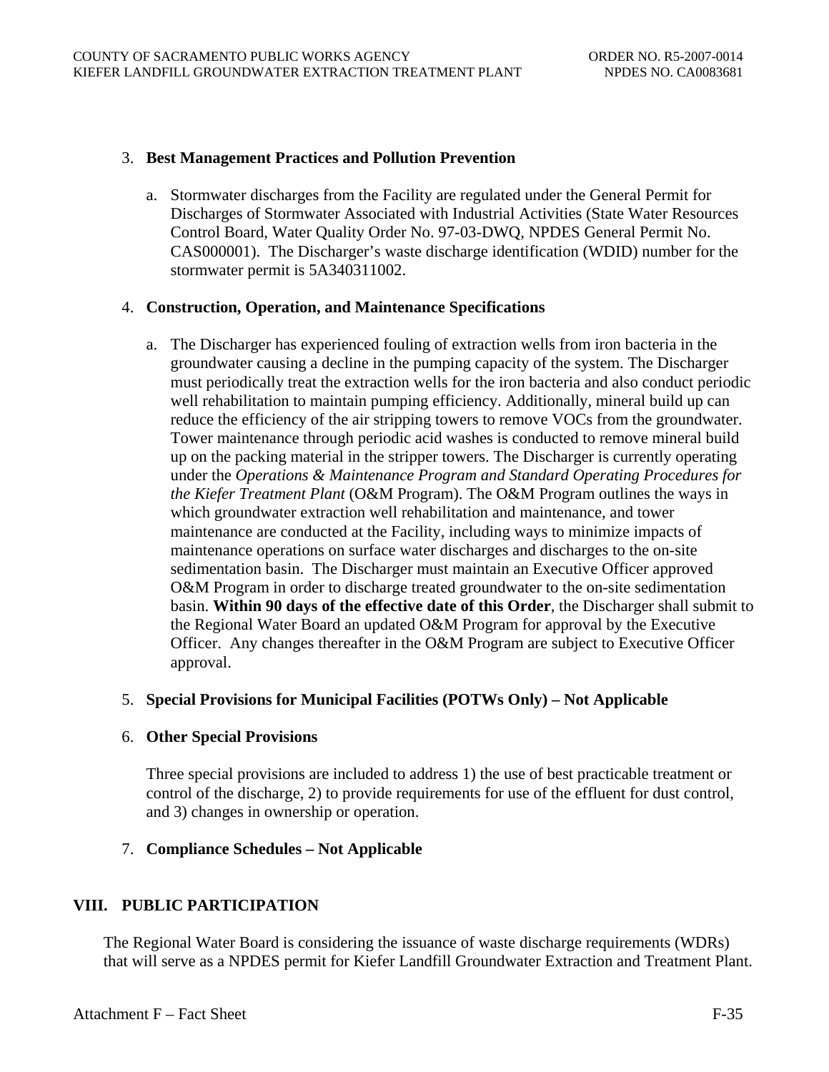3. **Best Management Practices and Pollution Prevention**

   a. Stormwater discharges from the Facility are regulated under the General Permit for Discharges of Stormwater Associated with Industrial Activities (State Water Resources Control Board, Water Quality Order No. 97-03-DWQ, NPDES General Permit No. CAS000001). The Discharger's waste discharge identification (WDID) number for the stormwater permit is 5A340311002.

4. **Construction, Operation, and Maintenance Specifications**

   a. The Discharger has experienced fouling of extraction wells from iron bacteria in the groundwater causing a decline in the pumping capacity of the system. The Discharger must periodically treat the extraction wells for the iron bacteria and also conduct periodic well rehabilitation to maintain pumping efficiency. Additionally, mineral build up can reduce the efficiency of the air stripping towers to remove VOCs from the groundwater. Tower maintenance through periodic acid washes is conducted to remove mineral build up on the packing material in the stripper towers. The Discharger is currently operating under the *Operations & Maintenance Program and Standard Operating Procedures for the Kiefer Treatment Plant* (O&M Program). The O&M Program outlines the ways in which groundwater extraction well rehabilitation and maintenance, and tower maintenance are conducted at the Facility, including ways to minimize impacts of maintenance operations on surface water discharges and discharges to the on-site sedimentation basin. The Discharger must maintain an Executive Officer approved O&M Program in order to discharge treated groundwater to the on-site sedimentation basin. **Within 90 days of the effective date of this Order**, the Discharger shall submit to the Regional Water Board an updated O&M Program for approval by the Executive Officer. Any changes thereafter in the O&M Program are subject to Executive Officer approval.

5. **Special Provisions for Municipal Facilities (POTWs Only) – Not Applicable**

6. **Other Special Provisions**

   Three special provisions are included to address 1) the use of best practicable treatment or control of the discharge, 2) to provide requirements for use of the effluent for dust control, and 3) changes in ownership or operation.

7. **Compliance Schedules – Not Applicable**

## VIII. PUBLIC PARTICIPATION

The Regional Water Board is considering the issuance of waste discharge requirements (WDRs) that will serve as a NPDES permit for Kiefer Landfill Groundwater Extraction and Treatment Plant.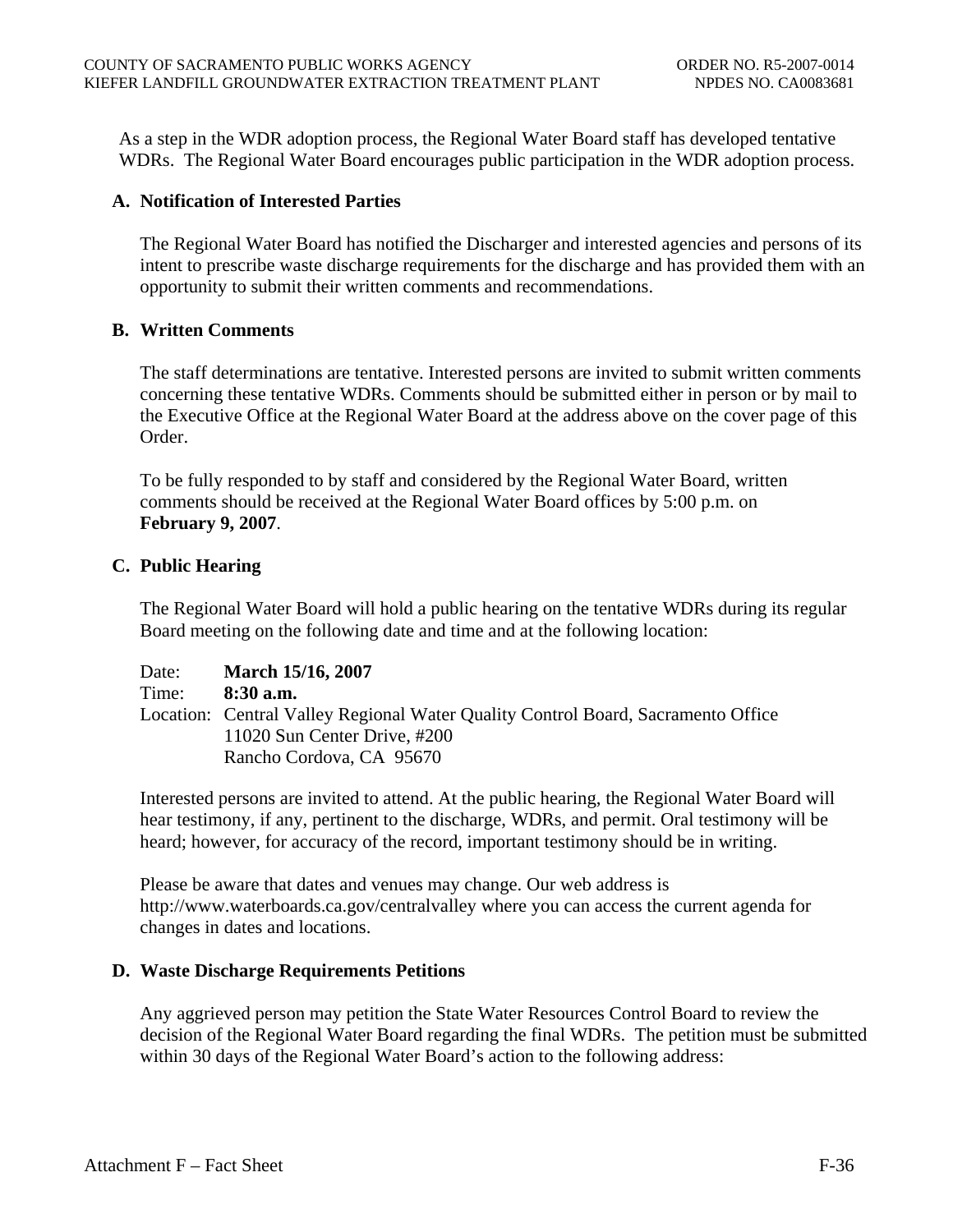As a step in the WDR adoption process, the Regional Water Board staff has developed tentative WDRs. The Regional Water Board encourages public participation in the WDR adoption process.

**A. Notification of Interested Parties**

The Regional Water Board has notified the Discharger and interested agencies and persons of its intent to prescribe waste discharge requirements for the discharge and has provided them with an opportunity to submit their written comments and recommendations.

**B. Written Comments**

The staff determinations are tentative. Interested persons are invited to submit written comments concerning these tentative WDRs. Comments should be submitted either in person or by mail to the Executive Office at the Regional Water Board at the address above on the cover page of this Order.

To be fully responded to by staff and considered by the Regional Water Board, written comments should be received at the Regional Water Board offices by 5:00 p.m. on **February 9, 2007**.

**C. Public Hearing**

The Regional Water Board will hold a public hearing on the tentative WDRs during its regular Board meeting on the following date and time and at the following location:

Date: **March 15/16, 2007**
Time: **8:30 a.m.**
Location: Central Valley Regional Water Quality Control Board, Sacramento Office
11020 Sun Center Drive, #200
Rancho Cordova, CA 95670

Interested persons are invited to attend. At the public hearing, the Regional Water Board will hear testimony, if any, pertinent to the discharge, WDRs, and permit. Oral testimony will be heard; however, for accuracy of the record, important testimony should be in writing.

Please be aware that dates and venues may change. Our web address is http://www.waterboards.ca.gov/centralvalley where you can access the current agenda for changes in dates and locations.

**D. Waste Discharge Requirements Petitions**

Any aggrieved person may petition the State Water Resources Control Board to review the decision of the Regional Water Board regarding the final WDRs. The petition must be submitted within 30 days of the Regional Water Board's action to the following address: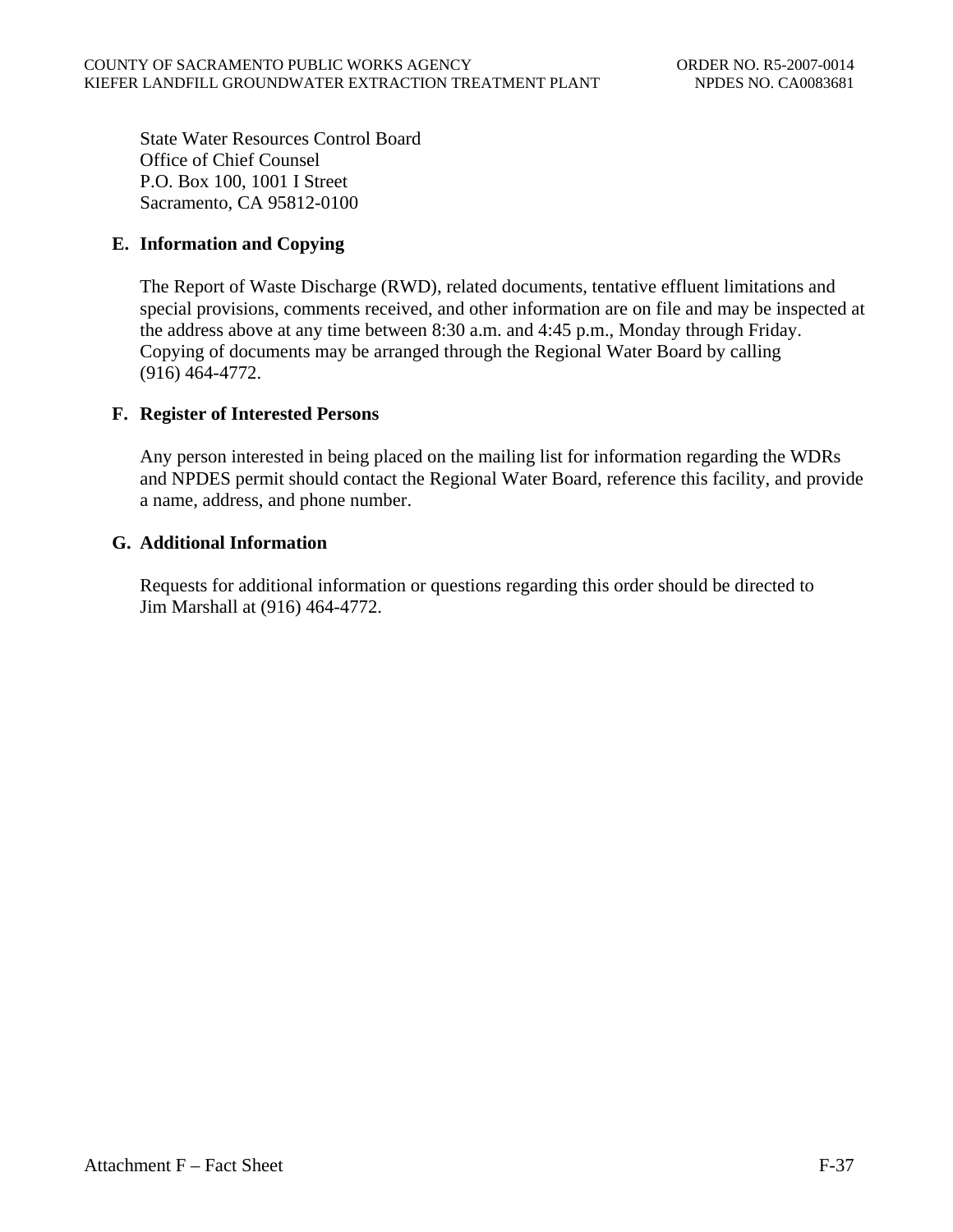State Water Resources Control Board
Office of Chief Counsel
P.O. Box 100, 1001 I Street
Sacramento, CA 95812-0100

### E. Information and Copying

The Report of Waste Discharge (RWD), related documents, tentative effluent limitations and special provisions, comments received, and other information are on file and may be inspected at the address above at any time between 8:30 a.m. and 4:45 p.m., Monday through Friday. Copying of documents may be arranged through the Regional Water Board by calling (916) 464-4772.

### F. Register of Interested Persons

Any person interested in being placed on the mailing list for information regarding the WDRs and NPDES permit should contact the Regional Water Board, reference this facility, and provide a name, address, and phone number.

### G. Additional Information

Requests for additional information or questions regarding this order should be directed to Jim Marshall at (916) 464-4772.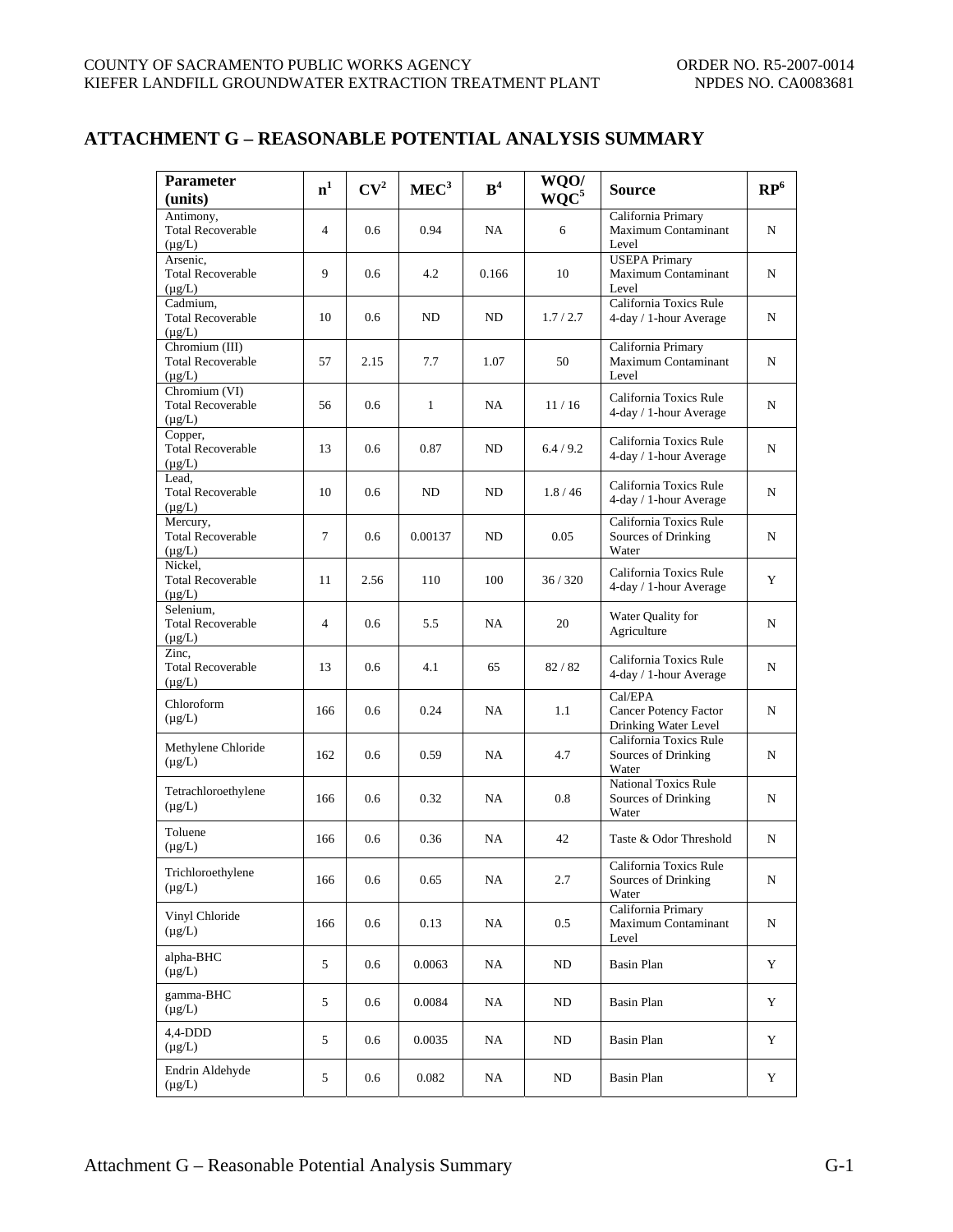## ATTACHMENT G – REASONABLE POTENTIAL ANALYSIS SUMMARY

| Parameter (units) | n[1] | CV[2] | MEC[3] | B[4] | WQO/ WQC[5] | Source | RP[6] |
|---|---|---|---|---|---|---|---|
| Antimony, Total Recoverable (µg/L) | 4 | 0.6 | 0.94 | NA | 6 | California Primary Maximum Contaminant Level | N |
| Arsenic, Total Recoverable (µg/L) | 9 | 0.6 | 4.2 | 0.166 | 10 | USEPA Primary Maximum Contaminant Level | N |
| Cadmium, Total Recoverable (µg/L) | 10 | 0.6 | ND | ND | 1.7 / 2.7 | California Toxics Rule 4-day / 1-hour Average | N |
| Chromium (III) Total Recoverable (µg/L) | 57 | 2.15 | 7.7 | 1.07 | 50 | California Primary Maximum Contaminant Level | N |
| Chromium (VI) Total Recoverable (µg/L) | 56 | 0.6 | 1 | NA | 11 / 16 | California Toxics Rule 4-day / 1-hour Average | N |
| Copper, Total Recoverable (µg/L) | 13 | 0.6 | 0.87 | ND | 6.4 / 9.2 | California Toxics Rule 4-day / 1-hour Average | N |
| Lead, Total Recoverable (µg/L) | 10 | 0.6 | ND | ND | 1.8 / 46 | California Toxics Rule 4-day / 1-hour Average | N |
| Mercury, Total Recoverable (µg/L) | 7 | 0.6 | 0.00137 | ND | 0.05 | California Toxics Rule Sources of Drinking Water | N |
| Nickel, Total Recoverable (µg/L) | 11 | 2.56 | 110 | 100 | 36 / 320 | California Toxics Rule 4-day / 1-hour Average | Y |
| Selenium, Total Recoverable (µg/L) | 4 | 0.6 | 5.5 | NA | 20 | Water Quality for Agriculture | N |
| Zinc, Total Recoverable (µg/L) | 13 | 0.6 | 4.1 | 65 | 82 / 82 | California Toxics Rule 4-day / 1-hour Average | N |
| Chloroform (µg/L) | 166 | 0.6 | 0.24 | NA | 1.1 | Cal/EPA Cancer Potency Factor Drinking Water Level | N |
| Methylene Chloride (µg/L) | 162 | 0.6 | 0.59 | NA | 4.7 | California Toxics Rule Sources of Drinking Water | N |
| Tetrachloroethylene (µg/L) | 166 | 0.6 | 0.32 | NA | 0.8 | National Toxics Rule Sources of Drinking Water | N |
| Toluene (µg/L) | 166 | 0.6 | 0.36 | NA | 42 | Taste & Odor Threshold | N |
| Trichloroethylene (µg/L) | 166 | 0.6 | 0.65 | NA | 2.7 | California Toxics Rule Sources of Drinking Water | N |
| Vinyl Chloride (µg/L) | 166 | 0.6 | 0.13 | NA | 0.5 | California Primary Maximum Contaminant Level | N |
| alpha-BHC (µg/L) | 5 | 0.6 | 0.0063 | NA | ND | Basin Plan | Y |
| gamma-BHC (µg/L) | 5 | 0.6 | 0.0084 | NA | ND | Basin Plan | Y |
| 4,4-DDD (µg/L) | 5 | 0.6 | 0.0035 | NA | ND | Basin Plan | Y |
| Endrin Aldehyde (µg/L) | 5 | 0.6 | 0.082 | NA | ND | Basin Plan | Y |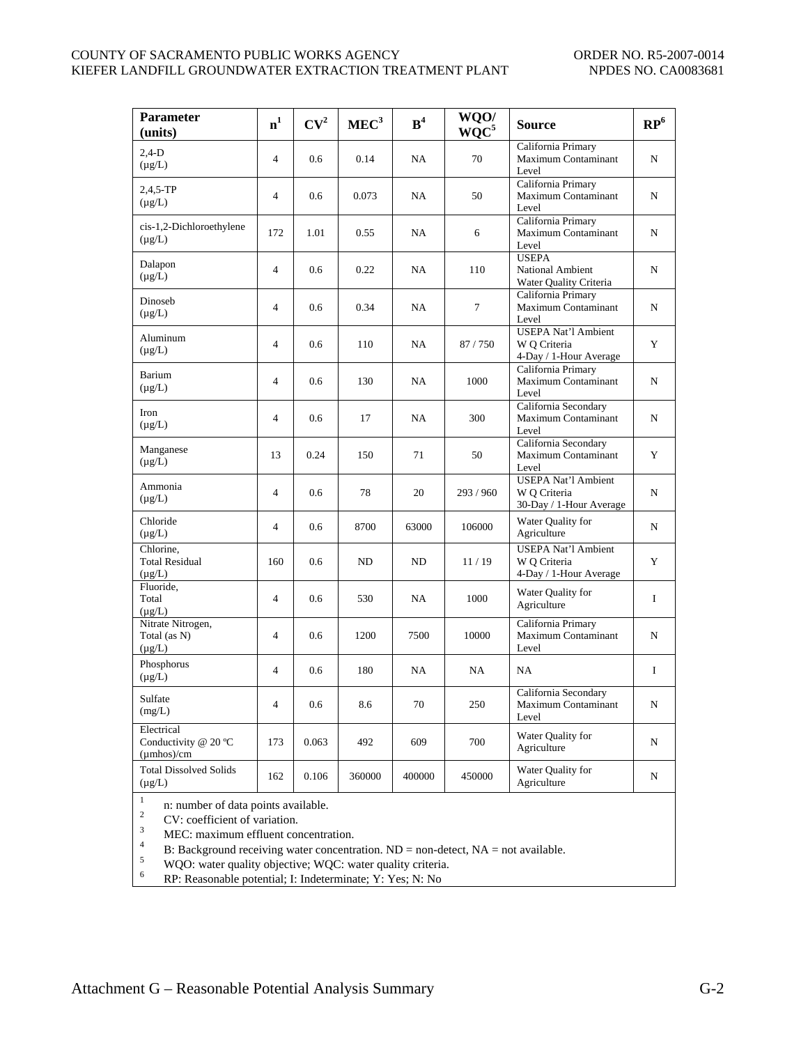| Parameter (units) | n[1] | CV[2] | MEC[3] | B[4] | WQO/ WQC[5] | Source | RP[6] |
|---|---|---|---|---|---|---|---|
| 2,4-D (µg/L) | 4 | 0.6 | 0.14 | NA | 70 | California Primary Maximum Contaminant Level | N |
| 2,4,5-TP (µg/L) | 4 | 0.6 | 0.073 | NA | 50 | California Primary Maximum Contaminant Level | N |
| cis-1,2-Dichloroethylene (µg/L) | 172 | 1.01 | 0.55 | NA | 6 | California Primary Maximum Contaminant Level | N |
| Dalapon (µg/L) | 4 | 0.6 | 0.22 | NA | 110 | USEPA National Ambient Water Quality Criteria | N |
| Dinoseb (µg/L) | 4 | 0.6 | 0.34 | NA | 7 | California Primary Maximum Contaminant Level | N |
| Aluminum (µg/L) | 4 | 0.6 | 110 | NA | 87 / 750 | USEPA Nat'l Ambient W Q Criteria 4-Day / 1-Hour Average | Y |
| Barium (µg/L) | 4 | 0.6 | 130 | NA | 1000 | California Primary Maximum Contaminant Level | N |
| Iron (µg/L) | 4 | 0.6 | 17 | NA | 300 | California Secondary Maximum Contaminant Level | N |
| Manganese (µg/L) | 13 | 0.24 | 150 | 71 | 50 | California Secondary Maximum Contaminant Level | Y |
| Ammonia (µg/L) | 4 | 0.6 | 78 | 20 | 293 / 960 | USEPA Nat'l Ambient W Q Criteria 30-Day / 1-Hour Average | N |
| Chloride (µg/L) | 4 | 0.6 | 8700 | 63000 | 106000 | Water Quality for Agriculture | N |
| Chlorine, Total Residual (µg/L) | 160 | 0.6 | ND | ND | 11 / 19 | USEPA Nat'l Ambient W Q Criteria 4-Day / 1-Hour Average | Y |
| Fluoride, Total (µg/L) | 4 | 0.6 | 530 | NA | 1000 | Water Quality for Agriculture | I |
| Nitrate Nitrogen, Total (as N) (µg/L) | 4 | 0.6 | 1200 | 7500 | 10000 | California Primary Maximum Contaminant Level | N |
| Phosphorus (µg/L) | 4 | 0.6 | 180 | NA | NA | NA | I |
| Sulfate (mg/L) | 4 | 0.6 | 8.6 | 70 | 250 | California Secondary Maximum Contaminant Level | N |
| Electrical Conductivity @ 20 ºC (µmhos)/cm | 173 | 0.063 | 492 | 609 | 700 | Water Quality for Agriculture | N |
| Total Dissolved Solids (µg/L) | 162 | 0.106 | 360000 | 400000 | 450000 | Water Quality for Agriculture | N |

[1] n: number of data points available.
[2] CV: coefficient of variation.
[3] MEC: maximum effluent concentration.
[4] B: Background receiving water concentration. ND = non-detect, NA = not available.
[5] WQO: water quality objective; WQC: water quality criteria.
[6] RP: Reasonable potential; I: Indeterminate; Y: Yes; N: No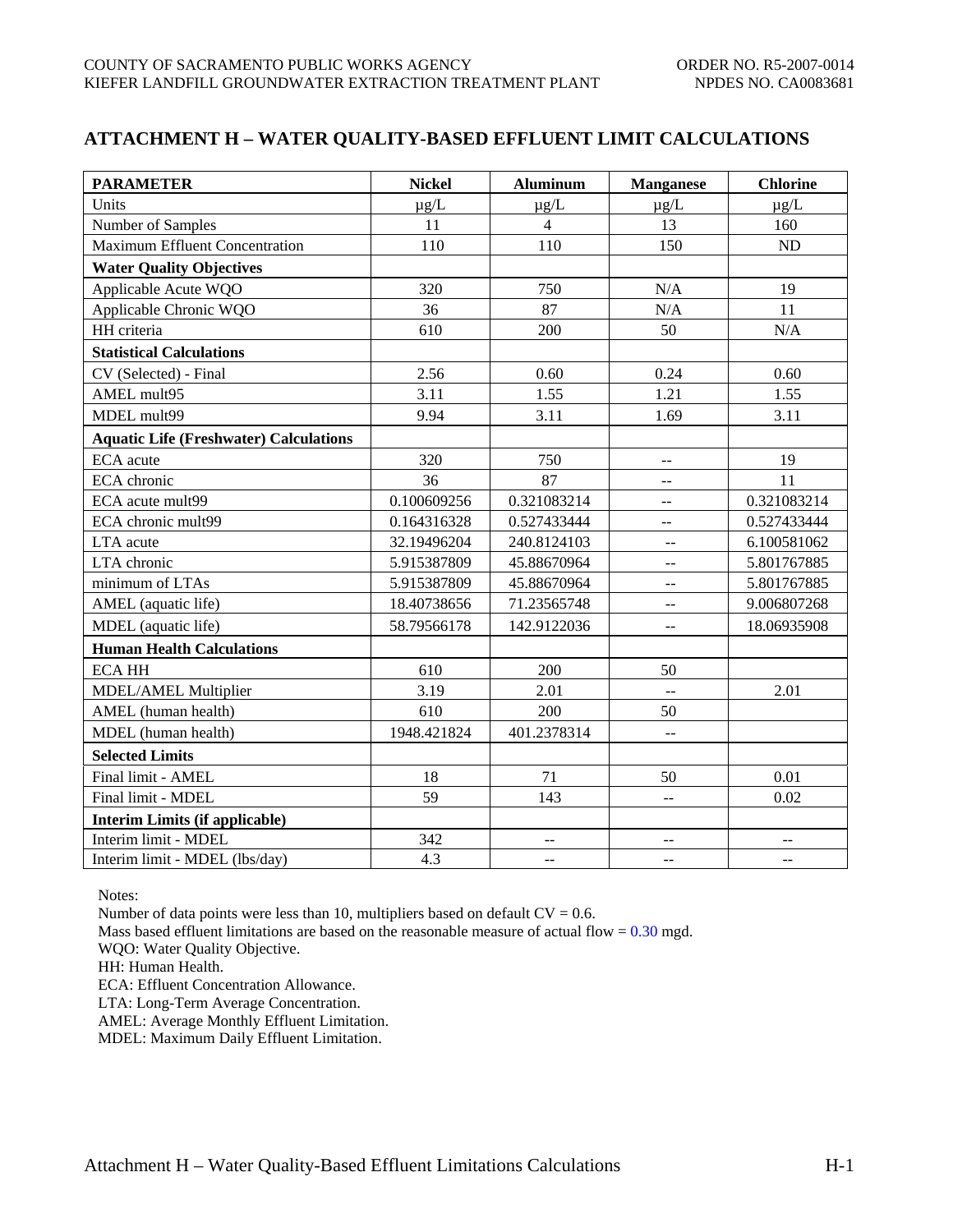## ATTACHMENT H – WATER QUALITY-BASED EFFLUENT LIMIT CALCULATIONS

| PARAMETER | Nickel | Aluminum | Manganese | Chlorine |
|---|---|---|---|---|
| Units | µg/L | µg/L | µg/L | µg/L |
| Number of Samples | 11 | 4 | 13 | 160 |
| Maximum Effluent Concentration | 110 | 110 | 150 | ND |
| **Water Quality Objectives** | | | | |
| Applicable Acute WQO | 320 | 750 | N/A | 19 |
| Applicable Chronic WQO | 36 | 87 | N/A | 11 |
| HH criteria | 610 | 200 | 50 | N/A |
| **Statistical Calculations** | | | | |
| CV (Selected) - Final | 2.56 | 0.60 | 0.24 | 0.60 |
| AMEL mult95 | 3.11 | 1.55 | 1.21 | 1.55 |
| MDEL mult99 | 9.94 | 3.11 | 1.69 | 3.11 |
| **Aquatic Life (Freshwater) Calculations** | | | | |
| ECA acute | 320 | 750 | -- | 19 |
| ECA chronic | 36 | 87 | -- | 11 |
| ECA acute mult99 | 0.100609256 | 0.321083214 | -- | 0.321083214 |
| ECA chronic mult99 | 0.164316328 | 0.527433444 | -- | 0.527433444 |
| LTA acute | 32.19496204 | 240.8124103 | -- | 6.100581062 |
| LTA chronic | 5.915387809 | 45.88670964 | -- | 5.801767885 |
| minimum of LTAs | 5.915387809 | 45.88670964 | -- | 5.801767885 |
| AMEL (aquatic life) | 18.40738656 | 71.23565748 | -- | 9.006807268 |
| MDEL (aquatic life) | 58.79566178 | 142.9122036 | -- | 18.06935908 |
| **Human Health Calculations** | | | | |
| ECA HH | 610 | 200 | 50 | |
| MDEL/AMEL Multiplier | 3.19 | 2.01 | -- | 2.01 |
| AMEL (human health) | 610 | 200 | 50 | |
| MDEL (human health) | 1948.421824 | 401.2378314 | -- | |
| **Selected Limits** | | | | |
| Final limit - AMEL | 18 | 71 | 50 | 0.01 |
| Final limit - MDEL | 59 | 143 | -- | 0.02 |
| **Interim Limits (if applicable)** | | | | |
| Interim limit - MDEL | 342 | -- | -- | -- |
| Interim limit - MDEL (lbs/day) | 4.3 | -- | -- | -- |

Notes:

Number of data points were less than 10, multipliers based on default CV = 0.6.

Mass based effluent limitations are based on the reasonable measure of actual flow = 0.30 mgd.

WQO: Water Quality Objective.

HH: Human Health.

ECA: Effluent Concentration Allowance.

LTA: Long-Term Average Concentration.

AMEL: Average Monthly Effluent Limitation.

MDEL: Maximum Daily Effluent Limitation.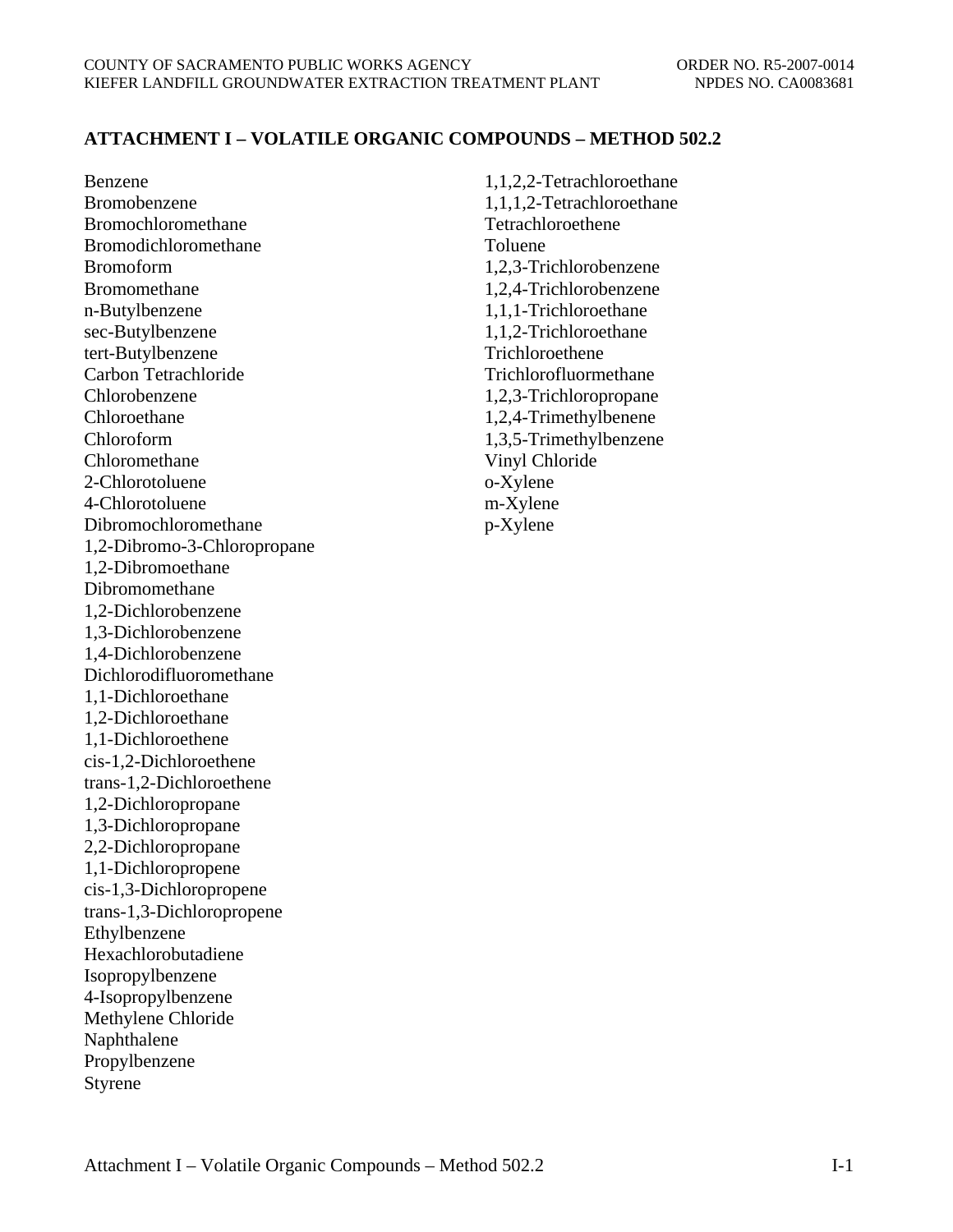# ATTACHMENT I – VOLATILE ORGANIC COMPOUNDS – METHOD 502.2

Benzene
Bromobenzene
Bromochloromethane
Bromodichloromethane
Bromoform
Bromomethane
n-Butylbenzene
sec-Butylbenzene
tert-Butylbenzene
Carbon Tetrachloride
Chlorobenzene
Chloroethane
Chloroform
Chloromethane
2-Chlorotoluene
4-Chlorotoluene
Dibromochloromethane
1,2-Dibromo-3-Chloropropane
1,2-Dibromoethane
Dibromomethane
1,2-Dichlorobenzene
1,3-Dichlorobenzene
1,4-Dichlorobenzene
Dichlorodifluoromethane
1,1-Dichloroethane
1,2-Dichloroethane
1,1-Dichloroethene
cis-1,2-Dichloroethene
trans-1,2-Dichloroethene
1,2-Dichloropropane
1,3-Dichloropropane
2,2-Dichloropropane
1,1-Dichloropropene
cis-1,3-Dichloropropene
trans-1,3-Dichloropropene
Ethylbenzene
Hexachlorobutadiene
Isopropylbenzene
4-Isopropylbenzene
Methylene Chloride
Naphthalene
Propylbenzene
Styrene
1,1,2,2-Tetrachloroethane
1,1,1,2-Tetrachloroethane
Tetrachloroethene
Toluene
1,2,3-Trichlorobenzene
1,2,4-Trichlorobenzene
1,1,1-Trichloroethane
1,1,2-Trichloroethane
Trichloroethene
Trichlorofluormethane
1,2,3-Trichloropropane
1,2,4-Trimethylbenene
1,3,5-Trimethylbenzene
Vinyl Chloride
o-Xylene
m-Xylene
p-Xylene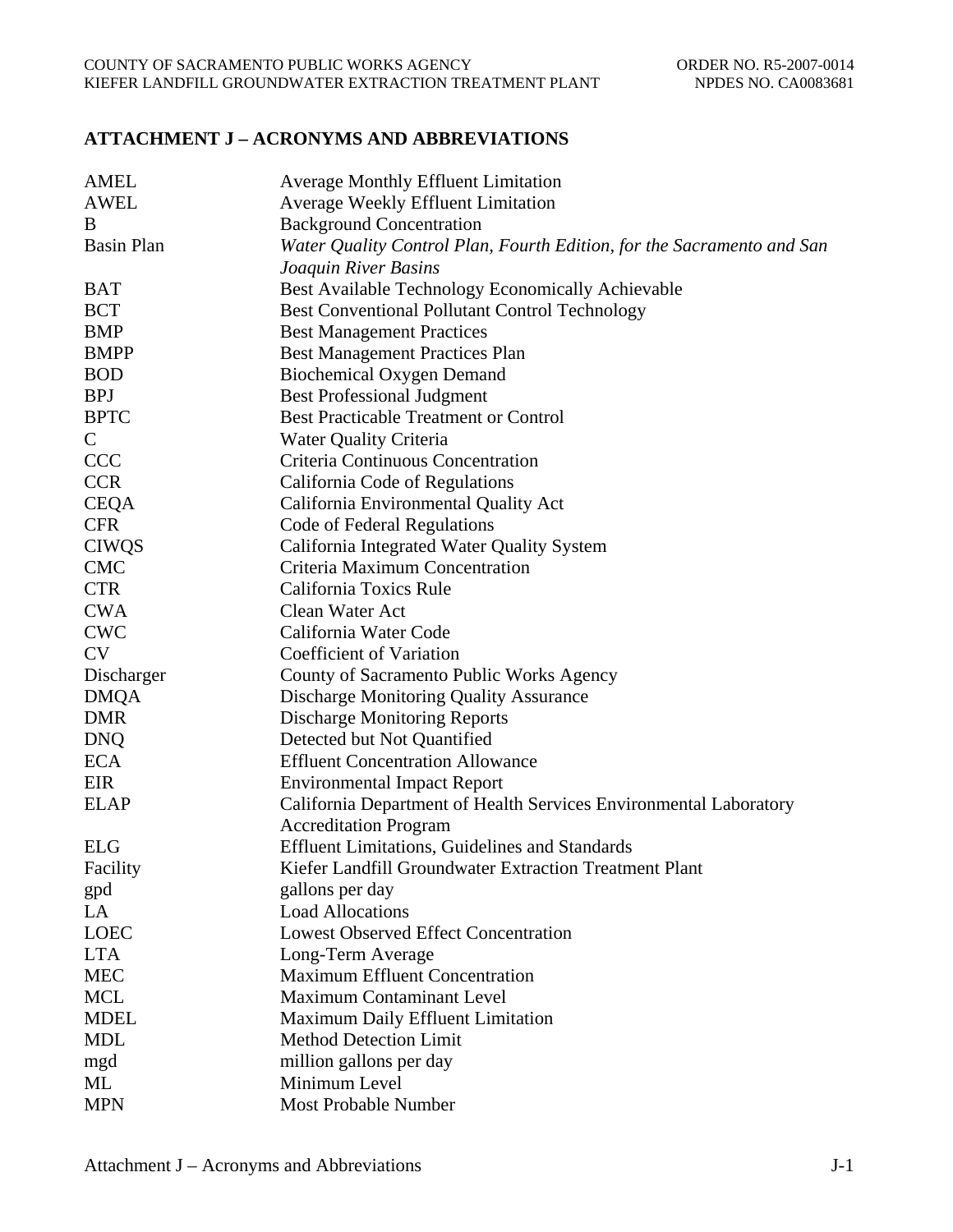## ATTACHMENT J – ACRONYMS AND ABBREVIATIONS

| | |
|---|---|
| AMEL | Average Monthly Effluent Limitation |
| AWEL | Average Weekly Effluent Limitation |
| B | Background Concentration |
| Basin Plan | *Water Quality Control Plan, Fourth Edition, for the Sacramento and San Joaquin River Basins* |
| BAT | Best Available Technology Economically Achievable |
| BCT | Best Conventional Pollutant Control Technology |
| BMP | Best Management Practices |
| BMPP | Best Management Practices Plan |
| BOD | Biochemical Oxygen Demand |
| BPJ | Best Professional Judgment |
| BPTC | Best Practicable Treatment or Control |
| C | Water Quality Criteria |
| CCC | Criteria Continuous Concentration |
| CCR | California Code of Regulations |
| CEQA | California Environmental Quality Act |
| CFR | Code of Federal Regulations |
| CIWQS | California Integrated Water Quality System |
| CMC | Criteria Maximum Concentration |
| CTR | California Toxics Rule |
| CWA | Clean Water Act |
| CWC | California Water Code |
| CV | Coefficient of Variation |
| Discharger | County of Sacramento Public Works Agency |
| DMQA | Discharge Monitoring Quality Assurance |
| DMR | Discharge Monitoring Reports |
| DNQ | Detected but Not Quantified |
| ECA | Effluent Concentration Allowance |
| EIR | Environmental Impact Report |
| ELAP | California Department of Health Services Environmental Laboratory Accreditation Program |
| ELG | Effluent Limitations, Guidelines and Standards |
| Facility | Kiefer Landfill Groundwater Extraction Treatment Plant |
| gpd | gallons per day |
| LA | Load Allocations |
| LOEC | Lowest Observed Effect Concentration |
| LTA | Long-Term Average |
| MEC | Maximum Effluent Concentration |
| MCL | Maximum Contaminant Level |
| MDEL | Maximum Daily Effluent Limitation |
| MDL | Method Detection Limit |
| mgd | million gallons per day |
| ML | Minimum Level |
| MPN | Most Probable Number |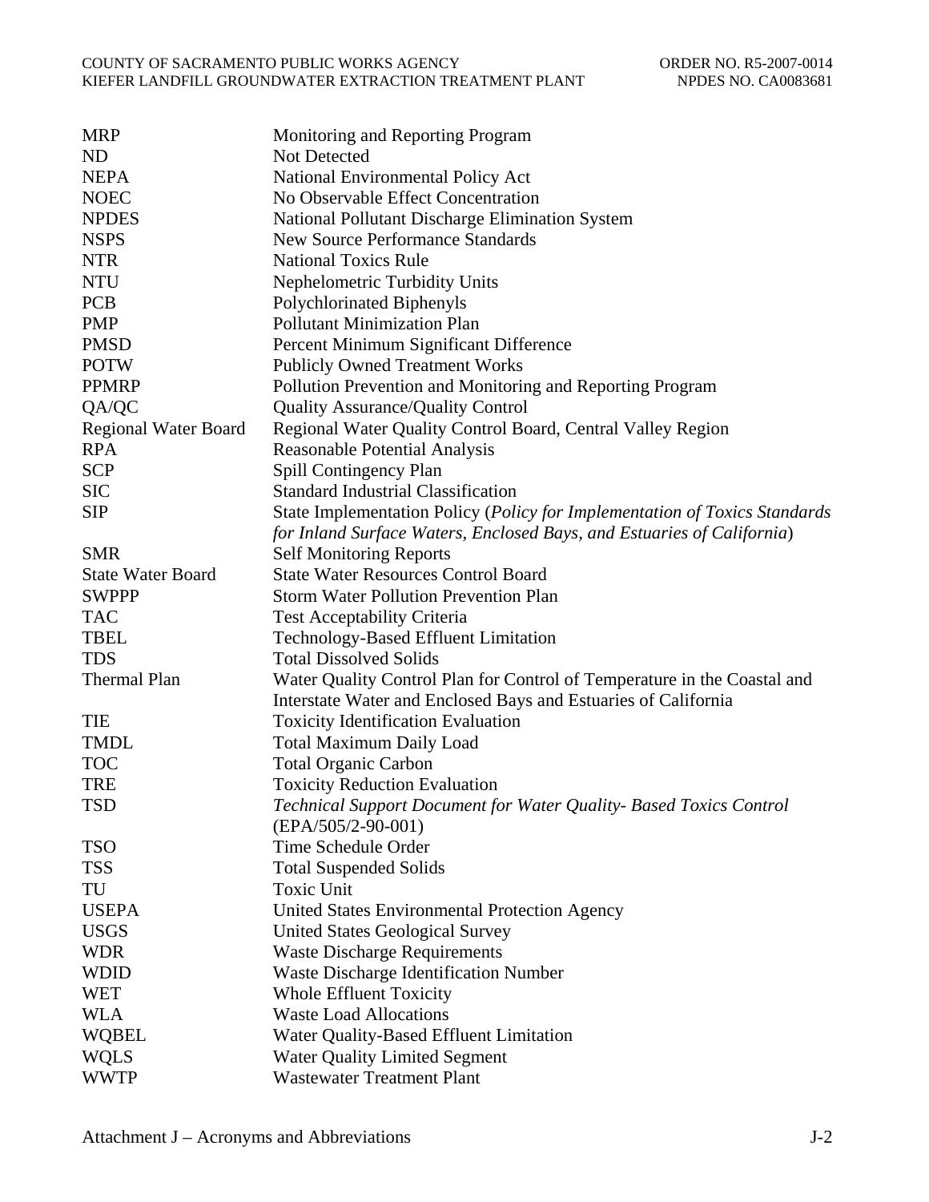| | |
|---|---|
| MRP | Monitoring and Reporting Program |
| ND | Not Detected |
| NEPA | National Environmental Policy Act |
| NOEC | No Observable Effect Concentration |
| NPDES | National Pollutant Discharge Elimination System |
| NSPS | New Source Performance Standards |
| NTR | National Toxics Rule |
| NTU | Nephelometric Turbidity Units |
| PCB | Polychlorinated Biphenyls |
| PMP | Pollutant Minimization Plan |
| PMSD | Percent Minimum Significant Difference |
| POTW | Publicly Owned Treatment Works |
| PPMRP | Pollution Prevention and Monitoring and Reporting Program |
| QA/QC | Quality Assurance/Quality Control |
| Regional Water Board | Regional Water Quality Control Board, Central Valley Region |
| RPA | Reasonable Potential Analysis |
| SCP | Spill Contingency Plan |
| SIC | Standard Industrial Classification |
| SIP | State Implementation Policy (*Policy for Implementation of Toxics Standards for Inland Surface Waters, Enclosed Bays, and Estuaries of California*) |
| SMR | Self Monitoring Reports |
| State Water Board | State Water Resources Control Board |
| SWPPP | Storm Water Pollution Prevention Plan |
| TAC | Test Acceptability Criteria |
| TBEL | Technology-Based Effluent Limitation |
| TDS | Total Dissolved Solids |
| Thermal Plan | Water Quality Control Plan for Control of Temperature in the Coastal and Interstate Water and Enclosed Bays and Estuaries of California |
| TIE | Toxicity Identification Evaluation |
| TMDL | Total Maximum Daily Load |
| TOC | Total Organic Carbon |
| TRE | Toxicity Reduction Evaluation |
| TSD | *Technical Support Document for Water Quality- Based Toxics Control* (EPA/505/2-90-001) |
| TSO | Time Schedule Order |
| TSS | Total Suspended Solids |
| TU | Toxic Unit |
| USEPA | United States Environmental Protection Agency |
| USGS | United States Geological Survey |
| WDR | Waste Discharge Requirements |
| WDID | Waste Discharge Identification Number |
| WET | Whole Effluent Toxicity |
| WLA | Waste Load Allocations |
| WQBEL | Water Quality-Based Effluent Limitation |
| WQLS | Water Quality Limited Segment |
| WWTP | Wastewater Treatment Plant |